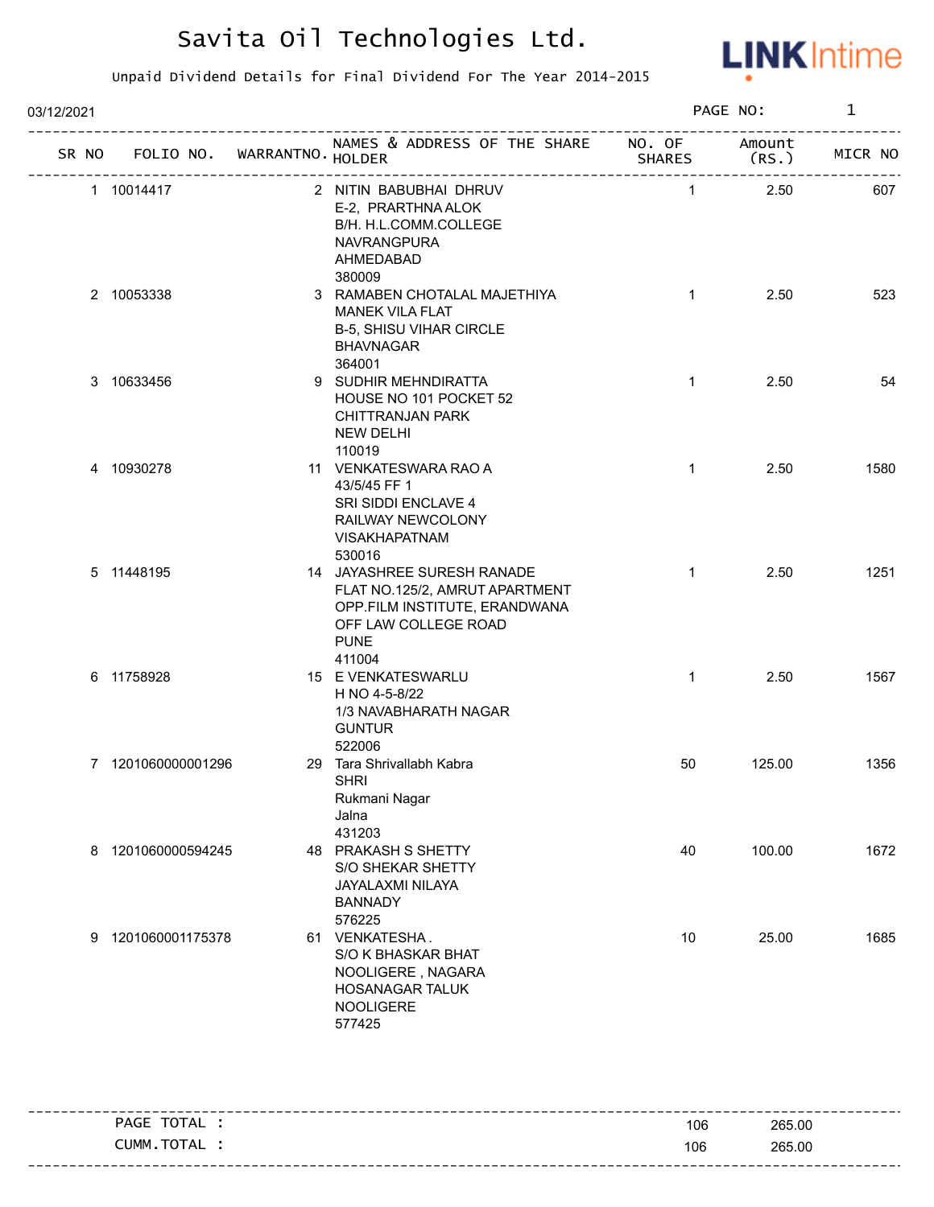# Savita Oil Technologies Ltd.

Unpaid Dividend Details for Final Dividend For The Year 2014-2015

03/12/2021

| SR NO | FOLIO NO. | WARRANTNO. | NAMES & ADDRESS OF THE SHARE HOLDER | NO. OF SHARES | Amount (RS.) | MICR NO |
|---|---|---|---|---|---|---|
| 1 | 10014417 | 2 | NITIN BABUBHAI DHRUV<br>E-2, PRARTHNA ALOK<br>B/H. H.L.COMM.COLLEGE<br>NAVRANGPURA<br>AHMEDABAD<br>380009 | 1 | 2.50 | 607 |
| 2 | 10053338 | 3 | RAMABEN CHOTALAL MAJETHIYA<br>MANEK VILA FLAT<br>B-5, SHISU VIHAR CIRCLE<br>BHAVNAGAR<br>364001 | 1 | 2.50 | 523 |
| 3 | 10633456 | 9 | SUDHIR MEHNDIRATTA<br>HOUSE NO 101 POCKET 52<br>CHITTRANJAN PARK<br>NEW DELHI<br>110019 | 1 | 2.50 | 54 |
| 4 | 10930278 | 11 | VENKATESWARA RAO A<br>43/5/45 FF 1<br>SRI SIDDI ENCLAVE 4<br>RAILWAY NEWCOLONY<br>VISAKHAPATNAM<br>530016 | 1 | 2.50 | 1580 |
| 5 | 11448195 | 14 | JAYASHREE SURESH RANADE<br>FLAT NO.125/2, AMRUT APARTMENT<br>OPP.FILM INSTITUTE, ERANDWANA<br>OFF LAW COLLEGE ROAD<br>PUNE<br>411004 | 1 | 2.50 | 1251 |
| 6 | 11758928 | 15 | E VENKATESWARLU<br>H NO 4-5-8/22<br>1/3 NAVABHARATH NAGAR<br>GUNTUR<br>522006 | 1 | 2.50 | 1567 |
| 7 | 1201060000001296 | 29 | Tara Shrivallabh Kabra<br>SHRI<br>Rukmani Nagar<br>Jalna<br>431203 | 50 | 125.00 | 1356 |
| 8 | 1201060000594245 | 48 | PRAKASH S SHETTY<br>S/O SHEKAR SHETTY<br>JAYALAXMI NILAYA<br>BANNADY<br>576225 | 40 | 100.00 | 1672 |
| 9 | 1201060001175378 | 61 | VENKATESHA .<br>S/O K BHASKAR BHAT<br>NOOLIGERE , NAGARA<br>HOSANAGAR TALUK<br>NOOLIGERE<br>577425 | 10 | 25.00 | 1685 |

| | NO. OF SHARES | Amount (RS.) |
|---|---|---|
| PAGE TOTAL : | 106 | 265.00 |
| CUMM.TOTAL : | 106 | 265.00 |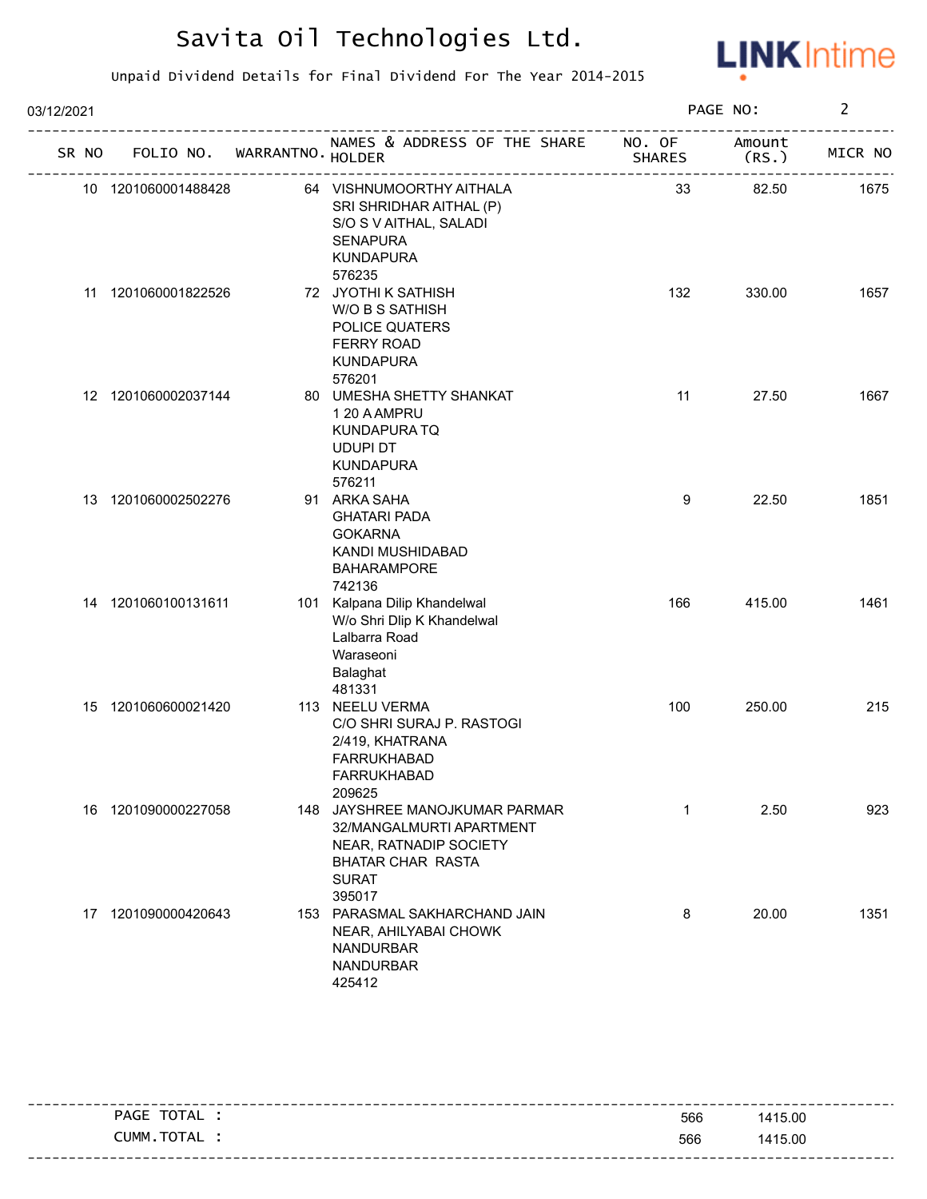# Savita Oil Technologies Ltd.

Unpaid Dividend Details for Final Dividend For The Year 2014-2015

03/12/2021

| SR NO | FOLIO NO. | WARRANTNO. | NAMES & ADDRESS OF THE SHARE HOLDER | NO. OF SHARES | Amount (RS.) | MICR NO |
|---|---|---|---|---|---|---|
| 10 | 1201060001488428 | 64 | VISHNUMOORTHY AITHALA<br>SRI SHRIDHAR AITHAL (P)<br>S/O S V AITHAL, SALADI<br>SENAPURA<br>KUNDAPURA<br>576235 | 33 | 82.50 | 1675 |
| 11 | 1201060001822526 | 72 | JYOTHI K SATHISH<br>W/O B S SATHISH<br>POLICE QUATERS<br>FERRY ROAD<br>KUNDAPURA<br>576201 | 132 | 330.00 | 1657 |
| 12 | 1201060002037144 | 80 | UMESHA SHETTY SHANKAT<br>1 20 A AMPRU<br>KUNDAPURA TQ<br>UDUPI DT<br>KUNDAPURA<br>576211 | 11 | 27.50 | 1667 |
| 13 | 1201060002502276 | 91 | ARKA SAHA<br>GHATARI PADA<br>GOKARNA<br>KANDI MUSHIDABAD<br>BAHARAMPORE<br>742136 | 9 | 22.50 | 1851 |
| 14 | 1201060100131611 | 101 | Kalpana Dilip Khandelwal<br>W/o Shri Dlip K Khandelwal<br>Lalbarra Road<br>Waraseoni<br>Balaghat<br>481331 | 166 | 415.00 | 1461 |
| 15 | 1201060600021420 | 113 | NEELU VERMA<br>C/O SHRI SURAJ P. RASTOGI<br>2/419, KHATRANA<br>FARRUKHABAD<br>FARRUKHABAD<br>209625 | 100 | 250.00 | 215 |
| 16 | 1201090000227058 | 148 | JAYSHREE MANOJKUMAR PARMAR<br>32/MANGALMURTI APARTMENT<br>NEAR, RATNADIP SOCIETY<br>BHATAR CHAR RASTA<br>SURAT<br>395017 | 1 | 2.50 | 923 |
| 17 | 1201090000420643 | 153 | PARASMAL SAKHARCHAND JAIN<br>NEAR, AHILYABAI CHOWK<br>NANDURBAR<br>NANDURBAR<br>425412 | 8 | 20.00 | 1351 |

| | | |
|---|---|---|
| PAGE TOTAL : | 566 | 1415.00 |
| CUMM.TOTAL : | 566 | 1415.00 |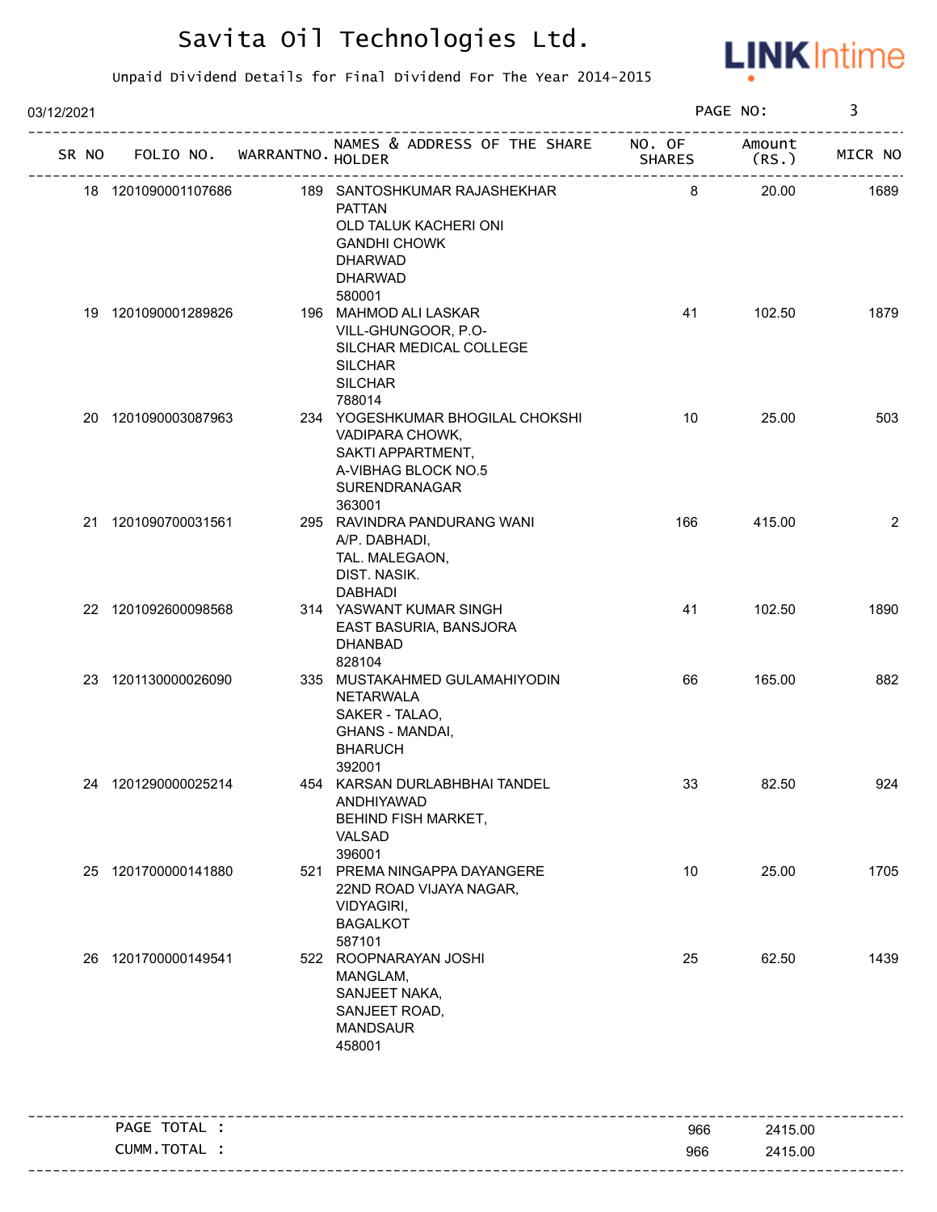# Savita Oil Technologies Ltd.

Unpaid Dividend Details for Final Dividend For The Year 2014-2015

03/12/2021

| SR NO | FOLIO NO. | WARRANTNO. | NAMES & ADDRESS OF THE SHARE HOLDER | NO. OF SHARES | Amount (RS.) | MICR NO |
|---|---|---|---|---|---|---|
| 18 | 1201090001107686 | 189 | SANTOSHKUMAR RAJASHEKHAR PATTAN OLD TALUK KACHERI ONI GANDHI CHOWK DHARWAD DHARWAD 580001 | 8 | 20.00 | 1689 |
| 19 | 1201090001289826 | 196 | MAHMOD ALI LASKAR VILL-GHUNGOOR, P.O- SILCHAR MEDICAL COLLEGE SILCHAR SILCHAR 788014 | 41 | 102.50 | 1879 |
| 20 | 1201090003087963 | 234 | YOGESHKUMAR BHOGILAL CHOKSHI VADIPARA CHOWK, SAKTI APPARTMENT, A-VIBHAG BLOCK NO.5 SURENDRANAGAR 363001 | 10 | 25.00 | 503 |
| 21 | 1201090700031561 | 295 | RAVINDRA PANDURANG WANI A/P. DABHADI, TAL. MALEGAON, DIST. NASIK. DABHADI | 166 | 415.00 | 2 |
| 22 | 1201092600098568 | 314 | YASWANT KUMAR SINGH EAST BASURIA, BANSJORA DHANBAD 828104 | 41 | 102.50 | 1890 |
| 23 | 1201130000026090 | 335 | MUSTAKAHMED GULAMAHIYODIN NETARWALA SAKER - TALAO, GHANS - MANDAI, BHARUCH 392001 | 66 | 165.00 | 882 |
| 24 | 1201290000025214 | 454 | KARSAN DURLABHBHAI TANDEL ANDHIYAWAD BEHIND FISH MARKET, VALSAD 396001 | 33 | 82.50 | 924 |
| 25 | 1201700000141880 | 521 | PREMA NINGAPPA DAYANGERE 22ND ROAD VIJAYA NAGAR, VIDYAGIRI, BAGALKOT 587101 | 10 | 25.00 | 1705 |
| 26 | 1201700000149541 | 522 | ROOPNARAYAN JOSHI MANGLAM, SANJEET NAKA, SANJEET ROAD, MANDSAUR 458001 | 25 | 62.50 | 1439 |

| | | |
|---|---|---|
| PAGE TOTAL : | 966 | 2415.00 |
| CUMM.TOTAL : | 966 | 2415.00 |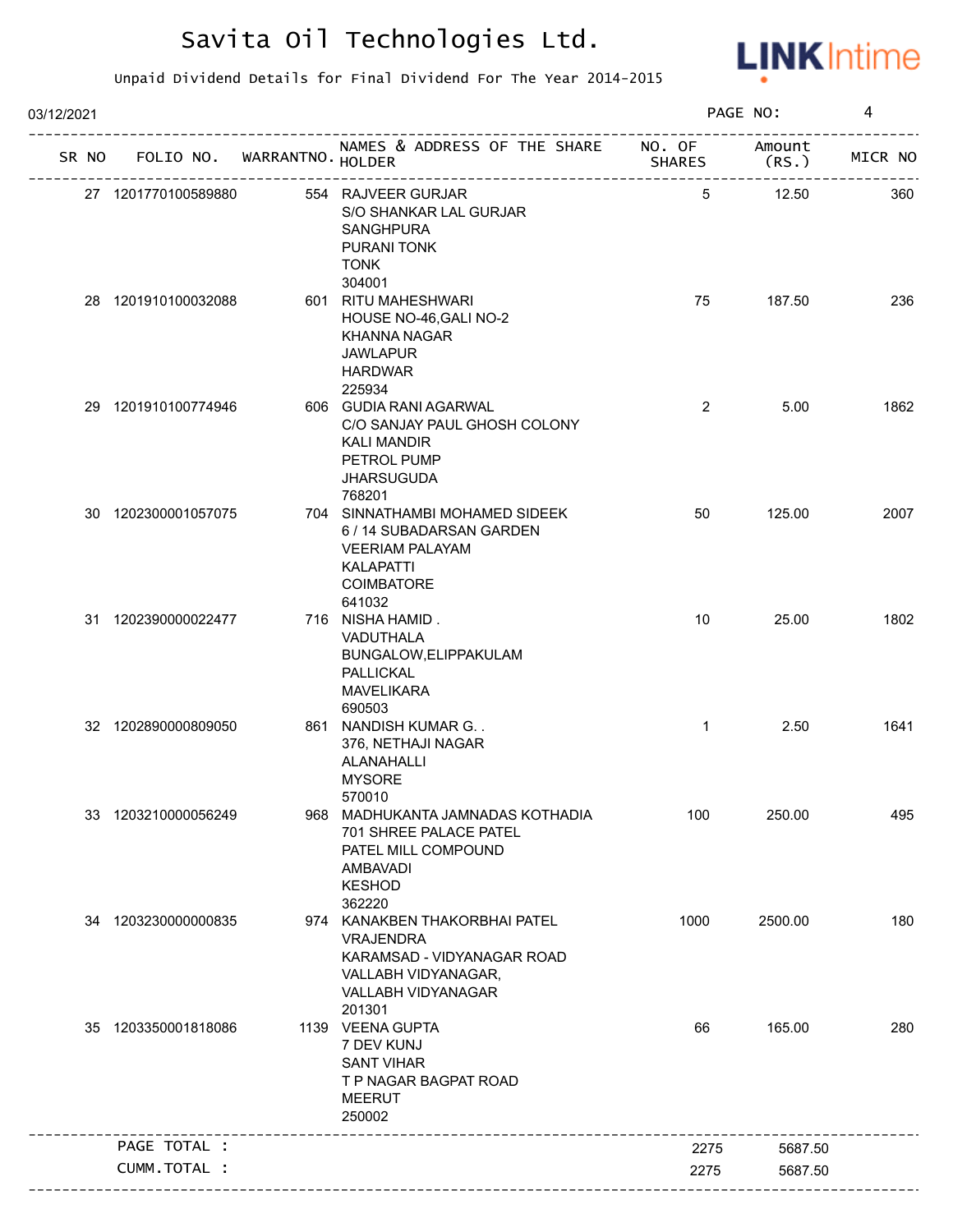# Savita Oil Technologies Ltd.

Unpaid Dividend Details for Final Dividend For The Year 2014-2015

03/12/2021

PAGE NO: 4

| SR NO | FOLIO NO. | WARRANTNO. | NAMES & ADDRESS OF THE SHARE HOLDER | NO. OF SHARES | Amount (RS.) | MICR NO |
|---|---|---|---|---|---|---|
| 27 | 1201770100589880 | 554 | RAJVEER GURJAR<br>S/O SHANKAR LAL GURJAR<br>SANGHPURA<br>PURANI TONK<br>TONK<br>304001 | 5 | 12.50 | 360 |
| 28 | 1201910100032088 | 601 | RITU MAHESHWARI<br>HOUSE NO-46,GALI NO-2<br>KHANNA NAGAR<br>JAWLAPUR<br>HARDWAR<br>225934 | 75 | 187.50 | 236 |
| 29 | 1201910100774946 | 606 | GUDIA RANI AGARWAL<br>C/O SANJAY PAUL GHOSH COLONY<br>KALI MANDIR<br>PETROL PUMP<br>JHARSUGUDA<br>768201 | 2 | 5.00 | 1862 |
| 30 | 1202300001057075 | 704 | SINNATHAMBI MOHAMED SIDEEK<br>6 / 14 SUBADARSAN GARDEN<br>VEERIAM PALAYAM<br>KALAPATTI<br>COIMBATORE<br>641032 | 50 | 125.00 | 2007 |
| 31 | 1202390000022477 | 716 | NISHA HAMID .<br>VADUTHALA<br>BUNGALOW,ELIPPAKULAM<br>PALLICKAL<br>MAVELIKARA<br>690503 | 10 | 25.00 | 1802 |
| 32 | 1202890000809050 | 861 | NANDISH KUMAR G. .<br>376, NETHAJI NAGAR<br>ALANAHALLI<br>MYSORE<br>570010 | 1 | 2.50 | 1641 |
| 33 | 1203210000056249 | 968 | MADHUKANTA JAMNADAS KOTHADIA<br>701 SHREE PALACE PATEL<br>PATEL MILL COMPOUND<br>AMBAVADI<br>KESHOD<br>362220 | 100 | 250.00 | 495 |
| 34 | 1203230000000835 | 974 | KANAKBEN THAKORBHAI PATEL<br>VRAJENDRA<br>KARAMSAD - VIDYANAGAR ROAD<br>VALLABH VIDYANAGAR,<br>VALLABH VIDYANAGAR<br>201301 | 1000 | 2500.00 | 180 |
| 35 | 1203350001818086 | 1139 | VEENA GUPTA<br>7 DEV KUNJ<br>SANT VIHAR<br>T P NAGAR BAGPAT ROAD<br>MEERUT<br>250002 | 66 | 165.00 | 280 |
| | PAGE TOTAL : | | | 2275 | 5687.50 | |
| | CUMM.TOTAL : | | | 2275 | 5687.50 | |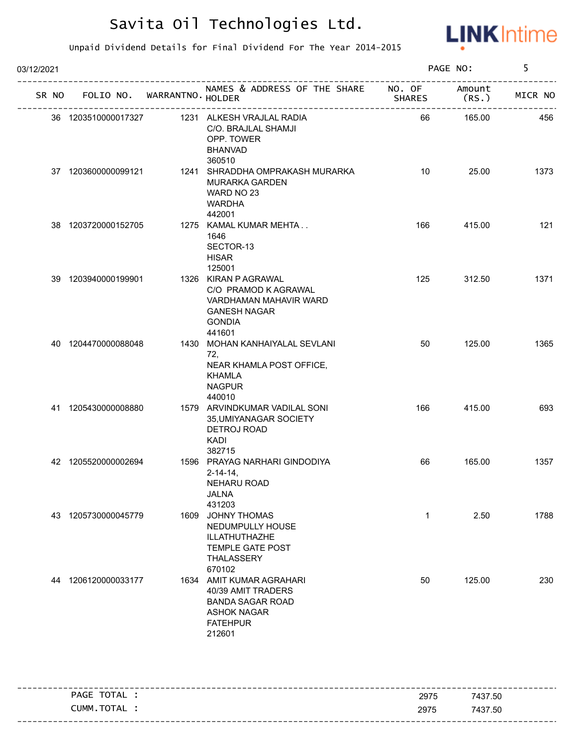# Savita Oil Technologies Ltd.

Unpaid Dividend Details for Final Dividend For The Year 2014-2015

03/12/2021

| SR NO | FOLIO NO. | WARRANTNO. | NAMES & ADDRESS OF THE SHARE HOLDER | NO. OF SHARES | Amount (RS.) | MICR NO |
|---|---|---|---|---|---|---|
| 36 | 1203510000017327 | 1231 | ALKESH VRAJLAL RADIA C/O. BRAJLAL SHAMJI OPP. TOWER BHANVAD 360510 | 66 | 165.00 | 456 |
| 37 | 1203600000099121 | 1241 | SHRADDHA OMPRAKASH MURARKA MURARKA GARDEN WARD NO 23 WARDHA 442001 | 10 | 25.00 | 1373 |
| 38 | 1203720000152705 | 1275 | KAMAL KUMAR MEHTA . . 1646 SECTOR-13 HISAR 125001 | 166 | 415.00 | 121 |
| 39 | 1203940000199901 | 1326 | KIRAN P AGRAWAL C/O PRAMOD K AGRAWAL VARDHAMAN MAHAVIR WARD GANESH NAGAR GONDIA 441601 | 125 | 312.50 | 1371 |
| 40 | 1204470000088048 | 1430 | MOHAN KANHAIYALAL SEVLANI 72, NEAR KHAMLA POST OFFICE, KHAMLA NAGPUR 440010 | 50 | 125.00 | 1365 |
| 41 | 1205430000008880 | 1579 | ARVINDKUMAR VADILAL SONI 35,UMIYANAGAR SOCIETY DETROJ ROAD KADI 382715 | 166 | 415.00 | 693 |
| 42 | 1205520000002694 | 1596 | PRAYAG NARHARI GINDODIYA 2-14-14, NEHARU ROAD JALNA 431203 | 66 | 165.00 | 1357 |
| 43 | 1205730000045779 | 1609 | JOHNY THOMAS NEDUMPULLY HOUSE ILLATHUTHAZHE TEMPLE GATE POST THALASSERY 670102 | 1 | 2.50 | 1788 |
| 44 | 1206120000033177 | 1634 | AMIT KUMAR AGRAHARI 40/39 AMIT TRADERS BANDA SAGAR ROAD ASHOK NAGAR FATEHPUR 212601 | 50 | 125.00 | 230 |

| | NO. OF SHARES | Amount (RS.) |
|---|---|---|
| PAGE TOTAL : | 2975 | 7437.50 |
| CUMM.TOTAL : | 2975 | 7437.50 |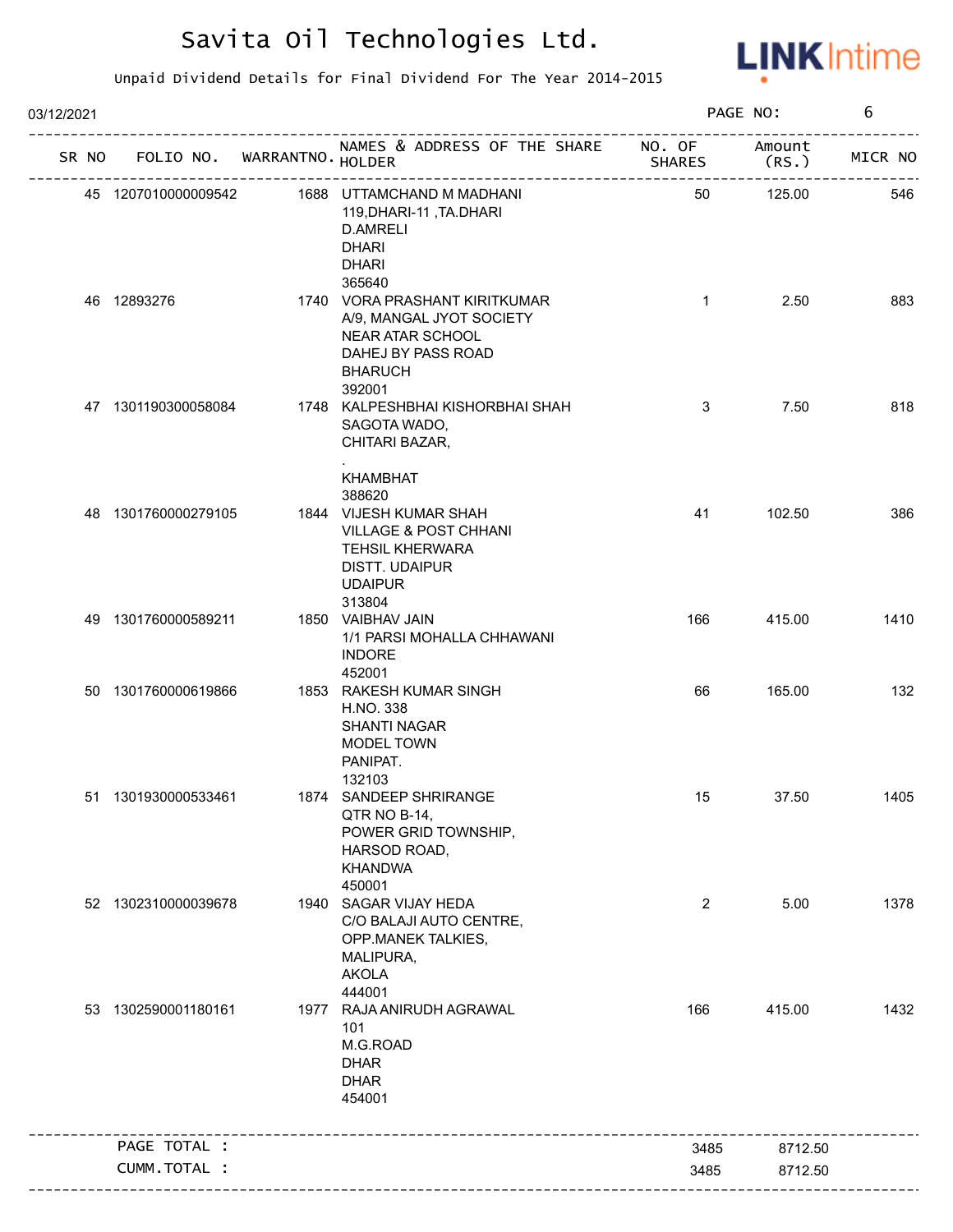# Savita Oil Technologies Ltd.

Unpaid Dividend Details for Final Dividend For The Year 2014-2015

03/12/2021

| SR NO | FOLIO NO. | WARRANTNO. | NAMES & ADDRESS OF THE SHARE HOLDER | NO. OF SHARES | Amount (RS.) | MICR NO |
|---|---|---|---|---|---|---|
| 45 | 1207010000009542 | 1688 | UTTAMCHAND M MADHANI<br>119,DHARI-11 ,TA.DHARI<br>D.AMRELI<br>DHARI<br>DHARI<br>365640 | 50 | 125.00 | 546 |
| 46 | 12893276 | 1740 | VORA PRASHANT KIRITKUMAR<br>A/9, MANGAL JYOT SOCIETY<br>NEAR ATAR SCHOOL<br>DAHEJ BY PASS ROAD<br>BHARUCH<br>392001 | 1 | 2.50 | 883 |
| 47 | 1301190300058084 | 1748 | KALPESHBHAI KISHORBHAI SHAH<br>SAGOTA WADO,<br>CHITARI BAZAR,<br>.<br>KHAMBHAT<br>388620 | 3 | 7.50 | 818 |
| 48 | 1301760000279105 | 1844 | VIJESH KUMAR SHAH<br>VILLAGE & POST CHHANI<br>TEHSIL KHERWARA<br>DISTT. UDAIPUR<br>UDAIPUR<br>313804 | 41 | 102.50 | 386 |
| 49 | 1301760000589211 | 1850 | VAIBHAV JAIN<br>1/1 PARSI MOHALLA CHHAWANI<br>INDORE<br>452001 | 166 | 415.00 | 1410 |
| 50 | 1301760000619866 | 1853 | RAKESH KUMAR SINGH<br>H.NO. 338<br>SHANTI NAGAR<br>MODEL TOWN<br>PANIPAT.<br>132103 | 66 | 165.00 | 132 |
| 51 | 1301930000533461 | 1874 | SANDEEP SHRIRANGE<br>QTR NO B-14,<br>POWER GRID TOWNSHIP,<br>HARSOD ROAD,<br>KHANDWA<br>450001 | 15 | 37.50 | 1405 |
| 52 | 1302310000039678 | 1940 | SAGAR VIJAY HEDA<br>C/O BALAJI AUTO CENTRE,<br>OPP.MANEK TALKIES,<br>MALIPURA,<br>AKOLA<br>444001 | 2 | 5.00 | 1378 |
| 53 | 1302590001180161 | 1977 | RAJA ANIRUDH AGRAWAL<br>101<br>M.G.ROAD<br>DHAR<br>DHAR<br>454001 | 166 | 415.00 | 1432 |
| | PAGE TOTAL : | | | 3485 | 8712.50 | |
| | CUMM.TOTAL : | | | 3485 | 8712.50 | |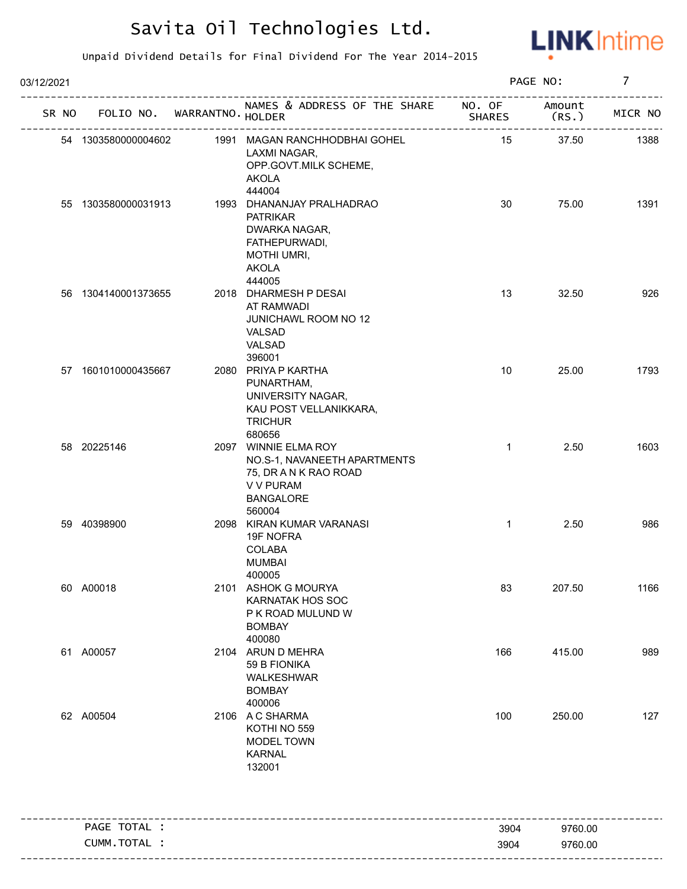# Savita Oil Technologies Ltd.

Unpaid Dividend Details for Final Dividend For The Year 2014-2015

03/12/2021

| SR NO | FOLIO NO. | WARRANTNO. | NAMES & ADDRESS OF THE SHARE HOLDER | NO. OF SHARES | Amount (RS.) | MICR NO |
|---|---|---|---|---|---|---|
| 54 | 1303580000004602 | 1991 | MAGAN RANCHHODBHAI GOHEL<br>LAXMI NAGAR,<br>OPP.GOVT.MILK SCHEME,<br>AKOLA<br>444004 | 15 | 37.50 | 1388 |
| 55 | 1303580000031913 | 1993 | DHANANJAY PRALHADRAO PATRIKAR<br>DWARKA NAGAR,<br>FATHEPURWADI,<br>MOTHI UMRI,<br>AKOLA<br>444005 | 30 | 75.00 | 1391 |
| 56 | 1304140001373655 | 2018 | DHARMESH P DESAI<br>AT RAMWADI<br>JUNICHAWL ROOM NO 12<br>VALSAD<br>VALSAD<br>396001 | 13 | 32.50 | 926 |
| 57 | 1601010000435667 | 2080 | PRIYA P KARTHA<br>PUNARTHAM,<br>UNIVERSITY NAGAR,<br>KAU POST VELLANIKKARA,<br>TRICHUR<br>680656 | 10 | 25.00 | 1793 |
| 58 | 20225146 | 2097 | WINNIE ELMA ROY<br>NO.S-1, NAVANEETH APARTMENTS<br>75, DR A N K RAO ROAD<br>V V PURAM<br>BANGALORE<br>560004 | 1 | 2.50 | 1603 |
| 59 | 40398900 | 2098 | KIRAN KUMAR VARANASI<br>19F NOFRA<br>COLABA<br>MUMBAI<br>400005 | 1 | 2.50 | 986 |
| 60 | A00018 | 2101 | ASHOK G MOURYA<br>KARNATAK HOS SOC<br>P K ROAD MULUND W<br>BOMBAY<br>400080 | 83 | 207.50 | 1166 |
| 61 | A00057 | 2104 | ARUN D MEHRA<br>59 B FIONIKA<br>WALKESHWAR<br>BOMBAY<br>400006 | 166 | 415.00 | 989 |
| 62 | A00504 | 2106 | A C SHARMA<br>KOTHI NO 559<br>MODEL TOWN<br>KARNAL<br>132001 | 100 | 250.00 | 127 |

| | NO. OF SHARES | Amount (RS.) |
|---|---|---|
| PAGE TOTAL : | 3904 | 9760.00 |
| CUMM.TOTAL : | 3904 | 9760.00 |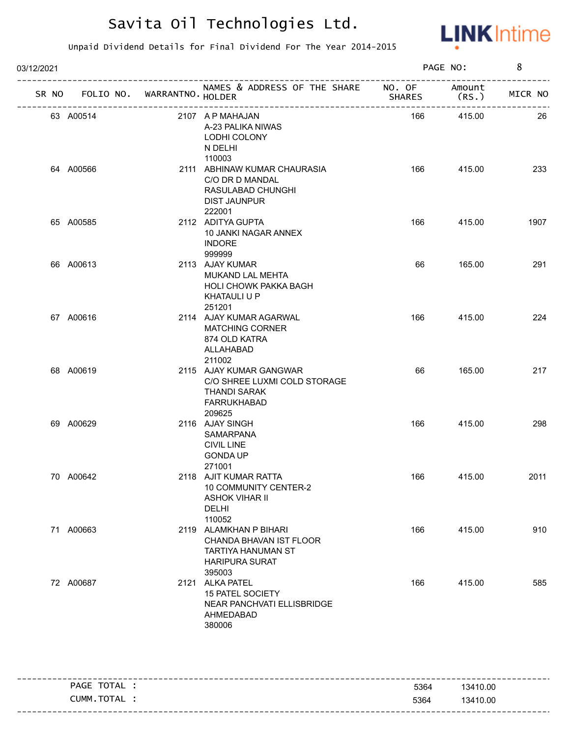# Savita Oil Technologies Ltd.

Unpaid Dividend Details for Final Dividend For The Year 2014-2015

03/12/2021

| SR NO | FOLIO NO. | WARRANTNO. | NAMES & ADDRESS OF THE SHARE HOLDER | NO. OF SHARES | Amount (RS.) | MICR NO |
|---|---|---|---|---|---|---|
| 63 | A00514 | 2107 | A P MAHAJAN<br>A-23 PALIKA NIWAS<br>LODHI COLONY<br>N DELHI<br>110003 | 166 | 415.00 | 26 |
| 64 | A00566 | 2111 | ABHINAW KUMAR CHAURASIA<br>C/O DR D MANDAL<br>RASULABAD CHUNGHI<br>DIST JAUNPUR<br>222001 | 166 | 415.00 | 233 |
| 65 | A00585 | 2112 | ADITYA GUPTA<br>10 JANKI NAGAR ANNEX<br>INDORE<br>999999 | 166 | 415.00 | 1907 |
| 66 | A00613 | 2113 | AJAY KUMAR<br>MUKAND LAL MEHTA<br>HOLI CHOWK PAKKA BAGH<br>KHATAULI U P<br>251201 | 66 | 165.00 | 291 |
| 67 | A00616 | 2114 | AJAY KUMAR AGARWAL<br>MATCHING CORNER<br>874 OLD KATRA<br>ALLAHABAD<br>211002 | 166 | 415.00 | 224 |
| 68 | A00619 | 2115 | AJAY KUMAR GANGWAR<br>C/O SHREE LUXMI COLD STORAGE<br>THANDI SARAK<br>FARRUKHABAD<br>209625 | 66 | 165.00 | 217 |
| 69 | A00629 | 2116 | AJAY SINGH<br>SAMARPANA<br>CIVIL LINE<br>GONDA UP<br>271001 | 166 | 415.00 | 298 |
| 70 | A00642 | 2118 | AJIT KUMAR RATTA<br>10 COMMUNITY CENTER-2<br>ASHOK VIHAR II<br>DELHI<br>110052 | 166 | 415.00 | 2011 |
| 71 | A00663 | 2119 | ALAMKHAN P BIHARI<br>CHANDA BHAVAN IST FLOOR<br>TARTIYA HANUMAN ST<br>HARIPURA SURAT<br>395003 | 166 | 415.00 | 910 |
| 72 | A00687 | 2121 | ALKA PATEL<br>15 PATEL SOCIETY<br>NEAR PANCHVATI ELLISBRIDGE<br>AHMEDABAD<br>380006 | 166 | 415.00 | 585 |

| | NO. OF SHARES | Amount (RS.) |
|---|---|---|
| PAGE TOTAL : | 5364 | 13410.00 |
| CUMM.TOTAL : | 5364 | 13410.00 |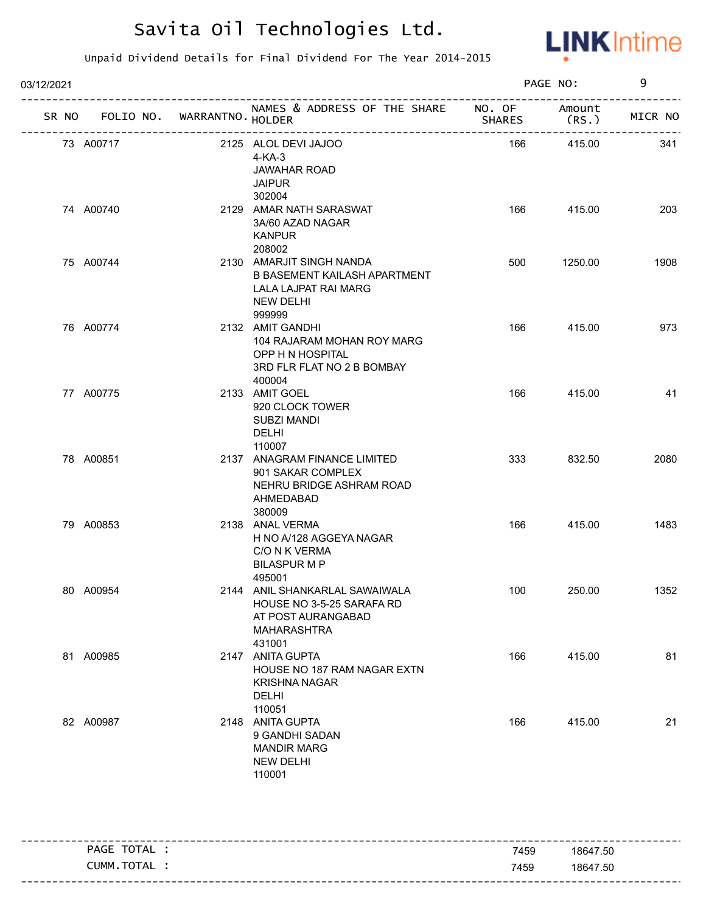# Savita Oil Technologies Ltd.

Unpaid Dividend Details for Final Dividend For The Year 2014-2015

03/12/2021

| SR NO | FOLIO NO. | WARRANTNO. | NAMES & ADDRESS OF THE SHARE HOLDER | NO. OF SHARES | Amount (RS.) | MICR NO |
|---|---|---|---|---|---|---|
| 73 | A00717 | 2125 | ALOL DEVI JAJOO<br>4-KA-3<br>JAWAHAR ROAD<br>JAIPUR<br>302004 | 166 | 415.00 | 341 |
| 74 | A00740 | 2129 | AMAR NATH SARASWAT<br>3A/60 AZAD NAGAR<br>KANPUR<br>208002 | 166 | 415.00 | 203 |
| 75 | A00744 | 2130 | AMARJIT SINGH NANDA<br>B BASEMENT KAILASH APARTMENT<br>LALA LAJPAT RAI MARG<br>NEW DELHI<br>999999 | 500 | 1250.00 | 1908 |
| 76 | A00774 | 2132 | AMIT GANDHI<br>104 RAJARAM MOHAN ROY MARG<br>OPP H N HOSPITAL<br>3RD FLR FLAT NO 2 B BOMBAY<br>400004 | 166 | 415.00 | 973 |
| 77 | A00775 | 2133 | AMIT GOEL<br>920 CLOCK TOWER<br>SUBZI MANDI<br>DELHI<br>110007 | 166 | 415.00 | 41 |
| 78 | A00851 | 2137 | ANAGRAM FINANCE LIMITED<br>901 SAKAR COMPLEX<br>NEHRU BRIDGE ASHRAM ROAD<br>AHMEDABAD<br>380009 | 333 | 832.50 | 2080 |
| 79 | A00853 | 2138 | ANAL VERMA<br>H NO A/128 AGGEYA NAGAR<br>C/O N K VERMA<br>BILASPUR M P<br>495001 | 166 | 415.00 | 1483 |
| 80 | A00954 | 2144 | ANIL SHANKARLAL SAWAIWALA<br>HOUSE NO 3-5-25 SARAFA RD<br>AT POST AURANGABAD<br>MAHARASHTRA<br>431001 | 100 | 250.00 | 1352 |
| 81 | A00985 | 2147 | ANITA GUPTA<br>HOUSE NO 187 RAM NAGAR EXTN<br>KRISHNA NAGAR<br>DELHI<br>110051 | 166 | 415.00 | 81 |
| 82 | A00987 | 2148 | ANITA GUPTA<br>9 GANDHI SADAN<br>MANDIR MARG<br>NEW DELHI<br>110001 | 166 | 415.00 | 21 |

| | NO. OF SHARES | Amount (RS.) |
|---|---|---|
| PAGE TOTAL : | 7459 | 18647.50 |
| CUMM.TOTAL : | 7459 | 18647.50 |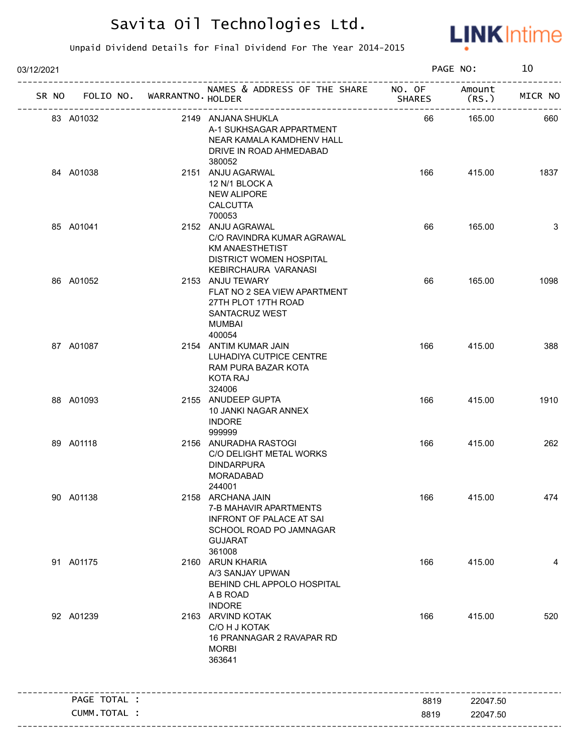# Savita Oil Technologies Ltd.

Unpaid Dividend Details for Final Dividend For The Year 2014-2015

03/12/2021 PAGE NO: 10

| SR NO | FOLIO NO. | WARRANTNO. | NAMES & ADDRESS OF THE SHARE HOLDER | NO. OF SHARES | Amount (RS.) | MICR NO |
|---|---|---|---|---|---|---|
| 83 | A01032 | 2149 | ANJANA SHUKLA<br>A-1 SUKHSAGAR APPARTMENT<br>NEAR KAMALA KAMDHENV HALL<br>DRIVE IN ROAD AHMEDABAD<br>380052 | 66 | 165.00 | 660 |
| 84 | A01038 | 2151 | ANJU AGARWAL<br>12 N/1 BLOCK A<br>NEW ALIPORE<br>CALCUTTA<br>700053 | 166 | 415.00 | 1837 |
| 85 | A01041 | 2152 | ANJU AGRAWAL<br>C/O RAVINDRA KUMAR AGRAWAL<br>KM ANAESTHETIST<br>DISTRICT WOMEN HOSPITAL<br>KEBIRCHAURA VARANASI | 66 | 165.00 | 3 |
| 86 | A01052 | 2153 | ANJU TEWARY<br>FLAT NO 2 SEA VIEW APARTMENT<br>27TH PLOT 17TH ROAD<br>SANTACRUZ WEST<br>MUMBAI<br>400054 | 66 | 165.00 | 1098 |
| 87 | A01087 | 2154 | ANTIM KUMAR JAIN<br>LUHADIYA CUTPICE CENTRE<br>RAM PURA BAZAR KOTA<br>KOTA RAJ<br>324006 | 166 | 415.00 | 388 |
| 88 | A01093 | 2155 | ANUDEEP GUPTA<br>10 JANKI NAGAR ANNEX<br>INDORE<br>999999 | 166 | 415.00 | 1910 |
| 89 | A01118 | 2156 | ANURADHA RASTOGI<br>C/O DELIGHT METAL WORKS<br>DINDARPURA<br>MORADABAD<br>244001 | 166 | 415.00 | 262 |
| 90 | A01138 | 2158 | ARCHANA JAIN<br>7-B MAHAVIR APARTMENTS<br>INFRONT OF PALACE AT SAI<br>SCHOOL ROAD PO JAMNAGAR<br>GUJARAT<br>361008 | 166 | 415.00 | 474 |
| 91 | A01175 | 2160 | ARUN KHARIA<br>A/3 SANJAY UPWAN<br>BEHIND CHL APPOLO HOSPITAL<br>A B ROAD<br>INDORE | 166 | 415.00 | 4 |
| 92 | A01239 | 2163 | ARVIND KOTAK<br>C/O H J KOTAK<br>16 PRANNAGAR 2 RAVAPAR RD<br>MORBI<br>363641 | 166 | 415.00 | 520 |

| | NO. OF SHARES | Amount (RS.) |
|---|---|---|
| PAGE TOTAL : | 8819 | 22047.50 |
| CUMM.TOTAL : | 8819 | 22047.50 |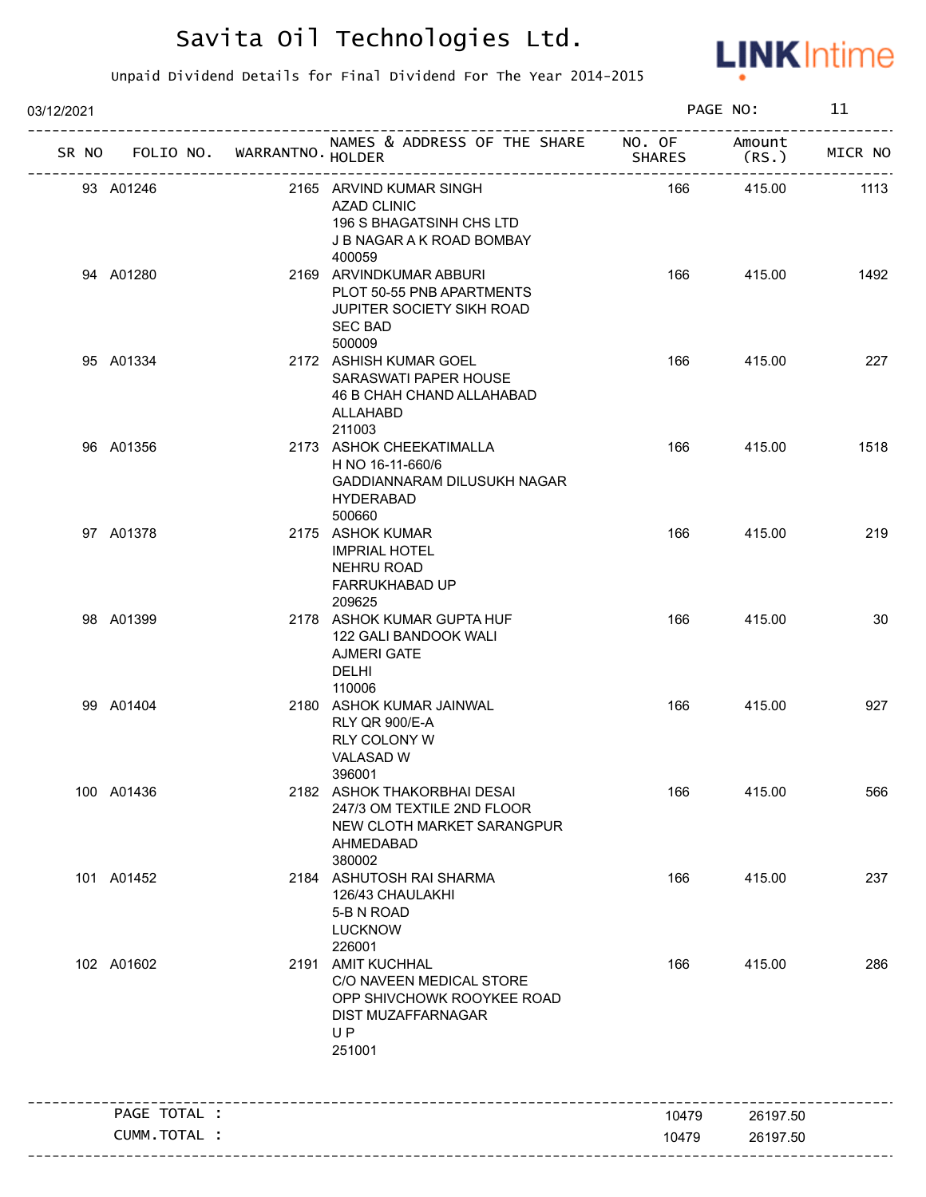# Savita Oil Technologies Ltd.

Unpaid Dividend Details for Final Dividend For The Year 2014-2015

03/12/2021 PAGE NO: 11

| SR NO | FOLIO NO. | WARRANTNO. | NAMES & ADDRESS OF THE SHARE HOLDER | NO. OF SHARES | Amount (RS.) | MICR NO |
|---|---|---|---|---|---|---|
| 93 | A01246 | 2165 | ARVIND KUMAR SINGH<br>AZAD CLINIC<br>196 S BHAGATSINH CHS LTD<br>J B NAGAR A K ROAD BOMBAY<br>400059 | 166 | 415.00 | 1113 |
| 94 | A01280 | 2169 | ARVINDKUMAR ABBURI<br>PLOT 50-55 PNB APARTMENTS<br>JUPITER SOCIETY SIKH ROAD<br>SEC BAD<br>500009 | 166 | 415.00 | 1492 |
| 95 | A01334 | 2172 | ASHISH KUMAR GOEL<br>SARASWATI PAPER HOUSE<br>46 B CHAH CHAND ALLAHABAD<br>ALLAHABD<br>211003 | 166 | 415.00 | 227 |
| 96 | A01356 | 2173 | ASHOK CHEEKATIMALLA<br>H NO 16-11-660/6<br>GADDIANNARAM DILUSUKH NAGAR<br>HYDERABAD<br>500660 | 166 | 415.00 | 1518 |
| 97 | A01378 | 2175 | ASHOK KUMAR<br>IMPRIAL HOTEL<br>NEHRU ROAD<br>FARRUKHABAD UP<br>209625 | 166 | 415.00 | 219 |
| 98 | A01399 | 2178 | ASHOK KUMAR GUPTA HUF<br>122 GALI BANDOOK WALI<br>AJMERI GATE<br>DELHI<br>110006 | 166 | 415.00 | 30 |
| 99 | A01404 | 2180 | ASHOK KUMAR JAINWAL<br>RLY QR 900/E-A<br>RLY COLONY W<br>VALASAD W<br>396001 | 166 | 415.00 | 927 |
| 100 | A01436 | 2182 | ASHOK THAKORBHAI DESAI<br>247/3 OM TEXTILE 2ND FLOOR<br>NEW CLOTH MARKET SARANGPUR<br>AHMEDABAD<br>380002 | 166 | 415.00 | 566 |
| 101 | A01452 | 2184 | ASHUTOSH RAI SHARMA<br>126/43 CHAULAKHI<br>5-B N ROAD<br>LUCKNOW<br>226001 | 166 | 415.00 | 237 |
| 102 | A01602 | 2191 | AMIT KUCHHAL<br>C/O NAVEEN MEDICAL STORE<br>OPP SHIVCHOWK ROOYKEE ROAD<br>DIST MUZAFFARNAGAR<br>U P<br>251001 | 166 | 415.00 | 286 |

| | | |
|---|---|---|
| PAGE TOTAL : | 10479 | 26197.50 |
| CUMM.TOTAL : | 10479 | 26197.50 |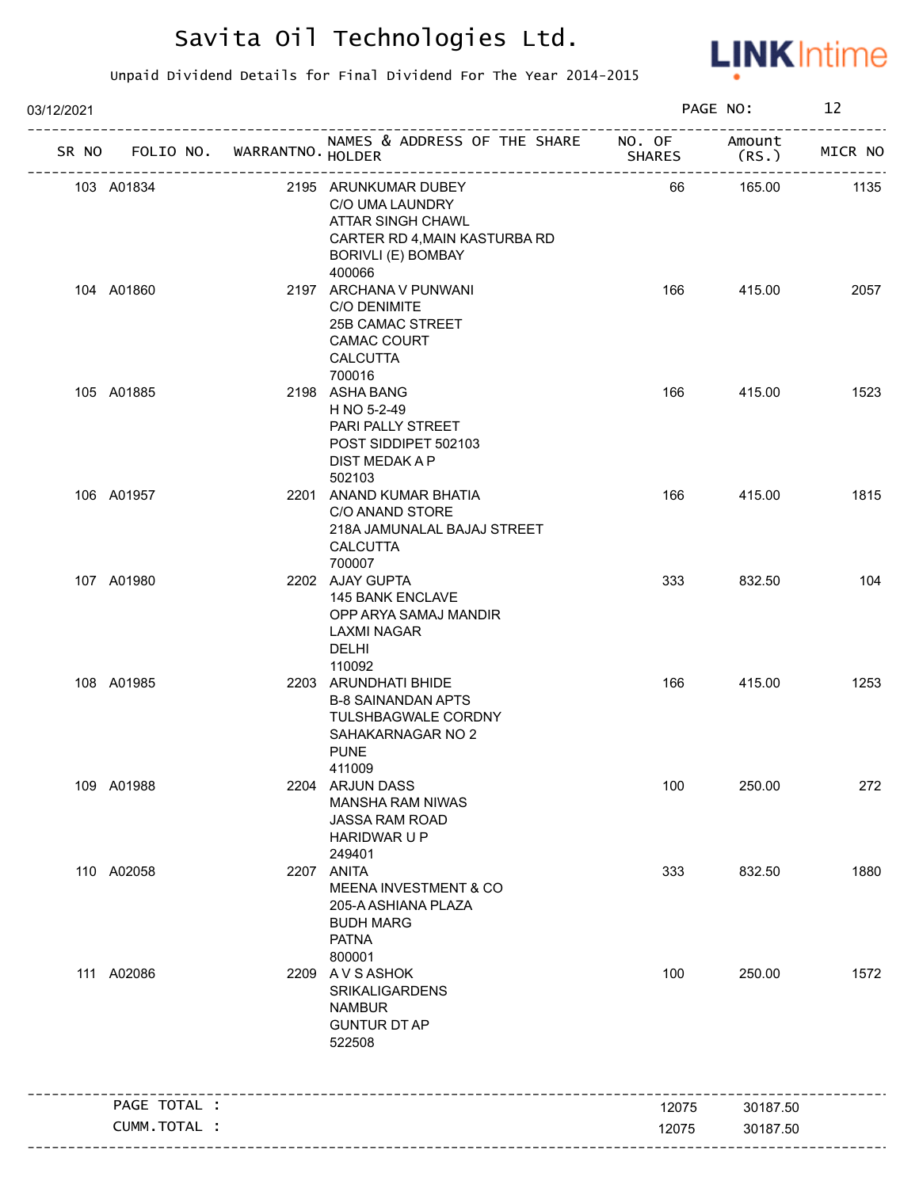# Savita Oil Technologies Ltd.

Unpaid Dividend Details for Final Dividend For The Year 2014-2015

03/12/2021 PAGE NO: 12

| SR NO | FOLIO NO. | WARRANTNO. | NAMES & ADDRESS OF THE SHARE HOLDER | NO. OF SHARES | Amount (RS.) | MICR NO |
|---|---|---|---|---|---|---|
| 103 | A01834 | 2195 | ARUNKUMAR DUBEY<br>C/O UMA LAUNDRY<br>ATTAR SINGH CHAWL<br>CARTER RD 4,MAIN KASTURBA RD<br>BORIVLI (E) BOMBAY<br>400066 | 66 | 165.00 | 1135 |
| 104 | A01860 | 2197 | ARCHANA V PUNWANI<br>C/O DENIMITE<br>25B CAMAC STREET<br>CAMAC COURT<br>CALCUTTA<br>700016 | 166 | 415.00 | 2057 |
| 105 | A01885 | 2198 | ASHA BANG<br>H NO 5-2-49<br>PARI PALLY STREET<br>POST SIDDIPET 502103<br>DIST MEDAK A P<br>502103 | 166 | 415.00 | 1523 |
| 106 | A01957 | 2201 | ANAND KUMAR BHATIA<br>C/O ANAND STORE<br>218A JAMUNALAL BAJAJ STREET<br>CALCUTTA<br>700007 | 166 | 415.00 | 1815 |
| 107 | A01980 | 2202 | AJAY GUPTA<br>145 BANK ENCLAVE<br>OPP ARYA SAMAJ MANDIR<br>LAXMI NAGAR<br>DELHI<br>110092 | 333 | 832.50 | 104 |
| 108 | A01985 | 2203 | ARUNDHATI BHIDE<br>B-8 SAINANDAN APTS<br>TULSHBAGWALE CORDNY<br>SAHAKARNAGAR NO 2<br>PUNE<br>411009 | 166 | 415.00 | 1253 |
| 109 | A01988 | 2204 | ARJUN DASS<br>MANSHA RAM NIWAS<br>JASSA RAM ROAD<br>HARIDWAR U P<br>249401 | 100 | 250.00 | 272 |
| 110 | A02058 | 2207 | ANITA<br>MEENA INVESTMENT & CO<br>205-A ASHIANA PLAZA<br>BUDH MARG<br>PATNA<br>800001 | 333 | 832.50 | 1880 |
| 111 | A02086 | 2209 | A V S ASHOK<br>SRIKALIGARDENS<br>NAMBUR<br>GUNTUR DT AP<br>522508 | 100 | 250.00 | 1572 |
| | PAGE TOTAL : | | | 12075 | 30187.50 | |
| | CUMM.TOTAL : | | | 12075 | 30187.50 | |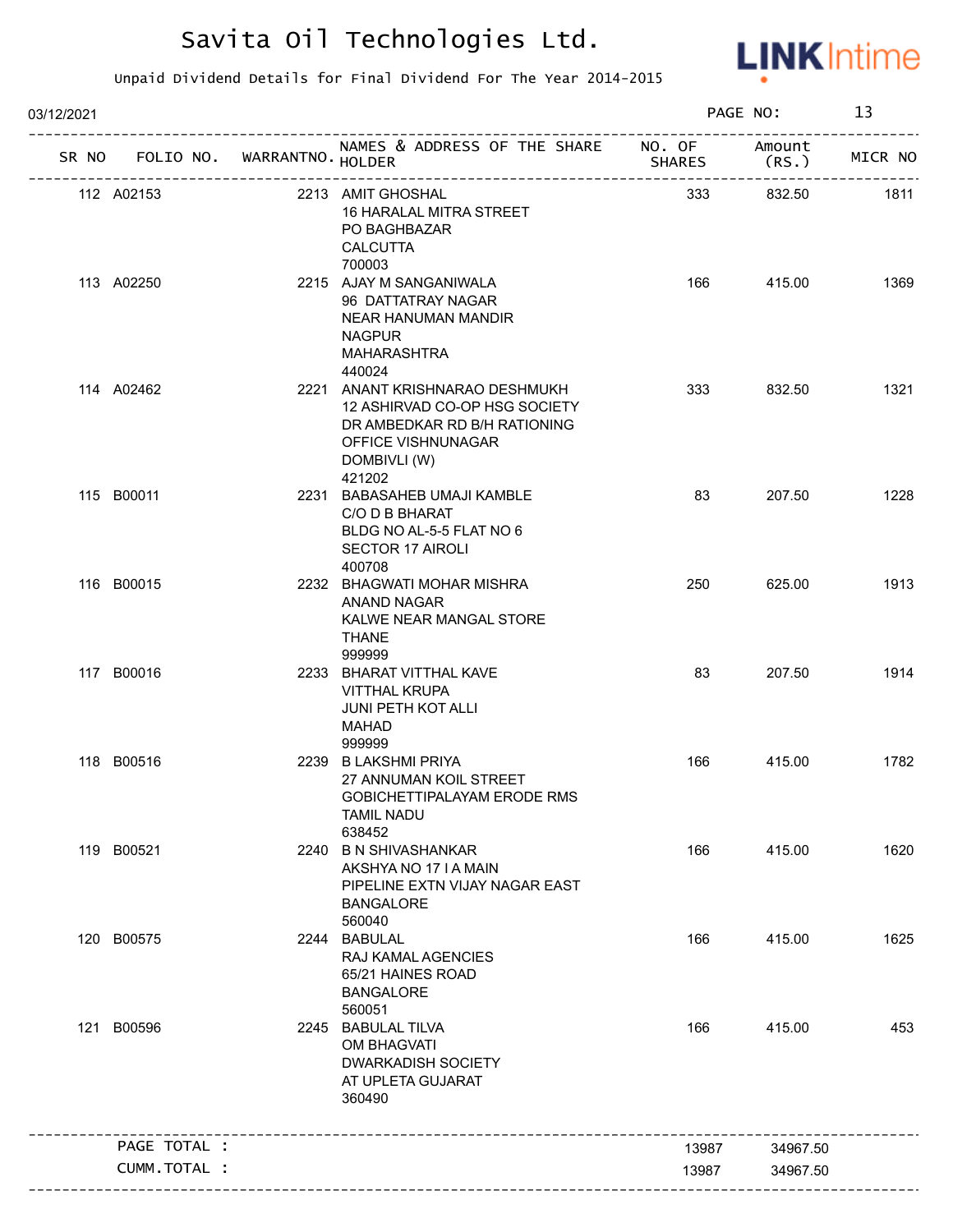# Savita Oil Technologies Ltd.

Unpaid Dividend Details for Final Dividend For The Year 2014-2015

03/12/2021

| SR NO | FOLIO NO. | WARRANTNO. | NAMES & ADDRESS OF THE SHARE HOLDER | NO. OF SHARES | Amount (RS.) | MICR NO |
|---|---|---|---|---|---|---|
| 112 | A02153 | 2213 | AMIT GHOSHAL 16 HARALAL MITRA STREET PO BAGHBAZAR CALCUTTA 700003 | 333 | 832.50 | 1811 |
| 113 | A02250 | 2215 | AJAY M SANGANIWALA 96 DATTATRAY NAGAR NEAR HANUMAN MANDIR NAGPUR MAHARASHTRA 440024 | 166 | 415.00 | 1369 |
| 114 | A02462 | 2221 | ANANT KRISHNARAO DESHMUKH 12 ASHIRVAD CO-OP HSG SOCIETY DR AMBEDKAR RD B/H RATIONING OFFICE VISHNUNAGAR DOMBIVLI (W) 421202 | 333 | 832.50 | 1321 |
| 115 | B00011 | 2231 | BABASAHEB UMAJI KAMBLE C/O D B BHARAT BLDG NO AL-5-5 FLAT NO 6 SECTOR 17 AIROLI 400708 | 83 | 207.50 | 1228 |
| 116 | B00015 | 2232 | BHAGWATI MOHAR MISHRA ANAND NAGAR KALWE NEAR MANGAL STORE THANE 999999 | 250 | 625.00 | 1913 |
| 117 | B00016 | 2233 | BHARAT VITTHAL KAVE VITTHAL KRUPA JUNI PETH KOT ALLI MAHAD 999999 | 83 | 207.50 | 1914 |
| 118 | B00516 | 2239 | B LAKSHMI PRIYA 27 ANNUMAN KOIL STREET GOBICHETTIPALAYAM ERODE RMS TAMIL NADU 638452 | 166 | 415.00 | 1782 |
| 119 | B00521 | 2240 | B N SHIVASHANKAR AKSHYA NO 17 I A MAIN PIPELINE EXTN VIJAY NAGAR EAST BANGALORE 560040 | 166 | 415.00 | 1620 |
| 120 | B00575 | 2244 | BABULAL RAJ KAMAL AGENCIES 65/21 HAINES ROAD BANGALORE 560051 | 166 | 415.00 | 1625 |
| 121 | B00596 | 2245 | BABULAL TILVA OM BHAGVATI DWARKADISH SOCIETY AT UPLETA GUJARAT 360490 | 166 | 415.00 | 453 |
| | PAGE TOTAL : | | | 13987 | 34967.50 | |
| | CUMM.TOTAL : | | | 13987 | 34967.50 | |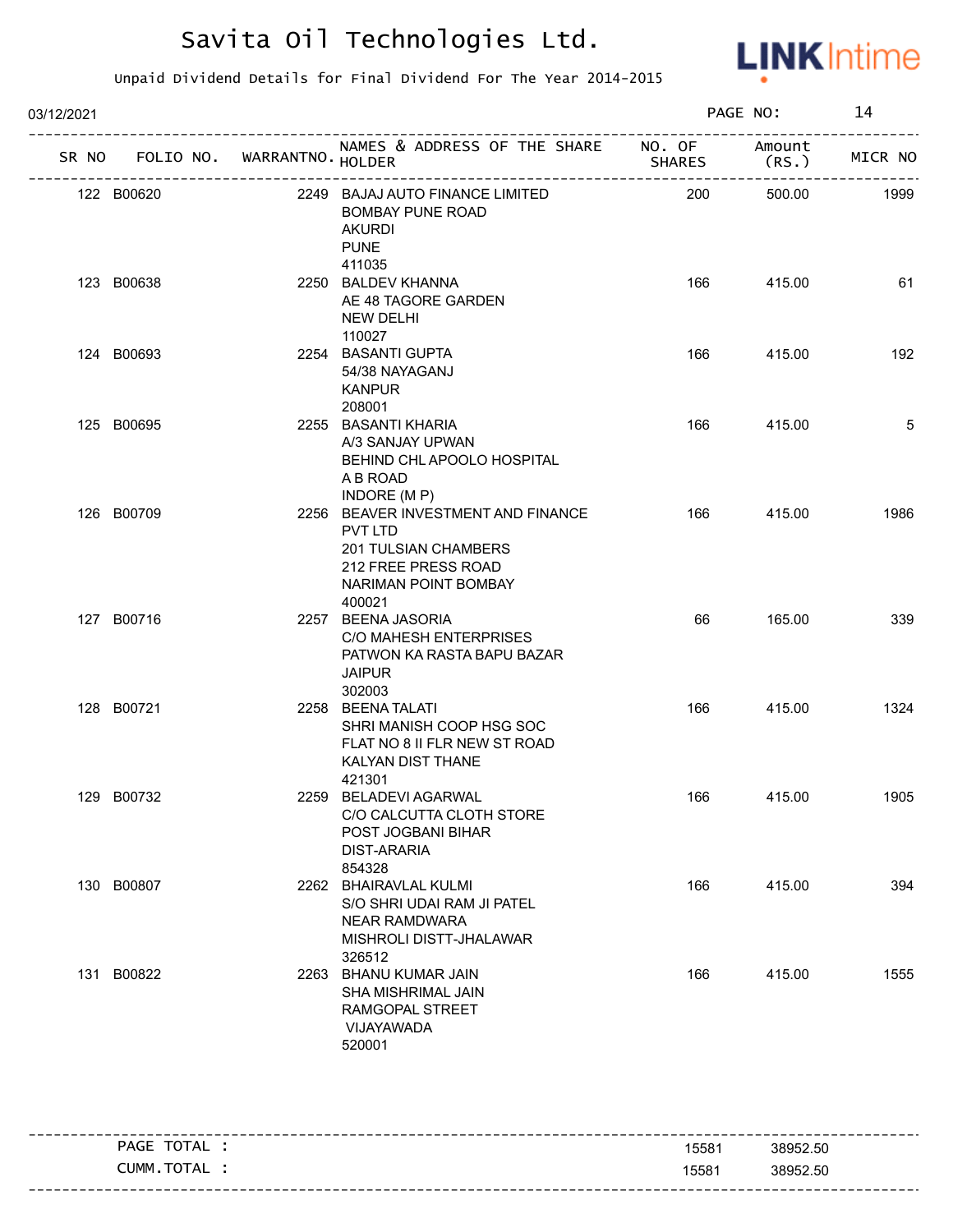# Savita Oil Technologies Ltd.

Unpaid Dividend Details for Final Dividend For The Year 2014-2015

03/12/2021

| SR NO | FOLIO NO. | WARRANTNO. | NAMES & ADDRESS OF THE SHARE HOLDER | NO. OF SHARES | Amount (RS.) | MICR NO |
|---|---|---|---|---|---|---|
| 122 | B00620 | 2249 | BAJAJ AUTO FINANCE LIMITED<br>BOMBAY PUNE ROAD<br>AKURDI<br>PUNE<br>411035 | 200 | 500.00 | 1999 |
| 123 | B00638 | 2250 | BALDEV KHANNA<br>AE 48 TAGORE GARDEN<br>NEW DELHI<br>110027 | 166 | 415.00 | 61 |
| 124 | B00693 | 2254 | BASANTI GUPTA<br>54/38 NAYAGANJ<br>KANPUR<br>208001 | 166 | 415.00 | 192 |
| 125 | B00695 | 2255 | BASANTI KHARIA<br>A/3 SANJAY UPWAN<br>BEHIND CHL APOOLO HOSPITAL<br>A B ROAD<br>INDORE (M P) | 166 | 415.00 | 5 |
| 126 | B00709 | 2256 | BEAVER INVESTMENT AND FINANCE PVT LTD<br>201 TULSIAN CHAMBERS<br>212 FREE PRESS ROAD<br>NARIMAN POINT BOMBAY<br>400021 | 166 | 415.00 | 1986 |
| 127 | B00716 | 2257 | BEENA JASORIA<br>C/O MAHESH ENTERPRISES<br>PATWON KA RASTA BAPU BAZAR<br>JAIPUR<br>302003 | 66 | 165.00 | 339 |
| 128 | B00721 | 2258 | BEENA TALATI<br>SHRI MANISH COOP HSG SOC<br>FLAT NO 8 II FLR NEW ST ROAD<br>KALYAN DIST THANE<br>421301 | 166 | 415.00 | 1324 |
| 129 | B00732 | 2259 | BELADEVI AGARWAL<br>C/O CALCUTTA CLOTH STORE<br>POST JOGBANI BIHAR<br>DIST-ARARIA<br>854328 | 166 | 415.00 | 1905 |
| 130 | B00807 | 2262 | BHAIRAVLAL KULMI<br>S/O SHRI UDAI RAM JI PATEL<br>NEAR RAMDWARA<br>MISHROLI DISTT-JHALAWAR<br>326512 | 166 | 415.00 | 394 |
| 131 | B00822 | 2263 | BHANU KUMAR JAIN<br>SHA MISHRIMAL JAIN<br>RAMGOPAL STREET<br>VIJAYAWADA<br>520001 | 166 | 415.00 | 1555 |

| | NO. OF SHARES | Amount (RS.) |
|---|---|---|
| PAGE TOTAL : | 15581 | 38952.50 |
| CUMM.TOTAL : | 15581 | 38952.50 |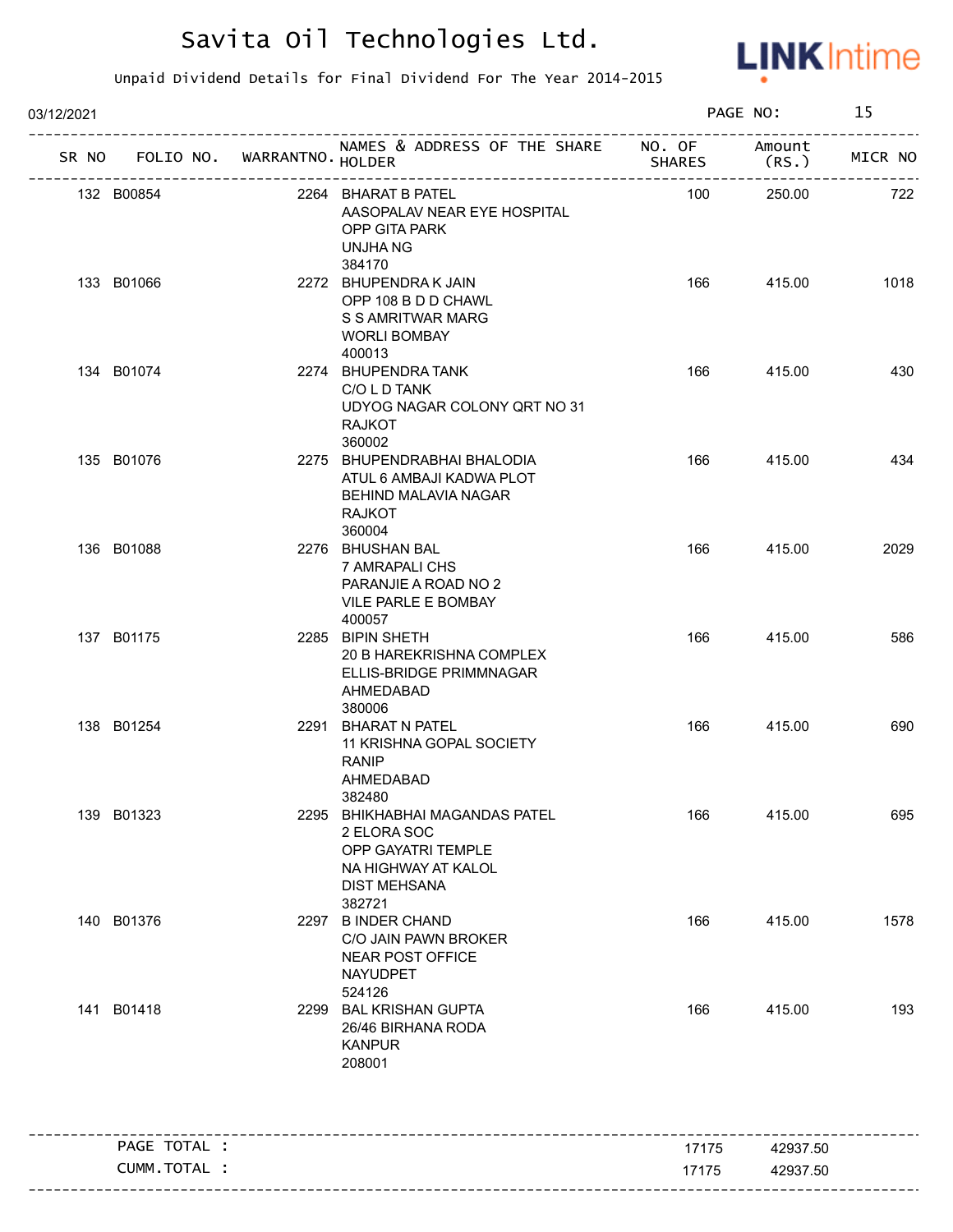# Savita Oil Technologies Ltd.

Unpaid Dividend Details for Final Dividend For The Year 2014-2015

03/12/2021 PAGE NO: 15

| SR NO | FOLIO NO. | WARRANTNO. | NAMES & ADDRESS OF THE SHARE HOLDER | NO. OF SHARES | Amount (RS.) | MICR NO |
|---|---|---|---|---|---|---|
| 132 | B00854 | 2264 | BHARAT B PATEL<br>AASOPALAV NEAR EYE HOSPITAL<br>OPP GITA PARK<br>UNJHA NG<br>384170 | 100 | 250.00 | 722 |
| 133 | B01066 | 2272 | BHUPENDRA K JAIN<br>OPP 108 B D D CHAWL<br>S S AMRITWAR MARG<br>WORLI BOMBAY<br>400013 | 166 | 415.00 | 1018 |
| 134 | B01074 | 2274 | BHUPENDRA TANK<br>C/O L D TANK<br>UDYOG NAGAR COLONY QRT NO 31<br>RAJKOT<br>360002 | 166 | 415.00 | 430 |
| 135 | B01076 | 2275 | BHUPENDRABHAI BHALODIA<br>ATUL 6 AMBAJI KADWA PLOT<br>BEHIND MALAVIA NAGAR<br>RAJKOT<br>360004 | 166 | 415.00 | 434 |
| 136 | B01088 | 2276 | BHUSHAN BAL<br>7 AMRAPALI CHS<br>PARANJIE A ROAD NO 2<br>VILE PARLE E BOMBAY<br>400057 | 166 | 415.00 | 2029 |
| 137 | B01175 | 2285 | BIPIN SHETH<br>20 B HAREKRISHNA COMPLEX<br>ELLIS-BRIDGE PRIMMNAGAR<br>AHMEDABAD<br>380006 | 166 | 415.00 | 586 |
| 138 | B01254 | 2291 | BHARAT N PATEL<br>11 KRISHNA GOPAL SOCIETY<br>RANIP<br>AHMEDABAD<br>382480 | 166 | 415.00 | 690 |
| 139 | B01323 | 2295 | BHIKHABHAI MAGANDAS PATEL<br>2 ELORA SOC<br>OPP GAYATRI TEMPLE<br>NA HIGHWAY AT KALOL<br>DIST MEHSANA<br>382721 | 166 | 415.00 | 695 |
| 140 | B01376 | 2297 | B INDER CHAND<br>C/O JAIN PAWN BROKER<br>NEAR POST OFFICE<br>NAYUDPET<br>524126 | 166 | 415.00 | 1578 |
| 141 | B01418 | 2299 | BAL KRISHAN GUPTA<br>26/46 BIRHANA RODA<br>KANPUR<br>208001 | 166 | 415.00 | 193 |

| | | |
|---|---|---|
| PAGE TOTAL : | 17175 | 42937.50 |
| CUMM.TOTAL : | 17175 | 42937.50 |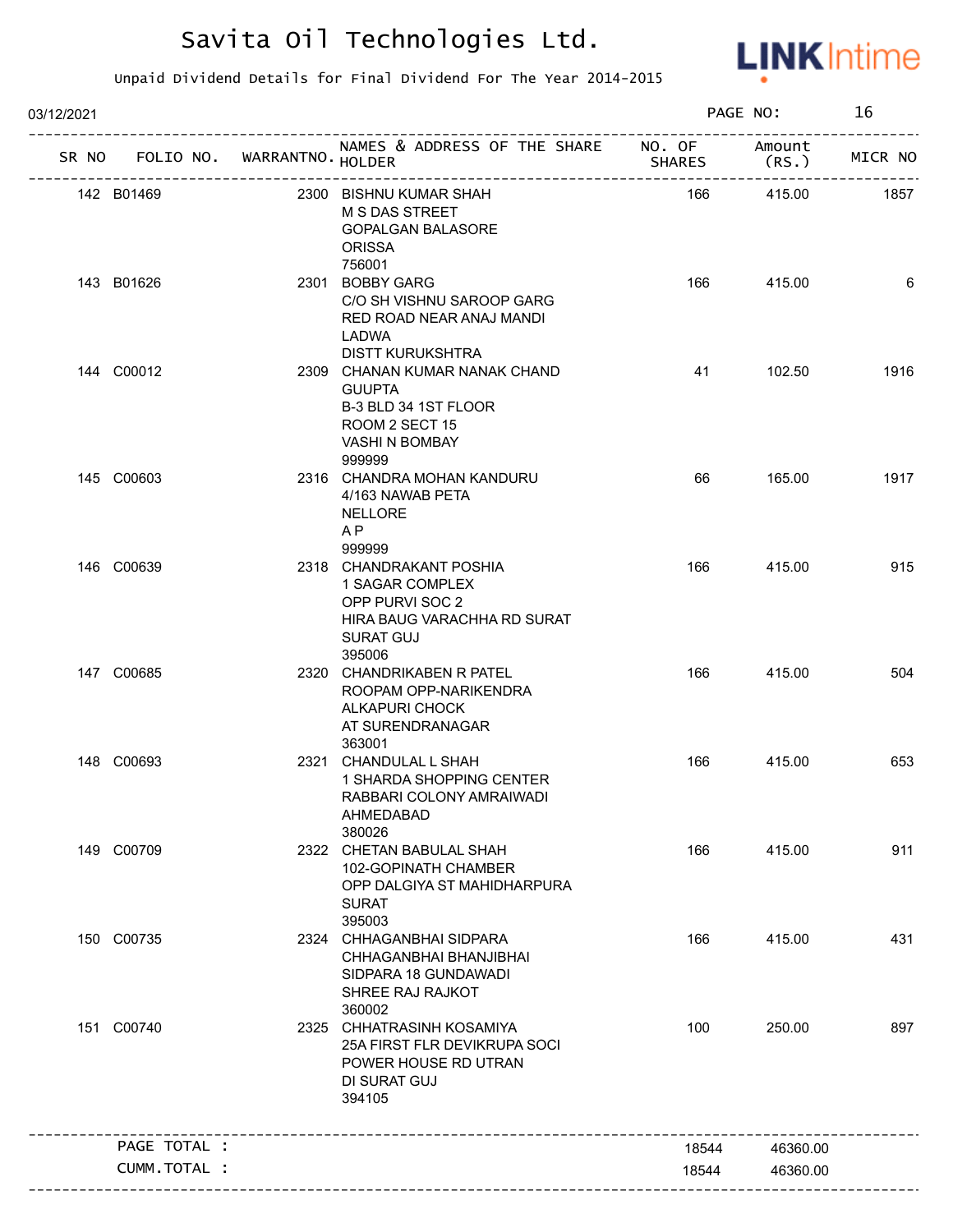# Savita Oil Technologies Ltd.

Unpaid Dividend Details for Final Dividend For The Year 2014-2015

03/12/2021

| SR NO | FOLIO NO. | WARRANTNO. | NAMES & ADDRESS OF THE SHARE HOLDER | NO. OF SHARES | Amount (RS.) | MICR NO |
|---|---|---|---|---|---|---|
| 142 | B01469 | 2300 | BISHNU KUMAR SHAH<br>M S DAS STREET<br>GOPALGAN BALASORE<br>ORISSA<br>756001 | 166 | 415.00 | 1857 |
| 143 | B01626 | 2301 | BOBBY GARG<br>C/O SH VISHNU SAROOP GARG<br>RED ROAD NEAR ANAJ MANDI<br>LADWA<br>DISTT KURUKSHTRA | 166 | 415.00 | 6 |
| 144 | C00012 | 2309 | CHANAN KUMAR NANAK CHAND GUUPTA<br>B-3 BLD 34 1ST FLOOR<br>ROOM 2 SECT 15<br>VASHI N BOMBAY<br>999999 | 41 | 102.50 | 1916 |
| 145 | C00603 | 2316 | CHANDRA MOHAN KANDURU<br>4/163 NAWAB PETA<br>NELLORE<br>A P<br>999999 | 66 | 165.00 | 1917 |
| 146 | C00639 | 2318 | CHANDRAKANT POSHIA<br>1 SAGAR COMPLEX<br>OPP PURVI SOC 2<br>HIRA BAUG VARACHHA RD SURAT<br>SURAT GUJ<br>395006 | 166 | 415.00 | 915 |
| 147 | C00685 | 2320 | CHANDRIKABEN R PATEL<br>ROOPAM OPP-NARIKENDRA<br>ALKAPURI CHOCK<br>AT SURENDRANAGAR<br>363001 | 166 | 415.00 | 504 |
| 148 | C00693 | 2321 | CHANDULAL L SHAH<br>1 SHARDA SHOPPING CENTER<br>RABBARI COLONY AMRAIWADI<br>AHMEDABAD<br>380026 | 166 | 415.00 | 653 |
| 149 | C00709 | 2322 | CHETAN BABULAL SHAH<br>102-GOPINATH CHAMBER<br>OPP DALGIYA ST MAHIDHARPURA<br>SURAT<br>395003 | 166 | 415.00 | 911 |
| 150 | C00735 | 2324 | CHHAGANBHAI SIDPARA<br>CHHAGANBHAI BHANJIBHAI<br>SIDPARA 18 GUNDAWADI<br>SHREE RAJ RAJKOT<br>360002 | 166 | 415.00 | 431 |
| 151 | C00740 | 2325 | CHHATRASINH KOSAMIYA<br>25A FIRST FLR DEVIKRUPA SOCI<br>POWER HOUSE RD UTRAN<br>DI SURAT GUJ<br>394105 | 100 | 250.00 | 897 |
| | PAGE TOTAL : | | | 18544 | 46360.00 | |
| | CUMM.TOTAL : | | | 18544 | 46360.00 | |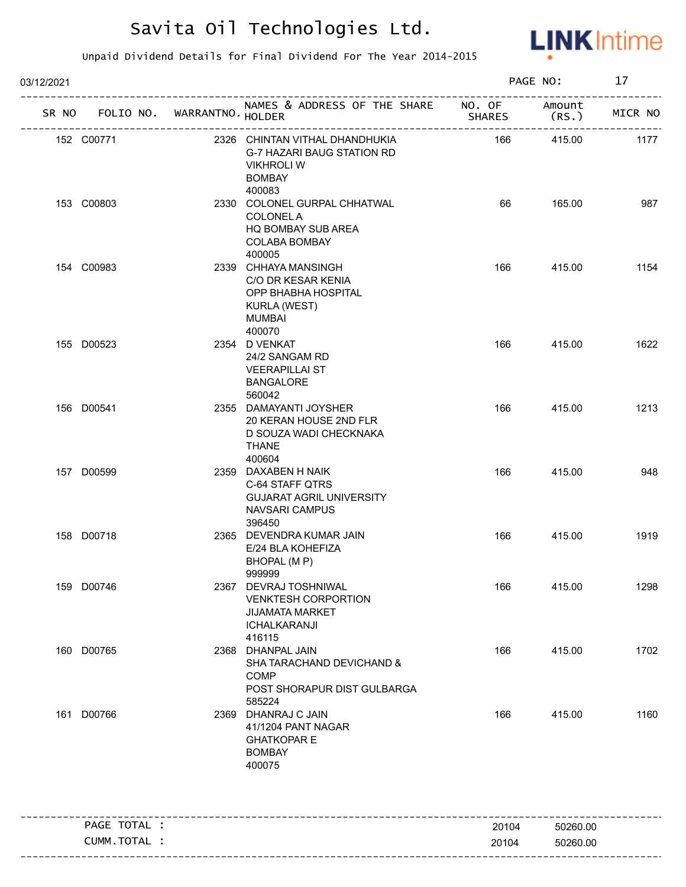# Savita Oil Technologies Ltd.

Unpaid Dividend Details for Final Dividend For The Year 2014-2015

03/12/2021 PAGE NO: 17

| SR NO | FOLIO NO. | WARRANTNO. | NAMES & ADDRESS OF THE SHARE HOLDER | NO. OF SHARES | Amount (RS.) | MICR NO |
|---|---|---|---|---|---|---|
| 152 | C00771 | 2326 | CHINTAN VITHAL DHANDHUKIA<br>G-7 HAZARI BAUG STATION RD<br>VIKHROLI W<br>BOMBAY<br>400083 | 166 | 415.00 | 1177 |
| 153 | C00803 | 2330 | COLONEL GURPAL CHHATWAL<br>COLONEL A<br>HQ BOMBAY SUB AREA<br>COLABA BOMBAY<br>400005 | 66 | 165.00 | 987 |
| 154 | C00983 | 2339 | CHHAYA MANSINGH<br>C/O DR KESAR KENIA<br>OPP BHABHA HOSPITAL<br>KURLA (WEST)<br>MUMBAI<br>400070 | 166 | 415.00 | 1154 |
| 155 | D00523 | 2354 | D VENKAT<br>24/2 SANGAM RD<br>VEERAPILLAI ST<br>BANGALORE<br>560042 | 166 | 415.00 | 1622 |
| 156 | D00541 | 2355 | DAMAYANTI JOYSHER<br>20 KERAN HOUSE 2ND FLR<br>D SOUZA WADI CHECKNAKA<br>THANE<br>400604 | 166 | 415.00 | 1213 |
| 157 | D00599 | 2359 | DAXABEN H NAIK<br>C-64 STAFF QTRS<br>GUJARAT AGRIL UNIVERSITY<br>NAVSARI CAMPUS<br>396450 | 166 | 415.00 | 948 |
| 158 | D00718 | 2365 | DEVENDRA KUMAR JAIN<br>E/24 BLA KOHEFIZA<br>BHOPAL (M P)<br>999999 | 166 | 415.00 | 1919 |
| 159 | D00746 | 2367 | DEVRAJ TOSHNIWAL<br>VENKTESH CORPORTION<br>JIJAMATA MARKET<br>ICHALKARANJI<br>416115 | 166 | 415.00 | 1298 |
| 160 | D00765 | 2368 | DHANPAL JAIN<br>SHA TARACHAND DEVICHAND &<br>COMP<br>POST SHORAPUR DIST GULBARGA<br>585224 | 166 | 415.00 | 1702 |
| 161 | D00766 | 2369 | DHANRAJ C JAIN<br>41/1204 PANT NAGAR<br>GHATKOPAR E<br>BOMBAY<br>400075 | 166 | 415.00 | 1160 |

| | | |
|---|---|---|
| PAGE TOTAL : | 20104 | 50260.00 |
| CUMM.TOTAL : | 20104 | 50260.00 |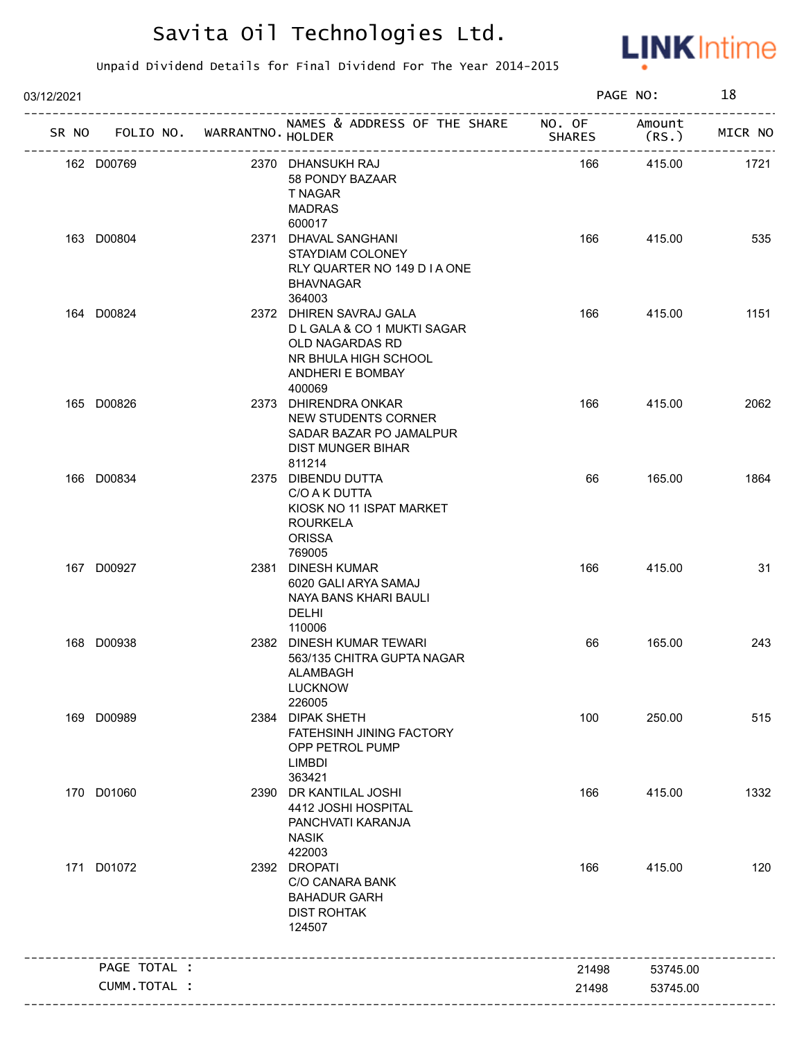# Savita Oil Technologies Ltd.

Unpaid Dividend Details for Final Dividend For The Year 2014-2015

03/12/2021 PAGE NO: 18

| SR NO | FOLIO NO. | WARRANTNO. | NAMES & ADDRESS OF THE SHARE HOLDER | NO. OF SHARES | Amount (RS.) | MICR NO |
|---|---|---|---|---|---|---|
| 162 | D00769 | 2370 | DHANSUKH RAJ<br>58 PONDY BAZAAR<br>T NAGAR<br>MADRAS<br>600017 | 166 | 415.00 | 1721 |
| 163 | D00804 | 2371 | DHAVAL SANGHANI<br>STAYDIAM COLONEY<br>RLY QUARTER NO 149 D I A ONE<br>BHAVNAGAR<br>364003 | 166 | 415.00 | 535 |
| 164 | D00824 | 2372 | DHIREN SAVRAJ GALA<br>D L GALA & CO 1 MUKTI SAGAR<br>OLD NAGARDAS RD<br>NR BHULA HIGH SCHOOL<br>ANDHERI E BOMBAY<br>400069 | 166 | 415.00 | 1151 |
| 165 | D00826 | 2373 | DHIRENDRA ONKAR<br>NEW STUDENTS CORNER<br>SADAR BAZAR PO JAMALPUR<br>DIST MUNGER BIHAR<br>811214 | 166 | 415.00 | 2062 |
| 166 | D00834 | 2375 | DIBENDU DUTTA<br>C/O A K DUTTA<br>KIOSK NO 11 ISPAT MARKET<br>ROURKELA<br>ORISSA<br>769005 | 66 | 165.00 | 1864 |
| 167 | D00927 | 2381 | DINESH KUMAR<br>6020 GALI ARYA SAMAJ<br>NAYA BANS KHARI BAULI<br>DELHI<br>110006 | 166 | 415.00 | 31 |
| 168 | D00938 | 2382 | DINESH KUMAR TEWARI<br>563/135 CHITRA GUPTA NAGAR<br>ALAMBAGH<br>LUCKNOW<br>226005 | 66 | 165.00 | 243 |
| 169 | D00989 | 2384 | DIPAK SHETH<br>FATEHSINH JINING FACTORY<br>OPP PETROL PUMP<br>LIMBDI<br>363421 | 100 | 250.00 | 515 |
| 170 | D01060 | 2390 | DR KANTILAL JOSHI<br>4412 JOSHI HOSPITAL<br>PANCHVATI KARANJA<br>NASIK<br>422003 | 166 | 415.00 | 1332 |
| 171 | D01072 | 2392 | DROPATI<br>C/O CANARA BANK<br>BAHADUR GARH<br>DIST ROHTAK<br>124507 | 166 | 415.00 | 120 |

| | | |
|---|---|---|
| PAGE TOTAL : | 21498 | 53745.00 |
| CUMM.TOTAL : | 21498 | 53745.00 |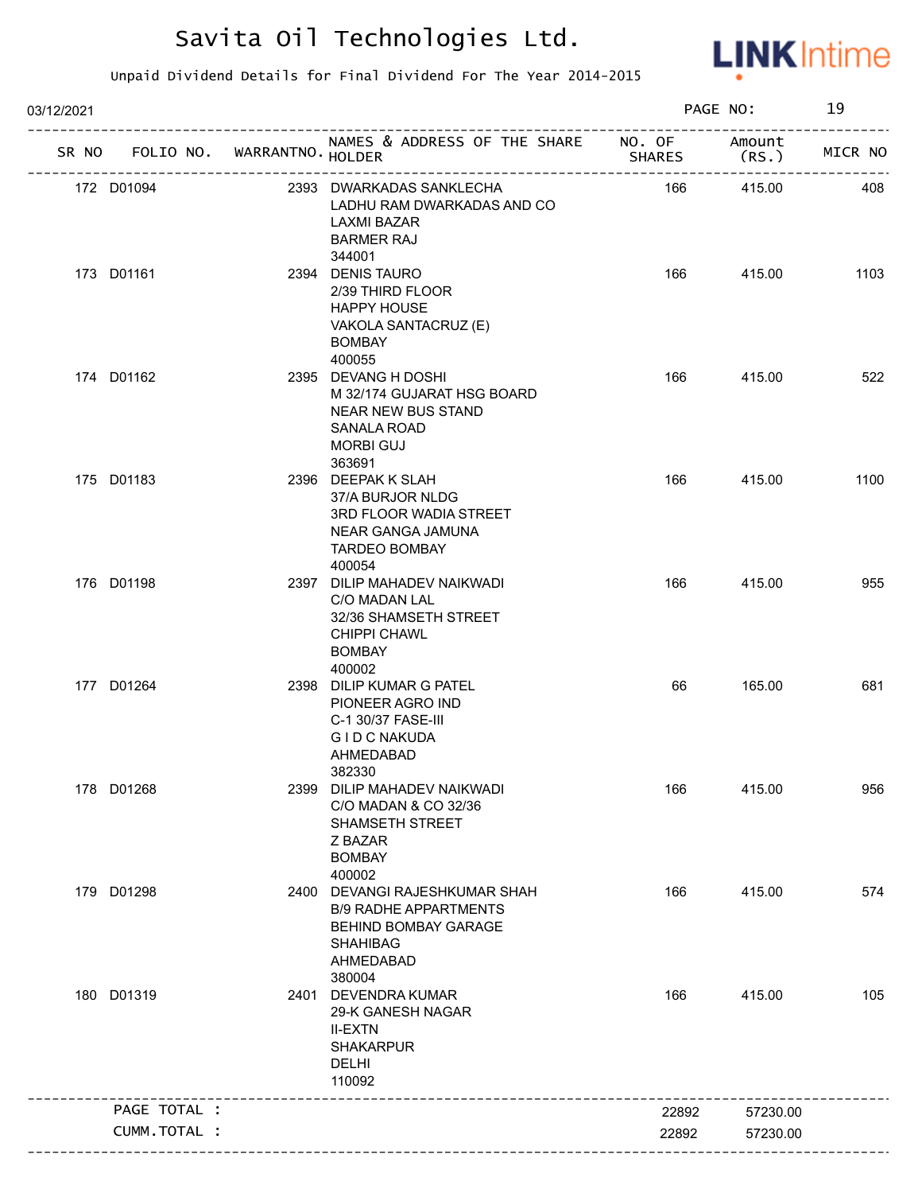# Savita Oil Technologies Ltd.

Unpaid Dividend Details for Final Dividend For The Year 2014-2015

03/12/2021 PAGE NO: 19

| SR NO | FOLIO NO. | WARRANTNO. | NAMES & ADDRESS OF THE SHARE HOLDER | NO. OF SHARES | Amount (RS.) | MICR NO |
|---|---|---|---|---|---|---|
| 172 | D01094 | 2393 | DWARKADAS SANKLECHA<br>LADHU RAM DWARKADAS AND CO<br>LAXMI BAZAR<br>BARMER RAJ<br>344001 | 166 | 415.00 | 408 |
| 173 | D01161 | 2394 | DENIS TAURO<br>2/39 THIRD FLOOR<br>HAPPY HOUSE<br>VAKOLA SANTACRUZ (E)<br>BOMBAY<br>400055 | 166 | 415.00 | 1103 |
| 174 | D01162 | 2395 | DEVANG H DOSHI<br>M 32/174 GUJARAT HSG BOARD<br>NEAR NEW BUS STAND<br>SANALA ROAD<br>MORBI GUJ<br>363691 | 166 | 415.00 | 522 |
| 175 | D01183 | 2396 | DEEPAK K SLAH<br>37/A BURJOR NLDG<br>3RD FLOOR WADIA STREET<br>NEAR GANGA JAMUNA<br>TARDEO BOMBAY<br>400054 | 166 | 415.00 | 1100 |
| 176 | D01198 | 2397 | DILIP MAHADEV NAIKWADI<br>C/O MADAN LAL<br>32/36 SHAMSETH STREET<br>CHIPPI CHAWL<br>BOMBAY<br>400002 | 166 | 415.00 | 955 |
| 177 | D01264 | 2398 | DILIP KUMAR G PATEL<br>PIONEER AGRO IND<br>C-1 30/37 FASE-III<br>G I D C NAKUDA<br>AHMEDABAD<br>382330 | 66 | 165.00 | 681 |
| 178 | D01268 | 2399 | DILIP MAHADEV NAIKWADI<br>C/O MADAN & CO 32/36<br>SHAMSETH STREET<br>Z BAZAR<br>BOMBAY<br>400002 | 166 | 415.00 | 956 |
| 179 | D01298 | 2400 | DEVANGI RAJESHKUMAR SHAH<br>B/9 RADHE APPARTMENTS<br>BEHIND BOMBAY GARAGE<br>SHAHIBAG<br>AHMEDABAD<br>380004 | 166 | 415.00 | 574 |
| 180 | D01319 | 2401 | DEVENDRA KUMAR<br>29-K GANESH NAGAR<br>II-EXTN<br>SHAKARPUR<br>DELHI<br>110092 | 166 | 415.00 | 105 |
| | PAGE TOTAL : | | | 22892 | 57230.00 | |
| | CUMM.TOTAL : | | | 22892 | 57230.00 | |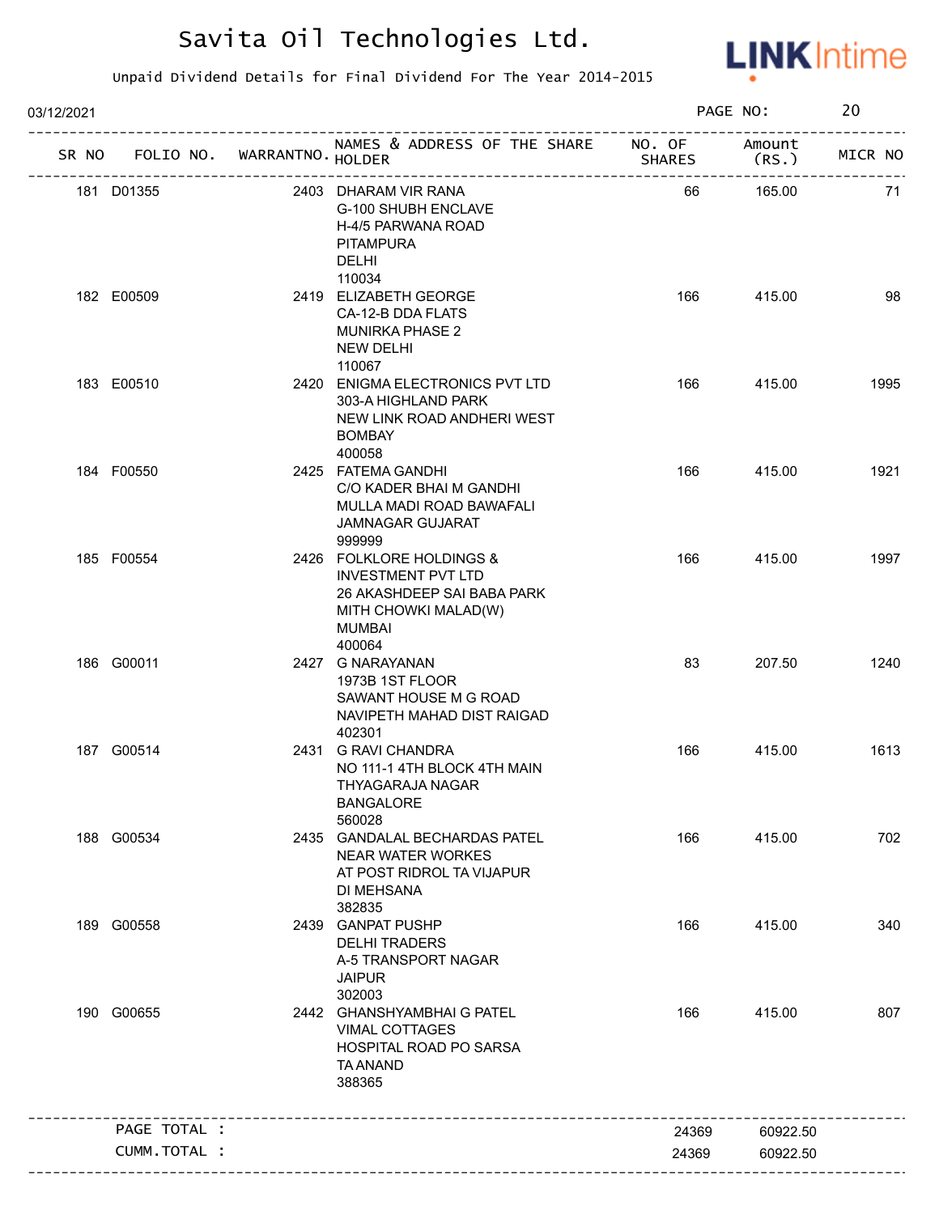# Savita Oil Technologies Ltd.

Unpaid Dividend Details for Final Dividend For The Year 2014-2015

03/12/2021

| SR NO | FOLIO NO. | WARRANTNO. | NAMES & ADDRESS OF THE SHARE HOLDER | NO. OF SHARES | Amount (RS.) | MICR NO |
|---|---|---|---|---|---|---|
| 181 | D01355 | 2403 | DHARAM VIR RANA<br>G-100 SHUBH ENCLAVE<br>H-4/5 PARWANA ROAD<br>PITAMPURA<br>DELHI<br>110034 | 66 | 165.00 | 71 |
| 182 | E00509 | 2419 | ELIZABETH GEORGE<br>CA-12-B DDA FLATS<br>MUNIRKA PHASE 2<br>NEW DELHI<br>110067 | 166 | 415.00 | 98 |
| 183 | E00510 | 2420 | ENIGMA ELECTRONICS PVT LTD<br>303-A HIGHLAND PARK<br>NEW LINK ROAD ANDHERI WEST<br>BOMBAY<br>400058 | 166 | 415.00 | 1995 |
| 184 | F00550 | 2425 | FATEMA GANDHI<br>C/O KADER BHAI M GANDHI<br>MULLA MADI ROAD BAWAFALI<br>JAMNAGAR GUJARAT<br>999999 | 166 | 415.00 | 1921 |
| 185 | F00554 | 2426 | FOLKLORE HOLDINGS &<br>INVESTMENT PVT LTD<br>26 AKASHDEEP SAI BABA PARK<br>MITH CHOWKI MALAD(W)<br>MUMBAI<br>400064 | 166 | 415.00 | 1997 |
| 186 | G00011 | 2427 | G NARAYANAN<br>1973B 1ST FLOOR<br>SAWANT HOUSE M G ROAD<br>NAVIPETH MAHAD DIST RAIGAD<br>402301 | 83 | 207.50 | 1240 |
| 187 | G00514 | 2431 | G RAVI CHANDRA<br>NO 111-1 4TH BLOCK 4TH MAIN<br>THYAGARAJA NAGAR<br>BANGALORE<br>560028 | 166 | 415.00 | 1613 |
| 188 | G00534 | 2435 | GANDALAL BECHARDAS PATEL<br>NEAR WATER WORKES<br>AT POST RIDROL TA VIJAPUR<br>DI MEHSANA<br>382835 | 166 | 415.00 | 702 |
| 189 | G00558 | 2439 | GANPAT PUSHP<br>DELHI TRADERS<br>A-5 TRANSPORT NAGAR<br>JAIPUR<br>302003 | 166 | 415.00 | 340 |
| 190 | G00655 | 2442 | GHANSHYAMBHAI G PATEL<br>VIMAL COTTAGES<br>HOSPITAL ROAD PO SARSA<br>TA ANAND<br>388365 | 166 | 415.00 | 807 |

| | | |
|---|---|---|
| PAGE TOTAL : | 24369 | 60922.50 |
| CUMM.TOTAL : | 24369 | 60922.50 |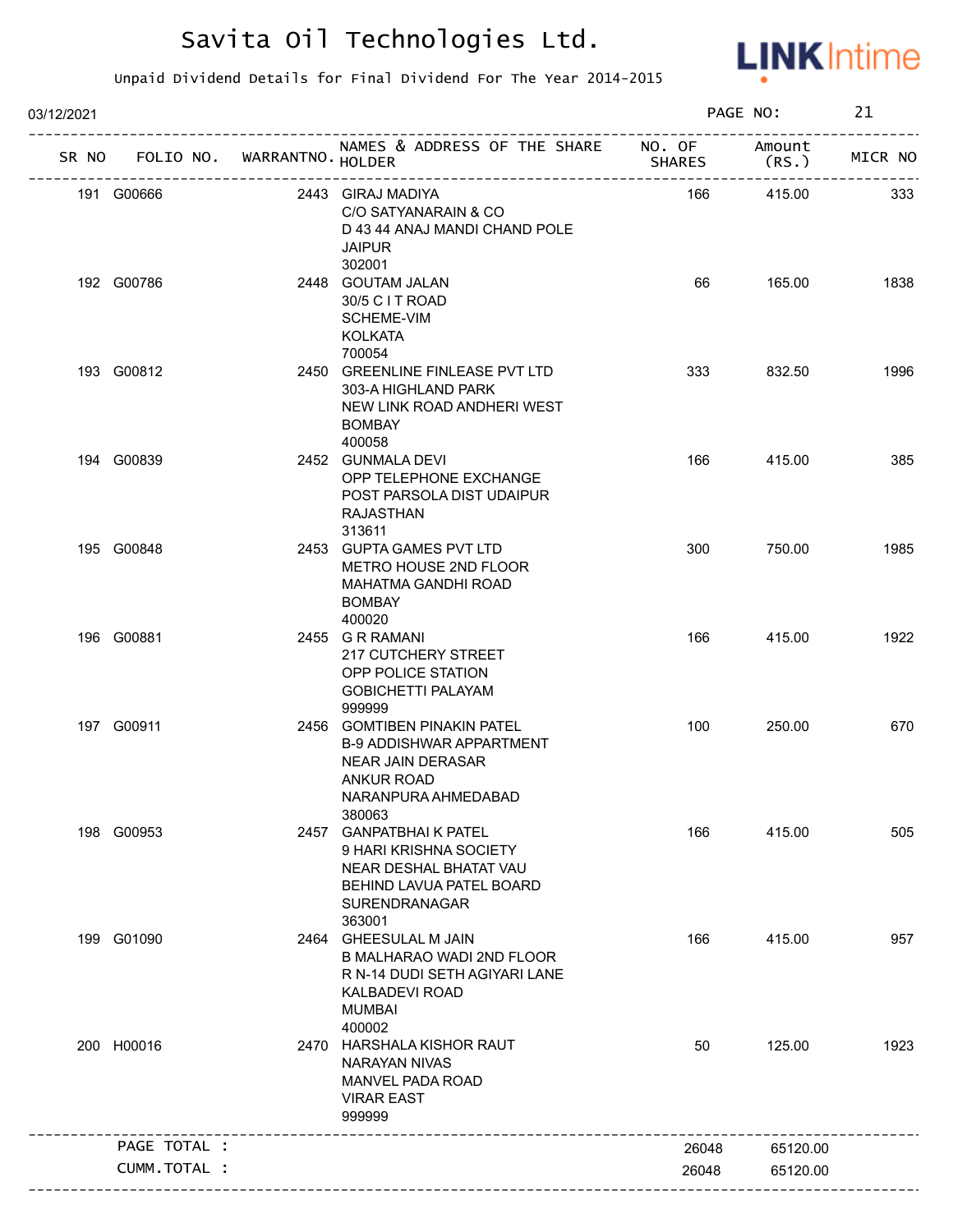# Savita Oil Technologies Ltd.

Unpaid Dividend Details for Final Dividend For The Year 2014-2015

03/12/2021 PAGE NO: 21

| SR NO | FOLIO NO. | WARRANTNO. | NAMES & ADDRESS OF THE SHARE HOLDER | NO. OF SHARES | Amount (RS.) | MICR NO |
|---|---|---|---|---|---|---|
| 191 | G00666 | 2443 | GIRAJ MADIYA<br>C/O SATYANARAIN & CO<br>D 43 44 ANAJ MANDI CHAND POLE<br>JAIPUR<br>302001 | 166 | 415.00 | 333 |
| 192 | G00786 | 2448 | GOUTAM JALAN<br>30/5 C I T ROAD<br>SCHEME-VIM<br>KOLKATA<br>700054 | 66 | 165.00 | 1838 |
| 193 | G00812 | 2450 | GREENLINE FINLEASE PVT LTD<br>303-A HIGHLAND PARK<br>NEW LINK ROAD ANDHERI WEST<br>BOMBAY<br>400058 | 333 | 832.50 | 1996 |
| 194 | G00839 | 2452 | GUNMALA DEVI<br>OPP TELEPHONE EXCHANGE<br>POST PARSOLA DIST UDAIPUR<br>RAJASTHAN<br>313611 | 166 | 415.00 | 385 |
| 195 | G00848 | 2453 | GUPTA GAMES PVT LTD<br>METRO HOUSE 2ND FLOOR<br>MAHATMA GANDHI ROAD<br>BOMBAY<br>400020 | 300 | 750.00 | 1985 |
| 196 | G00881 | 2455 | G R RAMANI<br>217 CUTCHERY STREET<br>OPP POLICE STATION<br>GOBICHETTI PALAYAM<br>999999 | 166 | 415.00 | 1922 |
| 197 | G00911 | 2456 | GOMTIBEN PINAKIN PATEL<br>B-9 ADDISHWAR APPARTMENT<br>NEAR JAIN DERASAR<br>ANKUR ROAD<br>NARANPURA AHMEDABAD<br>380063 | 100 | 250.00 | 670 |
| 198 | G00953 | 2457 | GANPATBHAI K PATEL<br>9 HARI KRISHNA SOCIETY<br>NEAR DESHAL BHATAT VAU<br>BEHIND LAVUA PATEL BOARD<br>SURENDRANAGAR<br>363001 | 166 | 415.00 | 505 |
| 199 | G01090 | 2464 | GHEESULAL M JAIN<br>B MALHARAO WADI 2ND FLOOR<br>R N-14 DUDI SETH AGIYARI LANE<br>KALBADEVI ROAD<br>MUMBAI<br>400002 | 166 | 415.00 | 957 |
| 200 | H00016 | 2470 | HARSHALA KISHOR RAUT<br>NARAYAN NIVAS<br>MANVEL PADA ROAD<br>VIRAR EAST<br>999999 | 50 | 125.00 | 1923 |
| | PAGE TOTAL : | | | 26048 | 65120.00 | |
| | CUMM.TOTAL : | | | 26048 | 65120.00 | |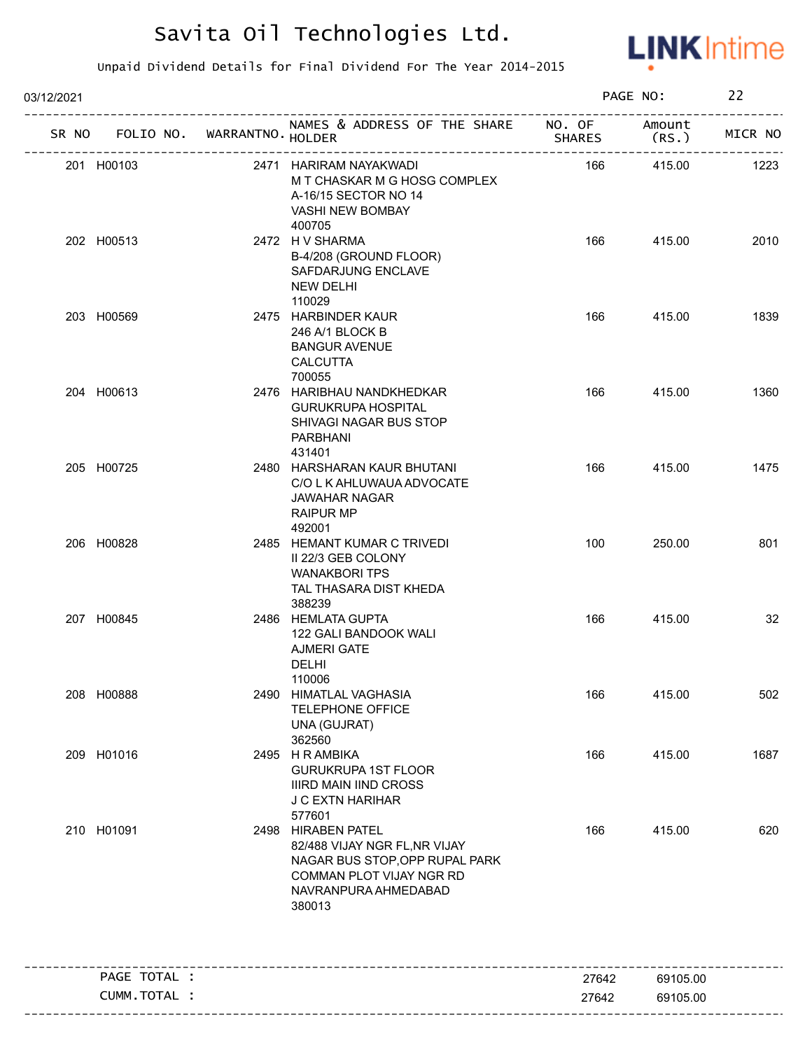# Savita Oil Technologies Ltd.

Unpaid Dividend Details for Final Dividend For The Year 2014-2015

03/12/2021

| SR NO | FOLIO NO. | WARRANTNO. | NAMES & ADDRESS OF THE SHARE HOLDER | NO. OF SHARES | Amount (RS.) | MICR NO |
|---|---|---|---|---|---|---|
| 201 | H00103 | 2471 | HARIRAM NAYAKWADI<br>M T CHASKAR M G HOSG COMPLEX<br>A-16/15 SECTOR NO 14<br>VASHI NEW BOMBAY<br>400705 | 166 | 415.00 | 1223 |
| 202 | H00513 | 2472 | H V SHARMA<br>B-4/208 (GROUND FLOOR)<br>SAFDARJUNG ENCLAVE<br>NEW DELHI<br>110029 | 166 | 415.00 | 2010 |
| 203 | H00569 | 2475 | HARBINDER KAUR<br>246 A/1 BLOCK B<br>BANGUR AVENUE<br>CALCUTTA<br>700055 | 166 | 415.00 | 1839 |
| 204 | H00613 | 2476 | HARIBHAU NANDKHEDKAR<br>GURUKRUPA HOSPITAL<br>SHIVAGI NAGAR BUS STOP<br>PARBHANI<br>431401 | 166 | 415.00 | 1360 |
| 205 | H00725 | 2480 | HARSHARAN KAUR BHUTANI<br>C/O L K AHLUWAUA ADVOCATE<br>JAWAHAR NAGAR<br>RAIPUR MP<br>492001 | 166 | 415.00 | 1475 |
| 206 | H00828 | 2485 | HEMANT KUMAR C TRIVEDI<br>II 22/3 GEB COLONY<br>WANAKBORI TPS<br>TAL THASARA DIST KHEDA<br>388239 | 100 | 250.00 | 801 |
| 207 | H00845 | 2486 | HEMLATA GUPTA<br>122 GALI BANDOOK WALI<br>AJMERI GATE<br>DELHI<br>110006 | 166 | 415.00 | 32 |
| 208 | H00888 | 2490 | HIMATLAL VAGHASIA<br>TELEPHONE OFFICE<br>UNA (GUJRAT)<br>362560 | 166 | 415.00 | 502 |
| 209 | H01016 | 2495 | H R AMBIKA<br>GURUKRUPA 1ST FLOOR<br>IIIRD MAIN IIND CROSS<br>J C EXTN HARIHAR<br>577601 | 166 | 415.00 | 1687 |
| 210 | H01091 | 2498 | HIRABEN PATEL<br>82/488 VIJAY NGR FL,NR VIJAY<br>NAGAR BUS STOP,OPP RUPAL PARK<br>COMMAN PLOT VIJAY NGR RD<br>NAVRANPURA AHMEDABAD<br>380013 | 166 | 415.00 | 620 |
| | PAGE TOTAL : | | | 27642 | 69105.00 | |
| | CUMM.TOTAL : | | | 27642 | 69105.00 | |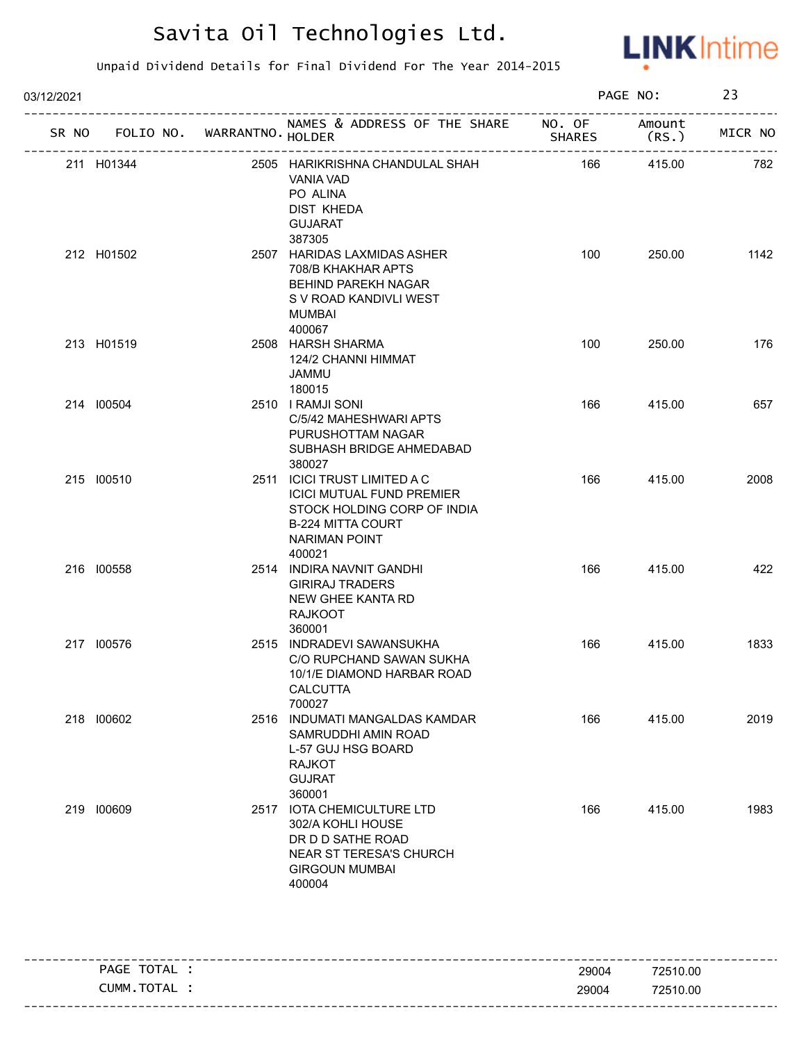# Savita Oil Technologies Ltd.

Unpaid Dividend Details for Final Dividend For The Year 2014-2015

03/12/2021

| SR NO | FOLIO NO. | WARRANTNO. | NAMES & ADDRESS OF THE SHARE HOLDER | NO. OF SHARES | Amount (RS.) | MICR NO |
|---|---|---|---|---|---|---|
| 211 | H01344 | 2505 | HARIKRISHNA CHANDULAL SHAH VANIA VAD PO ALINA DIST KHEDA GUJARAT 387305 | 166 | 415.00 | 782 |
| 212 | H01502 | 2507 | HARIDAS LAXMIDAS ASHER 708/B KHAKHAR APTS BEHIND PAREKH NAGAR S V ROAD KANDIVLI WEST MUMBAI 400067 | 100 | 250.00 | 1142 |
| 213 | H01519 | 2508 | HARSH SHARMA 124/2 CHANNI HIMMAT JAMMU 180015 | 100 | 250.00 | 176 |
| 214 | I00504 | 2510 | I RAMJI SONI C/5/42 MAHESHWARI APTS PURUSHOTTAM NAGAR SUBHASH BRIDGE AHMEDABAD 380027 | 166 | 415.00 | 657 |
| 215 | I00510 | 2511 | ICICI TRUST LIMITED A C ICICI MUTUAL FUND PREMIER STOCK HOLDING CORP OF INDIA B-224 MITTA COURT NARIMAN POINT 400021 | 166 | 415.00 | 2008 |
| 216 | I00558 | 2514 | INDIRA NAVNIT GANDHI GIRIRAJ TRADERS NEW GHEE KANTA RD RAJKOOT 360001 | 166 | 415.00 | 422 |
| 217 | I00576 | 2515 | INDRADEVI SAWANSUKHA C/O RUPCHAND SAWAN SUKHA 10/1/E DIAMOND HARBAR ROAD CALCUTTA 700027 | 166 | 415.00 | 1833 |
| 218 | I00602 | 2516 | INDUMATI MANGALDAS KAMDAR SAMRUDDHI AMIN ROAD L-57 GUJ HSG BOARD RAJKOT GUJRAT 360001 | 166 | 415.00 | 2019 |
| 219 | I00609 | 2517 | IOTA CHEMICULTURE LTD 302/A KOHLI HOUSE DR D D SATHE ROAD NEAR ST TERESA'S CHURCH GIRGOUN MUMBAI 400004 | 166 | 415.00 | 1983 |

| | NO. OF SHARES | Amount (RS.) |
|---|---|---|
| PAGE TOTAL : | 29004 | 72510.00 |
| CUMM.TOTAL : | 29004 | 72510.00 |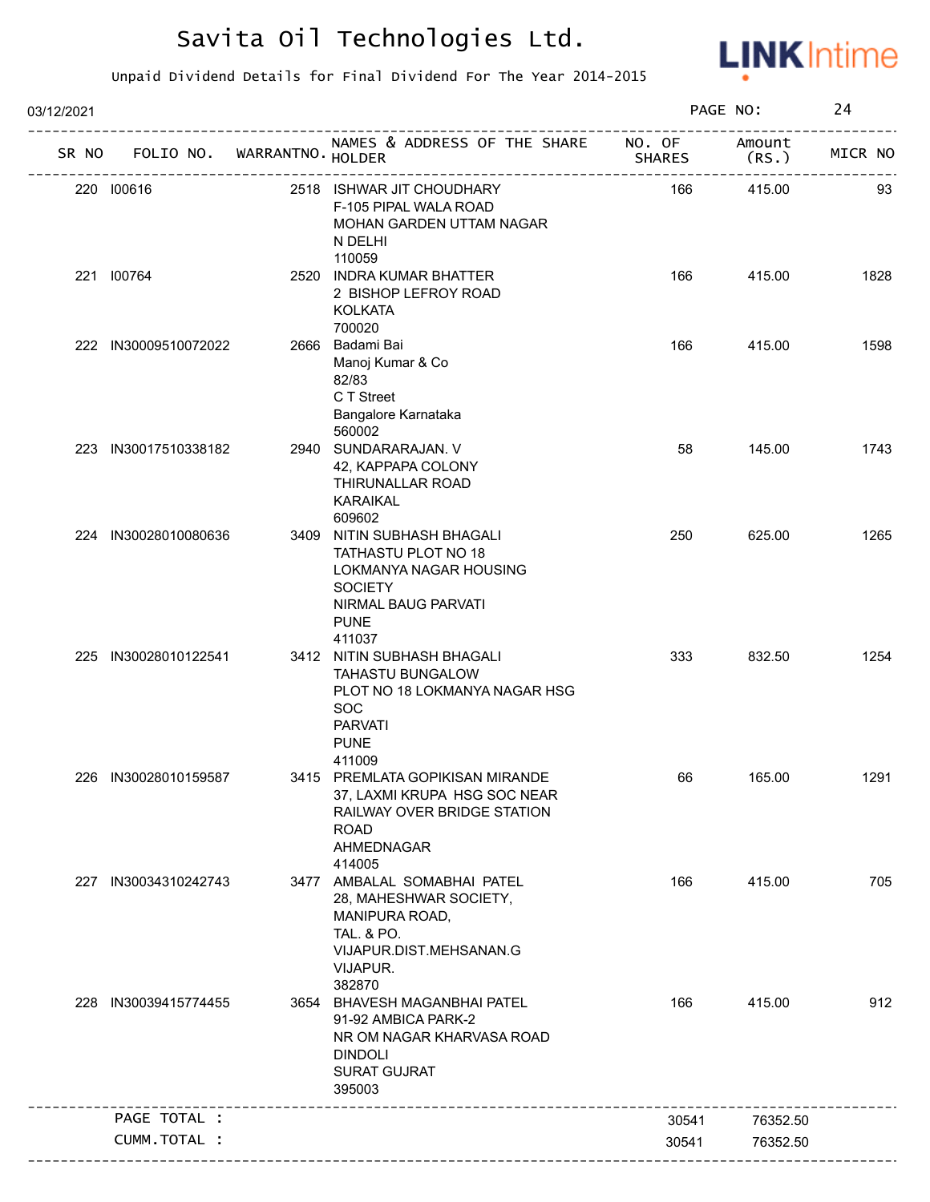# Savita Oil Technologies Ltd.

Unpaid Dividend Details for Final Dividend For The Year 2014-2015

03/12/2021

| SR NO | FOLIO NO. | WARRANTNO. | NAMES & ADDRESS OF THE SHARE HOLDER | NO. OF SHARES | Amount (RS.) | MICR NO |
|---|---|---|---|---|---|---|
| 220 | I00616 | 2518 | ISHWAR JIT CHOUDHARY<br>F-105 PIPAL WALA ROAD<br>MOHAN GARDEN UTTAM NAGAR<br>N DELHI<br>110059 | 166 | 415.00 | 93 |
| 221 | I00764 | 2520 | INDRA KUMAR BHATTER<br>2 BISHOP LEFROY ROAD<br>KOLKATA<br>700020 | 166 | 415.00 | 1828 |
| 222 | IN30009510072022 | 2666 | Badami Bai<br>Manoj Kumar & Co<br>82/83<br>C T Street<br>Bangalore Karnataka<br>560002 | 166 | 415.00 | 1598 |
| 223 | IN30017510338182 | 2940 | SUNDARARAJAN. V<br>42, KAPPAPA COLONY<br>THIRUNALLAR ROAD<br>KARAIKAL<br>609602 | 58 | 145.00 | 1743 |
| 224 | IN30028010080636 | 3409 | NITIN SUBHASH BHAGALI<br>TATHASTU PLOT NO 18<br>LOKMANYA NAGAR HOUSING<br>SOCIETY<br>NIRMAL BAUG PARVATI<br>PUNE<br>411037 | 250 | 625.00 | 1265 |
| 225 | IN30028010122541 | 3412 | NITIN SUBHASH BHAGALI<br>TAHASTU BUNGALOW<br>PLOT NO 18 LOKMANYA NAGAR HSG<br>SOC<br>PARVATI<br>PUNE<br>411009 | 333 | 832.50 | 1254 |
| 226 | IN30028010159587 | 3415 | PREMLATA GOPIKISAN MIRANDE<br>37, LAXMI KRUPA HSG SOC NEAR<br>RAILWAY OVER BRIDGE STATION<br>ROAD<br>AHMEDNAGAR<br>414005 | 66 | 165.00 | 1291 |
| 227 | IN30034310242743 | 3477 | AMBALAL SOMABHAI PATEL<br>28, MAHESHWAR SOCIETY,<br>MANIPURA ROAD,<br>TAL. & PO.<br>VIJAPUR.DIST.MEHSANAN.G<br>VIJAPUR.<br>382870 | 166 | 415.00 | 705 |
| 228 | IN30039415774455 | 3654 | BHAVESH MAGANBHAI PATEL<br>91-92 AMBICA PARK-2<br>NR OM NAGAR KHARVASA ROAD<br>DINDOLI<br>SURAT GUJRAT<br>395003 | 166 | 415.00 | 912 |
| | PAGE TOTAL : | | | 30541 | 76352.50 | |
| | CUMM.TOTAL : | | | 30541 | 76352.50 | |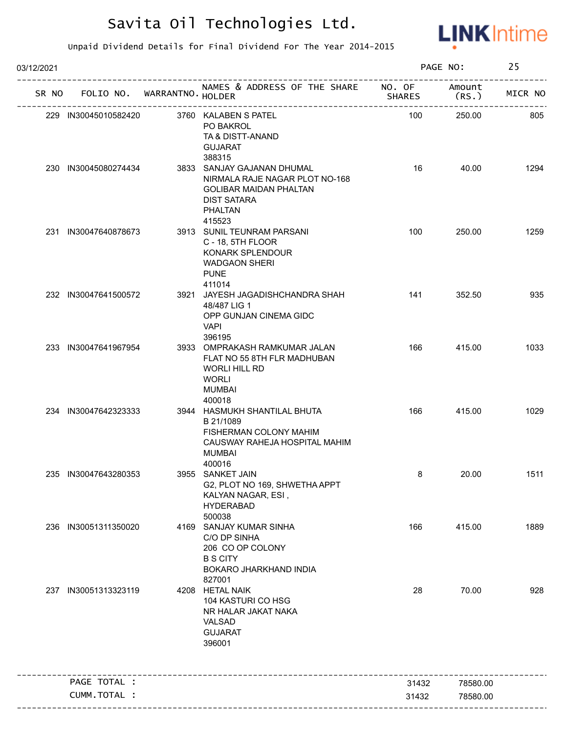# Savita Oil Technologies Ltd.

Unpaid Dividend Details for Final Dividend For The Year 2014-2015

03/12/2021 PAGE NO: 25

| SR NO | FOLIO NO. | WARRANTNO. | NAMES & ADDRESS OF THE SHARE HOLDER | NO. OF SHARES | Amount (RS.) | MICR NO |
|---|---|---|---|---|---|---|
| 229 | IN30045010582420 | 3760 | KALABEN S PATEL<br>PO BAKROL<br>TA & DISTT-ANAND<br>GUJARAT<br>388315 | 100 | 250.00 | 805 |
| 230 | IN30045080274434 | 3833 | SANJAY GAJANAN DHUMAL<br>NIRMALA RAJE NAGAR PLOT NO-168<br>GOLIBAR MAIDAN PHALTAN<br>DIST SATARA<br>PHALTAN<br>415523 | 16 | 40.00 | 1294 |
| 231 | IN30047640878673 | 3913 | SUNIL TEUNRAM PARSANI<br>C - 18, 5TH FLOOR<br>KONARK SPLENDOUR<br>WADGAON SHERI<br>PUNE<br>411014 | 100 | 250.00 | 1259 |
| 232 | IN30047641500572 | 3921 | JAYESH JAGADISHCHANDRA SHAH<br>48/487 LIG 1<br>OPP GUNJAN CINEMA GIDC<br>VAPI<br>396195 | 141 | 352.50 | 935 |
| 233 | IN30047641967954 | 3933 | OMPRAKASH RAMKUMAR JALAN<br>FLAT NO 55 8TH FLR MADHUBAN<br>WORLI HILL RD<br>WORLI<br>MUMBAI<br>400018 | 166 | 415.00 | 1033 |
| 234 | IN30047642323333 | 3944 | HASMUKH SHANTILAL BHUTA<br>B 21/1089<br>FISHERMAN COLONY MAHIM<br>CAUSWAY RAHEJA HOSPITAL MAHIM<br>MUMBAI<br>400016 | 166 | 415.00 | 1029 |
| 235 | IN30047643280353 | 3955 | SANKET JAIN<br>G2, PLOT NO 169, SHWETHA APPT<br>KALYAN NAGAR, ESI ,<br>HYDERABAD<br>500038 | 8 | 20.00 | 1511 |
| 236 | IN30051311350020 | 4169 | SANJAY KUMAR SINHA<br>C/O DP SINHA<br>206 CO OP COLONY<br>B S CITY<br>BOKARO JHARKHAND INDIA<br>827001 | 166 | 415.00 | 1889 |
| 237 | IN30051313323119 | 4208 | HETAL NAIK<br>104 KASTURI CO HSG<br>NR HALAR JAKAT NAKA<br>VALSAD<br>GUJARAT<br>396001 | 28 | 70.00 | 928 |
| | PAGE TOTAL : | | | 31432 | 78580.00 | |
| | CUMM.TOTAL : | | | 31432 | 78580.00 | |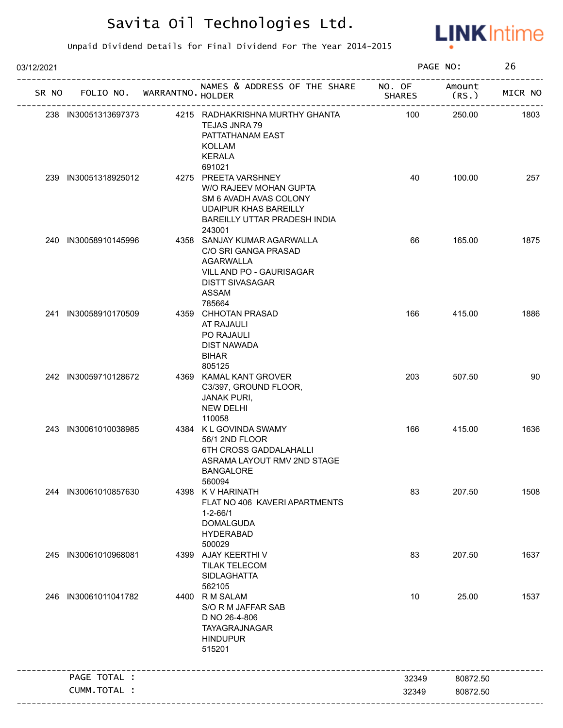# Savita Oil Technologies Ltd.

Unpaid Dividend Details for Final Dividend For The Year 2014-2015

03/12/2021 PAGE NO: 26

| SR NO | FOLIO NO. | WARRANTNO. | NAMES & ADDRESS OF THE SHARE HOLDER | NO. OF SHARES | Amount (RS.) | MICR NO |
|---|---|---|---|---|---|---|
| 238 | IN30051313697373 | 4215 | RADHAKRISHNA MURTHY GHANTA<br>TEJAS JNRA 79<br>PATTATHANAM EAST<br>KOLLAM<br>KERALA<br>691021 | 100 | 250.00 | 1803 |
| 239 | IN30051318925012 | 4275 | PREETA VARSHNEY<br>W/O RAJEEV MOHAN GUPTA<br>SM 6 AVADH AVAS COLONY<br>UDAIPUR KHAS BAREILLY<br>BAREILLY UTTAR PRADESH INDIA<br>243001 | 40 | 100.00 | 257 |
| 240 | IN30058910145996 | 4358 | SANJAY KUMAR AGARWALLA<br>C/O SRI GANGA PRASAD<br>AGARWALLA<br>VILL AND PO - GAURISAGAR<br>DISTT SIVASAGAR<br>ASSAM<br>785664 | 66 | 165.00 | 1875 |
| 241 | IN30058910170509 | 4359 | CHHOTAN PRASAD<br>AT RAJAULI<br>PO RAJAULI<br>DIST NAWADA<br>BIHAR<br>805125 | 166 | 415.00 | 1886 |
| 242 | IN30059710128672 | 4369 | KAMAL KANT GROVER<br>C3/397, GROUND FLOOR,<br>JANAK PURI,<br>NEW DELHI<br>110058 | 203 | 507.50 | 90 |
| 243 | IN30061010038985 | 4384 | K L GOVINDA SWAMY<br>56/1 2ND FLOOR<br>6TH CROSS GADDALAHALLI<br>ASRAMA LAYOUT RMV 2ND STAGE<br>BANGALORE<br>560094 | 166 | 415.00 | 1636 |
| 244 | IN30061010857630 | 4398 | K V HARINATH<br>FLAT NO 406 KAVERI APARTMENTS<br>1-2-66/1<br>DOMALGUDA<br>HYDERABAD<br>500029 | 83 | 207.50 | 1508 |
| 245 | IN30061010968081 | 4399 | AJAY KEERTHI V<br>TILAK TELECOM<br>SIDLAGHATTA<br>562105 | 83 | 207.50 | 1637 |
| 246 | IN30061011041782 | 4400 | R M SALAM<br>S/O R M JAFFAR SAB<br>D NO 26-4-806<br>TAYAGRAJNAGAR<br>HINDUPUR<br>515201 | 10 | 25.00 | 1537 |
| | PAGE TOTAL : | | | 32349 | 80872.50 | |
| | CUMM.TOTAL : | | | 32349 | 80872.50 | |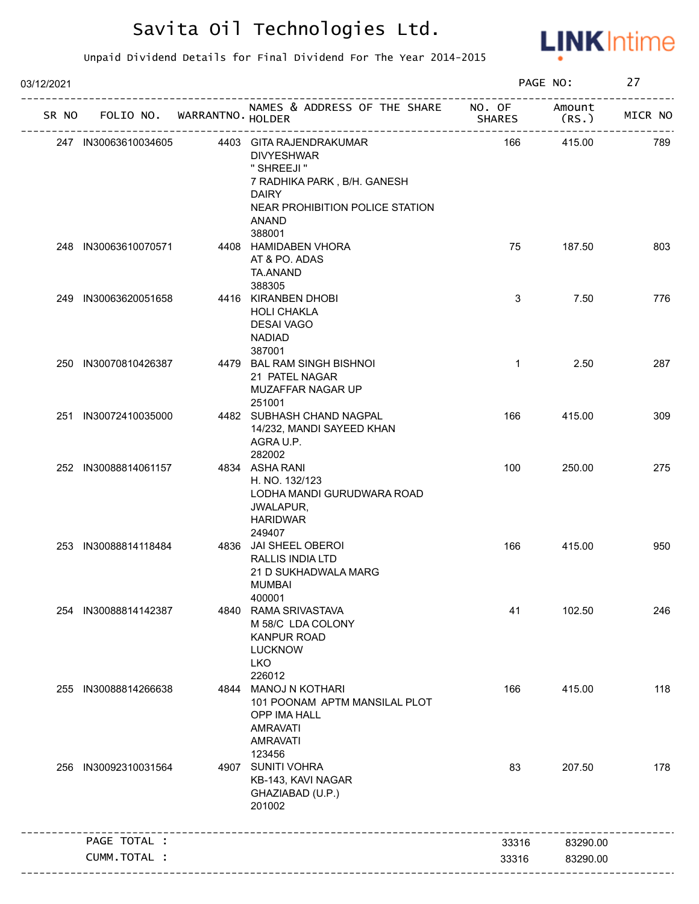# Savita Oil Technologies Ltd.

Unpaid Dividend Details for Final Dividend For The Year 2014-2015

03/12/2021

| SR NO | FOLIO NO. | WARRANTNO. | NAMES & ADDRESS OF THE SHARE HOLDER | NO. OF SHARES | Amount (RS.) | MICR NO |
|---|---|---|---|---|---|---|
| 247 | IN30063610034605 | 4403 | GITA RAJENDRAKUMAR DIVYESHWAR " SHREEJI " 7 RADHIKA PARK , B/H. GANESH DAIRY NEAR PROHIBITION POLICE STATION ANAND 388001 | 166 | 415.00 | 789 |
| 248 | IN30063610070571 | 4408 | HAMIDABEN VHORA AT & PO. ADAS TA.ANAND 388305 | 75 | 187.50 | 803 |
| 249 | IN30063620051658 | 4416 | KIRANBEN DHOBI HOLI CHAKLA DESAI VAGO NADIAD 387001 | 3 | 7.50 | 776 |
| 250 | IN30070810426387 | 4479 | BAL RAM SINGH BISHNOI 21 PATEL NAGAR MUZAFFAR NAGAR UP 251001 | 1 | 2.50 | 287 |
| 251 | IN30072410035000 | 4482 | SUBHASH CHAND NAGPAL 14/232, MANDI SAYEED KHAN AGRA U.P. 282002 | 166 | 415.00 | 309 |
| 252 | IN30088814061157 | 4834 | ASHA RANI H. NO. 132/123 LODHA MANDI GURUDWARA ROAD JWALAPUR, HARIDWAR 249407 | 100 | 250.00 | 275 |
| 253 | IN30088814118484 | 4836 | JAI SHEEL OBEROI RALLIS INDIA LTD 21 D SUKHADWALA MARG MUMBAI 400001 | 166 | 415.00 | 950 |
| 254 | IN30088814142387 | 4840 | RAMA SRIVASTAVA M 58/C LDA COLONY KANPUR ROAD LUCKNOW LKO 226012 | 41 | 102.50 | 246 |
| 255 | IN30088814266638 | 4844 | MANOJ N KOTHARI 101 POONAM APTM MANSILAL PLOT OPP IMA HALL AMRAVATI AMRAVATI 123456 | 166 | 415.00 | 118 |
| 256 | IN30092310031564 | 4907 | SUNITI VOHRA KB-143, KAVI NAGAR GHAZIABAD (U.P.) 201002 | 83 | 207.50 | 178 |
| | PAGE TOTAL : | | | 33316 | 83290.00 | |
| | CUMM.TOTAL : | | | 33316 | 83290.00 | |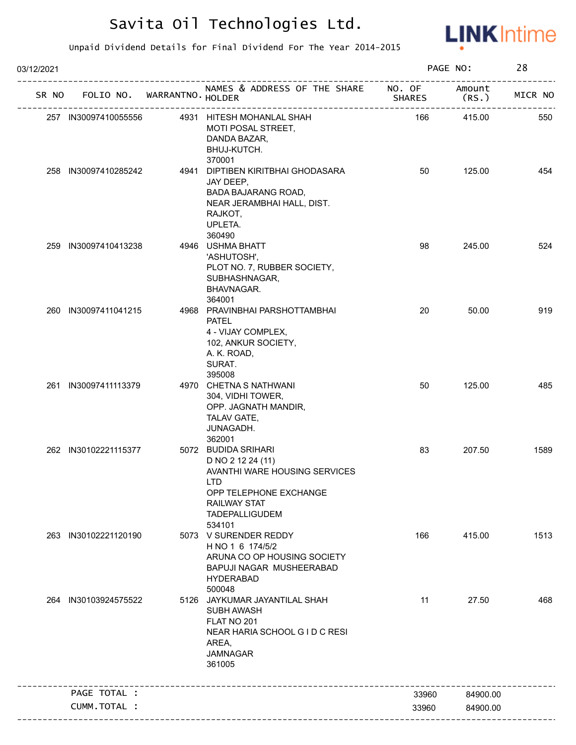# Savita Oil Technologies Ltd.

Unpaid Dividend Details for Final Dividend For The Year 2014-2015

03/12/2021

| SR NO | FOLIO NO. | WARRANTNO. | NAMES & ADDRESS OF THE SHARE HOLDER | NO. OF SHARES | Amount (RS.) | MICR NO |
|---|---|---|---|---|---|---|
| 257 | IN30097410055556 | 4931 | HITESH MOHANLAL SHAH<br>MOTI POSAL STREET,<br>DANDA BAZAR,<br>BHUJ-KUTCH.<br>370001 | 166 | 415.00 | 550 |
| 258 | IN30097410285242 | 4941 | DIPTIBEN KIRITBHAI GHODASARA<br>JAY DEEP,<br>BADA BAJARANG ROAD,<br>NEAR JERAMBHAI HALL, DIST.<br>RAJKOT,<br>UPLETA.<br>360490 | 50 | 125.00 | 454 |
| 259 | IN30097410413238 | 4946 | USHMA BHATT<br>'ASHUTOSH',<br>PLOT NO. 7, RUBBER SOCIETY,<br>SUBHASHNAGAR,<br>BHAVNAGAR.<br>364001 | 98 | 245.00 | 524 |
| 260 | IN30097411041215 | 4968 | PRAVINBHAI PARSHOTTAMBHAI PATEL<br>4 - VIJAY COMPLEX,<br>102, ANKUR SOCIETY,<br>A. K. ROAD,<br>SURAT.<br>395008 | 20 | 50.00 | 919 |
| 261 | IN30097411113379 | 4970 | CHETNA S NATHWANI<br>304, VIDHI TOWER,<br>OPP. JAGNATH MANDIR,<br>TALAV GATE,<br>JUNAGADH.<br>362001 | 50 | 125.00 | 485 |
| 262 | IN30102221115377 | 5072 | BUDIDA SRIHARI<br>D NO 2 12 24 (11)<br>AVANTHI WARE HOUSING SERVICES LTD<br>OPP TELEPHONE EXCHANGE<br>RAILWAY STAT<br>TADEPALLIGUDEM<br>534101 | 83 | 207.50 | 1589 |
| 263 | IN30102221120190 | 5073 | V SURENDER REDDY<br>H NO 1 6 174/5/2<br>ARUNA CO OP HOUSING SOCIETY<br>BAPUJI NAGAR MUSHEERABAD<br>HYDERABAD<br>500048 | 166 | 415.00 | 1513 |
| 264 | IN30103924575522 | 5126 | JAYKUMAR JAYANTILAL SHAH<br>SUBH AWASH<br>FLAT NO 201<br>NEAR HARIA SCHOOL G I D C RESI AREA,<br>JAMNAGAR<br>361005 | 11 | 27.50 | 468 |
| | PAGE TOTAL : | | | 33960 | 84900.00 | |
| | CUMM.TOTAL : | | | 33960 | 84900.00 | |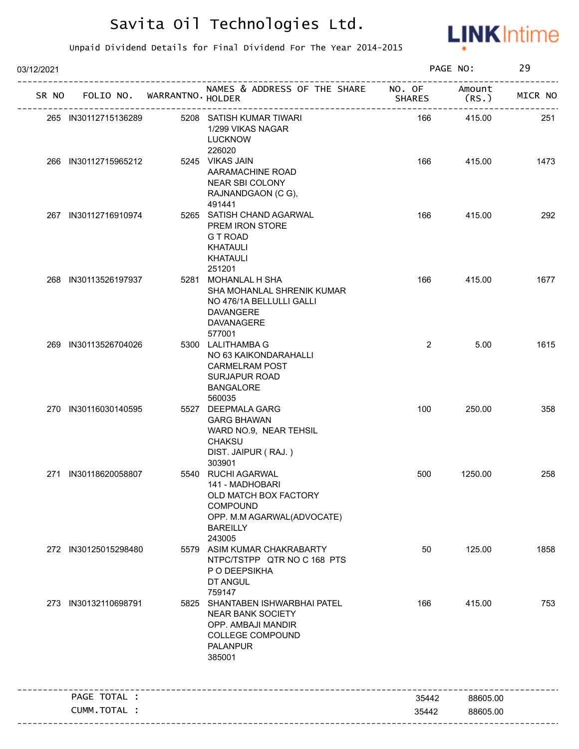# Savita Oil Technologies Ltd.

Unpaid Dividend Details for Final Dividend For The Year 2014-2015

03/12/2021 PAGE NO: 29

| SR NO | FOLIO NO. | WARRANTNO. | NAMES & ADDRESS OF THE SHARE HOLDER | NO. OF SHARES | Amount (RS.) | MICR NO |
|---|---|---|---|---|---|---|
| 265 | IN30112715136289 | 5208 | SATISH KUMAR TIWARI<br>1/299 VIKAS NAGAR<br>LUCKNOW<br>226020 | 166 | 415.00 | 251 |
| 266 | IN30112715965212 | 5245 | VIKAS JAIN<br>AARAMACHINE ROAD<br>NEAR SBI COLONY<br>RAJNANDGAON (C G),<br>491441 | 166 | 415.00 | 1473 |
| 267 | IN30112716910974 | 5265 | SATISH CHAND AGARWAL<br>PREM IRON STORE<br>G T ROAD<br>KHATAULI<br>KHATAULI<br>251201 | 166 | 415.00 | 292 |
| 268 | IN30113526197937 | 5281 | MOHANLAL H SHA<br>SHA MOHANLAL SHRENIK KUMAR<br>NO 476/1A BELLULLI GALLI<br>DAVANGERE<br>DAVANAGERE<br>577001 | 166 | 415.00 | 1677 |
| 269 | IN30113526704026 | 5300 | LALITHAMBA G<br>NO 63 KAIKONDARAHALLI<br>CARMELRAM POST<br>SURJAPUR ROAD<br>BANGALORE<br>560035 | 2 | 5.00 | 1615 |
| 270 | IN30116030140595 | 5527 | DEEPMALA GARG<br>GARG BHAWAN<br>WARD NO.9, NEAR TEHSIL<br>CHAKSU<br>DIST. JAIPUR ( RAJ. )<br>303901 | 100 | 250.00 | 358 |
| 271 | IN30118620058807 | 5540 | RUCHI AGARWAL<br>141 - MADHOBARI<br>OLD MATCH BOX FACTORY<br>COMPOUND<br>OPP. M.M AGARWAL(ADVOCATE)<br>BAREILLY<br>243005 | 500 | 1250.00 | 258 |
| 272 | IN30125015298480 | 5579 | ASIM KUMAR CHAKRABARTY<br>NTPC/TSTPP QTR NO C 168 PTS<br>P O DEEPSIKHA<br>DT ANGUL<br>759147 | 50 | 125.00 | 1858 |
| 273 | IN30132110698791 | 5825 | SHANTABEN ISHWARBHAI PATEL<br>NEAR BANK SOCIETY<br>OPP. AMBAJI MANDIR<br>COLLEGE COMPOUND<br>PALANPUR<br>385001 | 166 | 415.00 | 753 |
| | PAGE TOTAL : | | | 35442 | 88605.00 | |
| | CUMM.TOTAL : | | | 35442 | 88605.00 | |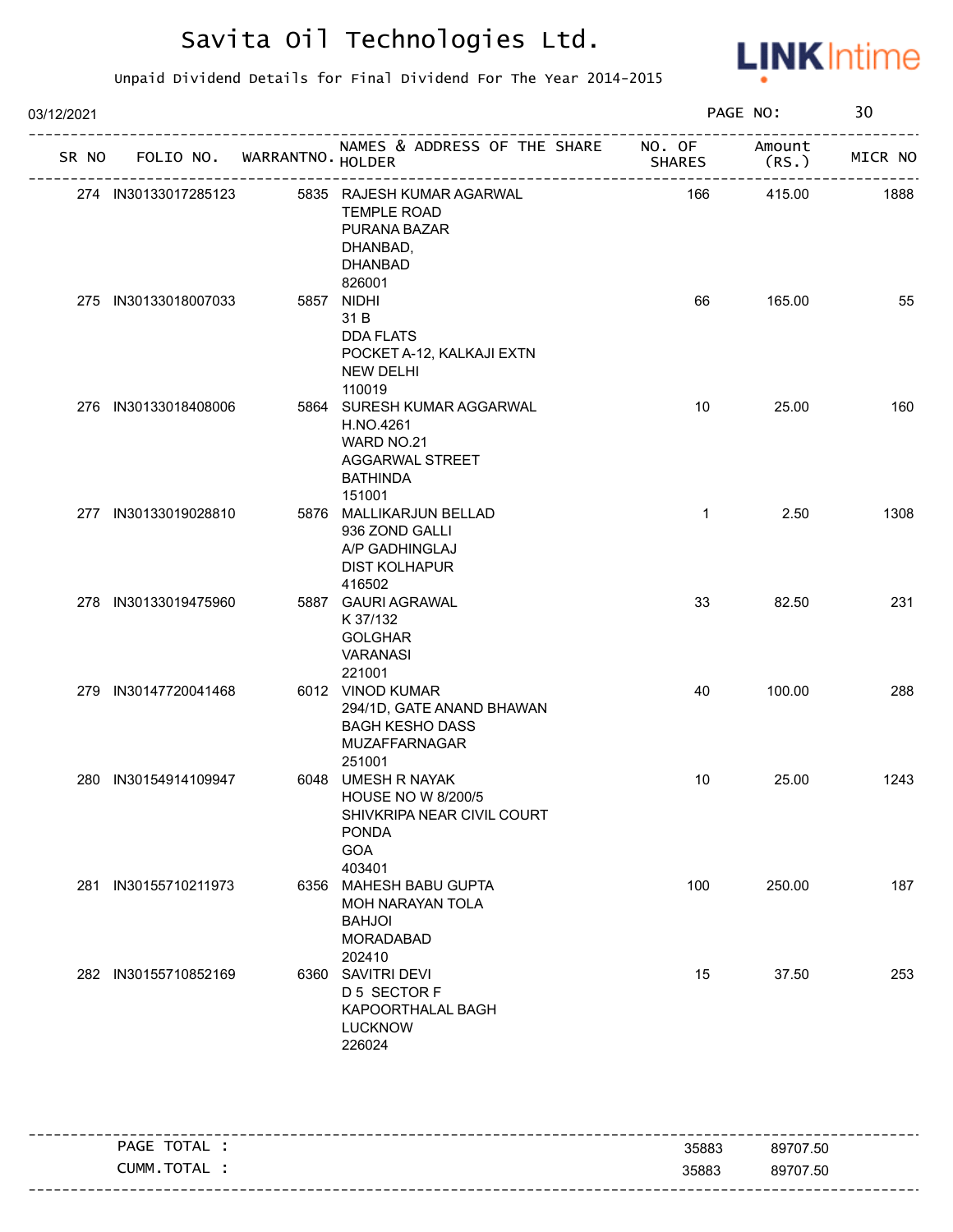# Savita Oil Technologies Ltd.

Unpaid Dividend Details for Final Dividend For The Year 2014-2015

03/12/2021

| SR NO | FOLIO NO. | WARRANTNO. | NAMES & ADDRESS OF THE SHARE HOLDER | NO. OF SHARES | Amount (RS.) | MICR NO |
|---|---|---|---|---|---|---|
| 274 | IN30133017285123 | 5835 | RAJESH KUMAR AGARWAL TEMPLE ROAD PURANA BAZAR DHANBAD, DHANBAD 826001 | 166 | 415.00 | 1888 |
| 275 | IN30133018007033 | 5857 | NIDHI 31 B DDA FLATS POCKET A-12, KALKAJI EXTN NEW DELHI 110019 | 66 | 165.00 | 55 |
| 276 | IN30133018408006 | 5864 | SURESH KUMAR AGGARWAL H.NO.4261 WARD NO.21 AGGARWAL STREET BATHINDA 151001 | 10 | 25.00 | 160 |
| 277 | IN30133019028810 | 5876 | MALLIKARJUN BELLAD 936 ZOND GALLI A/P GADHINGLAJ DIST KOLHAPUR 416502 | 1 | 2.50 | 1308 |
| 278 | IN30133019475960 | 5887 | GAURI AGRAWAL K 37/132 GOLGHAR VARANASI 221001 | 33 | 82.50 | 231 |
| 279 | IN30147720041468 | 6012 | VINOD KUMAR 294/1D, GATE ANAND BHAWAN BAGH KESHO DASS MUZAFFARNAGAR 251001 | 40 | 100.00 | 288 |
| 280 | IN30154914109947 | 6048 | UMESH R NAYAK HOUSE NO W 8/200/5 SHIVKRIPA NEAR CIVIL COURT PONDA GOA 403401 | 10 | 25.00 | 1243 |
| 281 | IN30155710211973 | 6356 | MAHESH BABU GUPTA MOH NARAYAN TOLA BAHJOI MORADABAD 202410 | 100 | 250.00 | 187 |
| 282 | IN30155710852169 | 6360 | SAVITRI DEVI D 5 SECTOR F KAPOORTHALAL BAGH LUCKNOW 226024 | 15 | 37.50 | 253 |

| | NO. OF SHARES | Amount (RS.) |
|---|---|---|
| PAGE TOTAL : | 35883 | 89707.50 |
| CUMM.TOTAL : | 35883 | 89707.50 |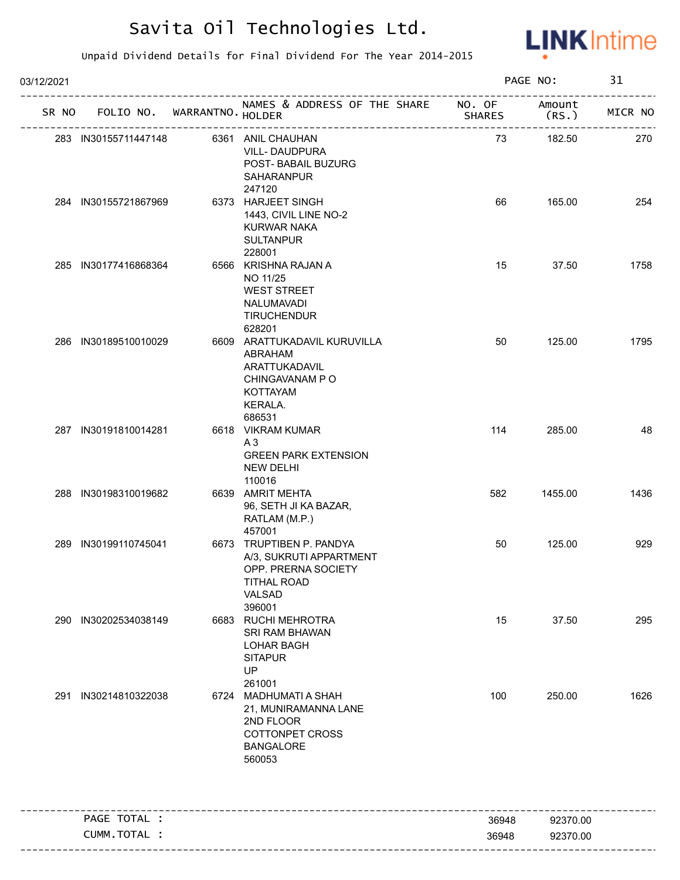# Savita Oil Technologies Ltd.

Unpaid Dividend Details for Final Dividend For The Year 2014-2015

03/12/2021 PAGE NO: 31

| SR NO | FOLIO NO. | WARRANTNO. | NAMES & ADDRESS OF THE SHARE HOLDER | NO. OF SHARES | Amount (RS.) | MICR NO |
|---|---|---|---|---|---|---|
| 283 | IN30155711447148 | 6361 | ANIL CHAUHAN<br>VILL- DAUDPURA<br>POST- BABAIL BUZURG<br>SAHARANPUR<br>247120 | 73 | 182.50 | 270 |
| 284 | IN30155721867969 | 6373 | HARJEET SINGH<br>1443, CIVIL LINE NO-2<br>KURWAR NAKA<br>SULTANPUR<br>228001 | 66 | 165.00 | 254 |
| 285 | IN30177416868364 | 6566 | KRISHNA RAJAN A<br>NO 11/25<br>WEST STREET<br>NALUMAVADI<br>TIRUCHENDUR<br>628201 | 15 | 37.50 | 1758 |
| 286 | IN30189510010029 | 6609 | ARATTUKADAVIL KURUVILLA<br>ABRAHAM<br>ARATTUKADAVIL<br>CHINGAVANAM P O<br>KOTTAYAM<br>KERALA.<br>686531 | 50 | 125.00 | 1795 |
| 287 | IN30191810014281 | 6618 | VIKRAM KUMAR<br>A 3<br>GREEN PARK EXTENSION<br>NEW DELHI<br>110016 | 114 | 285.00 | 48 |
| 288 | IN30198310019682 | 6639 | AMRIT MEHTA<br>96, SETH JI KA BAZAR,<br>RATLAM (M.P.)<br>457001 | 582 | 1455.00 | 1436 |
| 289 | IN30199110745041 | 6673 | TRUPTIBEN P. PANDYA<br>A/3, SUKRUTI APPARTMENT<br>OPP. PRERNA SOCIETY<br>TITHAL ROAD<br>VALSAD<br>396001 | 50 | 125.00 | 929 |
| 290 | IN30202534038149 | 6683 | RUCHI MEHROTRA<br>SRI RAM BHAWAN<br>LOHAR BAGH<br>SITAPUR<br>UP<br>261001 | 15 | 37.50 | 295 |
| 291 | IN30214810322038 | 6724 | MADHUMATI A SHAH<br>21, MUNIRAMANNA LANE<br>2ND FLOOR<br>COTTONPET CROSS<br>BANGALORE<br>560053 | 100 | 250.00 | 1626 |

| | | |
|---|---|---|
| PAGE TOTAL : | 36948 | 92370.00 |
| CUMM.TOTAL : | 36948 | 92370.00 |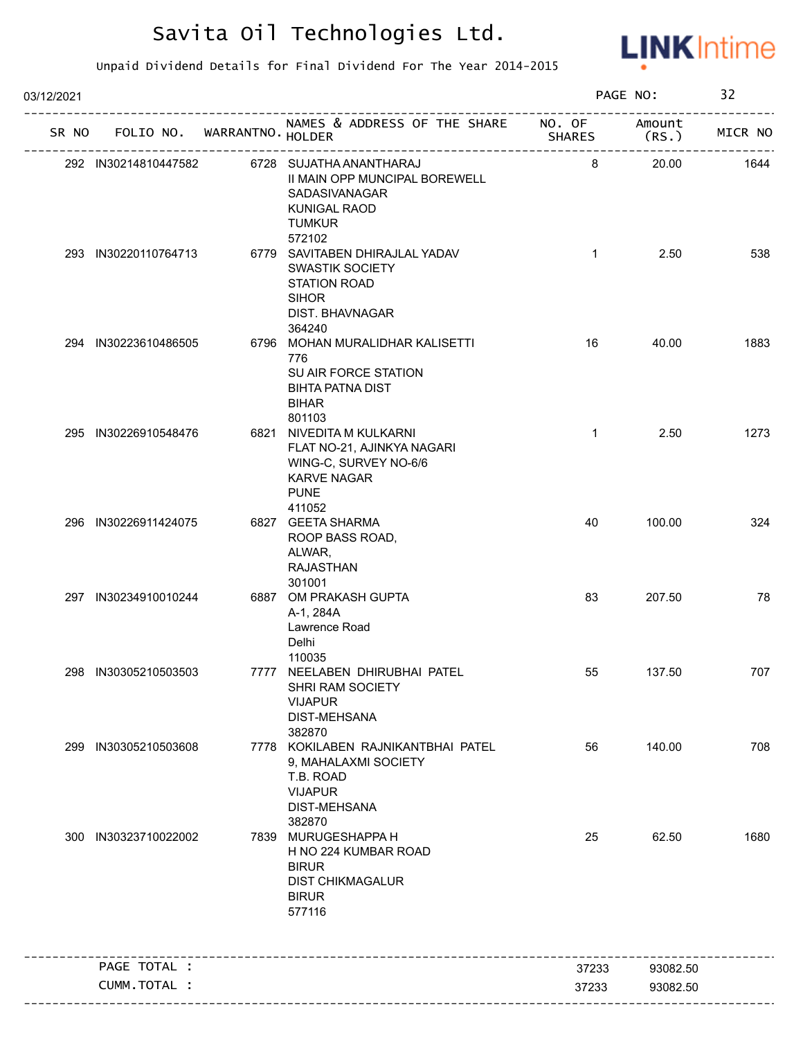# Savita Oil Technologies Ltd.

Unpaid Dividend Details for Final Dividend For The Year 2014-2015

03/12/2021

| SR NO | FOLIO NO. | WARRANTNO. | NAMES & ADDRESS OF THE SHARE HOLDER | NO. OF SHARES | Amount (RS.) | MICR NO |
|---|---|---|---|---|---|---|
| 292 | IN30214810447582 | 6728 | SUJATHA ANANTHARAJ<br>II MAIN OPP MUNCIPAL BOREWELL<br>SADASIVANAGAR<br>KUNIGAL RAOD<br>TUMKUR<br>572102 | 8 | 20.00 | 1644 |
| 293 | IN30220110764713 | 6779 | SAVITABEN DHIRAJLAL YADAV<br>SWASTIK SOCIETY<br>STATION ROAD<br>SIHOR<br>DIST. BHAVNAGAR<br>364240 | 1 | 2.50 | 538 |
| 294 | IN30223610486505 | 6796 | MOHAN MURALIDHAR KALISETTI<br>776<br>SU AIR FORCE STATION<br>BIHTA PATNA DIST<br>BIHAR<br>801103 | 16 | 40.00 | 1883 |
| 295 | IN30226910548476 | 6821 | NIVEDITA M KULKARNI<br>FLAT NO-21, AJINKYA NAGARI<br>WING-C, SURVEY NO-6/6<br>KARVE NAGAR<br>PUNE<br>411052 | 1 | 2.50 | 1273 |
| 296 | IN30226911424075 | 6827 | GEETA SHARMA<br>ROOP BASS ROAD,<br>ALWAR,<br>RAJASTHAN<br>301001 | 40 | 100.00 | 324 |
| 297 | IN30234910010244 | 6887 | OM PRAKASH GUPTA<br>A-1, 284A<br>Lawrence Road<br>Delhi<br>110035 | 83 | 207.50 | 78 |
| 298 | IN30305210503503 | 7777 | NEELABEN DHIRUBHAI PATEL<br>SHRI RAM SOCIETY<br>VIJAPUR<br>DIST-MEHSANA<br>382870 | 55 | 137.50 | 707 |
| 299 | IN30305210503608 | 7778 | KOKILABEN RAJNIKANTBHAI PATEL<br>9, MAHALAXMI SOCIETY<br>T.B. ROAD<br>VIJAPUR<br>DIST-MEHSANA<br>382870 | 56 | 140.00 | 708 |
| 300 | IN30323710022002 | 7839 | MURUGESHAPPA H<br>H NO 224 KUMBAR ROAD<br>BIRUR<br>DIST CHIKMAGALUR<br>BIRUR<br>577116 | 25 | 62.50 | 1680 |
| | PAGE TOTAL : | | | 37233 | 93082.50 | |
| | CUMM.TOTAL : | | | 37233 | 93082.50 | |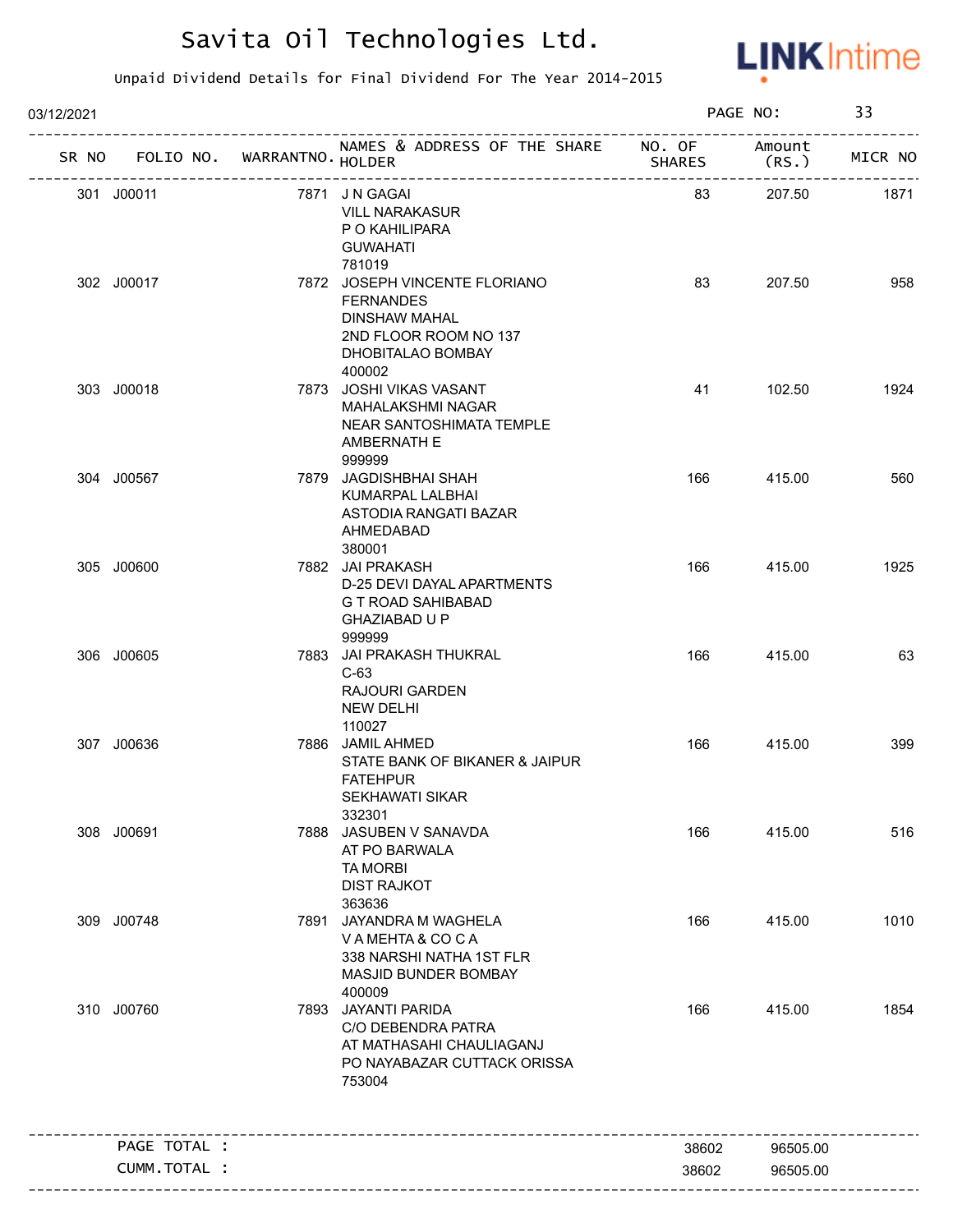# Savita Oil Technologies Ltd.

Unpaid Dividend Details for Final Dividend For The Year 2014-2015

03/12/2021

| SR NO | FOLIO NO. | WARRANTNO. | NAMES & ADDRESS OF THE SHARE HOLDER | NO. OF SHARES | Amount (RS.) | MICR NO |
|---|---|---|---|---|---|---|
| 301 | J00011 | 7871 | J N GAGAI<br>VILL NARAKASUR<br>P O KAHILIPARA<br>GUWAHATI<br>781019 | 83 | 207.50 | 1871 |
| 302 | J00017 | 7872 | JOSEPH VINCENTE FLORIANO FERNANDES<br>DINSHAW MAHAL<br>2ND FLOOR ROOM NO 137<br>DHOBITALAO BOMBAY<br>400002 | 83 | 207.50 | 958 |
| 303 | J00018 | 7873 | JOSHI VIKAS VASANT<br>MAHALAKSHMI NAGAR<br>NEAR SANTOSHIMATA TEMPLE<br>AMBERNATH E<br>999999 | 41 | 102.50 | 1924 |
| 304 | J00567 | 7879 | JAGDISHBHAI SHAH<br>KUMARPAL LALBHAI<br>ASTODIA RANGATI BAZAR<br>AHMEDABAD<br>380001 | 166 | 415.00 | 560 |
| 305 | J00600 | 7882 | JAI PRAKASH<br>D-25 DEVI DAYAL APARTMENTS<br>G T ROAD SAHIBABAD<br>GHAZIABAD U P<br>999999 | 166 | 415.00 | 1925 |
| 306 | J00605 | 7883 | JAI PRAKASH THUKRAL<br>C-63<br>RAJOURI GARDEN<br>NEW DELHI<br>110027 | 166 | 415.00 | 63 |
| 307 | J00636 | 7886 | JAMIL AHMED<br>STATE BANK OF BIKANER & JAIPUR<br>FATEHPUR<br>SEKHAWATI SIKAR<br>332301 | 166 | 415.00 | 399 |
| 308 | J00691 | 7888 | JASUBEN V SANAVDA<br>AT PO BARWALA<br>TA MORBI<br>DIST RAJKOT<br>363636 | 166 | 415.00 | 516 |
| 309 | J00748 | 7891 | JAYANDRA M WAGHELA<br>V A MEHTA & CO C A<br>338 NARSHI NATHA 1ST FLR<br>MASJID BUNDER BOMBAY<br>400009 | 166 | 415.00 | 1010 |
| 310 | J00760 | 7893 | JAYANTI PARIDA<br>C/O DEBENDRA PATRA<br>AT MATHASAHI CHAULIAGANJ<br>PO NAYABAZAR CUTTACK ORISSA<br>753004 | 166 | 415.00 | 1854 |
| | PAGE TOTAL : | | | 38602 | 96505.00 | |
| | CUMM.TOTAL : | | | 38602 | 96505.00 | |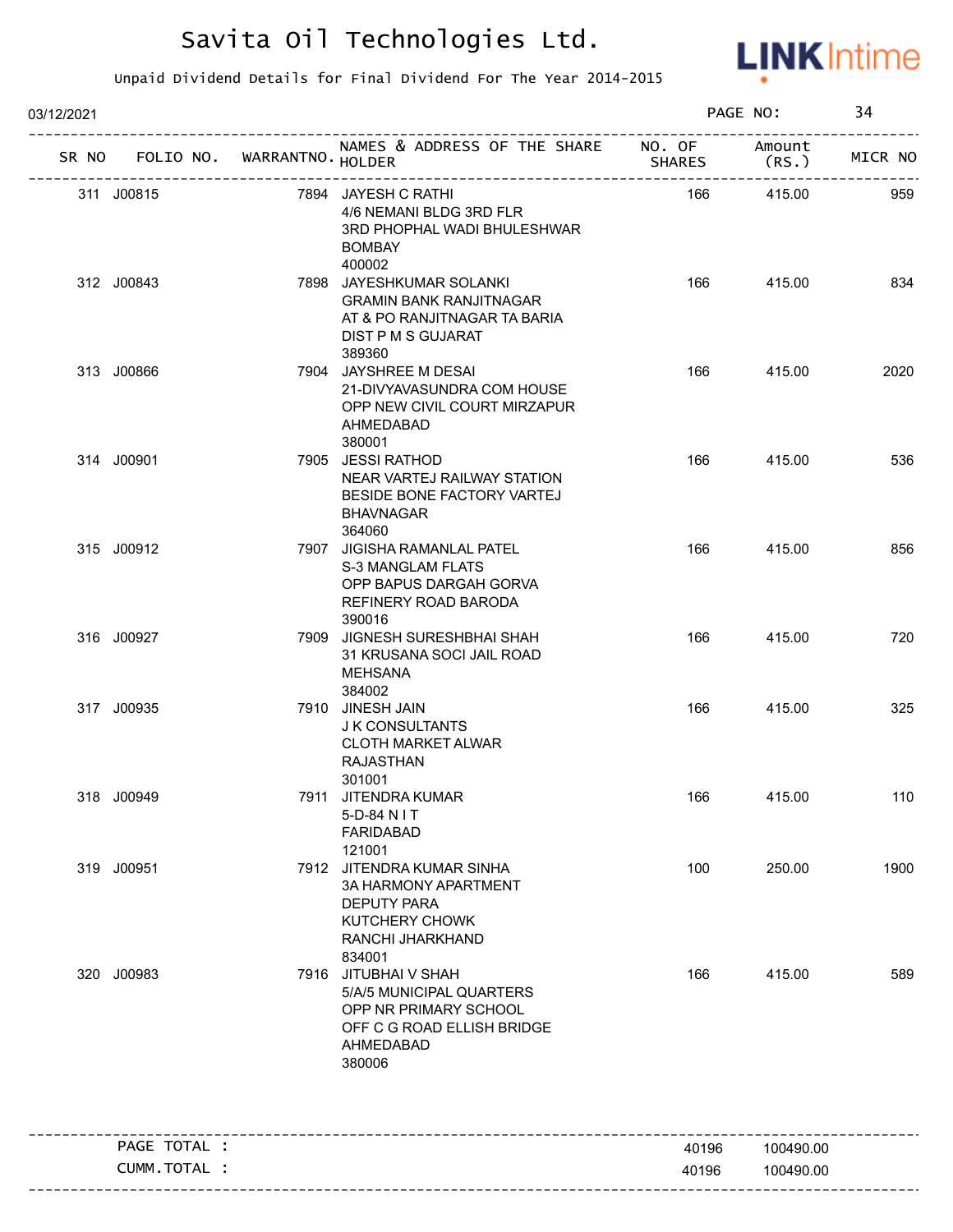# Savita Oil Technologies Ltd.

Unpaid Dividend Details for Final Dividend For The Year 2014-2015

03/12/2021 PAGE NO: 34

| SR NO | FOLIO NO. | WARRANTNO. | NAMES & ADDRESS OF THE SHARE HOLDER | NO. OF SHARES | Amount (RS.) | MICR NO |
|---|---|---|---|---|---|---|
| 311 | J00815 | 7894 | JAYESH C RATHI<br>4/6 NEMANI BLDG 3RD FLR<br>3RD PHOPHAL WADI BHULESHWAR<br>BOMBAY<br>400002 | 166 | 415.00 | 959 |
| 312 | J00843 | 7898 | JAYESHKUMAR SOLANKI<br>GRAMIN BANK RANJITNAGAR<br>AT & PO RANJITNAGAR TA BARIA<br>DIST P M S GUJARAT<br>389360 | 166 | 415.00 | 834 |
| 313 | J00866 | 7904 | JAYSHREE M DESAI<br>21-DIVYAVASUNDRA COM HOUSE<br>OPP NEW CIVIL COURT MIRZAPUR<br>AHMEDABAD<br>380001 | 166 | 415.00 | 2020 |
| 314 | J00901 | 7905 | JESSI RATHOD<br>NEAR VARTEJ RAILWAY STATION<br>BESIDE BONE FACTORY VARTEJ<br>BHAVNAGAR<br>364060 | 166 | 415.00 | 536 |
| 315 | J00912 | 7907 | JIGISHA RAMANLAL PATEL<br>S-3 MANGLAM FLATS<br>OPP BAPUS DARGAH GORVA<br>REFINERY ROAD BARODA<br>390016 | 166 | 415.00 | 856 |
| 316 | J00927 | 7909 | JIGNESH SURESHBHAI SHAH<br>31 KRUSANA SOCI JAIL ROAD<br>MEHSANA<br>384002 | 166 | 415.00 | 720 |
| 317 | J00935 | 7910 | JINESH JAIN<br>J K CONSULTANTS<br>CLOTH MARKET ALWAR<br>RAJASTHAN<br>301001 | 166 | 415.00 | 325 |
| 318 | J00949 | 7911 | JITENDRA KUMAR<br>5-D-84 N I T<br>FARIDABAD<br>121001 | 166 | 415.00 | 110 |
| 319 | J00951 | 7912 | JITENDRA KUMAR SINHA<br>3A HARMONY APARTMENT<br>DEPUTY PARA<br>KUTCHERY CHOWK<br>RANCHI JHARKHAND<br>834001 | 100 | 250.00 | 1900 |
| 320 | J00983 | 7916 | JITUBHAI V SHAH<br>5/A/5 MUNICIPAL QUARTERS<br>OPP NR PRIMARY SCHOOL<br>OFF C G ROAD ELLISH BRIDGE<br>AHMEDABAD<br>380006 | 166 | 415.00 | 589 |

| | NO. OF SHARES | Amount (RS.) |
|---|---|---|
| PAGE TOTAL : | 40196 | 100490.00 |
| CUMM.TOTAL : | 40196 | 100490.00 |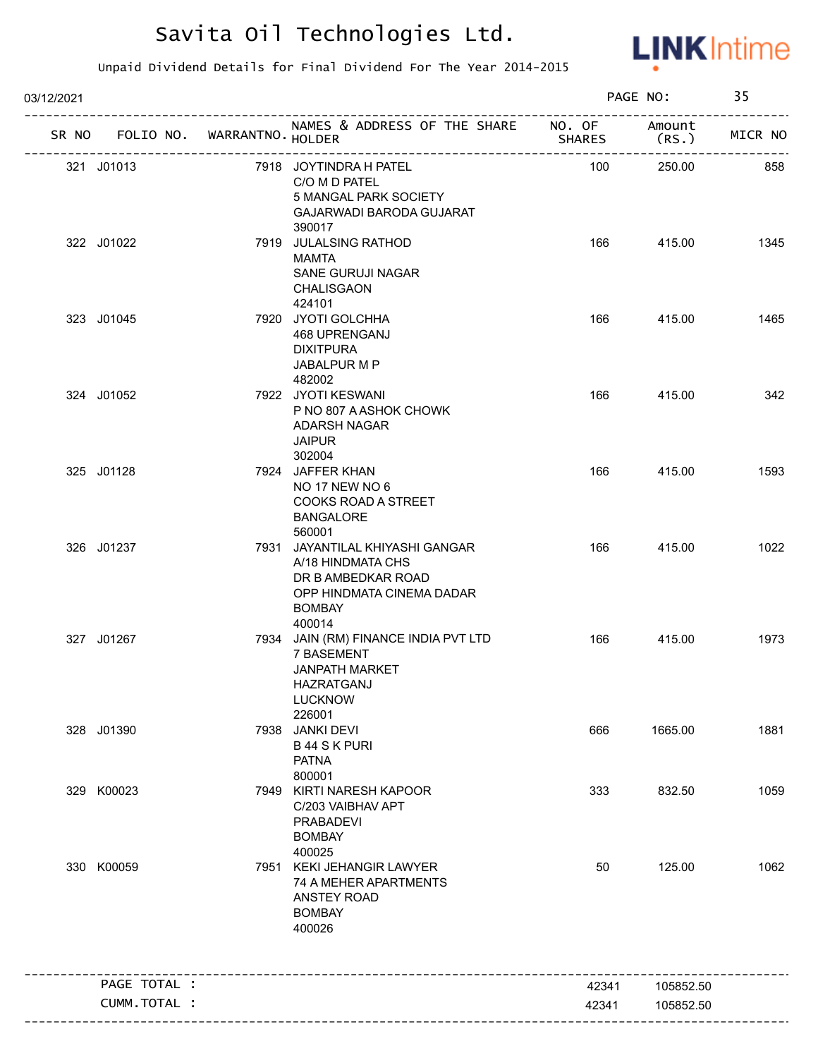# Savita Oil Technologies Ltd.

Unpaid Dividend Details for Final Dividend For The Year 2014-2015

03/12/2021

| SR NO | FOLIO NO. | WARRANTNO. | NAMES & ADDRESS OF THE SHARE HOLDER | NO. OF SHARES | Amount (RS.) | MICR NO |
|---|---|---|---|---|---|---|
| 321 | J01013 | 7918 | JOYTINDRA H PATEL<br>C/O M D PATEL<br>5 MANGAL PARK SOCIETY<br>GAJARWADI BARODA GUJARAT<br>390017 | 100 | 250.00 | 858 |
| 322 | J01022 | 7919 | JULALSING RATHOD<br>MAMTA<br>SANE GURUJI NAGAR<br>CHALISGAON<br>424101 | 166 | 415.00 | 1345 |
| 323 | J01045 | 7920 | JYOTI GOLCHHA<br>468 UPRENGANJ<br>DIXITPURA<br>JABALPUR M P<br>482002 | 166 | 415.00 | 1465 |
| 324 | J01052 | 7922 | JYOTI KESWANI<br>P NO 807 A ASHOK CHOWK<br>ADARSH NAGAR<br>JAIPUR<br>302004 | 166 | 415.00 | 342 |
| 325 | J01128 | 7924 | JAFFER KHAN<br>NO 17 NEW NO 6<br>COOKS ROAD A STREET<br>BANGALORE<br>560001 | 166 | 415.00 | 1593 |
| 326 | J01237 | 7931 | JAYANTILAL KHIYASHI GANGAR<br>A/18 HINDMATA CHS<br>DR B AMBEDKAR ROAD<br>OPP HINDMATA CINEMA DADAR<br>BOMBAY<br>400014 | 166 | 415.00 | 1022 |
| 327 | J01267 | 7934 | JAIN (RM) FINANCE INDIA PVT LTD<br>7 BASEMENT<br>JANPATH MARKET<br>HAZRATGANJ<br>LUCKNOW<br>226001 | 166 | 415.00 | 1973 |
| 328 | J01390 | 7938 | JANKI DEVI<br>B 44 S K PURI<br>PATNA<br>800001 | 666 | 1665.00 | 1881 |
| 329 | K00023 | 7949 | KIRTI NARESH KAPOOR<br>C/203 VAIBHAV APT<br>PRABADEVI<br>BOMBAY<br>400025 | 333 | 832.50 | 1059 |
| 330 | K00059 | 7951 | KEKI JEHANGIR LAWYER<br>74 A MEHER APARTMENTS<br>ANSTEY ROAD<br>BOMBAY<br>400026 | 50 | 125.00 | 1062 |
| | PAGE TOTAL : | | | 42341 | 105852.50 | |
| | CUMM.TOTAL : | | | 42341 | 105852.50 | |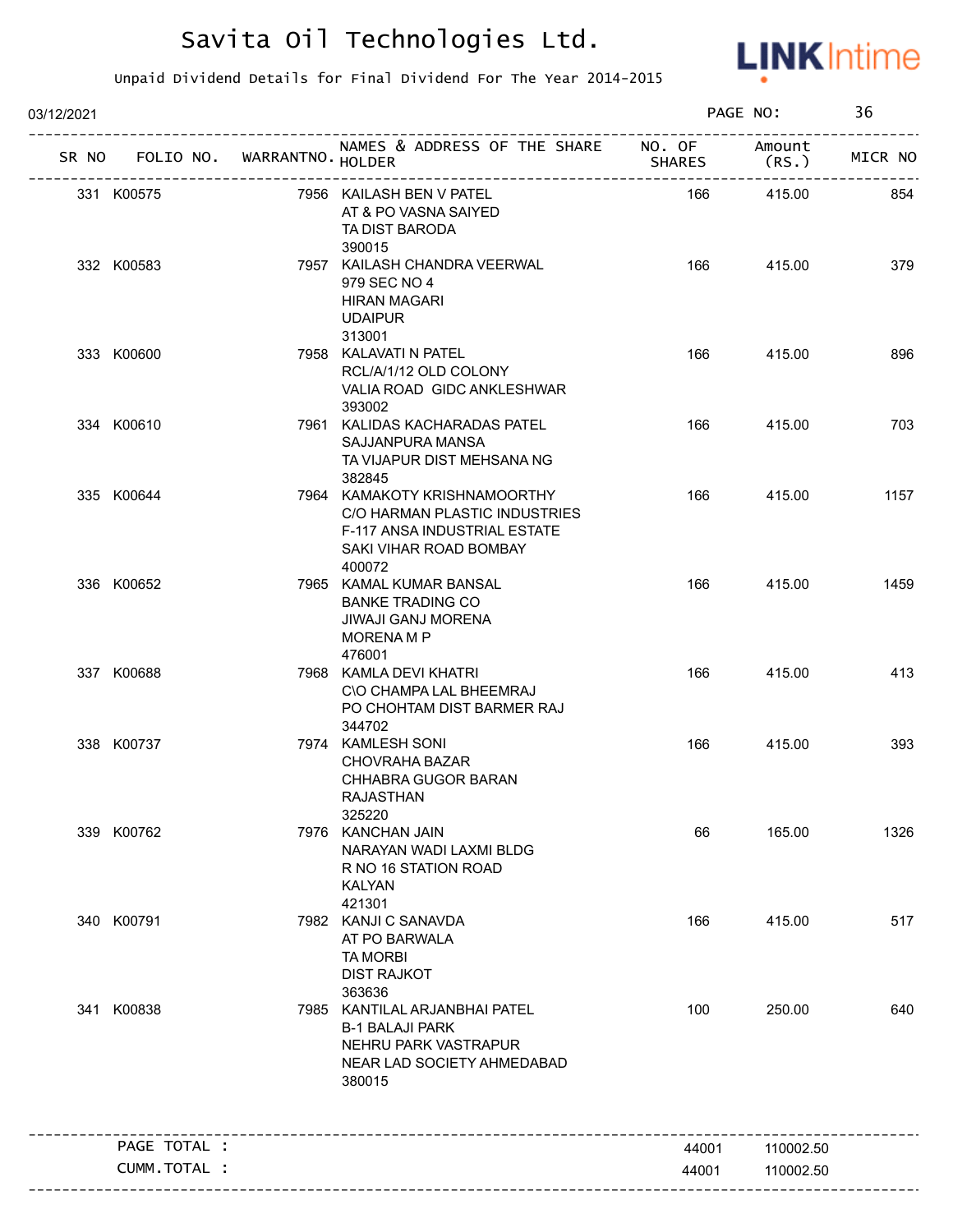# Savita Oil Technologies Ltd.

Unpaid Dividend Details for Final Dividend For The Year 2014-2015

03/12/2021

PAGE NO: 36

| SR NO | FOLIO NO. | WARRANTNO. | NAMES & ADDRESS OF THE SHARE HOLDER | NO. OF SHARES | Amount (RS.) | MICR NO |
|---|---|---|---|---|---|---|
| 331 | K00575 | 7956 | KAILASH BEN V PATEL AT & PO VASNA SAIYED TA DIST BARODA 390015 | 166 | 415.00 | 854 |
| 332 | K00583 | 7957 | KAILASH CHANDRA VEERWAL 979 SEC NO 4 HIRAN MAGARI UDAIPUR 313001 | 166 | 415.00 | 379 |
| 333 | K00600 | 7958 | KALAVATI N PATEL RCL/A/1/12 OLD COLONY VALIA ROAD GIDC ANKLESHWAR 393002 | 166 | 415.00 | 896 |
| 334 | K00610 | 7961 | KALIDAS KACHARADAS PATEL SAJJANPURA MANSA TA VIJAPUR DIST MEHSANA NG 382845 | 166 | 415.00 | 703 |
| 335 | K00644 | 7964 | KAMAKOTY KRISHNAMOORTHY C/O HARMAN PLASTIC INDUSTRIES F-117 ANSA INDUSTRIAL ESTATE SAKI VIHAR ROAD BOMBAY 400072 | 166 | 415.00 | 1157 |
| 336 | K00652 | 7965 | KAMAL KUMAR BANSAL BANKE TRADING CO JIWAJI GANJ MORENA MORENA M P 476001 | 166 | 415.00 | 1459 |
| 337 | K00688 | 7968 | KAMLA DEVI KHATRI C\O CHAMPA LAL BHEEMRAJ PO CHOHTAM DIST BARMER RAJ 344702 | 166 | 415.00 | 413 |
| 338 | K00737 | 7974 | KAMLESH SONI CHOVRAHA BAZAR CHHABRA GUGOR BARAN RAJASTHAN 325220 | 166 | 415.00 | 393 |
| 339 | K00762 | 7976 | KANCHAN JAIN NARAYAN WADI LAXMI BLDG R NO 16 STATION ROAD KALYAN 421301 | 66 | 165.00 | 1326 |
| 340 | K00791 | 7982 | KANJI C SANAVDA AT PO BARWALA TA MORBI DIST RAJKOT 363636 | 166 | 415.00 | 517 |
| 341 | K00838 | 7985 | KANTILAL ARJANBHAI PATEL B-1 BALAJI PARK NEHRU PARK VASTRAPUR NEAR LAD SOCIETY AHMEDABAD 380015 | 100 | 250.00 | 640 |
| | PAGE TOTAL : | | | 44001 | 110002.50 | |
| | CUMM.TOTAL : | | | 44001 | 110002.50 | |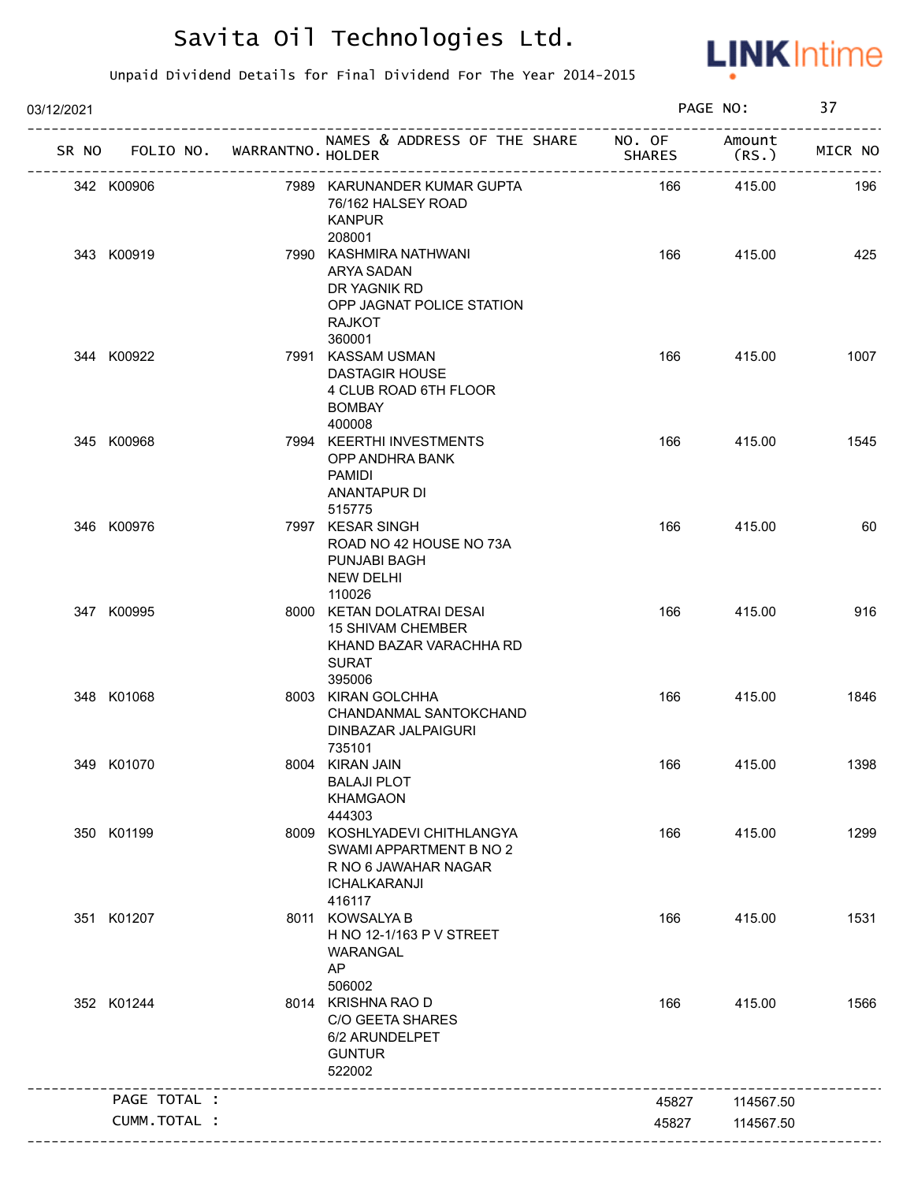# Savita Oil Technologies Ltd.

Unpaid Dividend Details for Final Dividend For The Year 2014-2015

03/12/2021

| SR NO | FOLIO NO. | WARRANTNO. | NAMES & ADDRESS OF THE SHARE HOLDER | NO. OF SHARES | Amount (RS.) | MICR NO |
|---|---|---|---|---|---|---|
| 342 | K00906 | 7989 | KARUNANDER KUMAR GUPTA<br>76/162 HALSEY ROAD<br>KANPUR<br>208001 | 166 | 415.00 | 196 |
| 343 | K00919 | 7990 | KASHMIRA NATHWANI<br>ARYA SADAN<br>DR YAGNIK RD<br>OPP JAGNAT POLICE STATION<br>RAJKOT<br>360001 | 166 | 415.00 | 425 |
| 344 | K00922 | 7991 | KASSAM USMAN<br>DASTAGIR HOUSE<br>4 CLUB ROAD 6TH FLOOR<br>BOMBAY<br>400008 | 166 | 415.00 | 1007 |
| 345 | K00968 | 7994 | KEERTHI INVESTMENTS<br>OPP ANDHRA BANK<br>PAMIDI<br>ANANTAPUR DI<br>515775 | 166 | 415.00 | 1545 |
| 346 | K00976 | 7997 | KESAR SINGH<br>ROAD NO 42 HOUSE NO 73A<br>PUNJABI BAGH<br>NEW DELHI<br>110026 | 166 | 415.00 | 60 |
| 347 | K00995 | 8000 | KETAN DOLATRAI DESAI<br>15 SHIVAM CHEMBER<br>KHAND BAZAR VARACHHA RD<br>SURAT<br>395006 | 166 | 415.00 | 916 |
| 348 | K01068 | 8003 | KIRAN GOLCHHA<br>CHANDANMAL SANTOKCHAND<br>DINBAZAR JALPAIGURI<br>735101 | 166 | 415.00 | 1846 |
| 349 | K01070 | 8004 | KIRAN JAIN<br>BALAJI PLOT<br>KHAMGAON<br>444303 | 166 | 415.00 | 1398 |
| 350 | K01199 | 8009 | KOSHLYADEVI CHITHLANGYA<br>SWAMI APPARTMENT B NO 2<br>R NO 6 JAWAHAR NAGAR<br>ICHALKARANJI<br>416117 | 166 | 415.00 | 1299 |
| 351 | K01207 | 8011 | KOWSALYA B<br>H NO 12-1/163 P V STREET<br>WARANGAL<br>AP<br>506002 | 166 | 415.00 | 1531 |
| 352 | K01244 | 8014 | KRISHNA RAO D<br>C/O GEETA SHARES<br>6/2 ARUNDELPET<br>GUNTUR<br>522002 | 166 | 415.00 | 1566 |
| | PAGE TOTAL : | | | 45827 | 114567.50 | |
| | CUMM.TOTAL : | | | 45827 | 114567.50 | |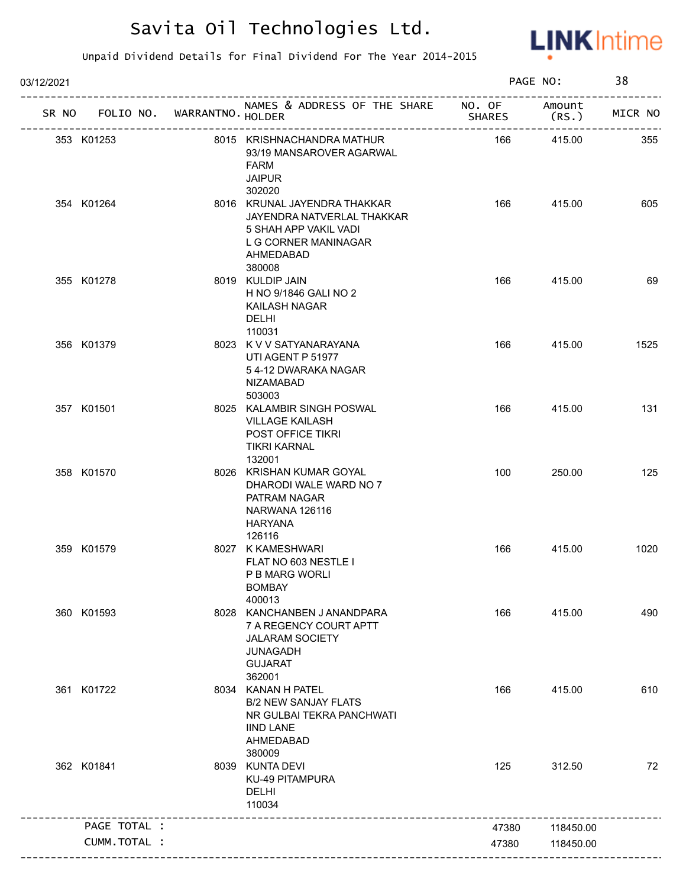# Savita Oil Technologies Ltd.

Unpaid Dividend Details for Final Dividend For The Year 2014-2015

03/12/2021

| SR NO | FOLIO NO. | WARRANTNO. | NAMES & ADDRESS OF THE SHARE HOLDER | NO. OF SHARES | Amount (RS.) | MICR NO |
|---|---|---|---|---|---|---|
| 353 | K01253 | 8015 | KRISHNACHANDRA MATHUR<br>93/19 MANSAROVER AGARWAL<br>FARM<br>JAIPUR<br>302020 | 166 | 415.00 | 355 |
| 354 | K01264 | 8016 | KRUNAL JAYENDRA THAKKAR<br>JAYENDRA NATVERLAL THAKKAR<br>5 SHAH APP VAKIL VADI<br>L G CORNER MANINAGAR<br>AHMEDABAD<br>380008 | 166 | 415.00 | 605 |
| 355 | K01278 | 8019 | KULDIP JAIN<br>H NO 9/1846 GALI NO 2<br>KAILASH NAGAR<br>DELHI<br>110031 | 166 | 415.00 | 69 |
| 356 | K01379 | 8023 | K V V SATYANARAYANA<br>UTI AGENT P 51977<br>5 4-12 DWARAKA NAGAR<br>NIZAMABAD<br>503003 | 166 | 415.00 | 1525 |
| 357 | K01501 | 8025 | KALAMBIR SINGH POSWAL<br>VILLAGE KAILASH<br>POST OFFICE TIKRI<br>TIKRI KARNAL<br>132001 | 166 | 415.00 | 131 |
| 358 | K01570 | 8026 | KRISHAN KUMAR GOYAL<br>DHARODI WALE WARD NO 7<br>PATRAM NAGAR<br>NARWANA 126116<br>HARYANA<br>126116 | 100 | 250.00 | 125 |
| 359 | K01579 | 8027 | K KAMESHWARI<br>FLAT NO 603 NESTLE I<br>P B MARG WORLI<br>BOMBAY<br>400013 | 166 | 415.00 | 1020 |
| 360 | K01593 | 8028 | KANCHANBEN J ANANDPARA<br>7 A REGENCY COURT APTT<br>JALARAM SOCIETY<br>JUNAGADH<br>GUJARAT<br>362001 | 166 | 415.00 | 490 |
| 361 | K01722 | 8034 | KANAN H PATEL<br>B/2 NEW SANJAY FLATS<br>NR GULBAI TEKRA PANCHWATI<br>IIND LANE<br>AHMEDABAD<br>380009 | 166 | 415.00 | 610 |
| 362 | K01841 | 8039 | KUNTA DEVI<br>KU-49 PITAMPURA<br>DELHI<br>110034 | 125 | 312.50 | 72 |
| | PAGE TOTAL : | | | 47380 | 118450.00 | |
| | CUMM.TOTAL : | | | 47380 | 118450.00 | |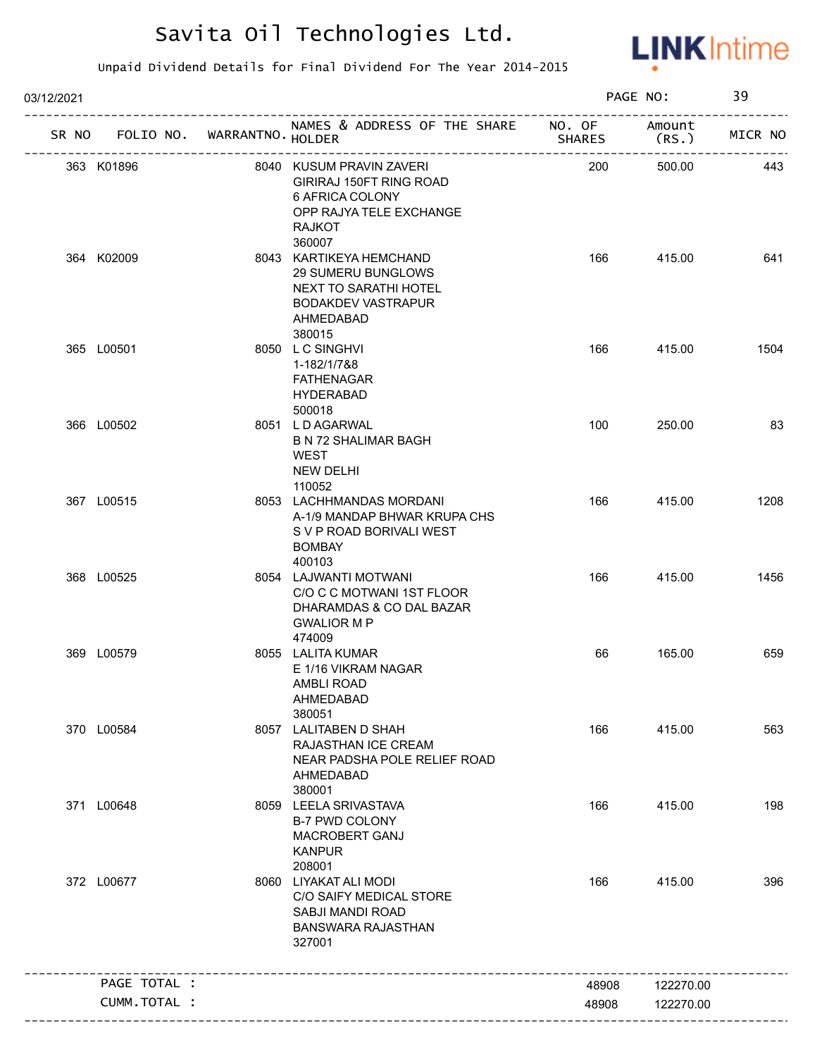# Savita Oil Technologies Ltd.

Unpaid Dividend Details for Final Dividend For The Year 2014-2015

03/12/2021

| SR NO | FOLIO NO. | WARRANTNO. | NAMES & ADDRESS OF THE SHARE HOLDER | NO. OF SHARES | Amount (RS.) | MICR NO |
|---|---|---|---|---|---|---|
| 363 | K01896 | 8040 | KUSUM PRAVIN ZAVERI GIRIRAJ 150FT RING ROAD 6 AFRICA COLONY OPP RAJYA TELE EXCHANGE RAJKOT 360007 | 200 | 500.00 | 443 |
| 364 | K02009 | 8043 | KARTIKEYA HEMCHAND 29 SUMERU BUNGLOWS NEXT TO SARATHI HOTEL BODAKDEV VASTRAPUR AHMEDABAD 380015 | 166 | 415.00 | 641 |
| 365 | L00501 | 8050 | L C SINGHVI 1-182/1/7&8 FATHENAGAR HYDERABAD 500018 | 166 | 415.00 | 1504 |
| 366 | L00502 | 8051 | L D AGARWAL B N 72 SHALIMAR BAGH WEST NEW DELHI 110052 | 100 | 250.00 | 83 |
| 367 | L00515 | 8053 | LACHHMANDAS MORDANI A-1/9 MANDAP BHWAR KRUPA CHS S V P ROAD BORIVALI WEST BOMBAY 400103 | 166 | 415.00 | 1208 |
| 368 | L00525 | 8054 | LAJWANTI MOTWANI C/O C C MOTWANI 1ST FLOOR DHARAMDAS & CO DAL BAZAR GWALIOR M P 474009 | 166 | 415.00 | 1456 |
| 369 | L00579 | 8055 | LALITA KUMAR E 1/16 VIKRAM NAGAR AMBLI ROAD AHMEDABAD 380051 | 66 | 165.00 | 659 |
| 370 | L00584 | 8057 | LALITABEN D SHAH RAJASTHAN ICE CREAM NEAR PADSHA POLE RELIEF ROAD AHMEDABAD 380001 | 166 | 415.00 | 563 |
| 371 | L00648 | 8059 | LEELA SRIVASTAVA B-7 PWD COLONY MACROBERT GANJ KANPUR 208001 | 166 | 415.00 | 198 |
| 372 | L00677 | 8060 | LIYAKAT ALI MODI C/O SAIFY MEDICAL STORE SABJI MANDI ROAD BANSWARA RAJASTHAN 327001 | 166 | 415.00 | 396 |
| | PAGE TOTAL : | | | 48908 | 122270.00 | |
| | CUMM.TOTAL : | | | 48908 | 122270.00 | |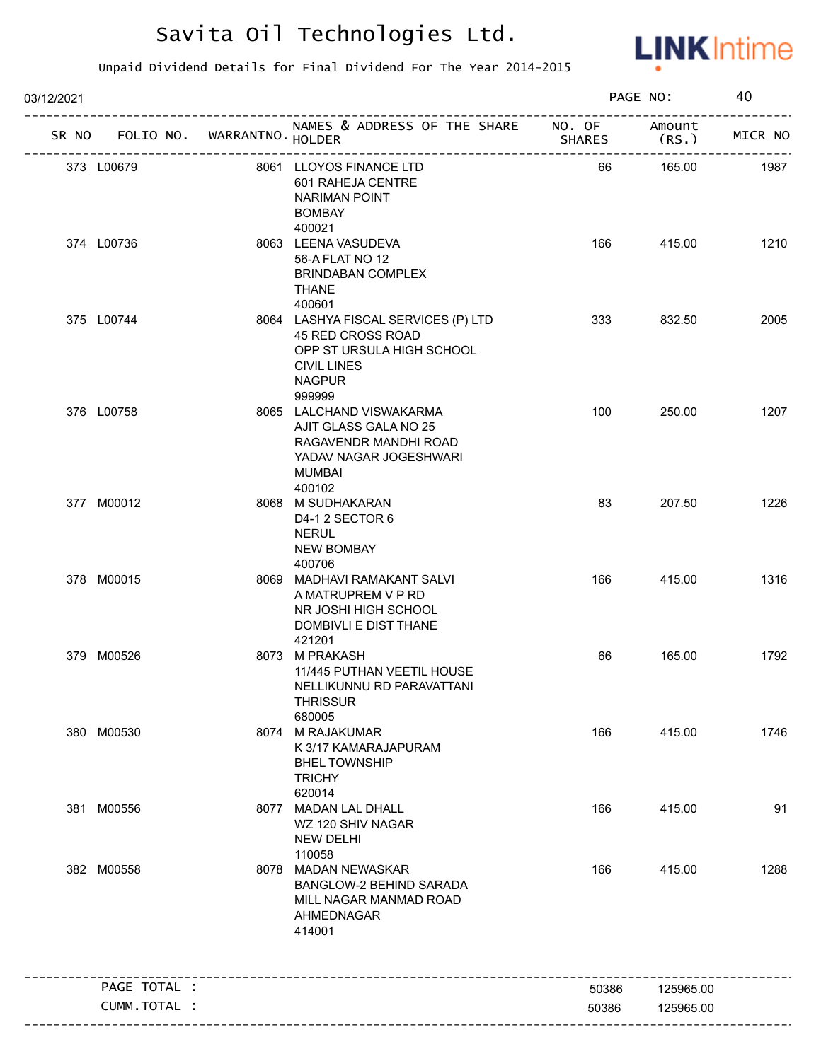# Savita Oil Technologies Ltd.

Unpaid Dividend Details for Final Dividend For The Year 2014-2015

03/12/2021 PAGE NO: 40

| SR NO | FOLIO NO. | WARRANTNO. | NAMES & ADDRESS OF THE SHARE HOLDER | NO. OF SHARES | Amount (RS.) | MICR NO |
|---|---|---|---|---|---|---|
| 373 | L00679 | 8061 | LLOYOS FINANCE LTD<br>601 RAHEJA CENTRE<br>NARIMAN POINT<br>BOMBAY<br>400021 | 66 | 165.00 | 1987 |
| 374 | L00736 | 8063 | LEENA VASUDEVA<br>56-A FLAT NO 12<br>BRINDABAN COMPLEX<br>THANE<br>400601 | 166 | 415.00 | 1210 |
| 375 | L00744 | 8064 | LASHYA FISCAL SERVICES (P) LTD<br>45 RED CROSS ROAD<br>OPP ST URSULA HIGH SCHOOL<br>CIVIL LINES<br>NAGPUR<br>999999 | 333 | 832.50 | 2005 |
| 376 | L00758 | 8065 | LALCHAND VISWAKARMA<br>AJIT GLASS GALA NO 25<br>RAGAVENDR MANDHI ROAD<br>YADAV NAGAR JOGESHWARI<br>MUMBAI<br>400102 | 100 | 250.00 | 1207 |
| 377 | M00012 | 8068 | M SUDHAKARAN<br>D4-1 2 SECTOR 6<br>NERUL<br>NEW BOMBAY<br>400706 | 83 | 207.50 | 1226 |
| 378 | M00015 | 8069 | MADHAVI RAMAKANT SALVI<br>A MATRUPREM V P RD<br>NR JOSHI HIGH SCHOOL<br>DOMBIVLI E DIST THANE<br>421201 | 166 | 415.00 | 1316 |
| 379 | M00526 | 8073 | M PRAKASH<br>11/445 PUTHAN VEETIL HOUSE<br>NELLIKUNNU RD PARAVATTANI<br>THRISSUR<br>680005 | 66 | 165.00 | 1792 |
| 380 | M00530 | 8074 | M RAJAKUMAR<br>K 3/17 KAMARAJAPURAM<br>BHEL TOWNSHIP<br>TRICHY<br>620014 | 166 | 415.00 | 1746 |
| 381 | M00556 | 8077 | MADAN LAL DHALL<br>WZ 120 SHIV NAGAR<br>NEW DELHI<br>110058 | 166 | 415.00 | 91 |
| 382 | M00558 | 8078 | MADAN NEWASKAR<br>BANGLOW-2 BEHIND SARADA<br>MILL NAGAR MANMAD ROAD<br>AHMEDNAGAR<br>414001 | 166 | 415.00 | 1288 |

| | | |
|---|---|---|
| PAGE TOTAL : | 50386 | 125965.00 |
| CUMM.TOTAL : | 50386 | 125965.00 |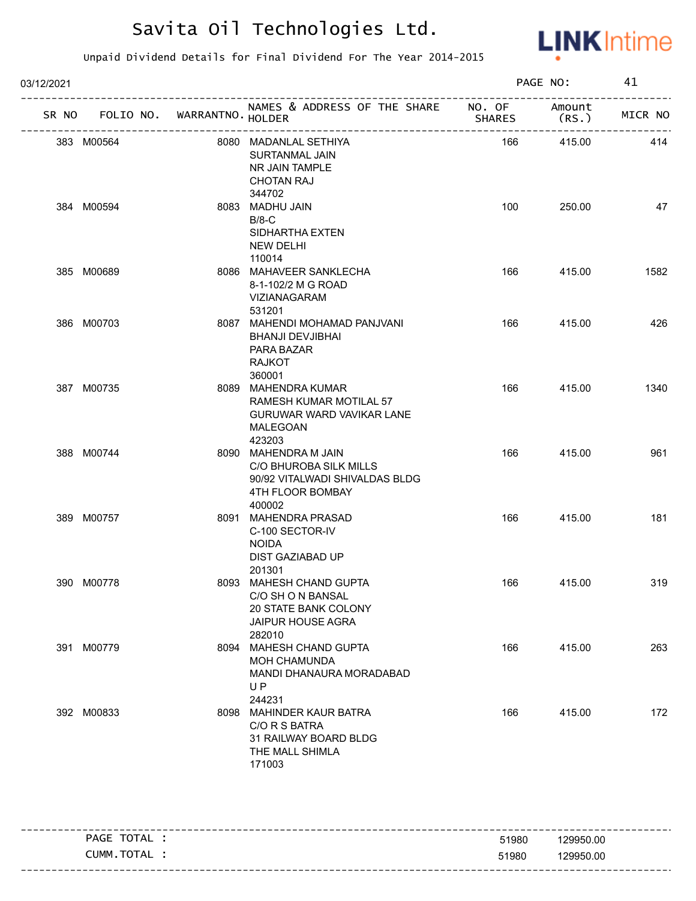# Savita Oil Technologies Ltd.

Unpaid Dividend Details for Final Dividend For The Year 2014-2015

03/12/2021 PAGE NO: 41

| SR NO | FOLIO NO. | WARRANTNO. | NAMES & ADDRESS OF THE SHARE HOLDER | NO. OF SHARES | Amount (RS.) | MICR NO |
|---|---|---|---|---|---|---|
| 383 | M00564 | 8080 | MADANLAL SETHIYA SURTANMAL JAIN NR JAIN TAMPLE CHOTAN RAJ 344702 | 166 | 415.00 | 414 |
| 384 | M00594 | 8083 | MADHU JAIN B/8-C SIDHARTHA EXTEN NEW DELHI 110014 | 100 | 250.00 | 47 |
| 385 | M00689 | 8086 | MAHAVEER SANKLECHA 8-1-102/2 M G ROAD VIZIANAGARAM 531201 | 166 | 415.00 | 1582 |
| 386 | M00703 | 8087 | MAHENDI MOHAMAD PANJVANI BHANJI DEVJIBHAI PARA BAZAR RAJKOT 360001 | 166 | 415.00 | 426 |
| 387 | M00735 | 8089 | MAHENDRA KUMAR RAMESH KUMAR MOTILAL 57 GURUWAR WARD VAVIKAR LANE MALEGOAN 423203 | 166 | 415.00 | 1340 |
| 388 | M00744 | 8090 | MAHENDRA M JAIN C/O BHUROBA SILK MILLS 90/92 VITALWADI SHIVALDAS BLDG 4TH FLOOR BOMBAY 400002 | 166 | 415.00 | 961 |
| 389 | M00757 | 8091 | MAHENDRA PRASAD C-100 SECTOR-IV NOIDA DIST GAZIABAD UP 201301 | 166 | 415.00 | 181 |
| 390 | M00778 | 8093 | MAHESH CHAND GUPTA C/O SH O N BANSAL 20 STATE BANK COLONY JAIPUR HOUSE AGRA 282010 | 166 | 415.00 | 319 |
| 391 | M00779 | 8094 | MAHESH CHAND GUPTA MOH CHAMUNDA MANDI DHANAURA MORADABAD U P 244231 | 166 | 415.00 | 263 |
| 392 | M00833 | 8098 | MAHINDER KAUR BATRA C/O R S BATRA 31 RAILWAY BOARD BLDG THE MALL SHIMLA 171003 | 166 | 415.00 | 172 |

| | | |
|---|---|---|
| PAGE TOTAL : | 51980 | 129950.00 |
| CUMM.TOTAL : | 51980 | 129950.00 |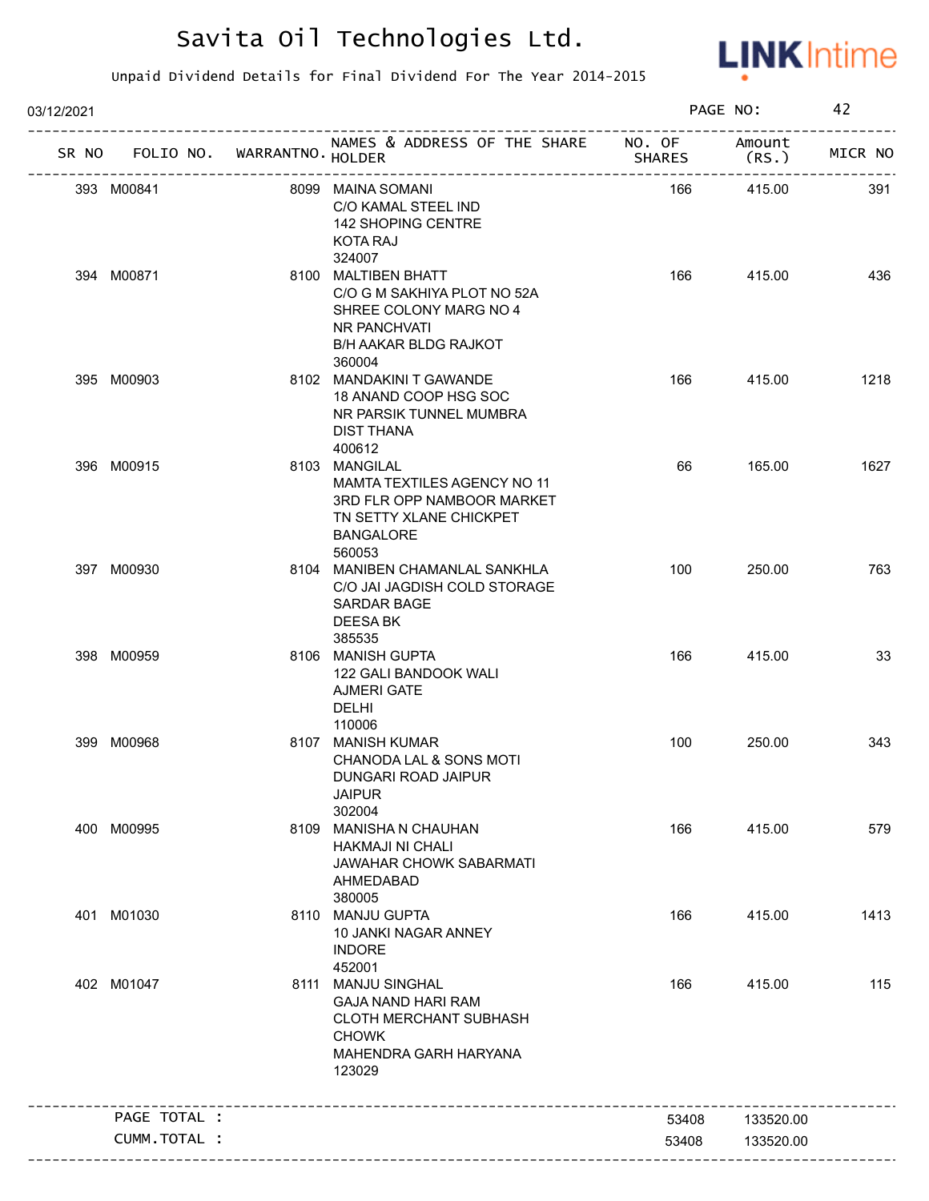# Savita Oil Technologies Ltd.

Unpaid Dividend Details for Final Dividend For The Year 2014-2015

03/12/2021 PAGE NO: 42

| SR NO | FOLIO NO. | WARRANTNO. | NAMES & ADDRESS OF THE SHARE HOLDER | NO. OF SHARES | Amount (RS.) | MICR NO |
|---|---|---|---|---|---|---|
| 393 | M00841 | 8099 | MAINA SOMANI<br>C/O KAMAL STEEL IND<br>142 SHOPING CENTRE<br>KOTA RAJ<br>324007 | 166 | 415.00 | 391 |
| 394 | M00871 | 8100 | MALTIBEN BHATT<br>C/O G M SAKHIYA PLOT NO 52A<br>SHREE COLONY MARG NO 4<br>NR PANCHVATI<br>B/H AAKAR BLDG RAJKOT<br>360004 | 166 | 415.00 | 436 |
| 395 | M00903 | 8102 | MANDAKINI T GAWANDE<br>18 ANAND COOP HSG SOC<br>NR PARSIK TUNNEL MUMBRA<br>DIST THANA<br>400612 | 166 | 415.00 | 1218 |
| 396 | M00915 | 8103 | MANGILAL<br>MAMTA TEXTILES AGENCY NO 11<br>3RD FLR OPP NAMBOOR MARKET<br>TN SETTY XLANE CHICKPET<br>BANGALORE<br>560053 | 66 | 165.00 | 1627 |
| 397 | M00930 | 8104 | MANIBEN CHAMANLAL SANKHLA<br>C/O JAI JAGDISH COLD STORAGE<br>SARDAR BAGE<br>DEESA BK<br>385535 | 100 | 250.00 | 763 |
| 398 | M00959 | 8106 | MANISH GUPTA<br>122 GALI BANDOOK WALI<br>AJMERI GATE<br>DELHI<br>110006 | 166 | 415.00 | 33 |
| 399 | M00968 | 8107 | MANISH KUMAR<br>CHANODA LAL & SONS MOTI<br>DUNGARI ROAD JAIPUR<br>JAIPUR<br>302004 | 100 | 250.00 | 343 |
| 400 | M00995 | 8109 | MANISHA N CHAUHAN<br>HAKMAJI NI CHALI<br>JAWAHAR CHOWK SABARMATI<br>AHMEDABAD<br>380005 | 166 | 415.00 | 579 |
| 401 | M01030 | 8110 | MANJU GUPTA<br>10 JANKI NAGAR ANNEY<br>INDORE<br>452001 | 166 | 415.00 | 1413 |
| 402 | M01047 | 8111 | MANJU SINGHAL<br>GAJA NAND HARI RAM<br>CLOTH MERCHANT SUBHASH<br>CHOWK<br>MAHENDRA GARH HARYANA<br>123029 | 166 | 415.00 | 115 |
| | PAGE TOTAL : | | | 53408 | 133520.00 | |
| | CUMM.TOTAL : | | | 53408 | 133520.00 | |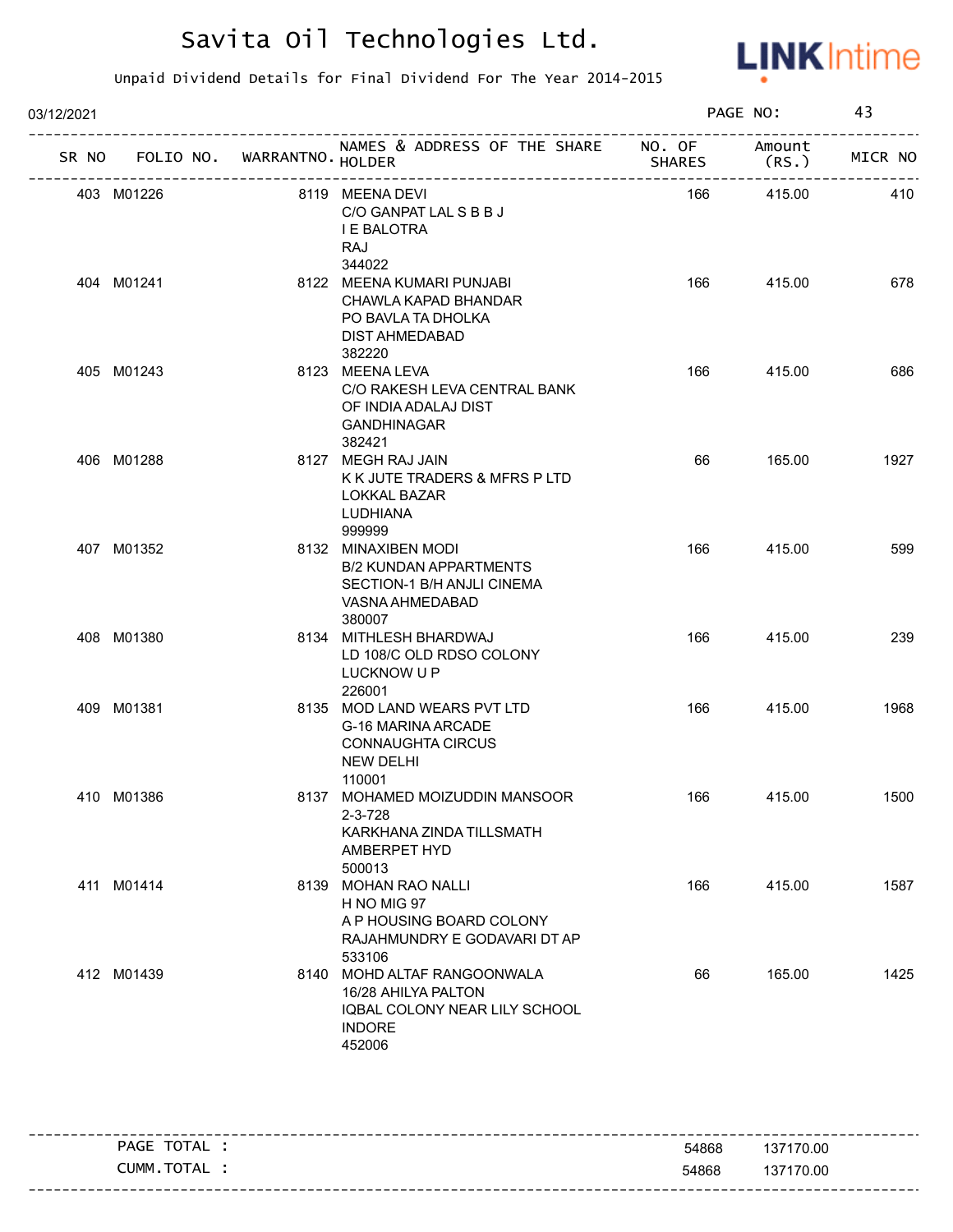# Savita Oil Technologies Ltd.

Unpaid Dividend Details for Final Dividend For The Year 2014-2015

03/12/2021

PAGE NO: 43

| SR NO | FOLIO NO. | WARRANTNO. | NAMES & ADDRESS OF THE SHARE HOLDER | NO. OF SHARES | Amount (RS.) | MICR NO |
|---|---|---|---|---|---|---|
| 403 | M01226 | 8119 | MEENA DEVI<br>C/O GANPAT LAL S B B J<br>I E BALOTRA<br>RAJ<br>344022 | 166 | 415.00 | 410 |
| 404 | M01241 | 8122 | MEENA KUMARI PUNJABI<br>CHAWLA KAPAD BHANDAR<br>PO BAVLA TA DHOLKA<br>DIST AHMEDABAD<br>382220 | 166 | 415.00 | 678 |
| 405 | M01243 | 8123 | MEENA LEVA<br>C/O RAKESH LEVA CENTRAL BANK<br>OF INDIA ADALAJ DIST<br>GANDHINAGAR<br>382421 | 166 | 415.00 | 686 |
| 406 | M01288 | 8127 | MEGH RAJ JAIN<br>K K JUTE TRADERS & MFRS P LTD<br>LOKKAL BAZAR<br>LUDHIANA<br>999999 | 66 | 165.00 | 1927 |
| 407 | M01352 | 8132 | MINAXIBEN MODI<br>B/2 KUNDAN APPARTMENTS<br>SECTION-1 B/H ANJLI CINEMA<br>VASNA AHMEDABAD<br>380007 | 166 | 415.00 | 599 |
| 408 | M01380 | 8134 | MITHLESH BHARDWAJ<br>LD 108/C OLD RDSO COLONY<br>LUCKNOW U P<br>226001 | 166 | 415.00 | 239 |
| 409 | M01381 | 8135 | MOD LAND WEARS PVT LTD<br>G-16 MARINA ARCADE<br>CONNAUGHTA CIRCUS<br>NEW DELHI<br>110001 | 166 | 415.00 | 1968 |
| 410 | M01386 | 8137 | MOHAMED MOIZUDDIN MANSOOR<br>2-3-728<br>KARKHANA ZINDA TILLSMATH<br>AMBERPET HYD<br>500013 | 166 | 415.00 | 1500 |
| 411 | M01414 | 8139 | MOHAN RAO NALLI<br>H NO MIG 97<br>A P HOUSING BOARD COLONY<br>RAJAHMUNDRY E GODAVARI DT AP<br>533106 | 166 | 415.00 | 1587 |
| 412 | M01439 | 8140 | MOHD ALTAF RANGOONWALA<br>16/28 AHILYA PALTON<br>IQBAL COLONY NEAR LILY SCHOOL<br>INDORE<br>452006 | 66 | 165.00 | 1425 |

| | NO. OF SHARES | Amount (RS.) |
|---|---|---|
| PAGE TOTAL : | 54868 | 137170.00 |
| CUMM.TOTAL : | 54868 | 137170.00 |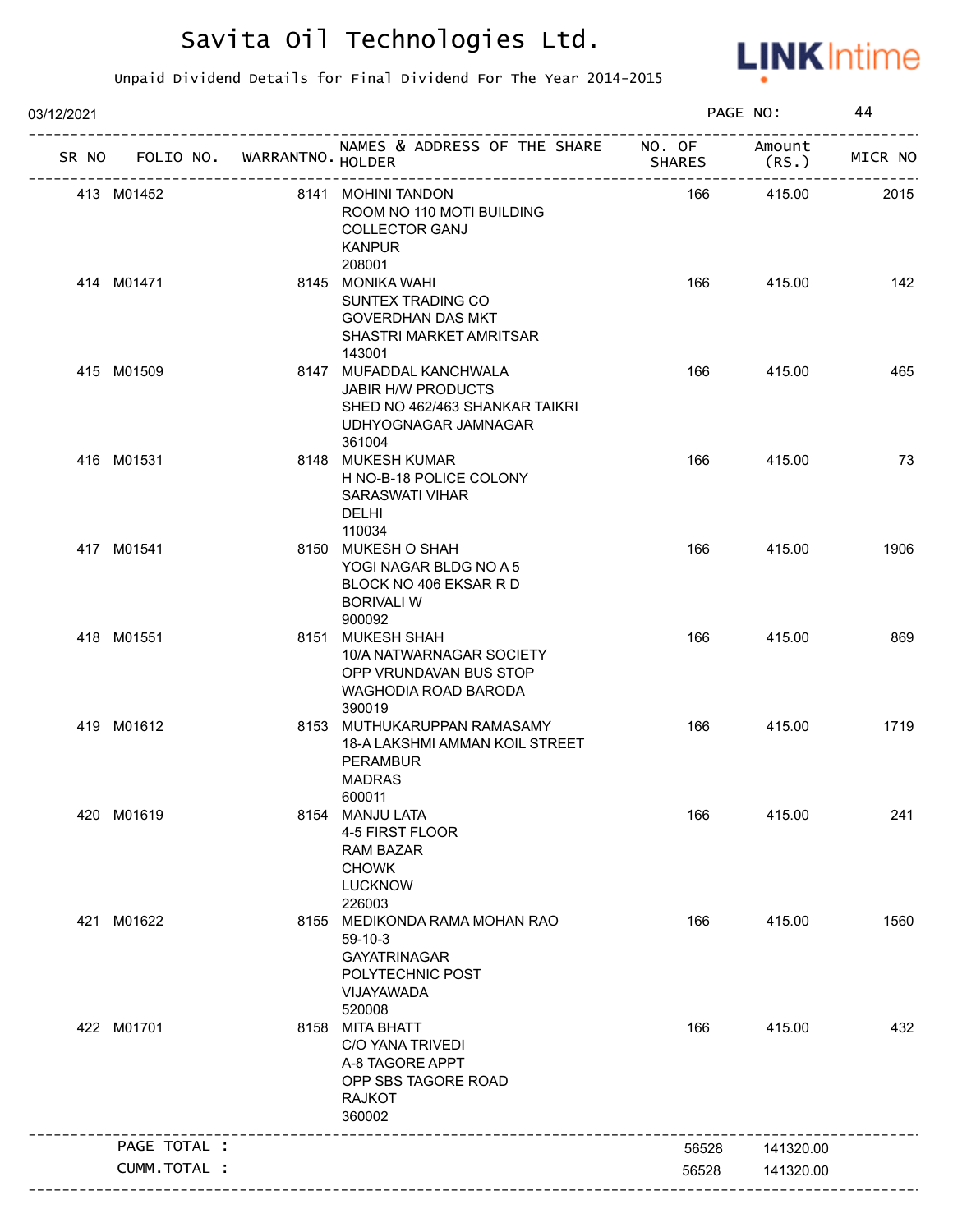# Savita Oil Technologies Ltd.

Unpaid Dividend Details for Final Dividend For The Year 2014-2015

03/12/2021 PAGE NO: 44

| SR NO | FOLIO NO. | WARRANTNO. | NAMES & ADDRESS OF THE SHARE HOLDER | NO. OF SHARES | Amount (RS.) | MICR NO |
|---|---|---|---|---|---|---|
| 413 | M01452 | 8141 | MOHINI TANDON ROOM NO 110 MOTI BUILDING COLLECTOR GANJ KANPUR 208001 | 166 | 415.00 | 2015 |
| 414 | M01471 | 8145 | MONIKA WAHI SUNTEX TRADING CO GOVERDHAN DAS MKT SHASTRI MARKET AMRITSAR 143001 | 166 | 415.00 | 142 |
| 415 | M01509 | 8147 | MUFADDAL KANCHWALA JABIR H/W PRODUCTS SHED NO 462/463 SHANKAR TAIKRI UDHYOGNAGAR JAMNAGAR 361004 | 166 | 415.00 | 465 |
| 416 | M01531 | 8148 | MUKESH KUMAR H NO-B-18 POLICE COLONY SARASWATI VIHAR DELHI 110034 | 166 | 415.00 | 73 |
| 417 | M01541 | 8150 | MUKESH O SHAH YOGI NAGAR BLDG NO A 5 BLOCK NO 406 EKSAR R D BORIVALI W 900092 | 166 | 415.00 | 1906 |
| 418 | M01551 | 8151 | MUKESH SHAH 10/A NATWARNAGAR SOCIETY OPP VRUNDAVAN BUS STOP WAGHODIA ROAD BARODA 390019 | 166 | 415.00 | 869 |
| 419 | M01612 | 8153 | MUTHUKARUPPAN RAMASAMY 18-A LAKSHMI AMMAN KOIL STREET PERAMBUR MADRAS 600011 | 166 | 415.00 | 1719 |
| 420 | M01619 | 8154 | MANJU LATA 4-5 FIRST FLOOR RAM BAZAR CHOWK LUCKNOW 226003 | 166 | 415.00 | 241 |
| 421 | M01622 | 8155 | MEDIKONDA RAMA MOHAN RAO 59-10-3 GAYATRINAGAR POLYTECHNIC POST VIJAYAWADA 520008 | 166 | 415.00 | 1560 |
| 422 | M01701 | 8158 | MITA BHATT C/O YANA TRIVEDI A-8 TAGORE APPT OPP SBS TAGORE ROAD RAJKOT 360002 | 166 | 415.00 | 432 |
| | PAGE TOTAL : | | | 56528 | 141320.00 | |
| | CUMM.TOTAL : | | | 56528 | 141320.00 | |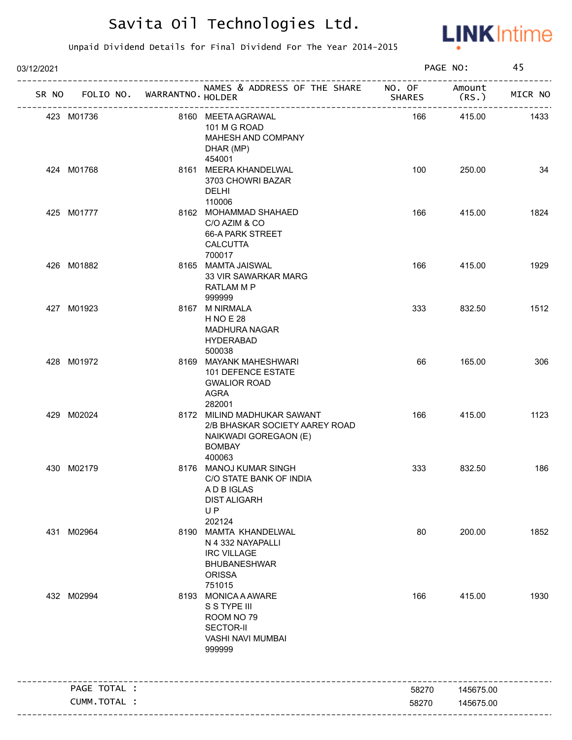# Savita Oil Technologies Ltd.

Unpaid Dividend Details for Final Dividend For The Year 2014-2015

03/12/2021

| SR NO | FOLIO NO. | WARRANTNO. | NAMES & ADDRESS OF THE SHARE HOLDER | NO. OF SHARES | Amount (RS.) | MICR NO |
|---|---|---|---|---|---|---|
| 423 | M01736 | 8160 | MEETA AGRAWAL 101 M G ROAD MAHESH AND COMPANY DHAR (MP) 454001 | 166 | 415.00 | 1433 |
| 424 | M01768 | 8161 | MEERA KHANDELWAL 3703 CHOWRI BAZAR DELHI 110006 | 100 | 250.00 | 34 |
| 425 | M01777 | 8162 | MOHAMMAD SHAHAED C/O AZIM & CO 66-A PARK STREET CALCUTTA 700017 | 166 | 415.00 | 1824 |
| 426 | M01882 | 8165 | MAMTA JAISWAL 33 VIR SAWARKAR MARG RATLAM M P 999999 | 166 | 415.00 | 1929 |
| 427 | M01923 | 8167 | M NIRMALA H NO E 28 MADHURA NAGAR HYDERABAD 500038 | 333 | 832.50 | 1512 |
| 428 | M01972 | 8169 | MAYANK MAHESHWARI 101 DEFENCE ESTATE GWALIOR ROAD AGRA 282001 | 66 | 165.00 | 306 |
| 429 | M02024 | 8172 | MILIND MADHUKAR SAWANT 2/B BHASKAR SOCIETY AAREY ROAD NAIKWADI GOREGAON (E) BOMBAY 400063 | 166 | 415.00 | 1123 |
| 430 | M02179 | 8176 | MANOJ KUMAR SINGH C/O STATE BANK OF INDIA A D B IGLAS DIST ALIGARH U P 202124 | 333 | 832.50 | 186 |
| 431 | M02964 | 8190 | MAMTA KHANDELWAL N 4 332 NAYAPALLI IRC VILLAGE BHUBANESHWAR ORISSA 751015 | 80 | 200.00 | 1852 |
| 432 | M02994 | 8193 | MONICA A AWARE S S TYPE III ROOM NO 79 SECTOR-II VASHI NAVI MUMBAI 999999 | 166 | 415.00 | 1930 |
| | PAGE TOTAL : | | | 58270 | 145675.00 | |
| | CUMM.TOTAL : | | | 58270 | 145675.00 | |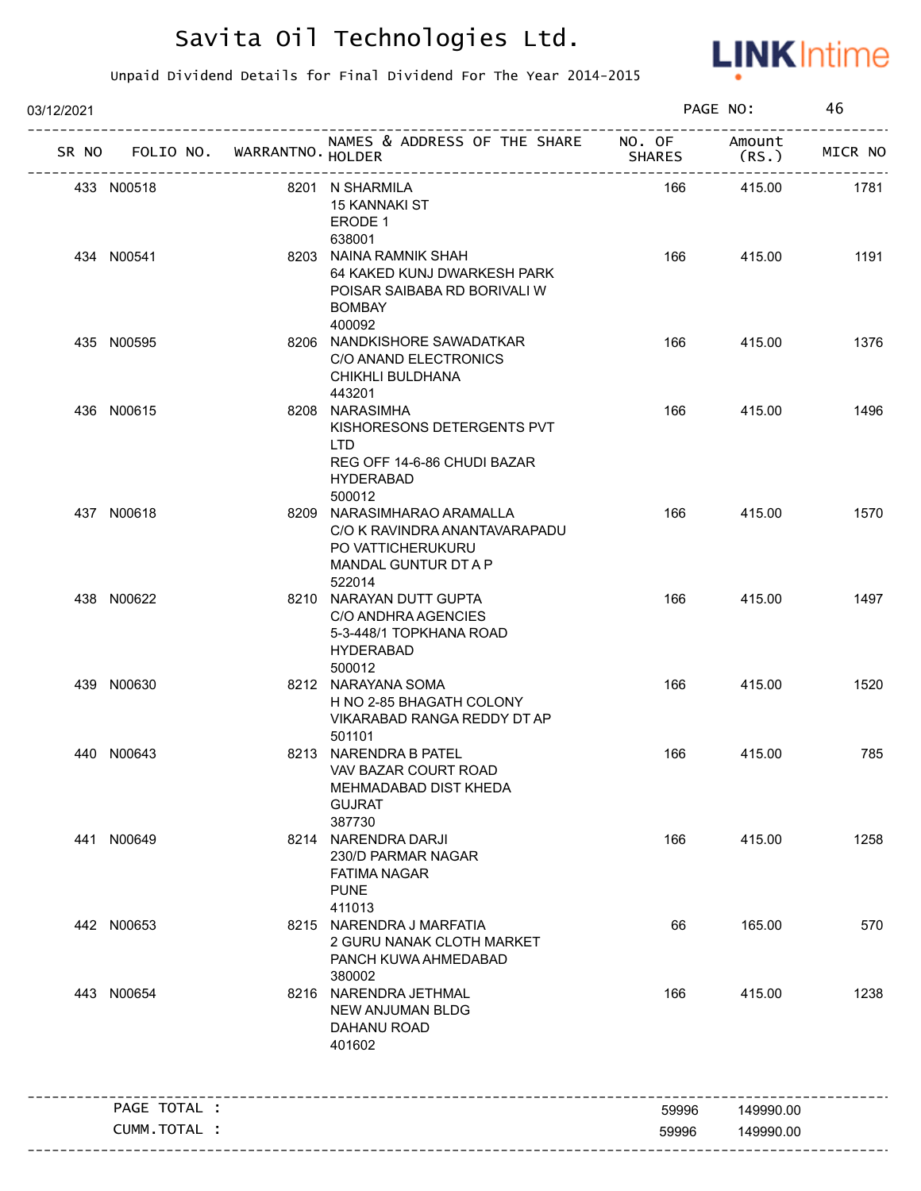# Savita Oil Technologies Ltd.

Unpaid Dividend Details for Final Dividend For The Year 2014-2015

03/12/2021

| SR NO | FOLIO NO. | WARRANTNO. | NAMES & ADDRESS OF THE SHARE HOLDER | NO. OF SHARES | Amount (RS.) | MICR NO |
|---|---|---|---|---|---|---|
| 433 | N00518 | 8201 | N SHARMILA 15 KANNAKI ST ERODE 1 638001 | 166 | 415.00 | 1781 |
| 434 | N00541 | 8203 | NAINA RAMNIK SHAH 64 KAKED KUNJ DWARKESH PARK POISAR SAIBABA RD BORIVALI W BOMBAY 400092 | 166 | 415.00 | 1191 |
| 435 | N00595 | 8206 | NANDKISHORE SAWADATKAR C/O ANAND ELECTRONICS CHIKHLI BULDHANA 443201 | 166 | 415.00 | 1376 |
| 436 | N00615 | 8208 | NARASIMHA KISHORESONS DETERGENTS PVT LTD REG OFF 14-6-86 CHUDI BAZAR HYDERABAD 500012 | 166 | 415.00 | 1496 |
| 437 | N00618 | 8209 | NARASIMHARAO ARAMALLA C/O K RAVINDRA ANANTAVARAPADU PO VATTICHERUKURU MANDAL GUNTUR DT A P 522014 | 166 | 415.00 | 1570 |
| 438 | N00622 | 8210 | NARAYAN DUTT GUPTA C/O ANDHRA AGENCIES 5-3-448/1 TOPKHANA ROAD HYDERABAD 500012 | 166 | 415.00 | 1497 |
| 439 | N00630 | 8212 | NARAYANA SOMA H NO 2-85 BHAGATH COLONY VIKARABAD RANGA REDDY DT AP 501101 | 166 | 415.00 | 1520 |
| 440 | N00643 | 8213 | NARENDRA B PATEL VAV BAZAR COURT ROAD MEHMADABAD DIST KHEDA GUJRAT 387730 | 166 | 415.00 | 785 |
| 441 | N00649 | 8214 | NARENDRA DARJI 230/D PARMAR NAGAR FATIMA NAGAR PUNE 411013 | 166 | 415.00 | 1258 |
| 442 | N00653 | 8215 | NARENDRA J MARFATIA 2 GURU NANAK CLOTH MARKET PANCH KUWA AHMEDABAD 380002 | 66 | 165.00 | 570 |
| 443 | N00654 | 8216 | NARENDRA JETHMAL NEW ANJUMAN BLDG DAHANU ROAD 401602 | 166 | 415.00 | 1238 |
| | PAGE TOTAL : | | | 59996 | 149990.00 | |
| | CUMM.TOTAL : | | | 59996 | 149990.00 | |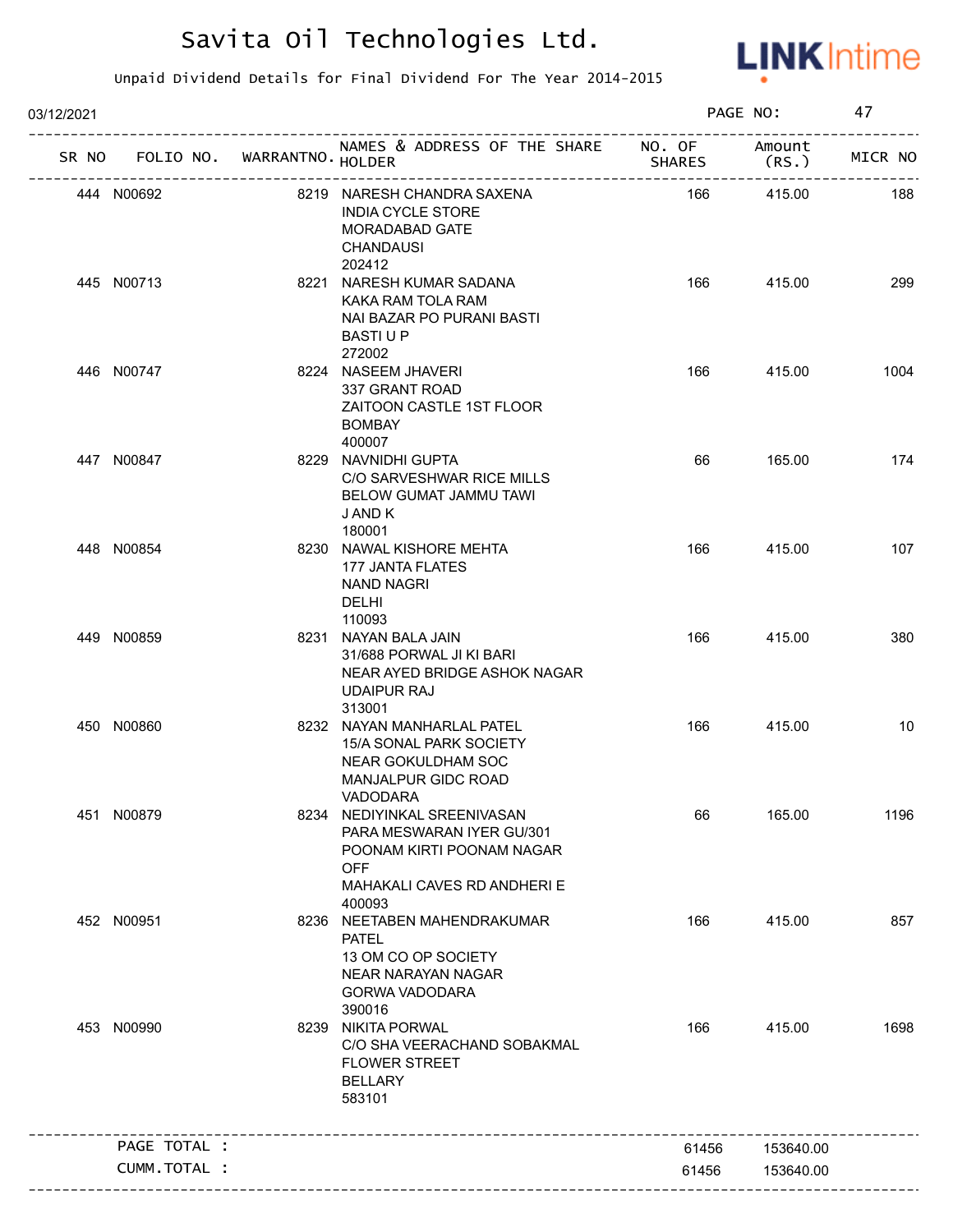# Savita Oil Technologies Ltd.

Unpaid Dividend Details for Final Dividend For The Year 2014-2015

03/12/2021 PAGE NO: 47

| SR NO | FOLIO NO. | WARRANTNO. | NAMES & ADDRESS OF THE SHARE HOLDER | NO. OF SHARES | Amount (RS.) | MICR NO |
|---|---|---|---|---|---|---|
| 444 | N00692 | 8219 | NARESH CHANDRA SAXENA INDIA CYCLE STORE MORADABAD GATE CHANDAUSI 202412 | 166 | 415.00 | 188 |
| 445 | N00713 | 8221 | NARESH KUMAR SADANA KAKA RAM TOLA RAM NAI BAZAR PO PURANI BASTI BASTI U P 272002 | 166 | 415.00 | 299 |
| 446 | N00747 | 8224 | NASEEM JHAVERI 337 GRANT ROAD ZAITOON CASTLE 1ST FLOOR BOMBAY 400007 | 166 | 415.00 | 1004 |
| 447 | N00847 | 8229 | NAVNIDHI GUPTA C/O SARVESHWAR RICE MILLS BELOW GUMAT JAMMU TAWI J AND K 180001 | 66 | 165.00 | 174 |
| 448 | N00854 | 8230 | NAWAL KISHORE MEHTA 177 JANTA FLATES NAND NAGRI DELHI 110093 | 166 | 415.00 | 107 |
| 449 | N00859 | 8231 | NAYAN BALA JAIN 31/688 PORWAL JI KI BARI NEAR AYED BRIDGE ASHOK NAGAR UDAIPUR RAJ 313001 | 166 | 415.00 | 380 |
| 450 | N00860 | 8232 | NAYAN MANHARLAL PATEL 15/A SONAL PARK SOCIETY NEAR GOKULDHAM SOC MANJALPUR GIDC ROAD VADODARA | 166 | 415.00 | 10 |
| 451 | N00879 | 8234 | NEDIYINKAL SREENIVASAN PARA MESWARAN IYER GU/301 POONAM KIRTI POONAM NAGAR OFF MAHAKALI CAVES RD ANDHERI E 400093 | 66 | 165.00 | 1196 |
| 452 | N00951 | 8236 | NEETABEN MAHENDRAKUMAR PATEL 13 OM CO OP SOCIETY NEAR NARAYAN NAGAR GORWA VADODARA 390016 | 166 | 415.00 | 857 |
| 453 | N00990 | 8239 | NIKITA PORWAL C/O SHA VEERACHAND SOBAKMAL FLOWER STREET BELLARY 583101 | 166 | 415.00 | 1698 |
| | PAGE TOTAL : | | | 61456 | 153640.00 | |
| | CUMM.TOTAL : | | | 61456 | 153640.00 | |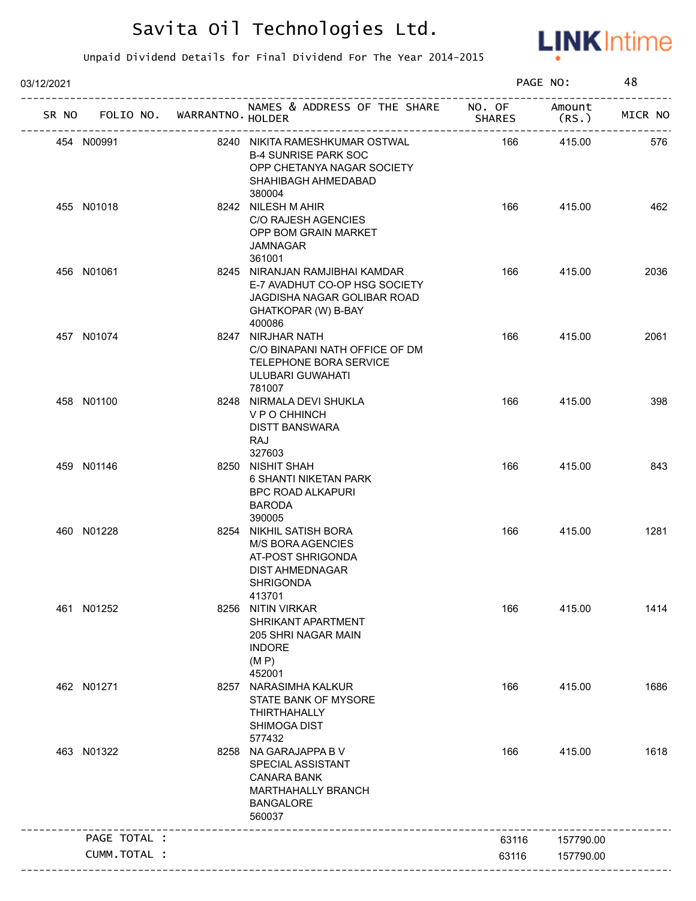# Savita Oil Technologies Ltd.

Unpaid Dividend Details for Final Dividend For The Year 2014-2015

03/12/2021

| SR NO | FOLIO NO. | WARRANTNO. | NAMES & ADDRESS OF THE SHARE HOLDER | NO. OF SHARES | Amount (RS.) | MICR NO |
|---|---|---|---|---|---|---|
| 454 | N00991 | 8240 | NIKITA RAMESHKUMAR OSTWAL<br>B-4 SUNRISE PARK SOC<br>OPP CHETANYA NAGAR SOCIETY<br>SHAHIBAGH AHMEDABAD<br>380004 | 166 | 415.00 | 576 |
| 455 | N01018 | 8242 | NILESH M AHIR<br>C/O RAJESH AGENCIES<br>OPP BOM GRAIN MARKET<br>JAMNAGAR<br>361001 | 166 | 415.00 | 462 |
| 456 | N01061 | 8245 | NIRANJAN RAMJIBHAI KAMDAR<br>E-7 AVADHUT CO-OP HSG SOCIETY<br>JAGDISHA NAGAR GOLIBAR ROAD<br>GHATKOPAR (W) B-BAY<br>400086 | 166 | 415.00 | 2036 |
| 457 | N01074 | 8247 | NIRJHAR NATH<br>C/O BINAPANI NATH OFFICE OF DM<br>TELEPHONE BORA SERVICE<br>ULUBARI GUWAHATI<br>781007 | 166 | 415.00 | 2061 |
| 458 | N01100 | 8248 | NIRMALA DEVI SHUKLA<br>V P O CHHINCH<br>DISTT BANSWARA<br>RAJ<br>327603 | 166 | 415.00 | 398 |
| 459 | N01146 | 8250 | NISHIT SHAH<br>6 SHANTI NIKETAN PARK<br>BPC ROAD ALKAPURI<br>BARODA<br>390005 | 166 | 415.00 | 843 |
| 460 | N01228 | 8254 | NIKHIL SATISH BORA<br>M/S BORA AGENCIES<br>AT-POST SHRIGONDA<br>DIST AHMEDNAGAR<br>SHRIGONDA<br>413701 | 166 | 415.00 | 1281 |
| 461 | N01252 | 8256 | NITIN VIRKAR<br>SHRIKANT APARTMENT<br>205 SHRI NAGAR MAIN<br>INDORE<br>(M P)<br>452001 | 166 | 415.00 | 1414 |
| 462 | N01271 | 8257 | NARASIMHA KALKUR<br>STATE BANK OF MYSORE<br>THIRTHAHALLY<br>SHIMOGA DIST<br>577432 | 166 | 415.00 | 1686 |
| 463 | N01322 | 8258 | NA GARAJAPPA B V<br>SPECIAL ASSISTANT<br>CANARA BANK<br>MARTHAHALLY BRANCH<br>BANGALORE<br>560037 | 166 | 415.00 | 1618 |
| | PAGE TOTAL : | | | 63116 | 157790.00 | |
| | CUMM.TOTAL : | | | 63116 | 157790.00 | |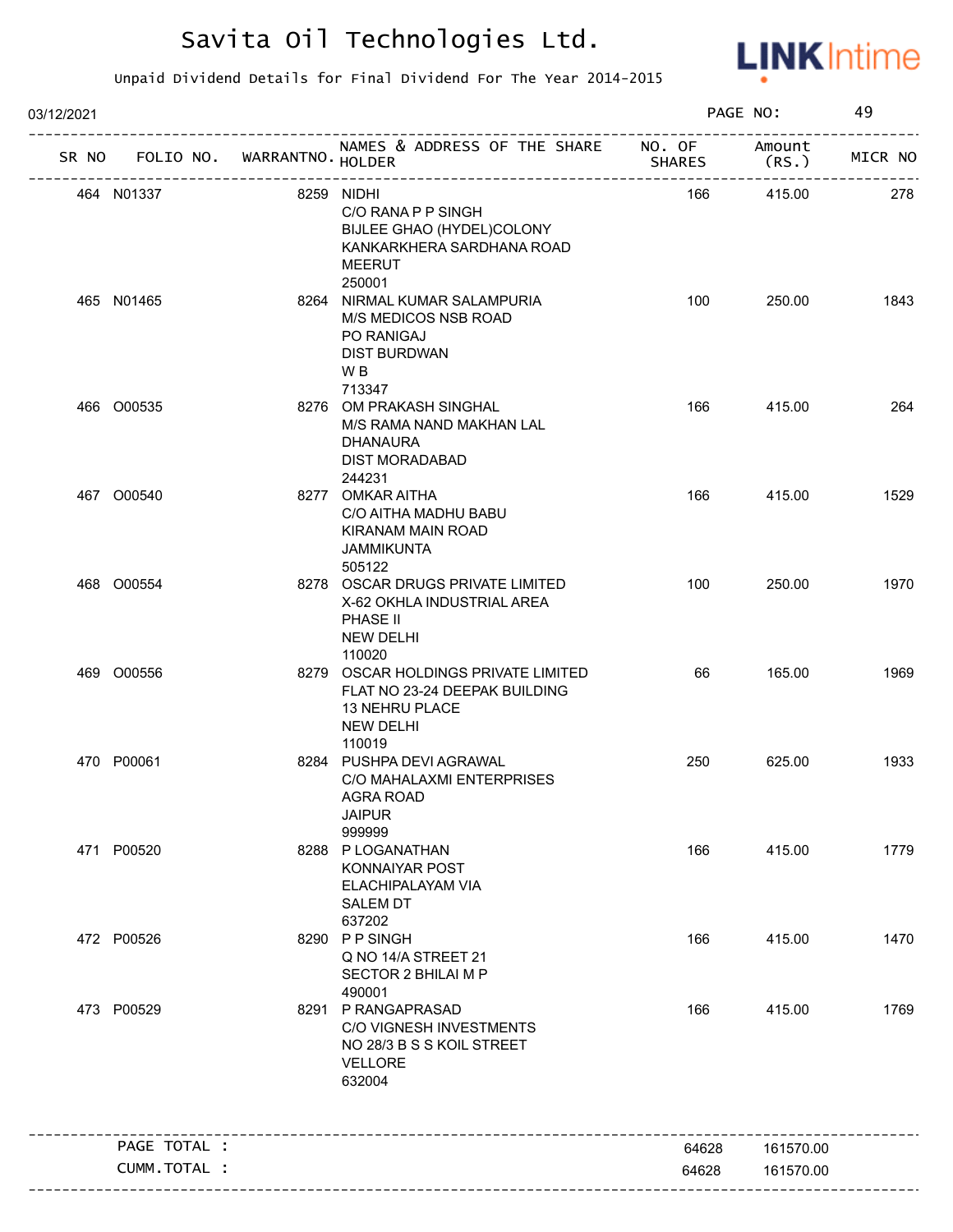# Savita Oil Technologies Ltd.

Unpaid Dividend Details for Final Dividend For The Year 2014-2015

03/12/2021

| SR NO | FOLIO NO. | WARRANTNO. | NAMES & ADDRESS OF THE SHARE HOLDER | NO. OF SHARES | Amount (RS.) | MICR NO |
|---|---|---|---|---|---|---|
| 464 | N01337 | 8259 | NIDHI<br>C/O RANA P P SINGH<br>BIJLEE GHAO (HYDEL)COLONY<br>KANKARKHERA SARDHANA ROAD<br>MEERUT<br>250001 | 166 | 415.00 | 278 |
| 465 | N01465 | 8264 | NIRMAL KUMAR SALAMPURIA<br>M/S MEDICOS NSB ROAD<br>PO RANIGAJ<br>DIST BURDWAN<br>W B<br>713347 | 100 | 250.00 | 1843 |
| 466 | O00535 | 8276 | OM PRAKASH SINGHAL<br>M/S RAMA NAND MAKHAN LAL<br>DHANAURA<br>DIST MORADABAD<br>244231 | 166 | 415.00 | 264 |
| 467 | O00540 | 8277 | OMKAR AITHA<br>C/O AITHA MADHU BABU<br>KIRANAM MAIN ROAD<br>JAMMIKUNTA<br>505122 | 166 | 415.00 | 1529 |
| 468 | O00554 | 8278 | OSCAR DRUGS PRIVATE LIMITED<br>X-62 OKHLA INDUSTRIAL AREA<br>PHASE II<br>NEW DELHI<br>110020 | 100 | 250.00 | 1970 |
| 469 | O00556 | 8279 | OSCAR HOLDINGS PRIVATE LIMITED<br>FLAT NO 23-24 DEEPAK BUILDING<br>13 NEHRU PLACE<br>NEW DELHI<br>110019 | 66 | 165.00 | 1969 |
| 470 | P00061 | 8284 | PUSHPA DEVI AGRAWAL<br>C/O MAHALAXMI ENTERPRISES<br>AGRA ROAD<br>JAIPUR<br>999999 | 250 | 625.00 | 1933 |
| 471 | P00520 | 8288 | P LOGANATHAN<br>KONNAIYAR POST<br>ELACHIPALAYAM VIA<br>SALEM DT<br>637202 | 166 | 415.00 | 1779 |
| 472 | P00526 | 8290 | P P SINGH<br>Q NO 14/A STREET 21<br>SECTOR 2 BHILAI M P<br>490001 | 166 | 415.00 | 1470 |
| 473 | P00529 | 8291 | P RANGAPRASAD<br>C/O VIGNESH INVESTMENTS<br>NO 28/3 B S S KOIL STREET<br>VELLORE<br>632004 | 166 | 415.00 | 1769 |
| | PAGE TOTAL : | | | 64628 | 161570.00 | |
| | CUMM.TOTAL : | | | 64628 | 161570.00 | |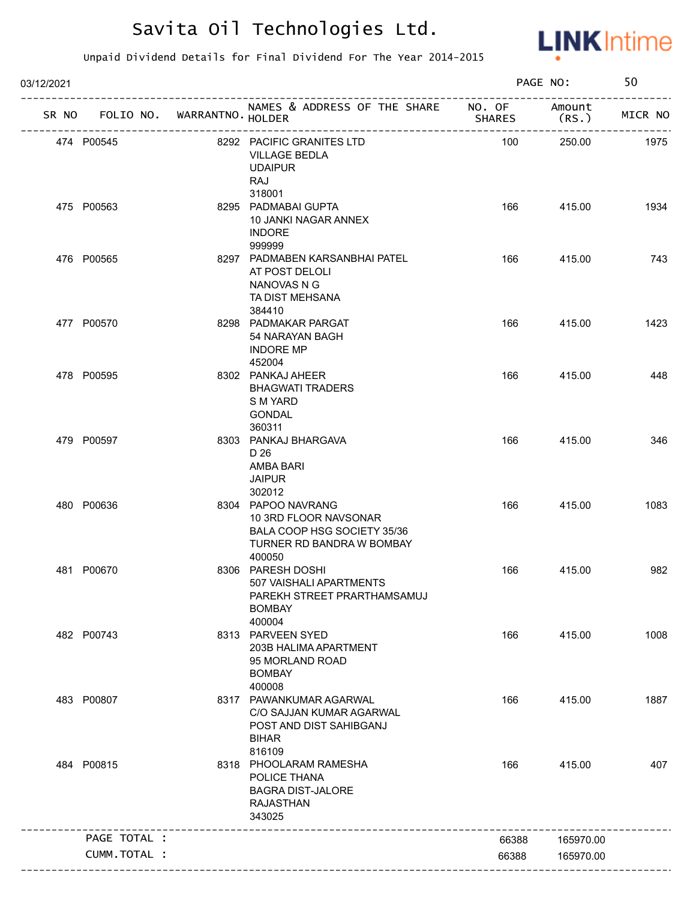# Savita Oil Technologies Ltd.

Unpaid Dividend Details for Final Dividend For The Year 2014-2015

03/12/2021

| SR NO | FOLIO NO. | WARRANTNO. | NAMES & ADDRESS OF THE SHARE HOLDER | NO. OF SHARES | Amount (RS.) | MICR NO |
|---|---|---|---|---|---|---|
| 474 | P00545 | 8292 | PACIFIC GRANITES LTD VILLAGE BEDLA UDAIPUR RAJ 318001 | 100 | 250.00 | 1975 |
| 475 | P00563 | 8295 | PADMABAI GUPTA 10 JANKI NAGAR ANNEX INDORE 999999 | 166 | 415.00 | 1934 |
| 476 | P00565 | 8297 | PADMABEN KARSANBHAI PATEL AT POST DELOLI NANOVAS N G TA DIST MEHSANA 384410 | 166 | 415.00 | 743 |
| 477 | P00570 | 8298 | PADMAKAR PARGAT 54 NARAYAN BAGH INDORE MP 452004 | 166 | 415.00 | 1423 |
| 478 | P00595 | 8302 | PANKAJ AHEER BHAGWATI TRADERS S M YARD GONDAL 360311 | 166 | 415.00 | 448 |
| 479 | P00597 | 8303 | PANKAJ BHARGAVA D 26 AMBA BARI JAIPUR 302012 | 166 | 415.00 | 346 |
| 480 | P00636 | 8304 | PAPOO NAVRANG 10 3RD FLOOR NAVSONAR BALA COOP HSG SOCIETY 35/36 TURNER RD BANDRA W BOMBAY 400050 | 166 | 415.00 | 1083 |
| 481 | P00670 | 8306 | PARESH DOSHI 507 VAISHALI APARTMENTS PAREKH STREET PRARTHAMSAMUJ BOMBAY 400004 | 166 | 415.00 | 982 |
| 482 | P00743 | 8313 | PARVEEN SYED 203B HALIMA APARTMENT 95 MORLAND ROAD BOMBAY 400008 | 166 | 415.00 | 1008 |
| 483 | P00807 | 8317 | PAWANKUMAR AGARWAL C/O SAJJAN KUMAR AGARWAL POST AND DIST SAHIBGANJ BIHAR 816109 | 166 | 415.00 | 1887 |
| 484 | P00815 | 8318 | PHOOLARAM RAMESHA POLICE THANA BAGRA DIST-JALORE RAJASTHAN 343025 | 166 | 415.00 | 407 |
| | PAGE TOTAL : | | | 66388 | 165970.00 | |
| | CUMM.TOTAL : | | | 66388 | 165970.00 | |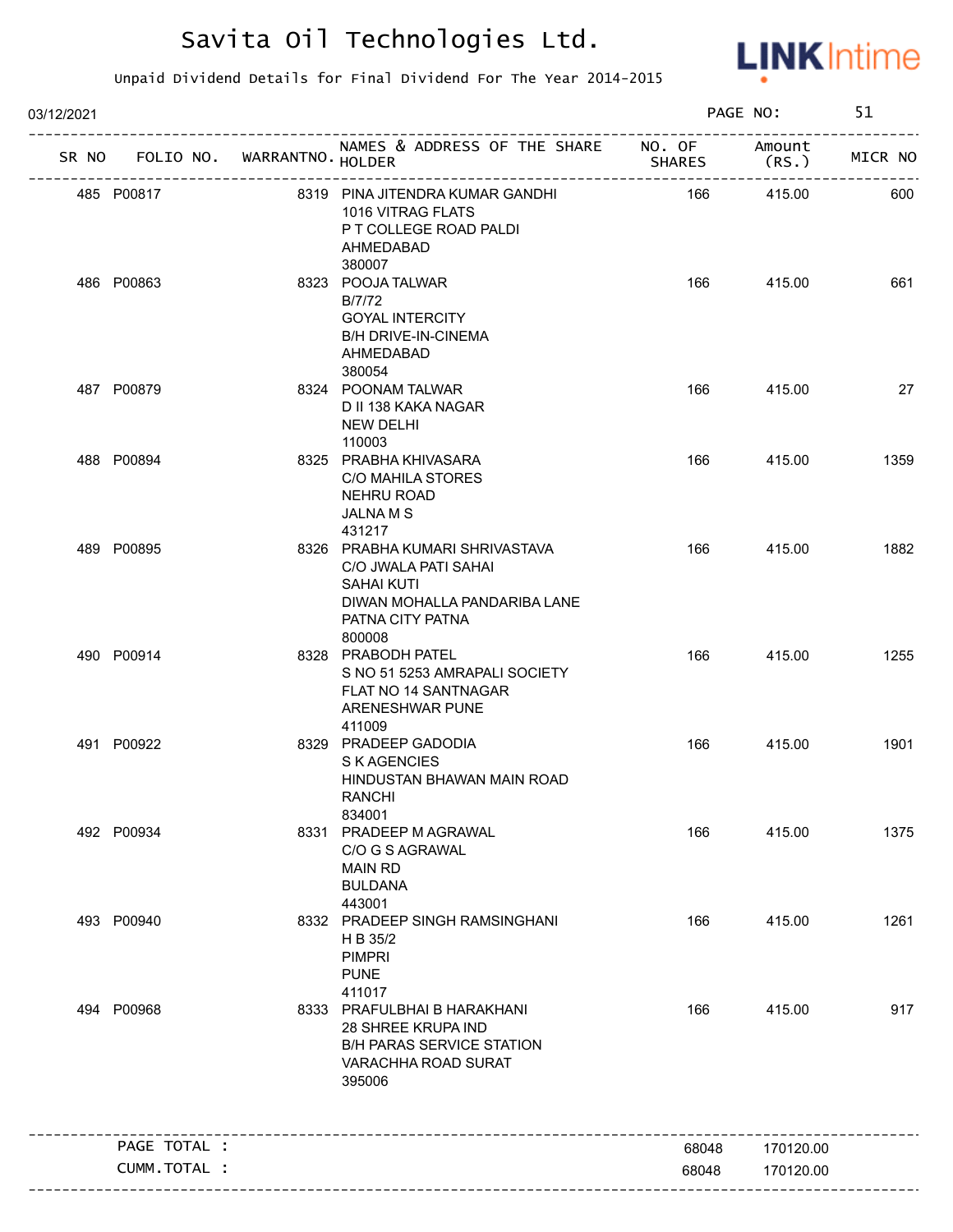# Savita Oil Technologies Ltd.

Unpaid Dividend Details for Final Dividend For The Year 2014-2015

03/12/2021 PAGE NO: 51

| SR NO | FOLIO NO. | WARRANTNO. | NAMES & ADDRESS OF THE SHARE HOLDER | NO. OF SHARES | Amount (RS.) | MICR NO |
|---|---|---|---|---|---|---|
| 485 | P00817 | 8319 | PINA JITENDRA KUMAR GANDHI<br>1016 VITRAG FLATS<br>P T COLLEGE ROAD PALDI<br>AHMEDABAD<br>380007 | 166 | 415.00 | 600 |
| 486 | P00863 | 8323 | POOJA TALWAR<br>B/7/72<br>GOYAL INTERCITY<br>B/H DRIVE-IN-CINEMA<br>AHMEDABAD<br>380054 | 166 | 415.00 | 661 |
| 487 | P00879 | 8324 | POONAM TALWAR<br>D II 138 KAKA NAGAR<br>NEW DELHI<br>110003 | 166 | 415.00 | 27 |
| 488 | P00894 | 8325 | PRABHA KHIVASARA<br>C/O MAHILA STORES<br>NEHRU ROAD<br>JALNA M S<br>431217 | 166 | 415.00 | 1359 |
| 489 | P00895 | 8326 | PRABHA KUMARI SHRIVASTAVA<br>C/O JWALA PATI SAHAI<br>SAHAI KUTI<br>DIWAN MOHALLA PANDARIBA LANE<br>PATNA CITY PATNA<br>800008 | 166 | 415.00 | 1882 |
| 490 | P00914 | 8328 | PRABODH PATEL<br>S NO 51 5253 AMRAPALI SOCIETY<br>FLAT NO 14 SANTNAGAR<br>ARENESHWAR PUNE<br>411009 | 166 | 415.00 | 1255 |
| 491 | P00922 | 8329 | PRADEEP GADODIA<br>S K AGENCIES<br>HINDUSTAN BHAWAN MAIN ROAD<br>RANCHI<br>834001 | 166 | 415.00 | 1901 |
| 492 | P00934 | 8331 | PRADEEP M AGRAWAL<br>C/O G S AGRAWAL<br>MAIN RD<br>BULDANA<br>443001 | 166 | 415.00 | 1375 |
| 493 | P00940 | 8332 | PRADEEP SINGH RAMSINGHANI<br>H B 35/2<br>PIMPRI<br>PUNE<br>411017 | 166 | 415.00 | 1261 |
| 494 | P00968 | 8333 | PRAFULBHAI B HARAKHANI<br>28 SHREE KRUPA IND<br>B/H PARAS SERVICE STATION<br>VARACHHA ROAD SURAT<br>395006 | 166 | 415.00 | 917 |
| | PAGE TOTAL : | | | 68048 | 170120.00 | |
| | CUMM.TOTAL : | | | 68048 | 170120.00 | |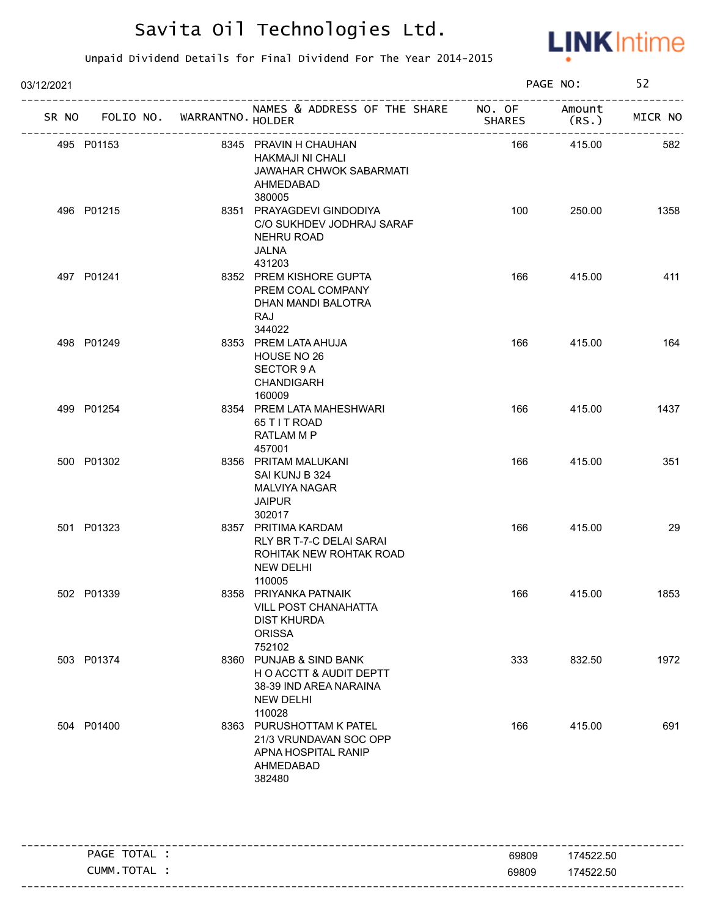# Savita Oil Technologies Ltd.

Unpaid Dividend Details for Final Dividend For The Year 2014-2015

03/12/2021

| SR NO | FOLIO NO. | WARRANTNO. | NAMES & ADDRESS OF THE SHARE HOLDER | NO. OF SHARES | Amount (RS.) | MICR NO |
|---|---|---|---|---|---|---|
| 495 | P01153 | 8345 | PRAVIN H CHAUHAN<br>HAKMAJI NI CHALI<br>JAWAHAR CHWOK SABARMATI<br>AHMEDABAD<br>380005 | 166 | 415.00 | 582 |
| 496 | P01215 | 8351 | PRAYAGDEVI GINDODIYA<br>C/O SUKHDEV JODHRAJ SARAF<br>NEHRU ROAD<br>JALNA<br>431203 | 100 | 250.00 | 1358 |
| 497 | P01241 | 8352 | PREM KISHORE GUPTA<br>PREM COAL COMPANY<br>DHAN MANDI BALOTRA<br>RAJ<br>344022 | 166 | 415.00 | 411 |
| 498 | P01249 | 8353 | PREM LATA AHUJA<br>HOUSE NO 26<br>SECTOR 9 A<br>CHANDIGARH<br>160009 | 166 | 415.00 | 164 |
| 499 | P01254 | 8354 | PREM LATA MAHESHWARI<br>65 T I T ROAD<br>RATLAM M P<br>457001 | 166 | 415.00 | 1437 |
| 500 | P01302 | 8356 | PRITAM MALUKANI<br>SAI KUNJ B 324<br>MALVIYA NAGAR<br>JAIPUR<br>302017 | 166 | 415.00 | 351 |
| 501 | P01323 | 8357 | PRITIMA KARDAM<br>RLY BR T-7-C DELAI SARAI<br>ROHITAK NEW ROHTAK ROAD<br>NEW DELHI<br>110005 | 166 | 415.00 | 29 |
| 502 | P01339 | 8358 | PRIYANKA PATNAIK<br>VILL POST CHANAHATTA<br>DIST KHURDA<br>ORISSA<br>752102 | 166 | 415.00 | 1853 |
| 503 | P01374 | 8360 | PUNJAB & SIND BANK<br>H O ACCTT & AUDIT DEPTT<br>38-39 IND AREA NARAINA<br>NEW DELHI<br>110028 | 333 | 832.50 | 1972 |
| 504 | P01400 | 8363 | PURUSHOTTAM K PATEL<br>21/3 VRUNDAVAN SOC OPP<br>APNA HOSPITAL RANIP<br>AHMEDABAD<br>382480 | 166 | 415.00 | 691 |

| | | |
|---|---|---|
| PAGE TOTAL : | 69809 | 174522.50 |
| CUMM.TOTAL : | 69809 | 174522.50 |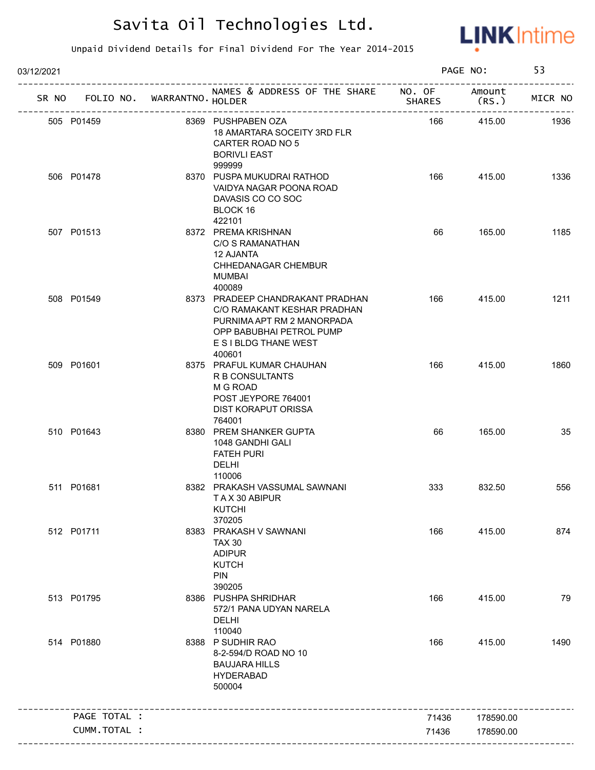# Savita Oil Technologies Ltd.

Unpaid Dividend Details for Final Dividend For The Year 2014-2015

03/12/2021

| SR NO | FOLIO NO. | WARRANTNO. | NAMES & ADDRESS OF THE SHARE HOLDER | NO. OF SHARES | Amount (RS.) | MICR NO |
|---|---|---|---|---|---|---|
| 505 | P01459 | 8369 | PUSHPABEN OZA<br>18 AMARTARA SOCEITY 3RD FLR<br>CARTER ROAD NO 5<br>BORIVLI EAST<br>999999 | 166 | 415.00 | 1936 |
| 506 | P01478 | 8370 | PUSPA MUKUDRAI RATHOD<br>VAIDYA NAGAR POONA ROAD<br>DAVASIS CO CO SOC<br>BLOCK 16<br>422101 | 166 | 415.00 | 1336 |
| 507 | P01513 | 8372 | PREMA KRISHNAN<br>C/O S RAMANATHAN<br>12 AJANTA<br>CHHEDANAGAR CHEMBUR<br>MUMBAI<br>400089 | 66 | 165.00 | 1185 |
| 508 | P01549 | 8373 | PRADEEP CHANDRAKANT PRADHAN<br>C/O RAMAKANT KESHAR PRADHAN<br>PURNIMA APT RM 2 MANORPADA<br>OPP BABUBHAI PETROL PUMP<br>E S I BLDG THANE WEST<br>400601 | 166 | 415.00 | 1211 |
| 509 | P01601 | 8375 | PRAFUL KUMAR CHAUHAN<br>R B CONSULTANTS<br>M G ROAD<br>POST JEYPORE 764001<br>DIST KORAPUT ORISSA<br>764001 | 166 | 415.00 | 1860 |
| 510 | P01643 | 8380 | PREM SHANKER GUPTA<br>1048 GANDHI GALI<br>FATEH PURI<br>DELHI<br>110006 | 66 | 165.00 | 35 |
| 511 | P01681 | 8382 | PRAKASH VASSUMAL SAWNANI<br>T A X 30 ABIPUR<br>KUTCHI<br>370205 | 333 | 832.50 | 556 |
| 512 | P01711 | 8383 | PRAKASH V SAWNANI<br>TAX 30<br>ADIPUR<br>KUTCH<br>PIN<br>390205 | 166 | 415.00 | 874 |
| 513 | P01795 | 8386 | PUSHPA SHRIDHAR<br>572/1 PANA UDYAN NARELA<br>DELHI<br>110040 | 166 | 415.00 | 79 |
| 514 | P01880 | 8388 | P SUDHIR RAO<br>8-2-594/D ROAD NO 10<br>BAUJARA HILLS<br>HYDERABAD<br>500004 | 166 | 415.00 | 1490 |
| | PAGE TOTAL : | | | 71436 | 178590.00 | |
| | CUMM.TOTAL : | | | 71436 | 178590.00 | |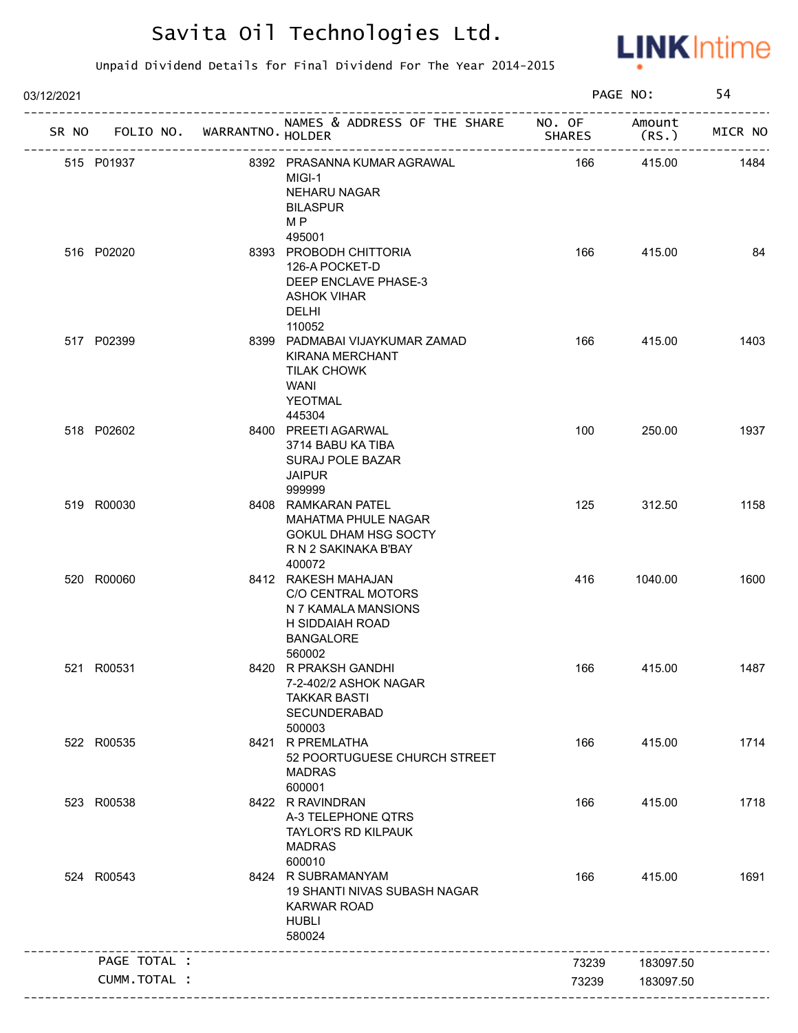# Savita Oil Technologies Ltd.

Unpaid Dividend Details for Final Dividend For The Year 2014-2015

03/12/2021 PAGE NO: 54

| SR NO | FOLIO NO. | WARRANTNO. | NAMES & ADDRESS OF THE SHARE HOLDER | NO. OF SHARES | Amount (RS.) | MICR NO |
|---|---|---|---|---|---|---|
| 515 | P01937 | 8392 | PRASANNA KUMAR AGRAWAL MIGI-1 NEHARU NAGAR BILASPUR M P 495001 | 166 | 415.00 | 1484 |
| 516 | P02020 | 8393 | PROBODH CHITTORIA 126-A POCKET-D DEEP ENCLAVE PHASE-3 ASHOK VIHAR DELHI 110052 | 166 | 415.00 | 84 |
| 517 | P02399 | 8399 | PADMABAI VIJAYKUMAR ZAMAD KIRANA MERCHANT TILAK CHOWK WANI YEOTMAL 445304 | 166 | 415.00 | 1403 |
| 518 | P02602 | 8400 | PREETI AGARWAL 3714 BABU KA TIBA SURAJ POLE BAZAR JAIPUR 999999 | 100 | 250.00 | 1937 |
| 519 | R00030 | 8408 | RAMKARAN PATEL MAHATMA PHULE NAGAR GOKUL DHAM HSG SOCTY R N 2 SAKINAKA B'BAY 400072 | 125 | 312.50 | 1158 |
| 520 | R00060 | 8412 | RAKESH MAHAJAN C/O CENTRAL MOTORS N 7 KAMALA MANSIONS H SIDDAIAH ROAD BANGALORE 560002 | 416 | 1040.00 | 1600 |
| 521 | R00531 | 8420 | R PRAKSH GANDHI 7-2-402/2 ASHOK NAGAR TAKKAR BASTI SECUNDERABAD 500003 | 166 | 415.00 | 1487 |
| 522 | R00535 | 8421 | R PREMLATHA 52 POORTUGUESE CHURCH STREET MADRAS 600001 | 166 | 415.00 | 1714 |
| 523 | R00538 | 8422 | R RAVINDRAN A-3 TELEPHONE QTRS TAYLOR'S RD KILPAUK MADRAS 600010 | 166 | 415.00 | 1718 |
| 524 | R00543 | 8424 | R SUBRAMANYAM 19 SHANTI NIVAS SUBASH NAGAR KARWAR ROAD HUBLI 580024 | 166 | 415.00 | 1691 |
| | PAGE TOTAL : | | | 73239 | 183097.50 | |
| | CUMM.TOTAL : | | | 73239 | 183097.50 | |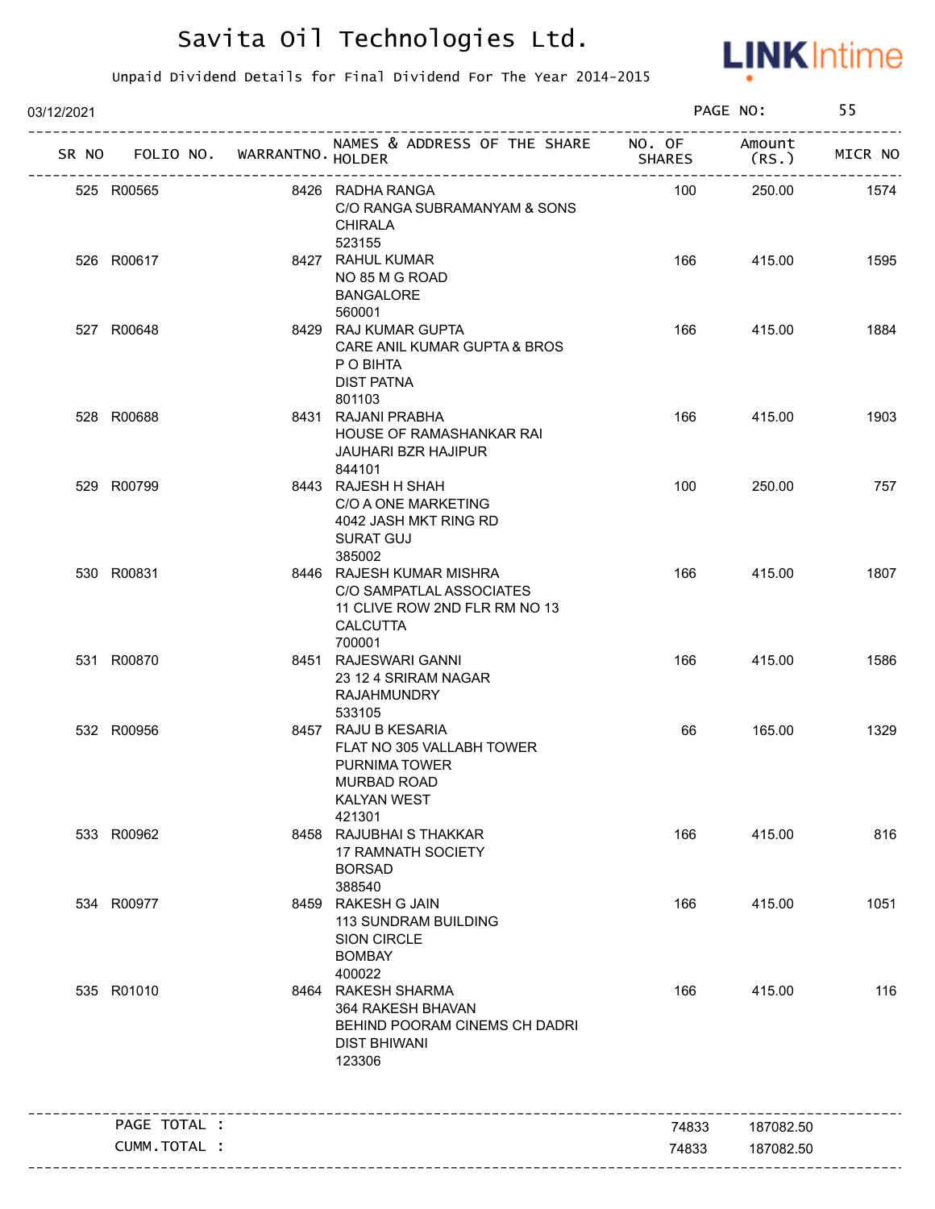# Savita Oil Technologies Ltd.

Unpaid Dividend Details for Final Dividend For The Year 2014-2015

03/12/2021 PAGE NO: 55

| SR NO | FOLIO NO. | WARRANTNO. | NAMES & ADDRESS OF THE SHARE HOLDER | NO. OF SHARES | Amount (RS.) | MICR NO |
|---|---|---|---|---|---|---|
| 525 | R00565 | 8426 | RADHA RANGA<br>C/O RANGA SUBRAMANYAM & SONS<br>CHIRALA<br>523155 | 100 | 250.00 | 1574 |
| 526 | R00617 | 8427 | RAHUL KUMAR<br>NO 85 M G ROAD<br>BANGALORE<br>560001 | 166 | 415.00 | 1595 |
| 527 | R00648 | 8429 | RAJ KUMAR GUPTA<br>CARE ANIL KUMAR GUPTA & BROS<br>P O BIHTA<br>DIST PATNA<br>801103 | 166 | 415.00 | 1884 |
| 528 | R00688 | 8431 | RAJANI PRABHA<br>HOUSE OF RAMASHANKAR RAI<br>JAUHARI BZR HAJIPUR<br>844101 | 166 | 415.00 | 1903 |
| 529 | R00799 | 8443 | RAJESH H SHAH<br>C/O A ONE MARKETING<br>4042 JASH MKT RING RD<br>SURAT GUJ<br>385002 | 100 | 250.00 | 757 |
| 530 | R00831 | 8446 | RAJESH KUMAR MISHRA<br>C/O SAMPATLAL ASSOCIATES<br>11 CLIVE ROW 2ND FLR RM NO 13<br>CALCUTTA<br>700001 | 166 | 415.00 | 1807 |
| 531 | R00870 | 8451 | RAJESWARI GANNI<br>23 12 4 SRIRAM NAGAR<br>RAJAHMUNDRY<br>533105 | 166 | 415.00 | 1586 |
| 532 | R00956 | 8457 | RAJU B KESARIA<br>FLAT NO 305 VALLABH TOWER<br>PURNIMA TOWER<br>MURBAD ROAD<br>KALYAN WEST<br>421301 | 66 | 165.00 | 1329 |
| 533 | R00962 | 8458 | RAJUBHAI S THAKKAR<br>17 RAMNATH SOCIETY<br>BORSAD<br>388540 | 166 | 415.00 | 816 |
| 534 | R00977 | 8459 | RAKESH G JAIN<br>113 SUNDRAM BUILDING<br>SION CIRCLE<br>BOMBAY<br>400022 | 166 | 415.00 | 1051 |
| 535 | R01010 | 8464 | RAKESH SHARMA<br>364 RAKESH BHAVAN<br>BEHIND POORAM CINEMS CH DADRI<br>DIST BHIWANI<br>123306 | 166 | 415.00 | 116 |
| | PAGE TOTAL : | | | 74833 | 187082.50 | |
| | CUMM.TOTAL : | | | 74833 | 187082.50 | |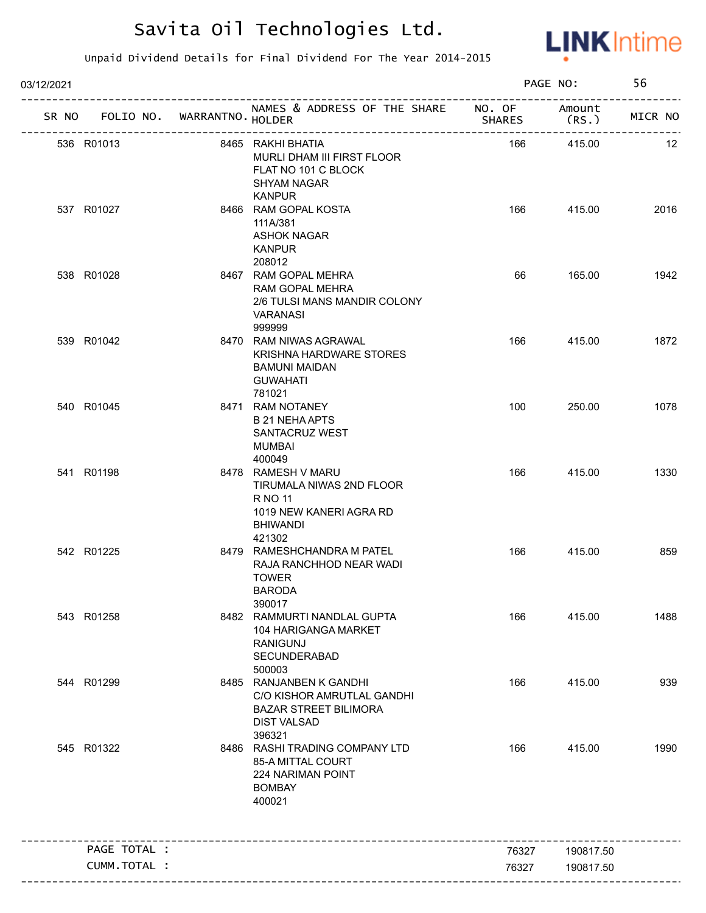# Savita Oil Technologies Ltd.

Unpaid Dividend Details for Final Dividend For The Year 2014-2015

03/12/2021

| SR NO | FOLIO NO. | WARRANTNO. | NAMES & ADDRESS OF THE SHARE HOLDER | NO. OF SHARES | Amount (RS.) | MICR NO |
|---|---|---|---|---|---|---|
| 536 | R01013 | 8465 | RAKHI BHATIA<br>MURLI DHAM III FIRST FLOOR<br>FLAT NO 101 C BLOCK<br>SHYAM NAGAR<br>KANPUR | 166 | 415.00 | 12 |
| 537 | R01027 | 8466 | RAM GOPAL KOSTA<br>111A/381<br>ASHOK NAGAR<br>KANPUR<br>208012 | 166 | 415.00 | 2016 |
| 538 | R01028 | 8467 | RAM GOPAL MEHRA<br>RAM GOPAL MEHRA<br>2/6 TULSI MANS MANDIR COLONY<br>VARANASI<br>999999 | 66 | 165.00 | 1942 |
| 539 | R01042 | 8470 | RAM NIWAS AGRAWAL<br>KRISHNA HARDWARE STORES<br>BAMUNI MAIDAN<br>GUWAHATI<br>781021 | 166 | 415.00 | 1872 |
| 540 | R01045 | 8471 | RAM NOTANEY<br>B 21 NEHA APTS<br>SANTACRUZ WEST<br>MUMBAI<br>400049 | 100 | 250.00 | 1078 |
| 541 | R01198 | 8478 | RAMESH V MARU<br>TIRUMALA NIWAS 2ND FLOOR<br>R NO 11<br>1019 NEW KANERI AGRA RD<br>BHIWANDI<br>421302 | 166 | 415.00 | 1330 |
| 542 | R01225 | 8479 | RAMESHCHANDRA M PATEL<br>RAJA RANCHHOD NEAR WADI<br>TOWER<br>BARODA<br>390017 | 166 | 415.00 | 859 |
| 543 | R01258 | 8482 | RAMMURTI NANDLAL GUPTA<br>104 HARIGANGA MARKET<br>RANIGUNJ<br>SECUNDERABAD<br>500003 | 166 | 415.00 | 1488 |
| 544 | R01299 | 8485 | RANJANBEN K GANDHI<br>C/O KISHOR AMRUTLAL GANDHI<br>BAZAR STREET BILIMORA<br>DIST VALSAD<br>396321 | 166 | 415.00 | 939 |
| 545 | R01322 | 8486 | RASHI TRADING COMPANY LTD<br>85-A MITTAL COURT<br>224 NARIMAN POINT<br>BOMBAY<br>400021 | 166 | 415.00 | 1990 |
| | PAGE TOTAL : | | | 76327 | 190817.50 | |
| | CUMM.TOTAL : | | | 76327 | 190817.50 | |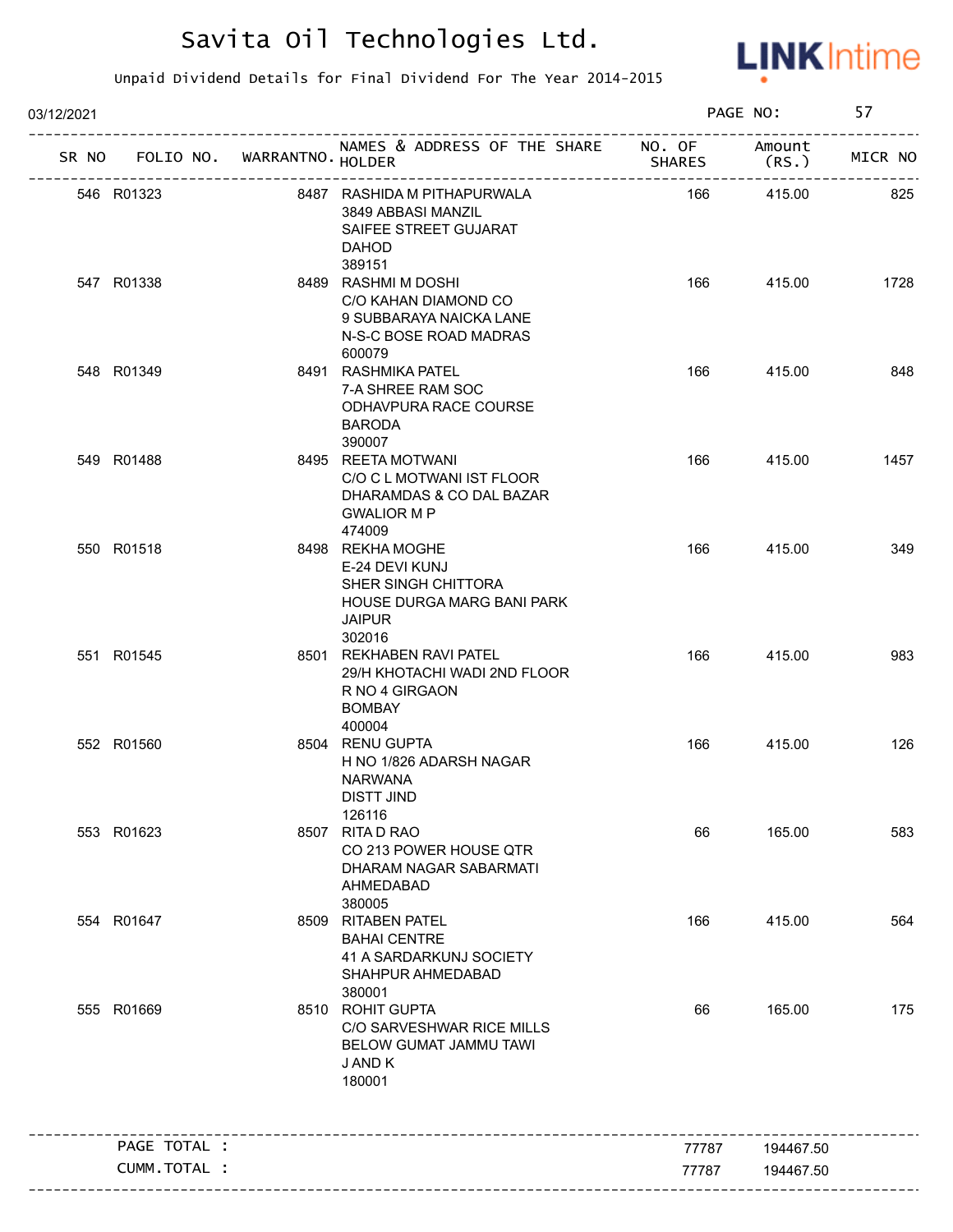# Savita Oil Technologies Ltd.

Unpaid Dividend Details for Final Dividend For The Year 2014-2015

03/12/2021

| SR NO | FOLIO NO. | WARRANTNO. | NAMES & ADDRESS OF THE SHARE HOLDER | NO. OF SHARES | Amount (RS.) | MICR NO |
|---|---|---|---|---|---|---|
| 546 | R01323 | 8487 | RASHIDA M PITHAPURWALA 3849 ABBASI MANZIL SAIFEE STREET GUJARAT DAHOD 389151 | 166 | 415.00 | 825 |
| 547 | R01338 | 8489 | RASHMI M DOSHI C/O KAHAN DIAMOND CO 9 SUBBARAYA NAICKA LANE N-S-C BOSE ROAD MADRAS 600079 | 166 | 415.00 | 1728 |
| 548 | R01349 | 8491 | RASHMIKA PATEL 7-A SHREE RAM SOC ODHAVPURA RACE COURSE BARODA 390007 | 166 | 415.00 | 848 |
| 549 | R01488 | 8495 | REETA MOTWANI C/O C L MOTWANI IST FLOOR DHARAMDAS & CO DAL BAZAR GWALIOR M P 474009 | 166 | 415.00 | 1457 |
| 550 | R01518 | 8498 | REKHA MOGHE E-24 DEVI KUNJ SHER SINGH CHITTORA HOUSE DURGA MARG BANI PARK JAIPUR 302016 | 166 | 415.00 | 349 |
| 551 | R01545 | 8501 | REKHABEN RAVI PATEL 29/H KHOTACHI WADI 2ND FLOOR R NO 4 GIRGAON BOMBAY 400004 | 166 | 415.00 | 983 |
| 552 | R01560 | 8504 | RENU GUPTA H NO 1/826 ADARSH NAGAR NARWANA DISTT JIND 126116 | 166 | 415.00 | 126 |
| 553 | R01623 | 8507 | RITA D RAO CO 213 POWER HOUSE QTR DHARAM NAGAR SABARMATI AHMEDABAD 380005 | 66 | 165.00 | 583 |
| 554 | R01647 | 8509 | RITABEN PATEL BAHAI CENTRE 41 A SARDARKUNJ SOCIETY SHAHPUR AHMEDABAD 380001 | 166 | 415.00 | 564 |
| 555 | R01669 | 8510 | ROHIT GUPTA C/O SARVESHWAR RICE MILLS BELOW GUMAT JAMMU TAWI J AND K 180001 | 66 | 165.00 | 175 |

| | NO. OF SHARES | Amount (RS.) |
|---|---|---|
| PAGE TOTAL : | 77787 | 194467.50 |
| CUMM.TOTAL : | 77787 | 194467.50 |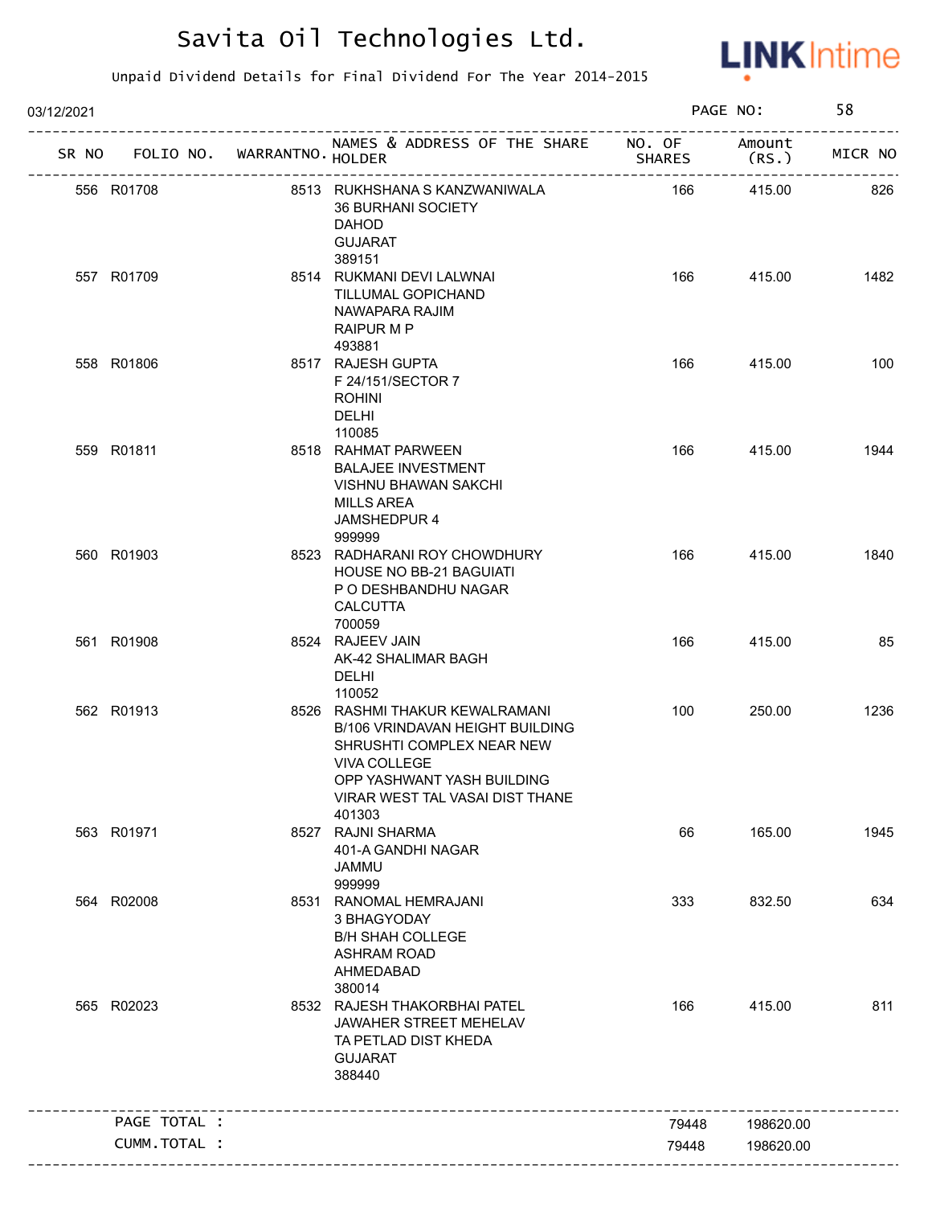# Savita Oil Technologies Ltd.

Unpaid Dividend Details for Final Dividend For The Year 2014-2015

03/12/2021 PAGE NO: 58

| SR NO | FOLIO NO. | WARRANTNO. | NAMES & ADDRESS OF THE SHARE HOLDER | NO. OF SHARES | Amount (RS.) | MICR NO |
|---|---|---|---|---|---|---|
| 556 | R01708 | 8513 | RUKHSHANA S KANZWANIWALA<br>36 BURHANI SOCIETY<br>DAHOD<br>GUJARAT<br>389151 | 166 | 415.00 | 826 |
| 557 | R01709 | 8514 | RUKMANI DEVI LALWNAI<br>TILLUMAL GOPICHAND<br>NAWAPARA RAJIM<br>RAIPUR M P<br>493881 | 166 | 415.00 | 1482 |
| 558 | R01806 | 8517 | RAJESH GUPTA<br>F 24/151/SECTOR 7<br>ROHINI<br>DELHI<br>110085 | 166 | 415.00 | 100 |
| 559 | R01811 | 8518 | RAHMAT PARWEEN<br>BALAJEE INVESTMENT<br>VISHNU BHAWAN SAKCHI<br>MILLS AREA<br>JAMSHEDPUR 4<br>999999 | 166 | 415.00 | 1944 |
| 560 | R01903 | 8523 | RADHARANI ROY CHOWDHURY<br>HOUSE NO BB-21 BAGUIATI<br>P O DESHBANDHU NAGAR<br>CALCUTTA<br>700059 | 166 | 415.00 | 1840 |
| 561 | R01908 | 8524 | RAJEEV JAIN<br>AK-42 SHALIMAR BAGH<br>DELHI<br>110052 | 166 | 415.00 | 85 |
| 562 | R01913 | 8526 | RASHMI THAKUR KEWALRAMANI<br>B/106 VRINDAVAN HEIGHT BUILDING<br>SHRUSHTI COMPLEX NEAR NEW<br>VIVA COLLEGE<br>OPP YASHWANT YASH BUILDING<br>VIRAR WEST TAL VASAI DIST THANE<br>401303 | 100 | 250.00 | 1236 |
| 563 | R01971 | 8527 | RAJNI SHARMA<br>401-A GANDHI NAGAR<br>JAMMU<br>999999 | 66 | 165.00 | 1945 |
| 564 | R02008 | 8531 | RANOMAL HEMRAJANI<br>3 BHAGYODAY<br>B/H SHAH COLLEGE<br>ASHRAM ROAD<br>AHMEDABAD<br>380014 | 333 | 832.50 | 634 |
| 565 | R02023 | 8532 | RAJESH THAKORBHAI PATEL<br>JAWAHER STREET MEHELAV<br>TA PETLAD DIST KHEDA<br>GUJARAT<br>388440 | 166 | 415.00 | 811 |
| | PAGE TOTAL : | | | 79448 | 198620.00 | |
| | CUMM.TOTAL : | | | 79448 | 198620.00 | |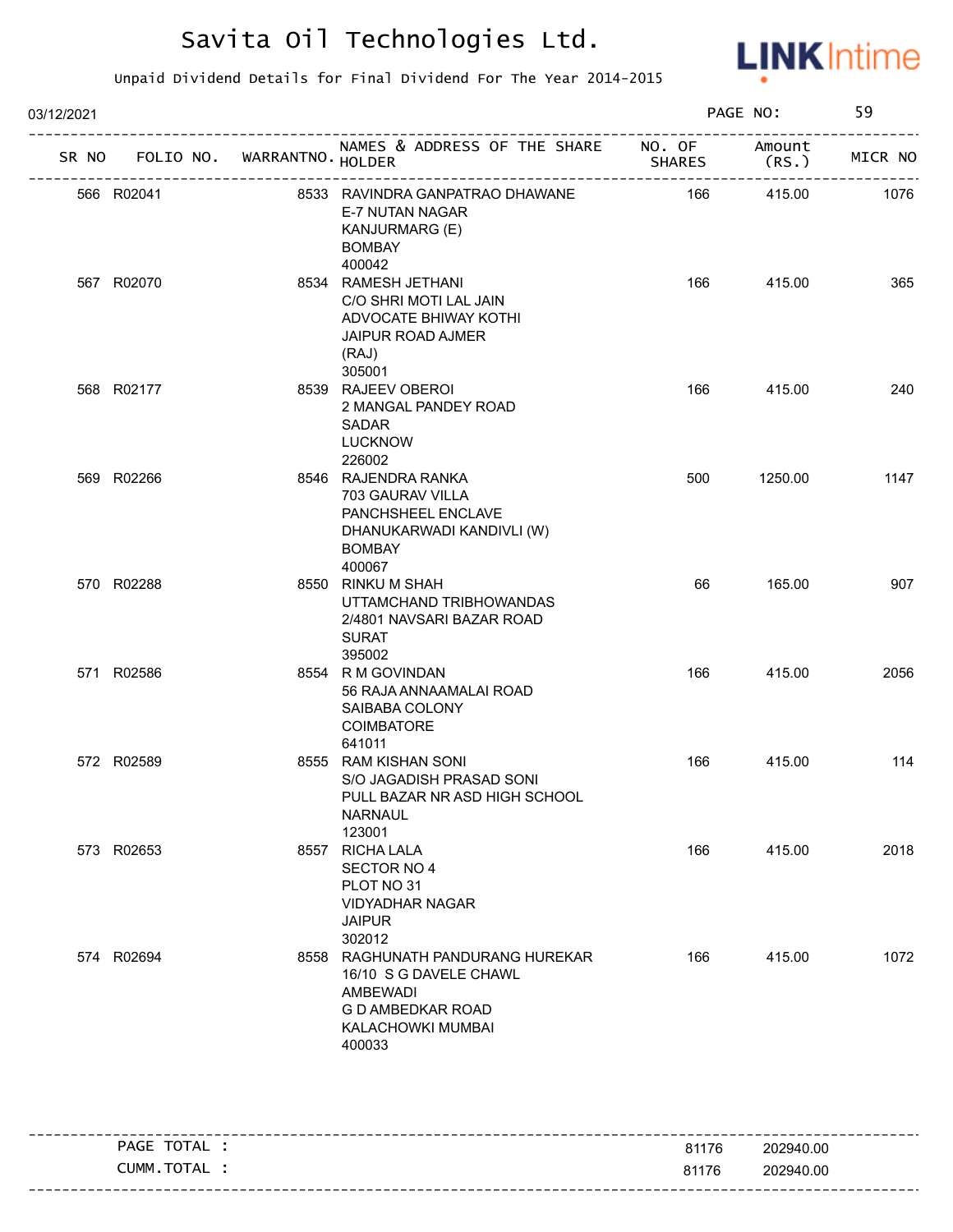# Savita Oil Technologies Ltd.

Unpaid Dividend Details for Final Dividend For The Year 2014-2015

03/12/2021

| SR NO | FOLIO NO. | WARRANTNO. | NAMES & ADDRESS OF THE SHARE HOLDER | NO. OF SHARES | Amount (RS.) | MICR NO |
|---|---|---|---|---|---|---|
| 566 | R02041 | 8533 | RAVINDRA GANPATRAO DHAWANE<br>E-7 NUTAN NAGAR<br>KANJURMARG (E)<br>BOMBAY<br>400042 | 166 | 415.00 | 1076 |
| 567 | R02070 | 8534 | RAMESH JETHANI<br>C/O SHRI MOTI LAL JAIN<br>ADVOCATE BHIWAY KOTHI<br>JAIPUR ROAD AJMER<br>(RAJ)<br>305001 | 166 | 415.00 | 365 |
| 568 | R02177 | 8539 | RAJEEV OBEROI<br>2 MANGAL PANDEY ROAD<br>SADAR<br>LUCKNOW<br>226002 | 166 | 415.00 | 240 |
| 569 | R02266 | 8546 | RAJENDRA RANKA<br>703 GAURAV VILLA<br>PANCHSHEEL ENCLAVE<br>DHANUKARWADI KANDIVLI (W)<br>BOMBAY<br>400067 | 500 | 1250.00 | 1147 |
| 570 | R02288 | 8550 | RINKU M SHAH<br>UTTAMCHAND TRIBHOWANDAS<br>2/4801 NAVSARI BAZAR ROAD<br>SURAT<br>395002 | 66 | 165.00 | 907 |
| 571 | R02586 | 8554 | R M GOVINDAN<br>56 RAJA ANNAAMALAI ROAD<br>SAIBABA COLONY<br>COIMBATORE<br>641011 | 166 | 415.00 | 2056 |
| 572 | R02589 | 8555 | RAM KISHAN SONI<br>S/O JAGADISH PRASAD SONI<br>PULL BAZAR NR ASD HIGH SCHOOL<br>NARNAUL<br>123001 | 166 | 415.00 | 114 |
| 573 | R02653 | 8557 | RICHA LALA<br>SECTOR NO 4<br>PLOT NO 31<br>VIDYADHAR NAGAR<br>JAIPUR<br>302012 | 166 | 415.00 | 2018 |
| 574 | R02694 | 8558 | RAGHUNATH PANDURANG HUREKAR<br>16/10 S G DAVELE CHAWL<br>AMBEWADI<br>G D AMBEDKAR ROAD<br>KALACHOWKI MUMBAI<br>400033 | 166 | 415.00 | 1072 |

| | NO. OF SHARES | Amount (RS.) |
|---|---|---|
| PAGE TOTAL : | 81176 | 202940.00 |
| CUMM.TOTAL : | 81176 | 202940.00 |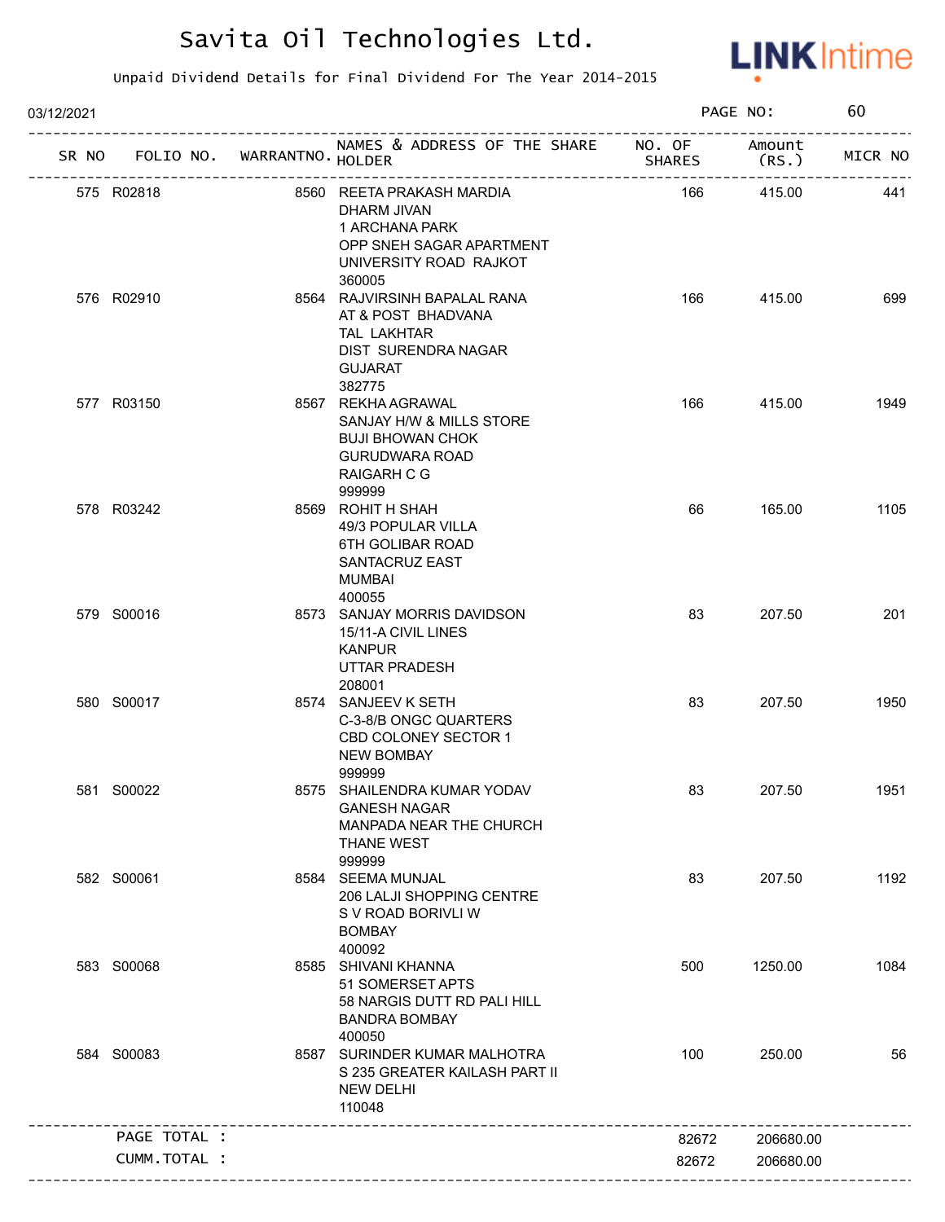# Savita Oil Technologies Ltd.

Unpaid Dividend Details for Final Dividend For The Year 2014-2015

03/12/2021

| SR NO | FOLIO NO. | WARRANTNO. | NAMES & ADDRESS OF THE SHARE HOLDER | NO. OF SHARES | Amount (RS.) | MICR NO |
|---|---|---|---|---|---|---|
| 575 | R02818 | 8560 | REETA PRAKASH MARDIA DHARM JIVAN 1 ARCHANA PARK OPP SNEH SAGAR APARTMENT UNIVERSITY ROAD RAJKOT 360005 | 166 | 415.00 | 441 |
| 576 | R02910 | 8564 | RAJVIRSINH BAPALAL RANA AT & POST BHADVANA TAL LAKHTAR DIST SURENDRA NAGAR GUJARAT 382775 | 166 | 415.00 | 699 |
| 577 | R03150 | 8567 | REKHA AGRAWAL SANJAY H/W & MILLS STORE BUJI BHOWAN CHOK GURUDWARA ROAD RAIGARH C G 999999 | 166 | 415.00 | 1949 |
| 578 | R03242 | 8569 | ROHIT H SHAH 49/3 POPULAR VILLA 6TH GOLIBAR ROAD SANTACRUZ EAST MUMBAI 400055 | 66 | 165.00 | 1105 |
| 579 | S00016 | 8573 | SANJAY MORRIS DAVIDSON 15/11-A CIVIL LINES KANPUR UTTAR PRADESH 208001 | 83 | 207.50 | 201 |
| 580 | S00017 | 8574 | SANJEEV K SETH C-3-8/B ONGC QUARTERS CBD COLONEY SECTOR 1 NEW BOMBAY 999999 | 83 | 207.50 | 1950 |
| 581 | S00022 | 8575 | SHAILENDRA KUMAR YODAV GANESH NAGAR MANPADA NEAR THE CHURCH THANE WEST 999999 | 83 | 207.50 | 1951 |
| 582 | S00061 | 8584 | SEEMA MUNJAL 206 LALJI SHOPPING CENTRE S V ROAD BORIVLI W BOMBAY 400092 | 83 | 207.50 | 1192 |
| 583 | S00068 | 8585 | SHIVANI KHANNA 51 SOMERSET APTS 58 NARGIS DUTT RD PALI HILL BANDRA BOMBAY 400050 | 500 | 1250.00 | 1084 |
| 584 | S00083 | 8587 | SURINDER KUMAR MALHOTRA S 235 GREATER KAILASH PART II NEW DELHI 110048 | 100 | 250.00 | 56 |
| | PAGE TOTAL : | | | 82672 | 206680.00 | |
| | CUMM.TOTAL : | | | 82672 | 206680.00 | |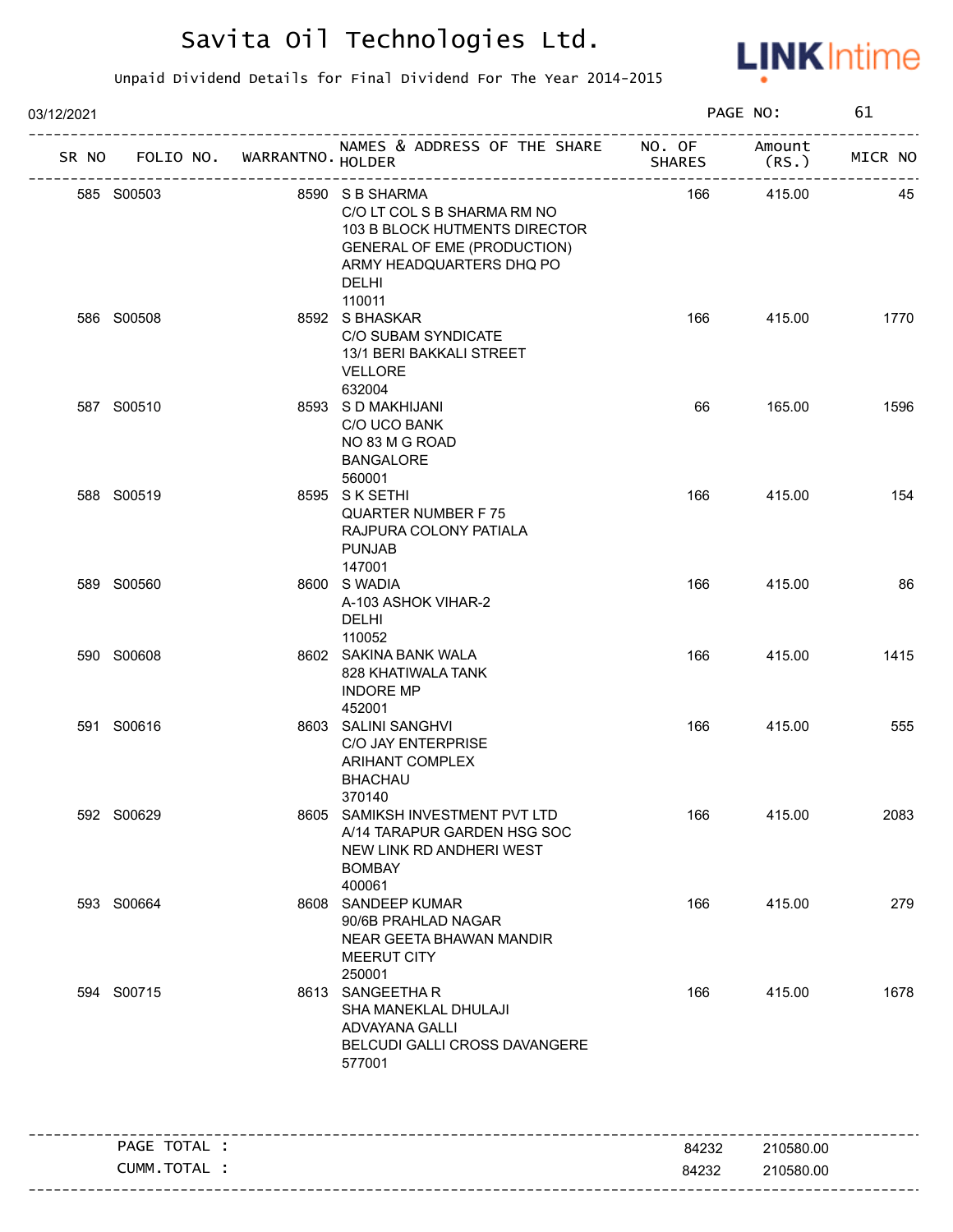# Savita Oil Technologies Ltd.

Unpaid Dividend Details for Final Dividend For The Year 2014-2015

03/12/2021 PAGE NO: 61

| SR NO | FOLIO NO. | WARRANTNO. | NAMES & ADDRESS OF THE SHARE HOLDER | NO. OF SHARES | Amount (RS.) | MICR NO |
|---|---|---|---|---|---|---|
| 585 | S00503 | 8590 | S B SHARMA C/O LT COL S B SHARMA RM NO 103 B BLOCK HUTMENTS DIRECTOR GENERAL OF EME (PRODUCTION) ARMY HEADQUARTERS DHQ PO DELHI 110011 | 166 | 415.00 | 45 |
| 586 | S00508 | 8592 | S BHASKAR C/O SUBAM SYNDICATE 13/1 BERI BAKKALI STREET VELLORE 632004 | 166 | 415.00 | 1770 |
| 587 | S00510 | 8593 | S D MAKHIJANI C/O UCO BANK NO 83 M G ROAD BANGALORE 560001 | 66 | 165.00 | 1596 |
| 588 | S00519 | 8595 | S K SETHI QUARTER NUMBER F 75 RAJPURA COLONY PATIALA PUNJAB 147001 | 166 | 415.00 | 154 |
| 589 | S00560 | 8600 | S WADIA A-103 ASHOK VIHAR-2 DELHI 110052 | 166 | 415.00 | 86 |
| 590 | S00608 | 8602 | SAKINA BANK WALA 828 KHATIWALA TANK INDORE MP 452001 | 166 | 415.00 | 1415 |
| 591 | S00616 | 8603 | SALINI SANGHVI C/O JAY ENTERPRISE ARIHANT COMPLEX BHACHAU 370140 | 166 | 415.00 | 555 |
| 592 | S00629 | 8605 | SAMIKSH INVESTMENT PVT LTD A/14 TARAPUR GARDEN HSG SOC NEW LINK RD ANDHERI WEST BOMBAY 400061 | 166 | 415.00 | 2083 |
| 593 | S00664 | 8608 | SANDEEP KUMAR 90/6B PRAHLAD NAGAR NEAR GEETA BHAWAN MANDIR MEERUT CITY 250001 | 166 | 415.00 | 279 |
| 594 | S00715 | 8613 | SANGEETHA R SHA MANEKLAL DHULAJI ADVAYANA GALLI BELCUDI GALLI CROSS DAVANGERE 577001 | 166 | 415.00 | 1678 |

| | NO. OF SHARES | Amount (RS.) |
|---|---|---|
| PAGE TOTAL : | 84232 | 210580.00 |
| CUMM.TOTAL : | 84232 | 210580.00 |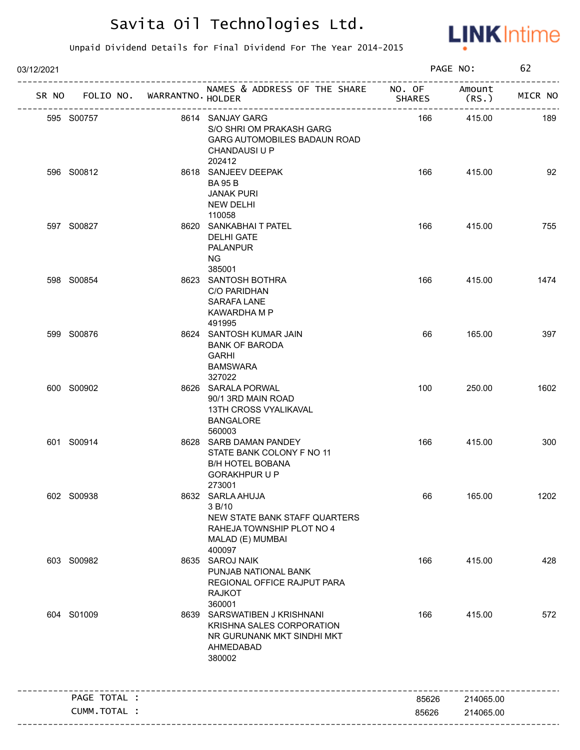# Savita Oil Technologies Ltd.

Unpaid Dividend Details for Final Dividend For The Year 2014-2015

03/12/2021

| SR NO | FOLIO NO. | WARRANTNO. | NAMES & ADDRESS OF THE SHARE HOLDER | NO. OF SHARES | Amount (RS.) | MICR NO |
|---|---|---|---|---|---|---|
| 595 | S00757 | 8614 | SANJAY GARG<br>S/O SHRI OM PRAKASH GARG<br>GARG AUTOMOBILES BADAUN ROAD<br>CHANDAUSI U P<br>202412 | 166 | 415.00 | 189 |
| 596 | S00812 | 8618 | SANJEEV DEEPAK<br>BA 95 B<br>JANAK PURI<br>NEW DELHI<br>110058 | 166 | 415.00 | 92 |
| 597 | S00827 | 8620 | SANKABHAI T PATEL<br>DELHI GATE<br>PALANPUR<br>NG<br>385001 | 166 | 415.00 | 755 |
| 598 | S00854 | 8623 | SANTOSH BOTHRA<br>C/O PARIDHAN<br>SARAFA LANE<br>KAWARDHA M P<br>491995 | 166 | 415.00 | 1474 |
| 599 | S00876 | 8624 | SANTOSH KUMAR JAIN<br>BANK OF BARODA<br>GARHI<br>BAMSWARA<br>327022 | 66 | 165.00 | 397 |
| 600 | S00902 | 8626 | SARALA PORWAL<br>90/1 3RD MAIN ROAD<br>13TH CROSS VYALIKAVAL<br>BANGALORE<br>560003 | 100 | 250.00 | 1602 |
| 601 | S00914 | 8628 | SARB DAMAN PANDEY<br>STATE BANK COLONY F NO 11<br>B/H HOTEL BOBANA<br>GORAKHPUR U P<br>273001 | 166 | 415.00 | 300 |
| 602 | S00938 | 8632 | SARLA AHUJA<br>3 B/10<br>NEW STATE BANK STAFF QUARTERS<br>RAHEJA TOWNSHIP PLOT NO 4<br>MALAD (E) MUMBAI<br>400097 | 66 | 165.00 | 1202 |
| 603 | S00982 | 8635 | SAROJ NAIK<br>PUNJAB NATIONAL BANK<br>REGIONAL OFFICE RAJPUT PARA<br>RAJKOT<br>360001 | 166 | 415.00 | 428 |
| 604 | S01009 | 8639 | SARSWATIBEN J KRISHNANI<br>KRISHNA SALES CORPORATION<br>NR GURUNANK MKT SINDHI MKT<br>AHMEDABAD<br>380002 | 166 | 415.00 | 572 |
| | PAGE TOTAL : | | | 85626 | 214065.00 | |
| | CUMM.TOTAL : | | | 85626 | 214065.00 | |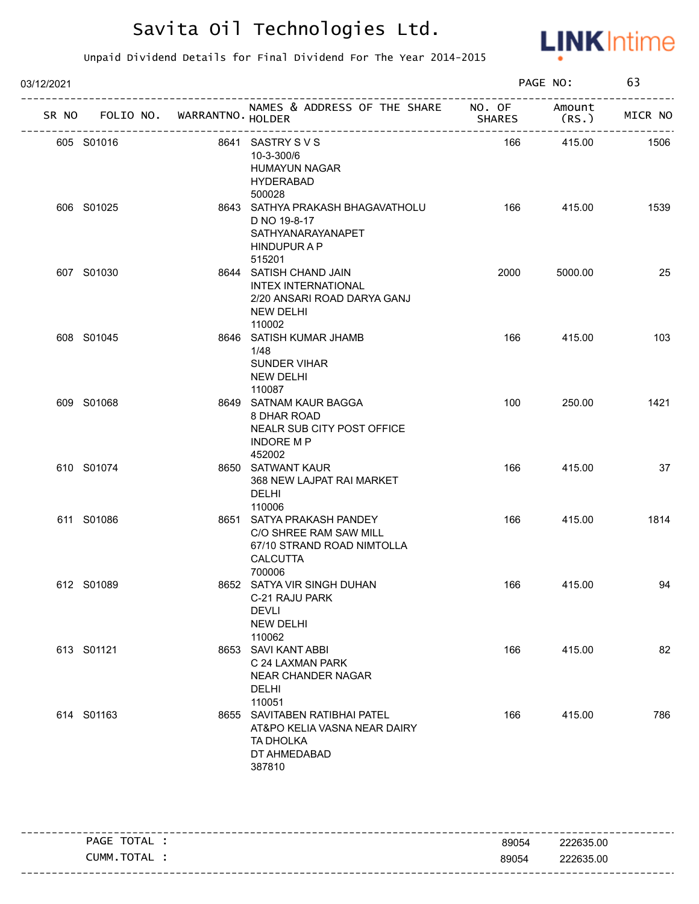# Savita Oil Technologies Ltd.

Unpaid Dividend Details for Final Dividend For The Year 2014-2015

03/12/2021 PAGE NO: 63

| SR NO | FOLIO NO. | WARRANTNO. | NAMES & ADDRESS OF THE SHARE HOLDER | NO. OF SHARES | Amount (RS.) | MICR NO |
|---|---|---|---|---|---|---|
| 605 | S01016 | 8641 | SASTRY S V S<br>10-3-300/6<br>HUMAYUN NAGAR<br>HYDERABAD<br>500028 | 166 | 415.00 | 1506 |
| 606 | S01025 | 8643 | SATHYA PRAKASH BHAGAVATHOLU<br>D NO 19-8-17<br>SATHYANARAYANAPET<br>HINDUPUR A P<br>515201 | 166 | 415.00 | 1539 |
| 607 | S01030 | 8644 | SATISH CHAND JAIN<br>INTEX INTERNATIONAL<br>2/20 ANSARI ROAD DARYA GANJ<br>NEW DELHI<br>110002 | 2000 | 5000.00 | 25 |
| 608 | S01045 | 8646 | SATISH KUMAR JHAMB<br>1/48<br>SUNDER VIHAR<br>NEW DELHI<br>110087 | 166 | 415.00 | 103 |
| 609 | S01068 | 8649 | SATNAM KAUR BAGGA<br>8 DHAR ROAD<br>NEALR SUB CITY POST OFFICE<br>INDORE M P<br>452002 | 100 | 250.00 | 1421 |
| 610 | S01074 | 8650 | SATWANT KAUR<br>368 NEW LAJPAT RAI MARKET<br>DELHI<br>110006 | 166 | 415.00 | 37 |
| 611 | S01086 | 8651 | SATYA PRAKASH PANDEY<br>C/O SHREE RAM SAW MILL<br>67/10 STRAND ROAD NIMTOLLA<br>CALCUTTA<br>700006 | 166 | 415.00 | 1814 |
| 612 | S01089 | 8652 | SATYA VIR SINGH DUHAN<br>C-21 RAJU PARK<br>DEVLI<br>NEW DELHI<br>110062 | 166 | 415.00 | 94 |
| 613 | S01121 | 8653 | SAVI KANT ABBI<br>C 24 LAXMAN PARK<br>NEAR CHANDER NAGAR<br>DELHI<br>110051 | 166 | 415.00 | 82 |
| 614 | S01163 | 8655 | SAVITABEN RATIBHAI PATEL<br>AT&PO KELIA VASNA NEAR DAIRY<br>TA DHOLKA<br>DT AHMEDABAD<br>387810 | 166 | 415.00 | 786 |

| | | |
|---|---|---|
| PAGE TOTAL : | 89054 | 222635.00 |
| CUMM.TOTAL : | 89054 | 222635.00 |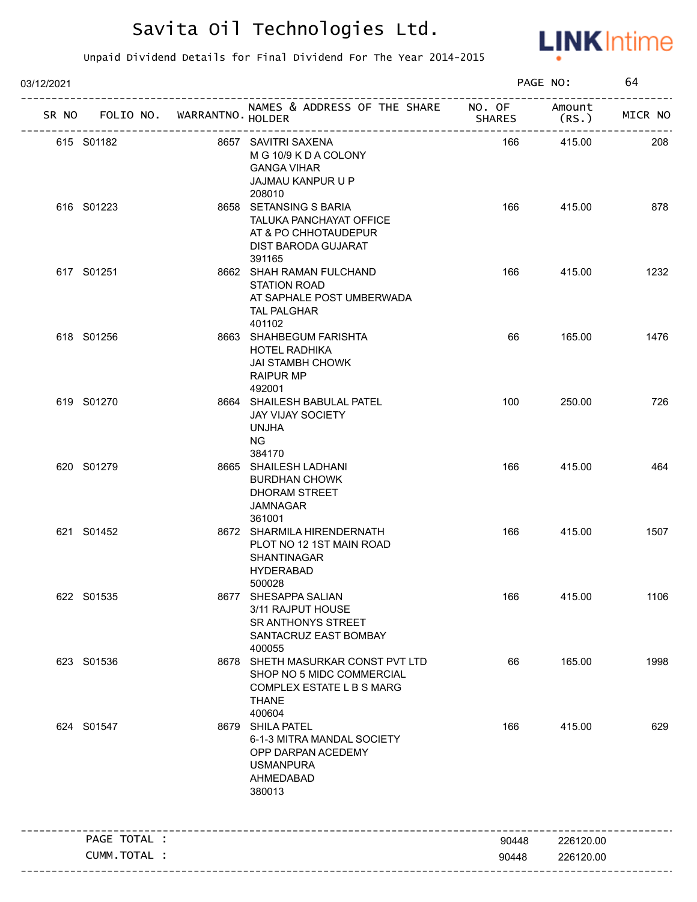# Savita Oil Technologies Ltd.

Unpaid Dividend Details for Final Dividend For The Year 2014-2015

03/12/2021

| SR NO | FOLIO NO. | WARRANTNO. | NAMES & ADDRESS OF THE SHARE HOLDER | NO. OF SHARES | Amount (RS.) | MICR NO |
|---|---|---|---|---|---|---|
| 615 | S01182 | 8657 | SAVITRI SAXENA<br>M G 10/9 K D A COLONY<br>GANGA VIHAR<br>JAJMAU KANPUR U P<br>208010 | 166 | 415.00 | 208 |
| 616 | S01223 | 8658 | SETANSING S BARIA<br>TALUKA PANCHAYAT OFFICE<br>AT & PO CHHOTAUDEPUR<br>DIST BARODA GUJARAT<br>391165 | 166 | 415.00 | 878 |
| 617 | S01251 | 8662 | SHAH RAMAN FULCHAND<br>STATION ROAD<br>AT SAPHALE POST UMBERWADA<br>TAL PALGHAR<br>401102 | 166 | 415.00 | 1232 |
| 618 | S01256 | 8663 | SHAHBEGUM FARISHTA<br>HOTEL RADHIKA<br>JAI STAMBH CHOWK<br>RAIPUR MP<br>492001 | 66 | 165.00 | 1476 |
| 619 | S01270 | 8664 | SHAILESH BABULAL PATEL<br>JAY VIJAY SOCIETY<br>UNJHA<br>NG<br>384170 | 100 | 250.00 | 726 |
| 620 | S01279 | 8665 | SHAILESH LADHANI<br>BURDHAN CHOWK<br>DHORAM STREET<br>JAMNAGAR<br>361001 | 166 | 415.00 | 464 |
| 621 | S01452 | 8672 | SHARMILA HIRENDERNATH<br>PLOT NO 12 1ST MAIN ROAD<br>SHANTINAGAR<br>HYDERABAD<br>500028 | 166 | 415.00 | 1507 |
| 622 | S01535 | 8677 | SHESAPPA SALIAN<br>3/11 RAJPUT HOUSE<br>SR ANTHONYS STREET<br>SANTACRUZ EAST BOMBAY<br>400055 | 166 | 415.00 | 1106 |
| 623 | S01536 | 8678 | SHETH MASURKAR CONST PVT LTD<br>SHOP NO 5 MIDC COMMERCIAL<br>COMPLEX ESTATE L B S MARG<br>THANE<br>400604 | 66 | 165.00 | 1998 |
| 624 | S01547 | 8679 | SHILA PATEL<br>6-1-3 MITRA MANDAL SOCIETY<br>OPP DARPAN ACEDEMY<br>USMANPURA<br>AHMEDABAD<br>380013 | 166 | 415.00 | 629 |

| | | |
|---|---|---|
| PAGE TOTAL : | 90448 | 226120.00 |
| CUMM.TOTAL : | 90448 | 226120.00 |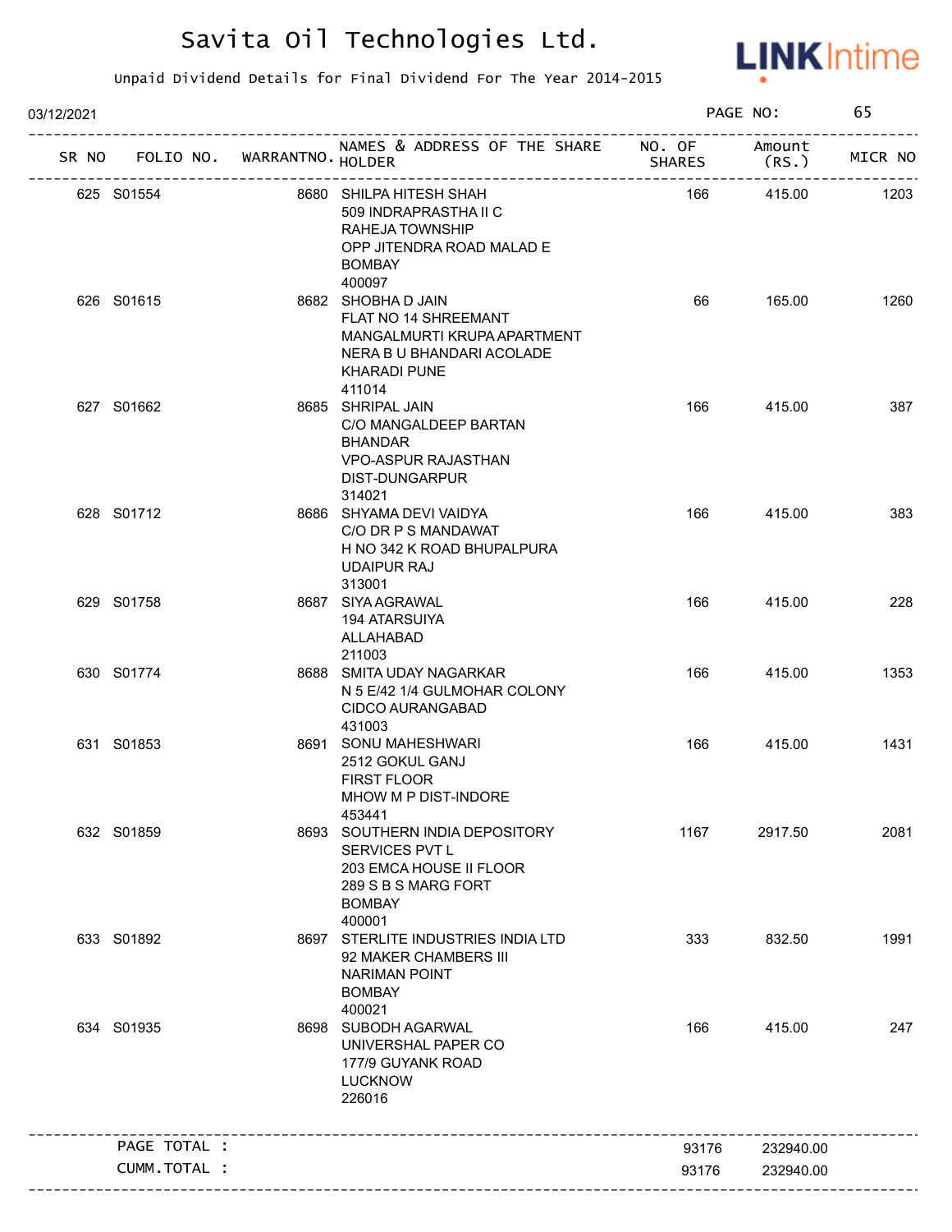# Savita Oil Technologies Ltd.

Unpaid Dividend Details for Final Dividend For The Year 2014-2015

03/12/2021 PAGE NO: 65

| SR NO | FOLIO NO. | WARRANTNO. | NAMES & ADDRESS OF THE SHARE HOLDER | NO. OF SHARES | Amount (RS.) | MICR NO |
|---|---|---|---|---|---|---|
| 625 | S01554 | 8680 | SHILPA HITESH SHAH<br>509 INDRAPRASTHA II C<br>RAHEJA TOWNSHIP<br>OPP JITENDRA ROAD MALAD E<br>BOMBAY<br>400097 | 166 | 415.00 | 1203 |
| 626 | S01615 | 8682 | SHOBHA D JAIN<br>FLAT NO 14 SHREEMANT<br>MANGALMURTI KRUPA APARTMENT<br>NERA B U BHANDARI ACOLADE<br>KHARADI PUNE<br>411014 | 66 | 165.00 | 1260 |
| 627 | S01662 | 8685 | SHRIPAL JAIN<br>C/O MANGALDEEP BARTAN<br>BHANDAR<br>VPO-ASPUR RAJASTHAN<br>DIST-DUNGARPUR<br>314021 | 166 | 415.00 | 387 |
| 628 | S01712 | 8686 | SHYAMA DEVI VAIDYA<br>C/O DR P S MANDAWAT<br>H NO 342 K ROAD BHUPALPURA<br>UDAIPUR RAJ<br>313001 | 166 | 415.00 | 383 |
| 629 | S01758 | 8687 | SIYA AGRAWAL<br>194 ATARSUIYA<br>ALLAHABAD<br>211003 | 166 | 415.00 | 228 |
| 630 | S01774 | 8688 | SMITA UDAY NAGARKAR<br>N 5 E/42 1/4 GULMOHAR COLONY<br>CIDCO AURANGABAD<br>431003 | 166 | 415.00 | 1353 |
| 631 | S01853 | 8691 | SONU MAHESHWARI<br>2512 GOKUL GANJ<br>FIRST FLOOR<br>MHOW M P DIST-INDORE<br>453441 | 166 | 415.00 | 1431 |
| 632 | S01859 | 8693 | SOUTHERN INDIA DEPOSITORY<br>SERVICES PVT L<br>203 EMCA HOUSE II FLOOR<br>289 S B S MARG FORT<br>BOMBAY<br>400001 | 1167 | 2917.50 | 2081 |
| 633 | S01892 | 8697 | STERLITE INDUSTRIES INDIA LTD<br>92 MAKER CHAMBERS III<br>NARIMAN POINT<br>BOMBAY<br>400021 | 333 | 832.50 | 1991 |
| 634 | S01935 | 8698 | SUBODH AGARWAL<br>UNIVERSHAL PAPER CO<br>177/9 GUYANK ROAD<br>LUCKNOW<br>226016 | 166 | 415.00 | 247 |
| | PAGE TOTAL : | | | 93176 | 232940.00 | |
| | CUMM.TOTAL : | | | 93176 | 232940.00 | |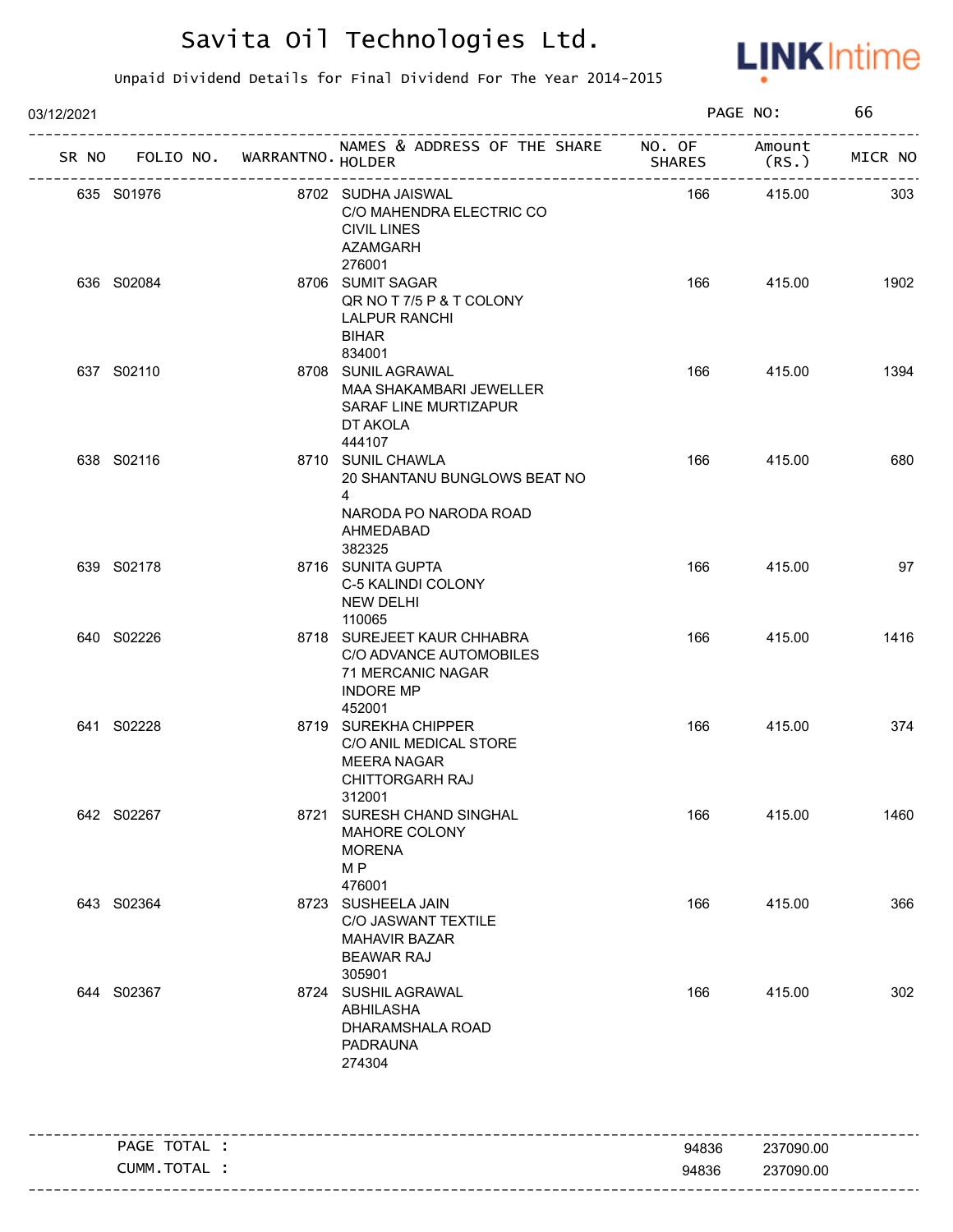# Savita Oil Technologies Ltd.

Unpaid Dividend Details for Final Dividend For The Year 2014-2015

03/12/2021 PAGE NO: 66

| SR NO | FOLIO NO. | WARRANTNO. | NAMES & ADDRESS OF THE SHARE HOLDER | NO. OF SHARES | Amount (RS.) | MICR NO |
|---|---|---|---|---|---|---|
| 635 | S01976 | 8702 | SUDHA JAISWAL<br>C/O MAHENDRA ELECTRIC CO<br>CIVIL LINES<br>AZAMGARH<br>276001 | 166 | 415.00 | 303 |
| 636 | S02084 | 8706 | SUMIT SAGAR<br>QR NO T 7/5 P & T COLONY<br>LALPUR RANCHI<br>BIHAR<br>834001 | 166 | 415.00 | 1902 |
| 637 | S02110 | 8708 | SUNIL AGRAWAL<br>MAA SHAKAMBARI JEWELLER<br>SARAF LINE MURTIZAPUR<br>DT AKOLA<br>444107 | 166 | 415.00 | 1394 |
| 638 | S02116 | 8710 | SUNIL CHAWLA<br>20 SHANTANU BUNGLOWS BEAT NO 4<br>NARODA PO NARODA ROAD<br>AHMEDABAD<br>382325 | 166 | 415.00 | 680 |
| 639 | S02178 | 8716 | SUNITA GUPTA<br>C-5 KALINDI COLONY<br>NEW DELHI<br>110065 | 166 | 415.00 | 97 |
| 640 | S02226 | 8718 | SUREJEET KAUR CHHABRA<br>C/O ADVANCE AUTOMOBILES<br>71 MERCANIC NAGAR<br>INDORE MP<br>452001 | 166 | 415.00 | 1416 |
| 641 | S02228 | 8719 | SUREKHA CHIPPER<br>C/O ANIL MEDICAL STORE<br>MEERA NAGAR<br>CHITTORGARH RAJ<br>312001 | 166 | 415.00 | 374 |
| 642 | S02267 | 8721 | SURESH CHAND SINGHAL<br>MAHORE COLONY<br>MORENA<br>M P<br>476001 | 166 | 415.00 | 1460 |
| 643 | S02364 | 8723 | SUSHEELA JAIN<br>C/O JASWANT TEXTILE<br>MAHAVIR BAZAR<br>BEAWAR RAJ<br>305901 | 166 | 415.00 | 366 |
| 644 | S02367 | 8724 | SUSHIL AGRAWAL<br>ABHILASHA<br>DHARAMSHALA ROAD<br>PADRAUNA<br>274304 | 166 | 415.00 | 302 |

| | NO. OF SHARES | Amount (RS.) |
|---|---|---|
| PAGE TOTAL : | 94836 | 237090.00 |
| CUMM.TOTAL : | 94836 | 237090.00 |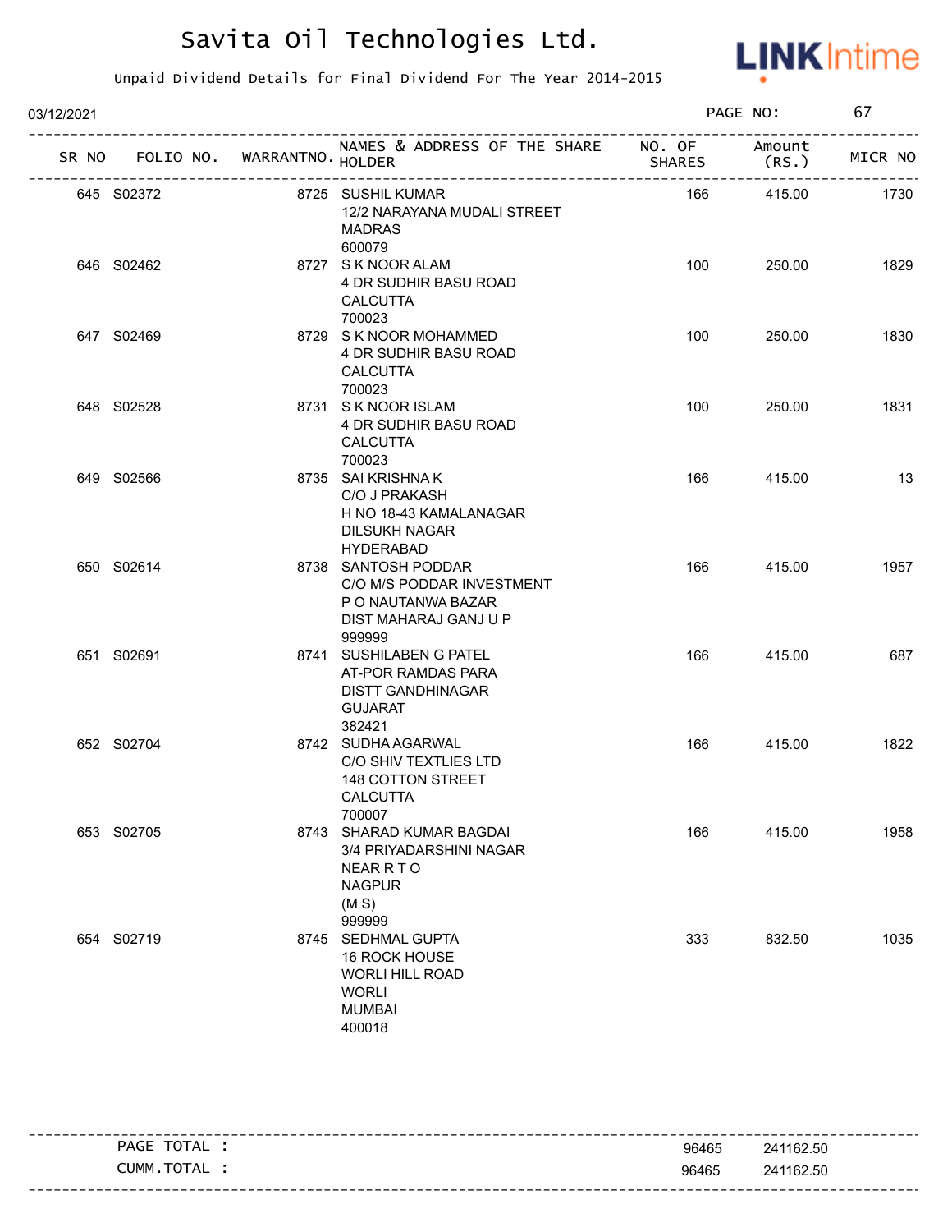# Savita Oil Technologies Ltd.

Unpaid Dividend Details for Final Dividend For The Year 2014-2015

03/12/2021

| SR NO | FOLIO NO. | WARRANTNO. | NAMES & ADDRESS OF THE SHARE HOLDER | NO. OF SHARES | Amount (RS.) | MICR NO |
|---|---|---|---|---|---|---|
| 645 | S02372 | 8725 | SUSHIL KUMAR<br>12/2 NARAYANA MUDALI STREET<br>MADRAS<br>600079 | 166 | 415.00 | 1730 |
| 646 | S02462 | 8727 | S K NOOR ALAM<br>4 DR SUDHIR BASU ROAD<br>CALCUTTA<br>700023 | 100 | 250.00 | 1829 |
| 647 | S02469 | 8729 | S K NOOR MOHAMMED<br>4 DR SUDHIR BASU ROAD<br>CALCUTTA<br>700023 | 100 | 250.00 | 1830 |
| 648 | S02528 | 8731 | S K NOOR ISLAM<br>4 DR SUDHIR BASU ROAD<br>CALCUTTA<br>700023 | 100 | 250.00 | 1831 |
| 649 | S02566 | 8735 | SAI KRISHNA K<br>C/O J PRAKASH<br>H NO 18-43 KAMALANAGAR<br>DILSUKH NAGAR<br>HYDERABAD | 166 | 415.00 | 13 |
| 650 | S02614 | 8738 | SANTOSH PODDAR<br>C/O M/S PODDAR INVESTMENT<br>P O NAUTANWA BAZAR<br>DIST MAHARAJ GANJ U P<br>999999 | 166 | 415.00 | 1957 |
| 651 | S02691 | 8741 | SUSHILABEN G PATEL<br>AT-POR RAMDAS PARA<br>DISTT GANDHINAGAR<br>GUJARAT<br>382421 | 166 | 415.00 | 687 |
| 652 | S02704 | 8742 | SUDHA AGARWAL<br>C/O SHIV TEXTLIES LTD<br>148 COTTON STREET<br>CALCUTTA<br>700007 | 166 | 415.00 | 1822 |
| 653 | S02705 | 8743 | SHARAD KUMAR BAGDAI<br>3/4 PRIYADARSHINI NAGAR<br>NEAR R T O<br>NAGPUR<br>(M S)<br>999999 | 166 | 415.00 | 1958 |
| 654 | S02719 | 8745 | SEDHMAL GUPTA<br>16 ROCK HOUSE<br>WORLI HILL ROAD<br>WORLI<br>MUMBAI<br>400018 | 333 | 832.50 | 1035 |

| | SHARES | Amount (RS.) |
|---|---|---|
| PAGE TOTAL : | 96465 | 241162.50 |
| CUMM.TOTAL : | 96465 | 241162.50 |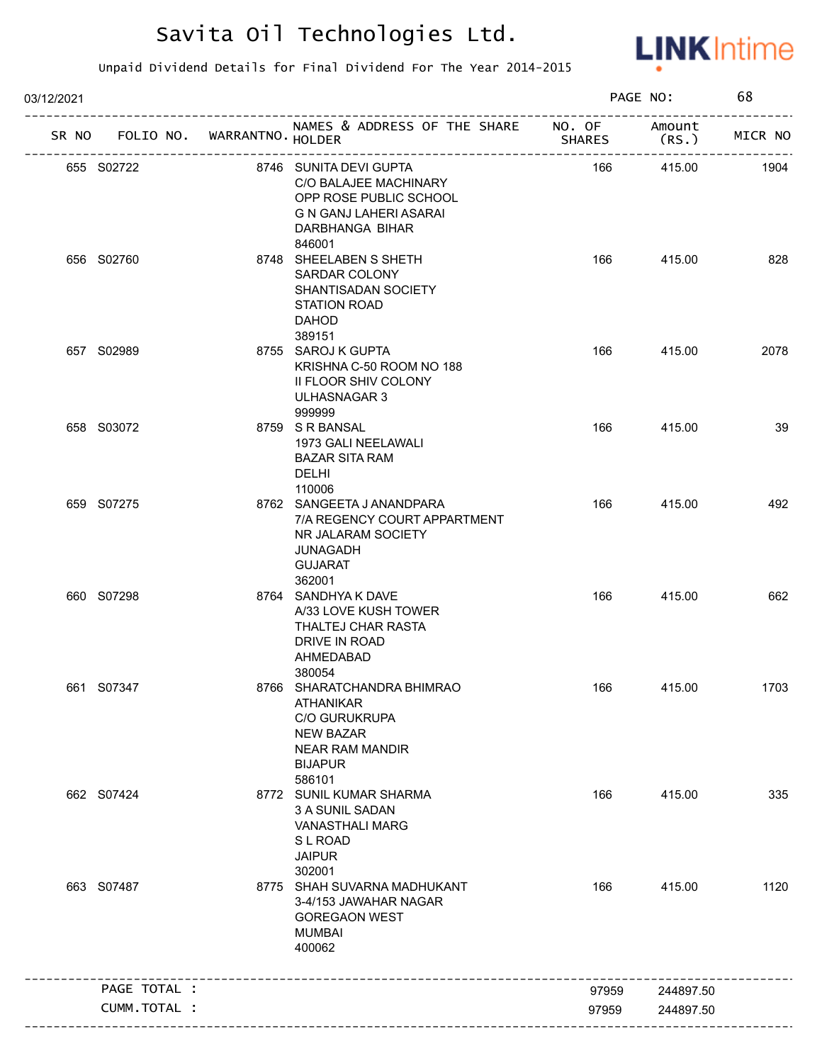# Savita Oil Technologies Ltd.

Unpaid Dividend Details for Final Dividend For The Year 2014-2015

03/12/2021 PAGE NO: 68

| SR NO | FOLIO NO. | WARRANTNO. | NAMES & ADDRESS OF THE SHARE HOLDER | NO. OF SHARES | Amount (RS.) | MICR NO |
|---|---|---|---|---|---|---|
| 655 | S02722 | 8746 | SUNITA DEVI GUPTA C/O BALAJEE MACHINARY OPP ROSE PUBLIC SCHOOL G N GANJ LAHERI ASARAI DARBHANGA BIHAR 846001 | 166 | 415.00 | 1904 |
| 656 | S02760 | 8748 | SHEELABEN S SHETH SARDAR COLONY SHANTISADAN SOCIETY STATION ROAD DAHOD 389151 | 166 | 415.00 | 828 |
| 657 | S02989 | 8755 | SAROJ K GUPTA KRISHNA C-50 ROOM NO 188 II FLOOR SHIV COLONY ULHASNAGAR 3 999999 | 166 | 415.00 | 2078 |
| 658 | S03072 | 8759 | S R BANSAL 1973 GALI NEELAWALI BAZAR SITA RAM DELHI 110006 | 166 | 415.00 | 39 |
| 659 | S07275 | 8762 | SANGEETA J ANANDPARA 7/A REGENCY COURT APPARTMENT NR JALARAM SOCIETY JUNAGADH GUJARAT 362001 | 166 | 415.00 | 492 |
| 660 | S07298 | 8764 | SANDHYA K DAVE A/33 LOVE KUSH TOWER THALTEJ CHAR RASTA DRIVE IN ROAD AHMEDABAD 380054 | 166 | 415.00 | 662 |
| 661 | S07347 | 8766 | SHARATCHANDRA BHIMRAO ATHANIKAR C/O GURUKRUPA NEW BAZAR NEAR RAM MANDIR BIJAPUR 586101 | 166 | 415.00 | 1703 |
| 662 | S07424 | 8772 | SUNIL KUMAR SHARMA 3 A SUNIL SADAN VANASTHALI MARG S L ROAD JAIPUR 302001 | 166 | 415.00 | 335 |
| 663 | S07487 | 8775 | SHAH SUVARNA MADHUKANT 3-4/153 JAWAHAR NAGAR GOREGAON WEST MUMBAI 400062 | 166 | 415.00 | 1120 |
| | PAGE TOTAL : | | | 97959 | 244897.50 | |
| | CUMM.TOTAL : | | | 97959 | 244897.50 | |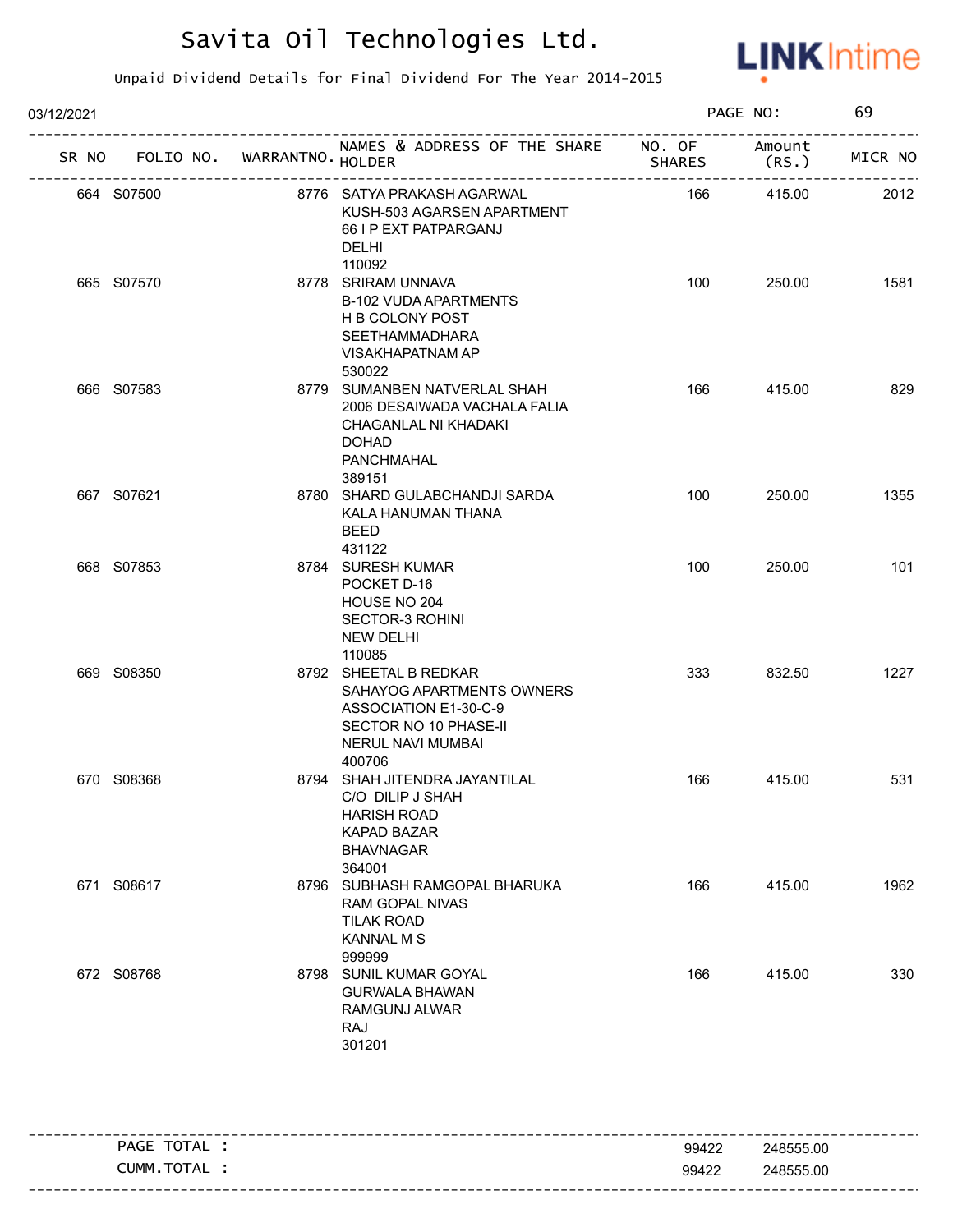# Savita Oil Technologies Ltd.

Unpaid Dividend Details for Final Dividend For The Year 2014-2015

03/12/2021

PAGE NO: 69

| SR NO | FOLIO NO. | WARRANTNO. | NAMES & ADDRESS OF THE SHARE HOLDER | NO. OF SHARES | Amount (RS.) | MICR NO |
|---|---|---|---|---|---|---|
| 664 | S07500 | 8776 | SATYA PRAKASH AGARWAL<br>KUSH-503 AGARSEN APARTMENT<br>66 I P EXT PATPARGANJ<br>DELHI<br>110092 | 166 | 415.00 | 2012 |
| 665 | S07570 | 8778 | SRIRAM UNNAVA<br>B-102 VUDA APARTMENTS<br>H B COLONY POST<br>SEETHAMMADHARA<br>VISAKHAPATNAM AP<br>530022 | 100 | 250.00 | 1581 |
| 666 | S07583 | 8779 | SUMANBEN NATVERLAL SHAH<br>2006 DESAIWADA VACHALA FALIA<br>CHAGANLAL NI KHADAKI<br>DOHAD<br>PANCHMAHAL<br>389151 | 166 | 415.00 | 829 |
| 667 | S07621 | 8780 | SHARD GULABCHANDJI SARDA<br>KALA HANUMAN THANA<br>BEED<br>431122 | 100 | 250.00 | 1355 |
| 668 | S07853 | 8784 | SURESH KUMAR<br>POCKET D-16<br>HOUSE NO 204<br>SECTOR-3 ROHINI<br>NEW DELHI<br>110085 | 100 | 250.00 | 101 |
| 669 | S08350 | 8792 | SHEETAL B REDKAR<br>SAHAYOG APARTMENTS OWNERS<br>ASSOCIATION E1-30-C-9<br>SECTOR NO 10 PHASE-II<br>NERUL NAVI MUMBAI<br>400706 | 333 | 832.50 | 1227 |
| 670 | S08368 | 8794 | SHAH JITENDRA JAYANTILAL<br>C/O DILIP J SHAH<br>HARISH ROAD<br>KAPAD BAZAR<br>BHAVNAGAR<br>364001 | 166 | 415.00 | 531 |
| 671 | S08617 | 8796 | SUBHASH RAMGOPAL BHARUKA<br>RAM GOPAL NIVAS<br>TILAK ROAD<br>KANNAL M S<br>999999 | 166 | 415.00 | 1962 |
| 672 | S08768 | 8798 | SUNIL KUMAR GOYAL<br>GURWALA BHAWAN<br>RAMGUNJ ALWAR<br>RAJ<br>301201 | 166 | 415.00 | 330 |

| | NO. OF SHARES | Amount (RS.) |
|---|---|---|
| PAGE TOTAL : | 99422 | 248555.00 |
| CUMM.TOTAL : | 99422 | 248555.00 |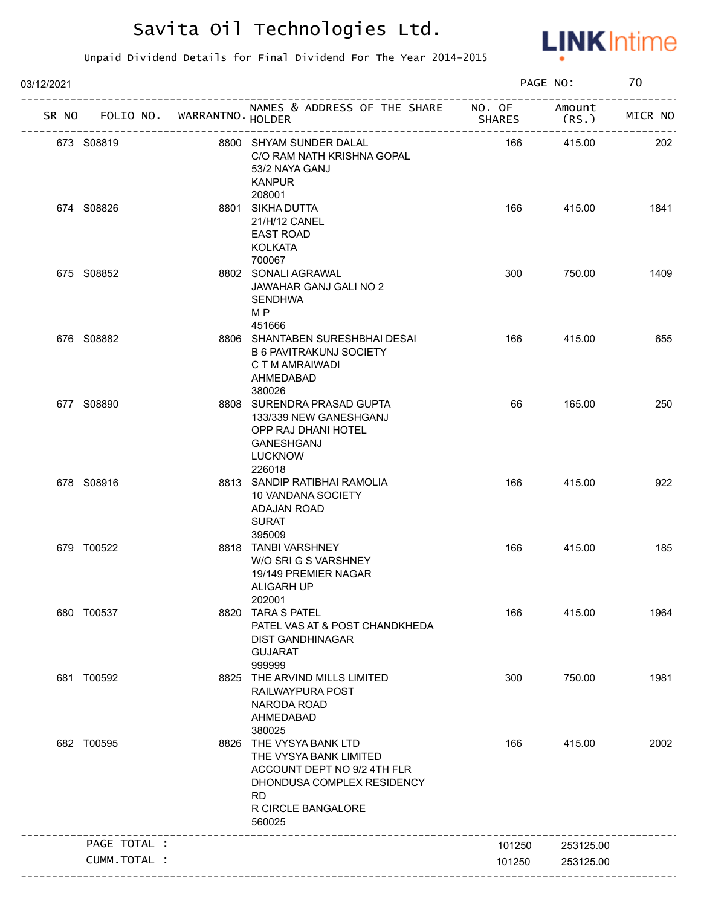# Savita Oil Technologies Ltd.

Unpaid Dividend Details for Final Dividend For The Year 2014-2015

03/12/2021

| SR NO | FOLIO NO. | WARRANTNO. | NAMES & ADDRESS OF THE SHARE HOLDER | NO. OF SHARES | Amount (RS.) | MICR NO |
|---|---|---|---|---|---|---|
| 673 | S08819 | 8800 | SHYAM SUNDER DALAL<br>C/O RAM NATH KRISHNA GOPAL<br>53/2 NAYA GANJ<br>KANPUR<br>208001 | 166 | 415.00 | 202 |
| 674 | S08826 | 8801 | SIKHA DUTTA<br>21/H/12 CANEL<br>EAST ROAD<br>KOLKATA<br>700067 | 166 | 415.00 | 1841 |
| 675 | S08852 | 8802 | SONALI AGRAWAL<br>JAWAHAR GANJ GALI NO 2<br>SENDHWA<br>M P<br>451666 | 300 | 750.00 | 1409 |
| 676 | S08882 | 8806 | SHANTABEN SURESHBHAI DESAI<br>B 6 PAVITRAKUNJ SOCIETY<br>C T M AMRAIWADI<br>AHMEDABAD<br>380026 | 166 | 415.00 | 655 |
| 677 | S08890 | 8808 | SURENDRA PRASAD GUPTA<br>133/339 NEW GANESHGANJ<br>OPP RAJ DHANI HOTEL<br>GANESHGANJ<br>LUCKNOW<br>226018 | 66 | 165.00 | 250 |
| 678 | S08916 | 8813 | SANDIP RATIBHAI RAMOLIA<br>10 VANDANA SOCIETY<br>ADAJAN ROAD<br>SURAT<br>395009 | 166 | 415.00 | 922 |
| 679 | T00522 | 8818 | TANBI VARSHNEY<br>W/O SRI G S VARSHNEY<br>19/149 PREMIER NAGAR<br>ALIGARH UP<br>202001 | 166 | 415.00 | 185 |
| 680 | T00537 | 8820 | TARA S PATEL<br>PATEL VAS AT & POST CHANDKHEDA<br>DIST GANDHINAGAR<br>GUJARAT<br>999999 | 166 | 415.00 | 1964 |
| 681 | T00592 | 8825 | THE ARVIND MILLS LIMITED<br>RAILWAYPURA POST<br>NARODA ROAD<br>AHMEDABAD<br>380025 | 300 | 750.00 | 1981 |
| 682 | T00595 | 8826 | THE VYSYA BANK LTD<br>THE VYSYA BANK LIMITED<br>ACCOUNT DEPT NO 9/2 4TH FLR<br>DHONDUSA COMPLEX RESIDENCY<br>RD<br>R CIRCLE BANGALORE<br>560025 | 166 | 415.00 | 2002 |
| | PAGE TOTAL : | | | 101250 | 253125.00 | |
| | CUMM.TOTAL : | | | 101250 | 253125.00 | |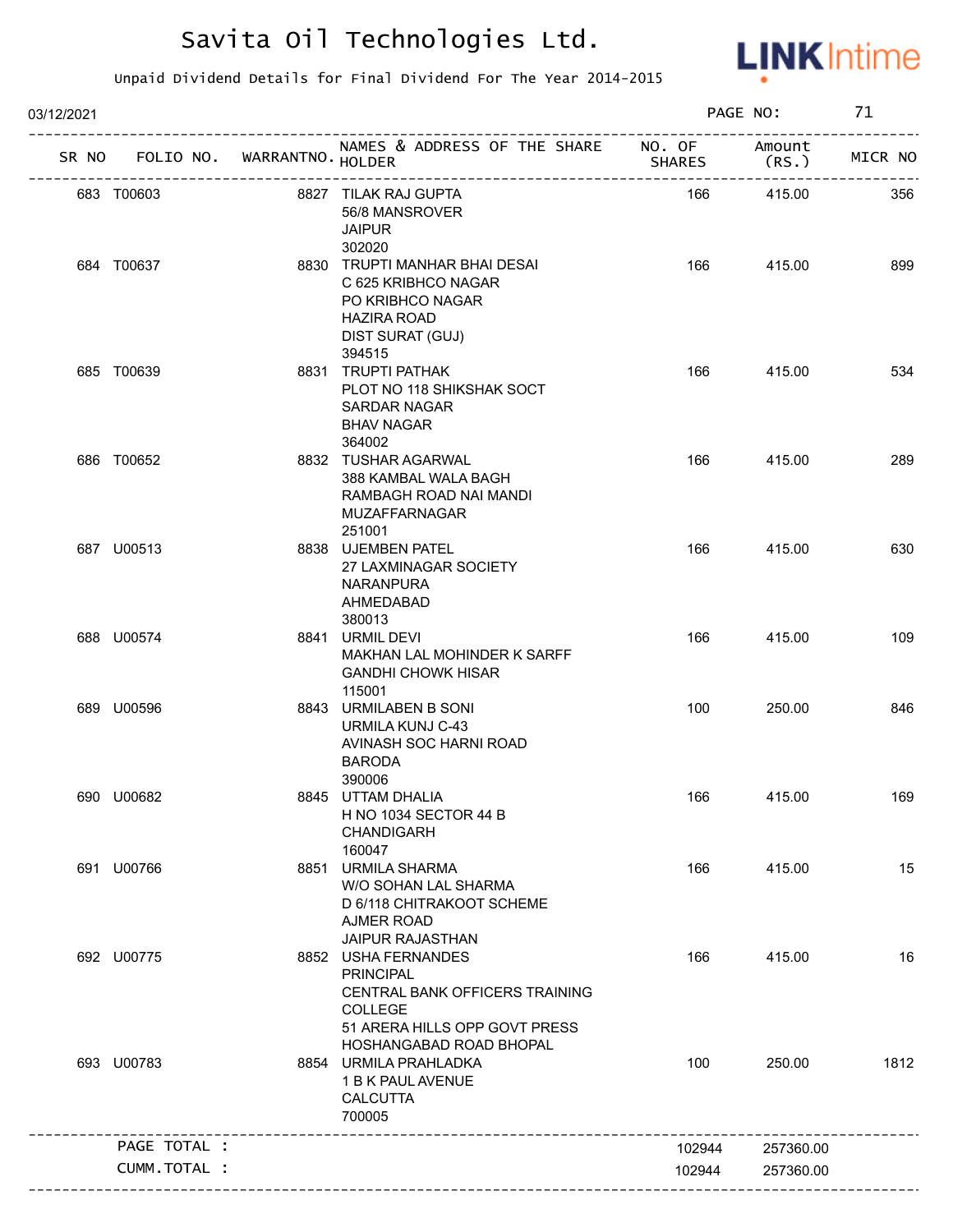# Savita Oil Technologies Ltd.

Unpaid Dividend Details for Final Dividend For The Year 2014-2015

03/12/2021 PAGE NO: 71

| SR NO | FOLIO NO. | WARRANTNO. | NAMES & ADDRESS OF THE SHARE HOLDER | NO. OF SHARES | Amount (RS.) | MICR NO |
|---|---|---|---|---|---|---|
| 683 | T00603 | 8827 | TILAK RAJ GUPTA<br>56/8 MANSROVER<br>JAIPUR<br>302020 | 166 | 415.00 | 356 |
| 684 | T00637 | 8830 | TRUPTI MANHAR BHAI DESAI<br>C 625 KRIBHCO NAGAR<br>PO KRIBHCO NAGAR<br>HAZIRA ROAD<br>DIST SURAT (GUJ)<br>394515 | 166 | 415.00 | 899 |
| 685 | T00639 | 8831 | TRUPTI PATHAK<br>PLOT NO 118 SHIKSHAK SOCT<br>SARDAR NAGAR<br>BHAV NAGAR<br>364002 | 166 | 415.00 | 534 |
| 686 | T00652 | 8832 | TUSHAR AGARWAL<br>388 KAMBAL WALA BAGH<br>RAMBAGH ROAD NAI MANDI<br>MUZAFFARNAGAR<br>251001 | 166 | 415.00 | 289 |
| 687 | U00513 | 8838 | UJEMBEN PATEL<br>27 LAXMINAGAR SOCIETY<br>NARANPURA<br>AHMEDABAD<br>380013 | 166 | 415.00 | 630 |
| 688 | U00574 | 8841 | URMIL DEVI<br>MAKHAN LAL MOHINDER K SARFF<br>GANDHI CHOWK HISAR<br>115001 | 166 | 415.00 | 109 |
| 689 | U00596 | 8843 | URMILABEN B SONI<br>URMILA KUNJ C-43<br>AVINASH SOC HARNI ROAD<br>BARODA<br>390006 | 100 | 250.00 | 846 |
| 690 | U00682 | 8845 | UTTAM DHALIA<br>H NO 1034 SECTOR 44 B<br>CHANDIGARH<br>160047 | 166 | 415.00 | 169 |
| 691 | U00766 | 8851 | URMILA SHARMA<br>W/O SOHAN LAL SHARMA<br>D 6/118 CHITRAKOOT SCHEME<br>AJMER ROAD<br>JAIPUR RAJASTHAN | 166 | 415.00 | 15 |
| 692 | U00775 | 8852 | USHA FERNANDES<br>PRINCIPAL<br>CENTRAL BANK OFFICERS TRAINING<br>COLLEGE<br>51 ARERA HILLS OPP GOVT PRESS<br>HOSHANGABAD ROAD BHOPAL | 166 | 415.00 | 16 |
| 693 | U00783 | 8854 | URMILA PRAHLADKA<br>1 B K PAUL AVENUE<br>CALCUTTA<br>700005 | 100 | 250.00 | 1812 |
| | PAGE TOTAL : | | | 102944 | 257360.00 | |
| | CUMM.TOTAL : | | | 102944 | 257360.00 | |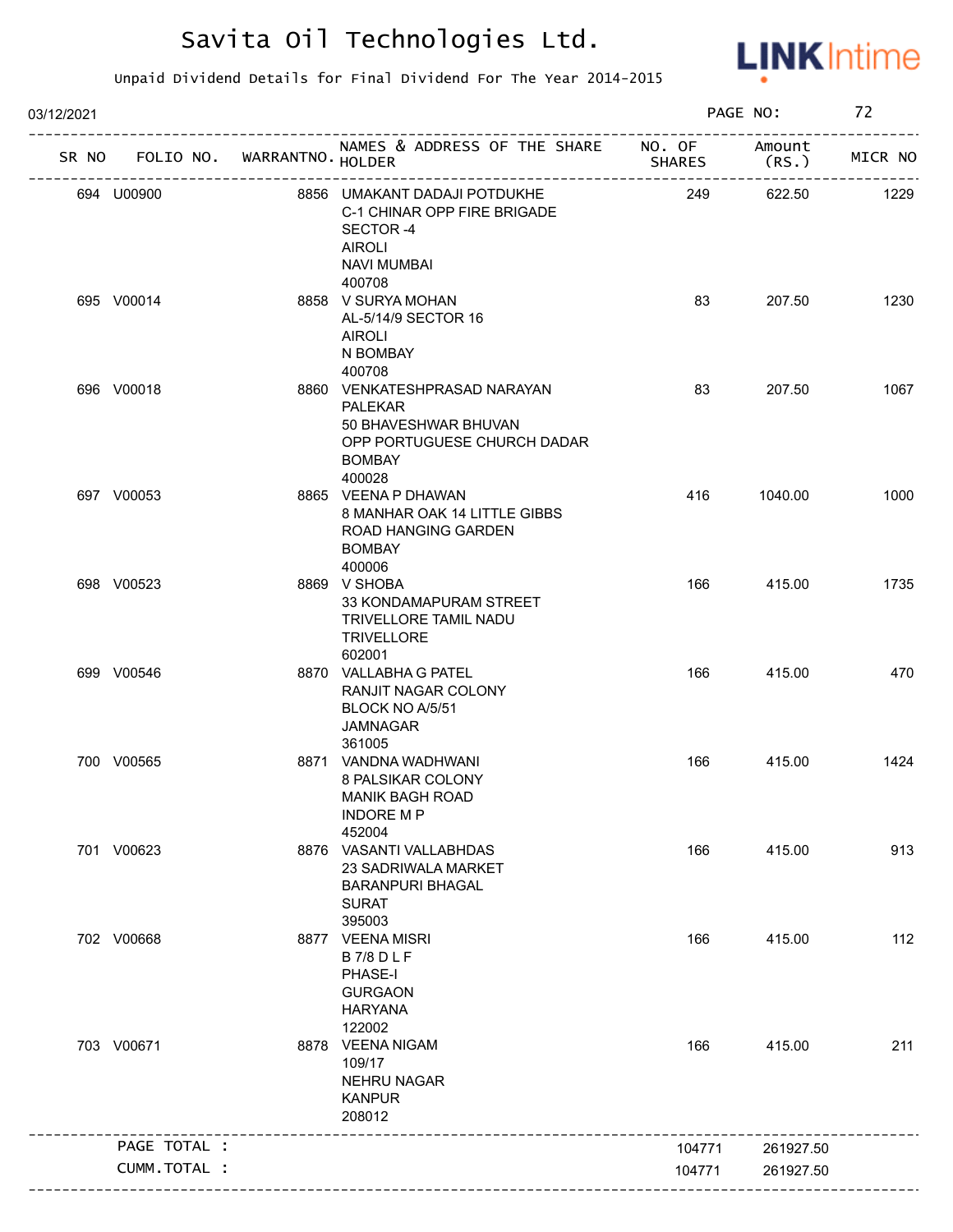# Savita Oil Technologies Ltd.

Unpaid Dividend Details for Final Dividend For The Year 2014-2015

03/12/2021 PAGE NO: 72

| SR NO | FOLIO NO. | WARRANTNO. | NAMES & ADDRESS OF THE SHARE HOLDER | NO. OF SHARES | Amount (RS.) | MICR NO |
|---|---|---|---|---|---|---|
| 694 | U00900 | 8856 | UMAKANT DADAJI POTDUKHE C-1 CHINAR OPP FIRE BRIGADE SECTOR -4 AIROLI NAVI MUMBAI 400708 | 249 | 622.50 | 1229 |
| 695 | V00014 | 8858 | V SURYA MOHAN AL-5/14/9 SECTOR 16 AIROLI N BOMBAY 400708 | 83 | 207.50 | 1230 |
| 696 | V00018 | 8860 | VENKATESHPRASAD NARAYAN PALEKAR 50 BHAVESHWAR BHUVAN OPP PORTUGUESE CHURCH DADAR BOMBAY 400028 | 83 | 207.50 | 1067 |
| 697 | V00053 | 8865 | VEENA P DHAWAN 8 MANHAR OAK 14 LITTLE GIBBS ROAD HANGING GARDEN BOMBAY 400006 | 416 | 1040.00 | 1000 |
| 698 | V00523 | 8869 | V SHOBA 33 KONDAMAPURAM STREET TRIVELLORE TAMIL NADU TRIVELLORE 602001 | 166 | 415.00 | 1735 |
| 699 | V00546 | 8870 | VALLABHA G PATEL RANJIT NAGAR COLONY BLOCK NO A/5/51 JAMNAGAR 361005 | 166 | 415.00 | 470 |
| 700 | V00565 | 8871 | VANDNA WADHWANI 8 PALSIKAR COLONY MANIK BAGH ROAD INDORE M P 452004 | 166 | 415.00 | 1424 |
| 701 | V00623 | 8876 | VASANTI VALLABHDAS 23 SADRIWALA MARKET BARANPURI BHAGAL SURAT 395003 | 166 | 415.00 | 913 |
| 702 | V00668 | 8877 | VEENA MISRI B 7/8 D L F PHASE-I GURGAON HARYANA 122002 | 166 | 415.00 | 112 |
| 703 | V00671 | 8878 | VEENA NIGAM 109/17 NEHRU NAGAR KANPUR 208012 | 166 | 415.00 | 211 |
| | PAGE TOTAL : | | | 104771 | 261927.50 | |
| | CUMM.TOTAL : | | | 104771 | 261927.50 | |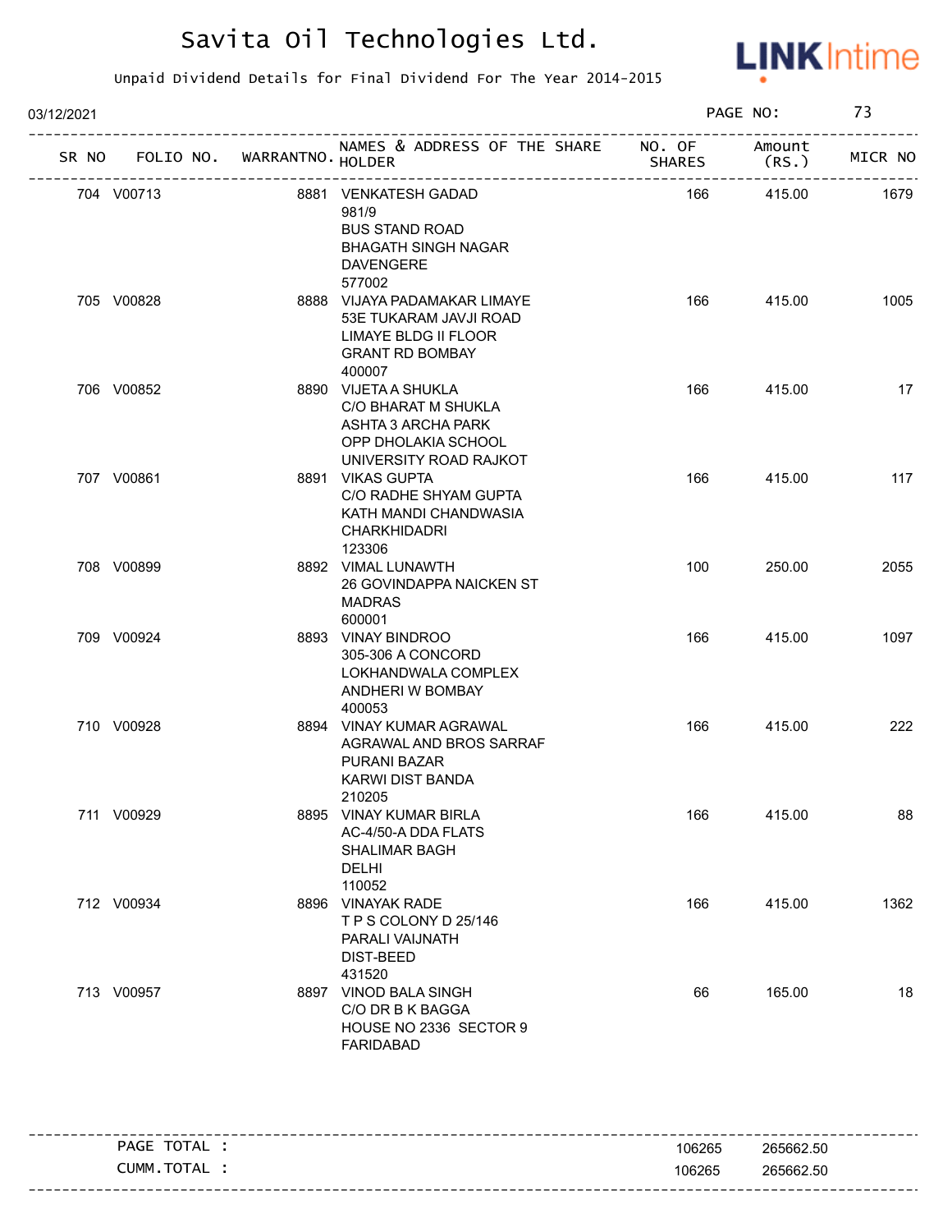# Savita Oil Technologies Ltd.

Unpaid Dividend Details for Final Dividend For The Year 2014-2015

03/12/2021

PAGE NO: 73

| SR NO | FOLIO NO. | WARRANTNO. | NAMES & ADDRESS OF THE SHARE HOLDER | NO. OF SHARES | Amount (RS.) | MICR NO |
|---|---|---|---|---|---|---|
| 704 | V00713 | 8881 | VENKATESH GADAD 981/9 BUS STAND ROAD BHAGATH SINGH NAGAR DAVENGERE 577002 | 166 | 415.00 | 1679 |
| 705 | V00828 | 8888 | VIJAYA PADAMAKAR LIMAYE 53E TUKARAM JAVJI ROAD LIMAYE BLDG II FLOOR GRANT RD BOMBAY 400007 | 166 | 415.00 | 1005 |
| 706 | V00852 | 8890 | VIJETA A SHUKLA C/O BHARAT M SHUKLA ASHTA 3 ARCHA PARK OPP DHOLAKIA SCHOOL UNIVERSITY ROAD RAJKOT | 166 | 415.00 | 17 |
| 707 | V00861 | 8891 | VIKAS GUPTA C/O RADHE SHYAM GUPTA KATH MANDI CHANDWASIA CHARKHIDADRI 123306 | 166 | 415.00 | 117 |
| 708 | V00899 | 8892 | VIMAL LUNAWTH 26 GOVINDAPPA NAICKEN ST MADRAS 600001 | 100 | 250.00 | 2055 |
| 709 | V00924 | 8893 | VINAY BINDROO 305-306 A CONCORD LOKHANDWALA COMPLEX ANDHERI W BOMBAY 400053 | 166 | 415.00 | 1097 |
| 710 | V00928 | 8894 | VINAY KUMAR AGRAWAL AGRAWAL AND BROS SARRAF PURANI BAZAR KARWI DIST BANDA 210205 | 166 | 415.00 | 222 |
| 711 | V00929 | 8895 | VINAY KUMAR BIRLA AC-4/50-A DDA FLATS SHALIMAR BAGH DELHI 110052 | 166 | 415.00 | 88 |
| 712 | V00934 | 8896 | VINAYAK RADE T P S COLONY D 25/146 PARALI VAIJNATH DIST-BEED 431520 | 166 | 415.00 | 1362 |
| 713 | V00957 | 8897 | VINOD BALA SINGH C/O DR B K BAGGA HOUSE NO 2336 SECTOR 9 FARIDABAD | 66 | 165.00 | 18 |

| | NO. OF SHARES | Amount (RS.) |
|---|---|---|
| PAGE TOTAL : | 106265 | 265662.50 |
| CUMM.TOTAL : | 106265 | 265662.50 |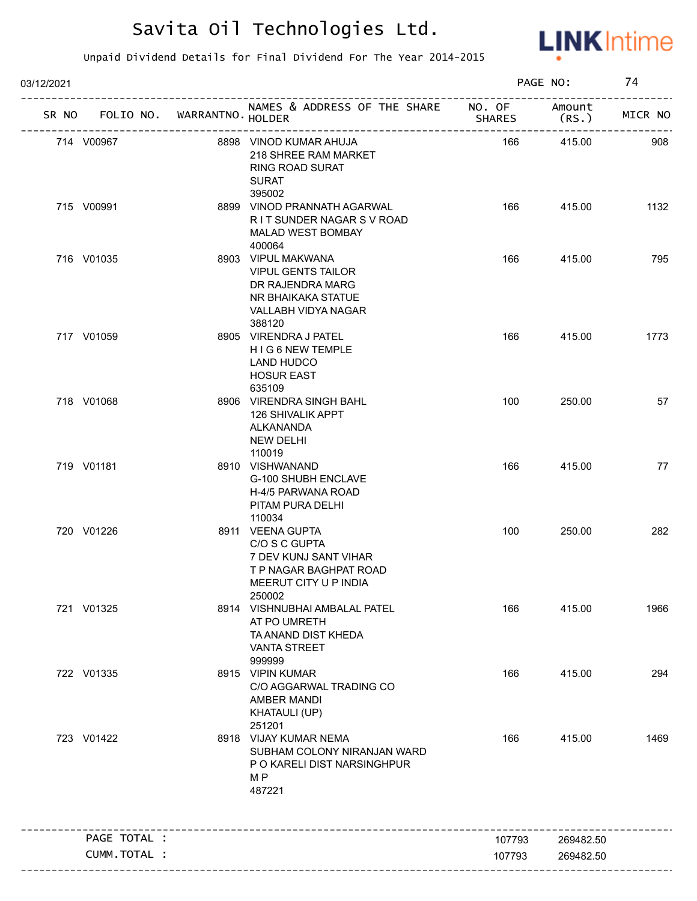# Savita Oil Technologies Ltd.

Unpaid Dividend Details for Final Dividend For The Year 2014-2015

03/12/2021 PAGE NO: 74

| SR NO | FOLIO NO. | WARRANTNO. | NAMES & ADDRESS OF THE SHARE HOLDER | NO. OF SHARES | Amount (RS.) | MICR NO |
|---|---|---|---|---|---|---|
| 714 | V00967 | 8898 | VINOD KUMAR AHUJA<br>218 SHREE RAM MARKET<br>RING ROAD SURAT<br>SURAT<br>395002 | 166 | 415.00 | 908 |
| 715 | V00991 | 8899 | VINOD PRANNATH AGARWAL<br>R I T SUNDER NAGAR S V ROAD<br>MALAD WEST BOMBAY<br>400064 | 166 | 415.00 | 1132 |
| 716 | V01035 | 8903 | VIPUL MAKWANA<br>VIPUL GENTS TAILOR<br>DR RAJENDRA MARG<br>NR BHAIKAKA STATUE<br>VALLABH VIDYA NAGAR<br>388120 | 166 | 415.00 | 795 |
| 717 | V01059 | 8905 | VIRENDRA J PATEL<br>H I G 6 NEW TEMPLE<br>LAND HUDCO<br>HOSUR EAST<br>635109 | 166 | 415.00 | 1773 |
| 718 | V01068 | 8906 | VIRENDRA SINGH BAHL<br>126 SHIVALIK APPT<br>ALKANANDA<br>NEW DELHI<br>110019 | 100 | 250.00 | 57 |
| 719 | V01181 | 8910 | VISHWANAND<br>G-100 SHUBH ENCLAVE<br>H-4/5 PARWANA ROAD<br>PITAM PURA DELHI<br>110034 | 166 | 415.00 | 77 |
| 720 | V01226 | 8911 | VEENA GUPTA<br>C/O S C GUPTA<br>7 DEV KUNJ SANT VIHAR<br>T P NAGAR BAGHPAT ROAD<br>MEERUT CITY U P INDIA<br>250002 | 100 | 250.00 | 282 |
| 721 | V01325 | 8914 | VISHNUBHAI AMBALAL PATEL<br>AT PO UMRETH<br>TA ANAND DIST KHEDA<br>VANTA STREET<br>999999 | 166 | 415.00 | 1966 |
| 722 | V01335 | 8915 | VIPIN KUMAR<br>C/O AGGARWAL TRADING CO<br>AMBER MANDI<br>KHATAULI (UP)<br>251201 | 166 | 415.00 | 294 |
| 723 | V01422 | 8918 | VIJAY KUMAR NEMA<br>SUBHAM COLONY NIRANJAN WARD<br>P O KARELI DIST NARSINGHPUR<br>M P<br>487221 | 166 | 415.00 | 1469 |

| | | |
|---|---|---|
| PAGE TOTAL : | 107793 | 269482.50 |
| CUMM.TOTAL : | 107793 | 269482.50 |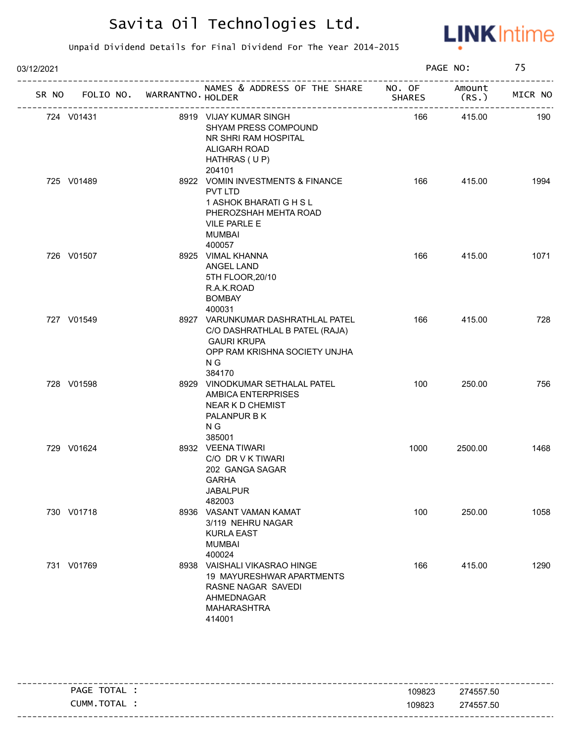# Savita Oil Technologies Ltd.

Unpaid Dividend Details for Final Dividend For The Year 2014-2015

03/12/2021

| SR NO | FOLIO NO. | WARRANTNO. | NAMES & ADDRESS OF THE SHARE HOLDER | NO. OF SHARES | Amount (RS.) | MICR NO |
|---|---|---|---|---|---|---|
| 724 | V01431 | 8919 | VIJAY KUMAR SINGH<br>SHYAM PRESS COMPOUND<br>NR SHRI RAM HOSPITAL<br>ALIGARH ROAD<br>HATHRAS ( U P)<br>204101 | 166 | 415.00 | 190 |
| 725 | V01489 | 8922 | VOMIN INVESTMENTS & FINANCE PVT LTD<br>1 ASHOK BHARATI G H S L<br>PHEROZSHAH MEHTA ROAD<br>VILE PARLE E<br>MUMBAI<br>400057 | 166 | 415.00 | 1994 |
| 726 | V01507 | 8925 | VIMAL KHANNA<br>ANGEL LAND<br>5TH FLOOR,20/10<br>R.A.K.ROAD<br>BOMBAY<br>400031 | 166 | 415.00 | 1071 |
| 727 | V01549 | 8927 | VARUNKUMAR DASHRATHLAL PATEL<br>C/O DASHRATHLAL B PATEL (RAJA)<br>GAURI KRUPA<br>OPP RAM KRISHNA SOCIETY UNJHA<br>N G<br>384170 | 166 | 415.00 | 728 |
| 728 | V01598 | 8929 | VINODKUMAR SETHALAL PATEL<br>AMBICA ENTERPRISES<br>NEAR K D CHEMIST<br>PALANPUR B K<br>N G<br>385001 | 100 | 250.00 | 756 |
| 729 | V01624 | 8932 | VEENA TIWARI<br>C/O DR V K TIWARI<br>202 GANGA SAGAR<br>GARHA<br>JABALPUR<br>482003 | 1000 | 2500.00 | 1468 |
| 730 | V01718 | 8936 | VASANT VAMAN KAMAT<br>3/119 NEHRU NAGAR<br>KURLA EAST<br>MUMBAI<br>400024 | 100 | 250.00 | 1058 |
| 731 | V01769 | 8938 | VAISHALI VIKASRAO HINGE<br>19 MAYURESHWAR APARTMENTS<br>RASNE NAGAR SAVEDI<br>AHMEDNAGAR<br>MAHARASHTRA<br>414001 | 166 | 415.00 | 1290 |

| | NO. OF SHARES | Amount (RS.) |
|---|---|---|
| PAGE TOTAL : | 109823 | 274557.50 |
| CUMM.TOTAL : | 109823 | 274557.50 |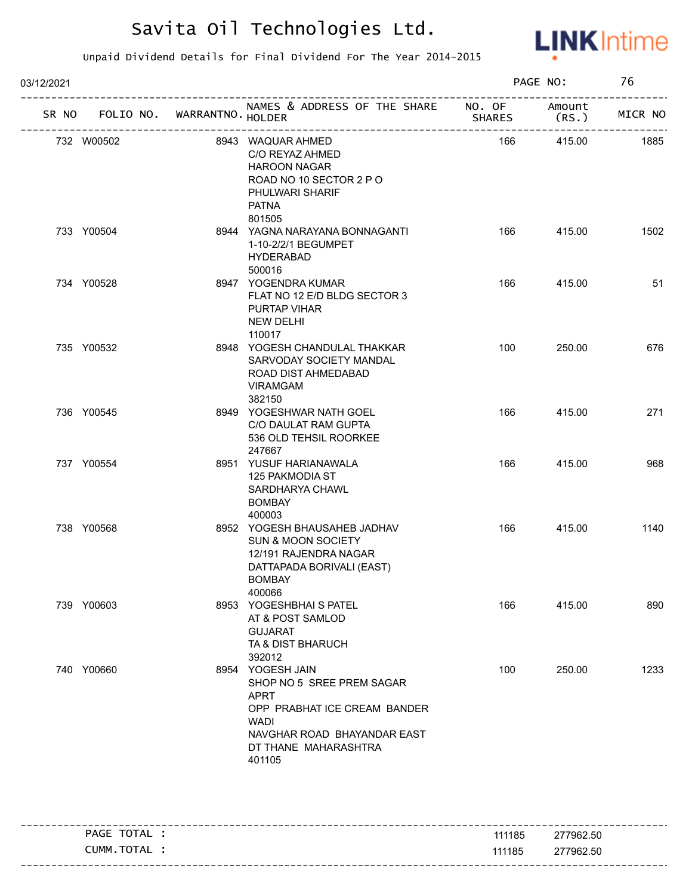# Savita Oil Technologies Ltd.

Unpaid Dividend Details for Final Dividend For The Year 2014-2015

03/12/2021

| SR NO | FOLIO NO. | WARRANTNO. | NAMES & ADDRESS OF THE SHARE HOLDER | NO. OF SHARES | Amount (RS.) | MICR NO |
|---|---|---|---|---|---|---|
| 732 | W00502 | 8943 | WAQUAR AHMED<br>C/O REYAZ AHMED<br>HAROON NAGAR<br>ROAD NO 10 SECTOR 2 P O<br>PHULWARI SHARIF<br>PATNA<br>801505 | 166 | 415.00 | 1885 |
| 733 | Y00504 | 8944 | YAGNA NARAYANA BONNAGANTI<br>1-10-2/2/1 BEGUMPET<br>HYDERABAD<br>500016 | 166 | 415.00 | 1502 |
| 734 | Y00528 | 8947 | YOGENDRA KUMAR<br>FLAT NO 12 E/D BLDG SECTOR 3<br>PURTAP VIHAR<br>NEW DELHI<br>110017 | 166 | 415.00 | 51 |
| 735 | Y00532 | 8948 | YOGESH CHANDULAL THAKKAR<br>SARVODAY SOCIETY MANDAL<br>ROAD DIST AHMEDABAD<br>VIRAMGAM<br>382150 | 100 | 250.00 | 676 |
| 736 | Y00545 | 8949 | YOGESHWAR NATH GOEL<br>C/O DAULAT RAM GUPTA<br>536 OLD TEHSIL ROORKEE<br>247667 | 166 | 415.00 | 271 |
| 737 | Y00554 | 8951 | YUSUF HARIANAWALA<br>125 PAKMODIA ST<br>SARDHARYA CHAWL<br>BOMBAY<br>400003 | 166 | 415.00 | 968 |
| 738 | Y00568 | 8952 | YOGESH BHAUSAHEB JADHAV<br>SUN & MOON SOCIETY<br>12/191 RAJENDRA NAGAR<br>DATTAPADA BORIVALI (EAST)<br>BOMBAY<br>400066 | 166 | 415.00 | 1140 |
| 739 | Y00603 | 8953 | YOGESHBHAI S PATEL<br>AT & POST SAMLOD<br>GUJARAT<br>TA & DIST BHARUCH<br>392012 | 166 | 415.00 | 890 |
| 740 | Y00660 | 8954 | YOGESH JAIN<br>SHOP NO 5 SREE PREM SAGAR<br>APRT<br>OPP PRABHAT ICE CREAM BANDER<br>WADI<br>NAVGHAR ROAD BHAYANDAR EAST<br>DT THANE MAHARASHTRA<br>401105 | 100 | 250.00 | 1233 |

| | NO. OF SHARES | Amount (RS.) |
|---|---|---|
| PAGE TOTAL : | 111185 | 277962.50 |
| CUMM.TOTAL : | 111185 | 277962.50 |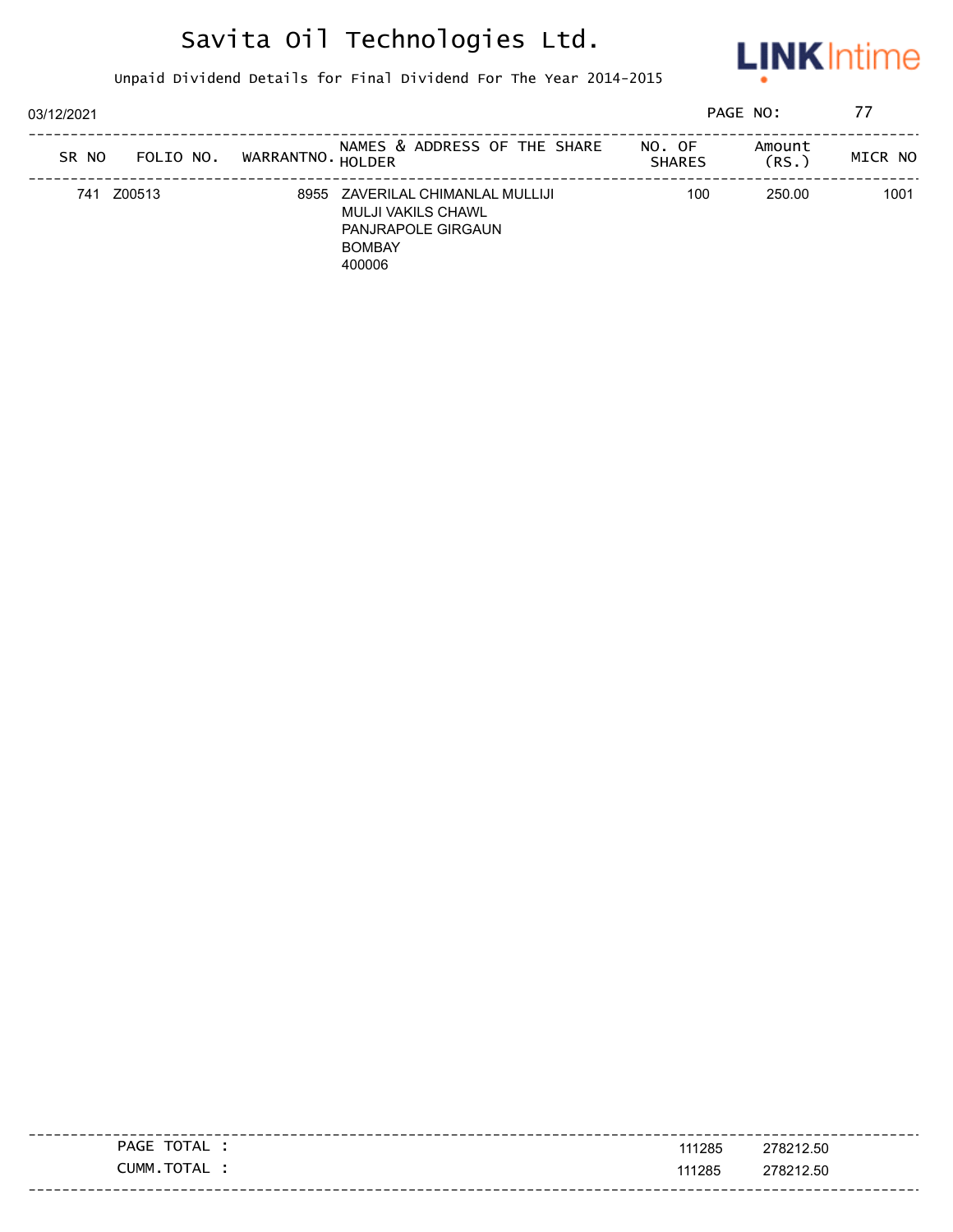# Savita Oil Technologies Ltd.

Unpaid Dividend Details for Final Dividend For The Year 2014-2015

03/12/2021

| SR NO | FOLIO NO. | WARRANTNO. | NAMES & ADDRESS OF THE SHARE HOLDER | NO. OF SHARES | Amount (RS.) | MICR NO |
|---|---|---|---|---|---|---|
| 741 | Z00513 | 8955 | ZAVERILAL CHIMANLAL MULLIJI MULJI VAKILS CHAWL PANJRAPOLE GIRGAUN BOMBAY 400006 | 100 | 250.00 | 1001 |

| | | |
|---|---|---|
| PAGE TOTAL : | 111285 | 278212.50 |
| CUMM.TOTAL : | 111285 | 278212.50 |